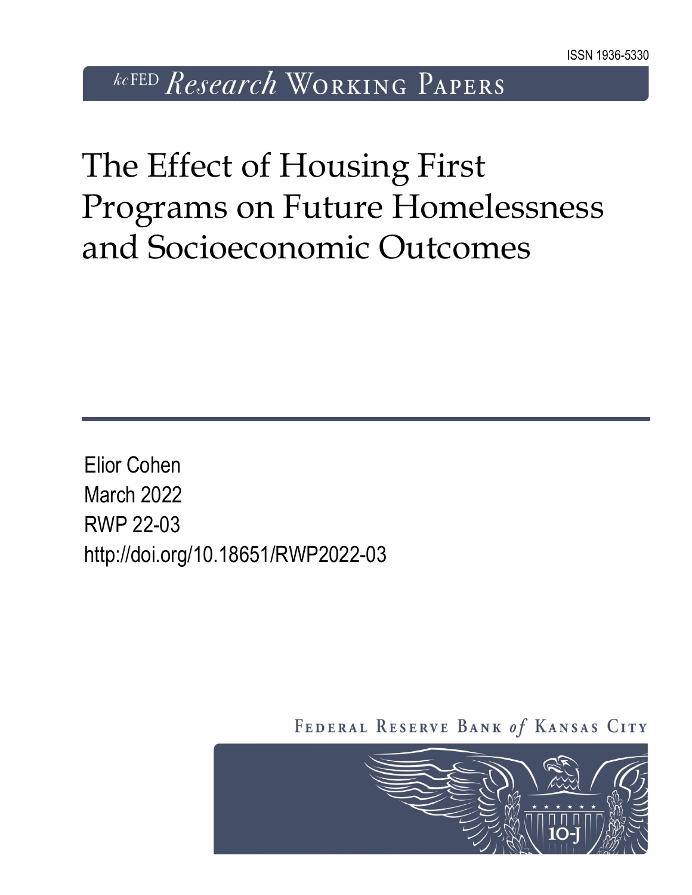ISSN 1936-5330

kcFED Research Working Papers

# The Effect of Housing First Programs on Future Homelessness and Socioeconomic Outcomes

Elior Cohen
March 2022
RWP 22-03
http://doi.org/10.18651/RWP2022-03

Federal Reserve Bank of Kansas City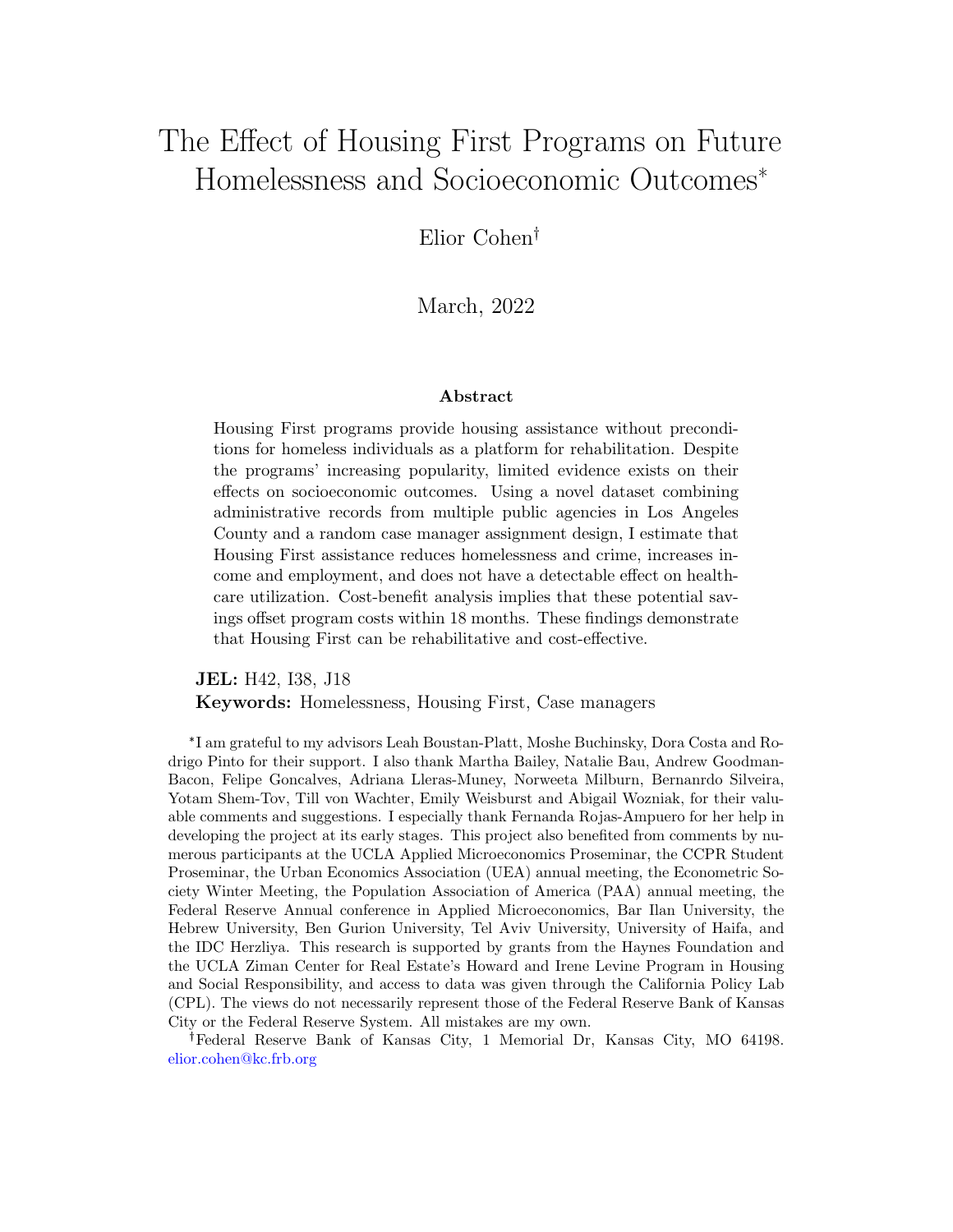# The Effect of Housing First Programs on Future Homelessness and Socioeconomic Outcomes*

Elior Cohen†

March, 2022

**Abstract**

Housing First programs provide housing assistance without preconditions for homeless individuals as a platform for rehabilitation. Despite the programs' increasing popularity, limited evidence exists on their effects on socioeconomic outcomes. Using a novel dataset combining administrative records from multiple public agencies in Los Angeles County and a random case manager assignment design, I estimate that Housing First assistance reduces homelessness and crime, increases income and employment, and does not have a detectable effect on healthcare utilization. Cost-benefit analysis implies that these potential savings offset program costs within 18 months. These findings demonstrate that Housing First can be rehabilitative and cost-effective.

**JEL:** H42, I38, J18

**Keywords:** Homelessness, Housing First, Case managers

*I am grateful to my advisors Leah Boustan-Platt, Moshe Buchinsky, Dora Costa and Rodrigo Pinto for their support. I also thank Martha Bailey, Natalie Bau, Andrew Goodman-Bacon, Felipe Goncalves, Adriana Lleras-Muney, Norweeta Milburn, Bernanrdo Silveira, Yotam Shem-Tov, Till von Wachter, Emily Weisburst and Abigail Wozniak, for their valuable comments and suggestions. I especially thank Fernanda Rojas-Ampuero for her help in developing the project at its early stages. This project also benefited from comments by numerous participants at the UCLA Applied Microeconomics Proseminar, the CCPR Student Proseminar, the Urban Economics Association (UEA) annual meeting, the Econometric Society Winter Meeting, the Population Association of America (PAA) annual meeting, the Federal Reserve Annual conference in Applied Microeconomics, Bar Ilan University, the Hebrew University, Ben Gurion University, Tel Aviv University, University of Haifa, and the IDC Herzliya. This research is supported by grants from the Haynes Foundation and the UCLA Ziman Center for Real Estate's Howard and Irene Levine Program in Housing and Social Responsibility, and access to data was given through the California Policy Lab (CPL). The views do not necessarily represent those of the Federal Reserve Bank of Kansas City or the Federal Reserve System. All mistakes are my own.

†Federal Reserve Bank of Kansas City, 1 Memorial Dr, Kansas City, MO 64198. elior.cohen@kc.frb.org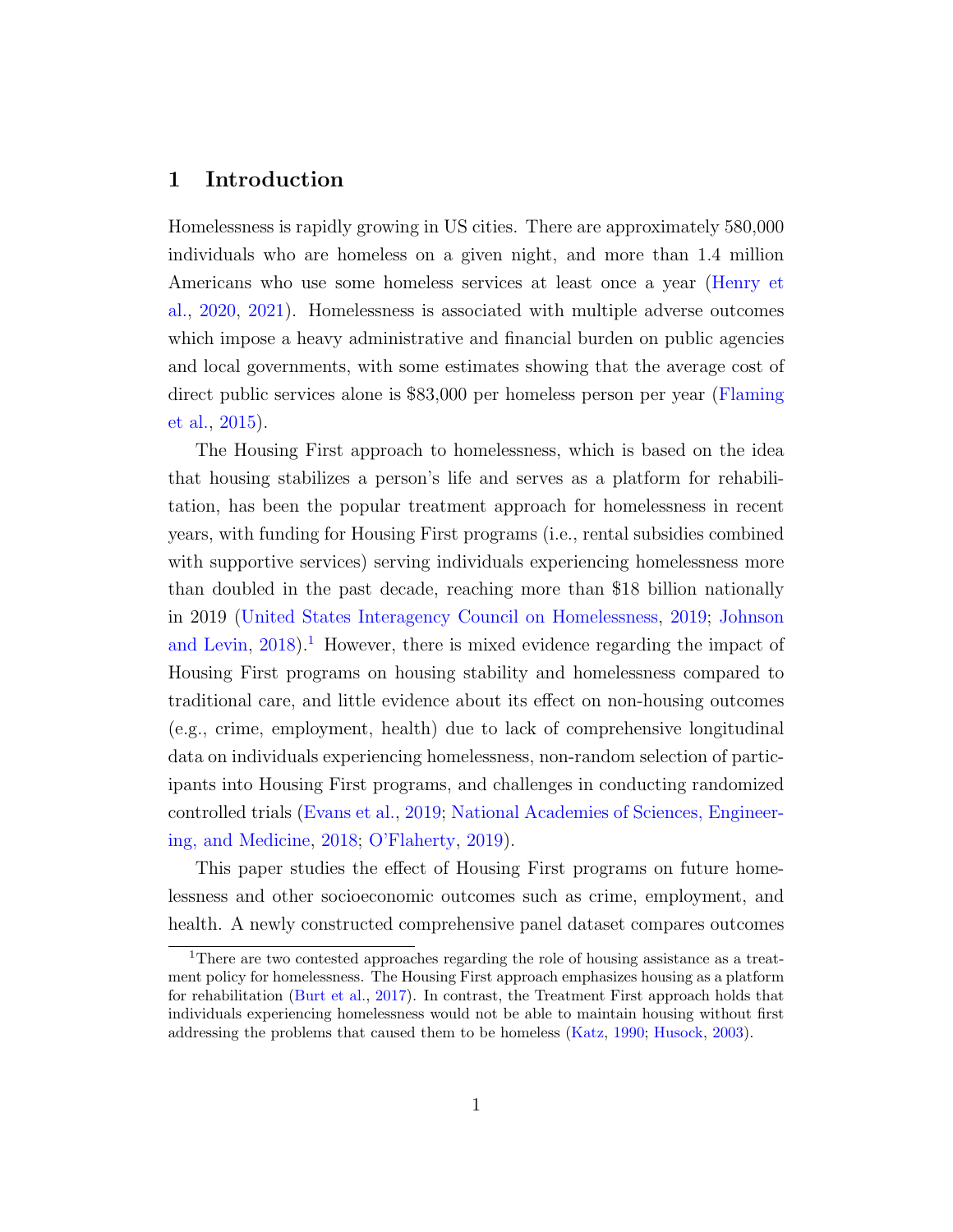## 1 Introduction

Homelessness is rapidly growing in US cities. There are approximately 580,000 individuals who are homeless on a given night, and more than 1.4 million Americans who use some homeless services at least once a year (Henry et al., 2020, 2021). Homelessness is associated with multiple adverse outcomes which impose a heavy administrative and financial burden on public agencies and local governments, with some estimates showing that the average cost of direct public services alone is $83,000 per homeless person per year (Flaming et al., 2015).

The Housing First approach to homelessness, which is based on the idea that housing stabilizes a person's life and serves as a platform for rehabilitation, has been the popular treatment approach for homelessness in recent years, with funding for Housing First programs (i.e., rental subsidies combined with supportive services) serving individuals experiencing homelessness more than doubled in the past decade, reaching more than $18 billion nationally in 2019 (United States Interagency Council on Homelessness, 2019; Johnson and Levin, 2018).[1] However, there is mixed evidence regarding the impact of Housing First programs on housing stability and homelessness compared to traditional care, and little evidence about its effect on non-housing outcomes (e.g., crime, employment, health) due to lack of comprehensive longitudinal data on individuals experiencing homelessness, non-random selection of participants into Housing First programs, and challenges in conducting randomized controlled trials (Evans et al., 2019; National Academies of Sciences, Engineering, and Medicine, 2018; O'Flaherty, 2019).

This paper studies the effect of Housing First programs on future homelessness and other socioeconomic outcomes such as crime, employment, and health. A newly constructed comprehensive panel dataset compares outcomes

[1] There are two contested approaches regarding the role of housing assistance as a treatment policy for homelessness. The Housing First approach emphasizes housing as a platform for rehabilitation (Burt et al., 2017). In contrast, the Treatment First approach holds that individuals experiencing homelessness would not be able to maintain housing without first addressing the problems that caused them to be homeless (Katz, 1990; Husock, 2003).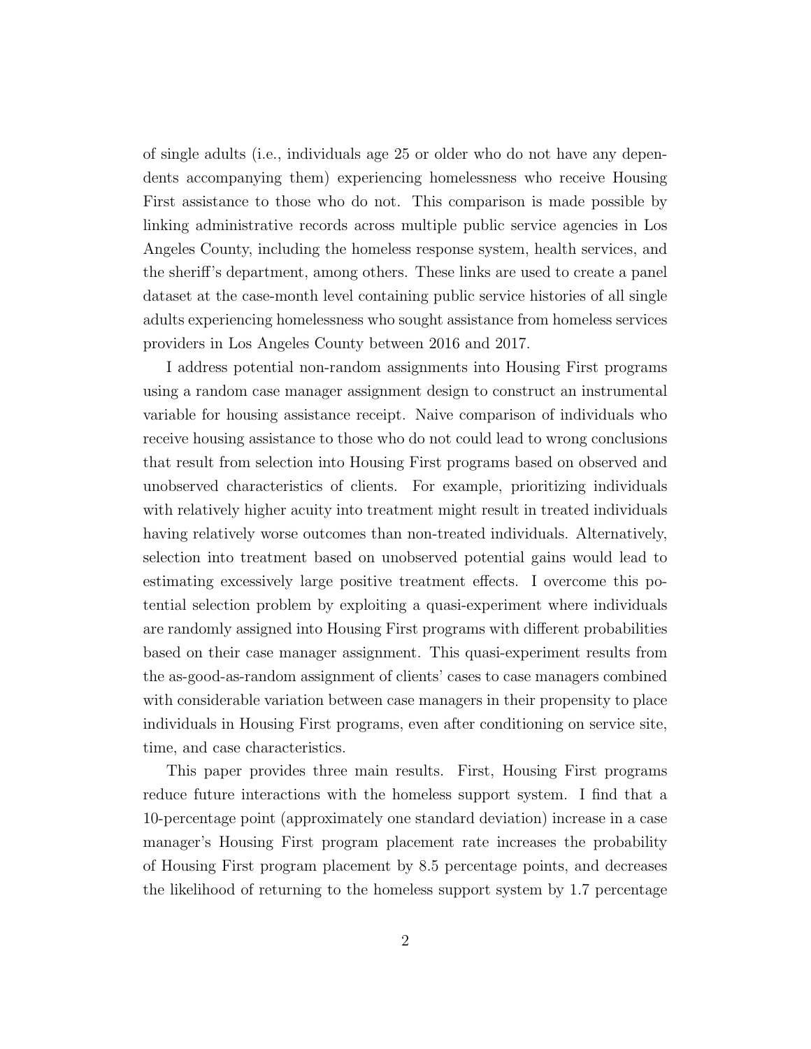of single adults (i.e., individuals age 25 or older who do not have any dependents accompanying them) experiencing homelessness who receive Housing First assistance to those who do not. This comparison is made possible by linking administrative records across multiple public service agencies in Los Angeles County, including the homeless response system, health services, and the sheriff's department, among others. These links are used to create a panel dataset at the case-month level containing public service histories of all single adults experiencing homelessness who sought assistance from homeless services providers in Los Angeles County between 2016 and 2017.

I address potential non-random assignments into Housing First programs using a random case manager assignment design to construct an instrumental variable for housing assistance receipt. Naive comparison of individuals who receive housing assistance to those who do not could lead to wrong conclusions that result from selection into Housing First programs based on observed and unobserved characteristics of clients. For example, prioritizing individuals with relatively higher acuity into treatment might result in treated individuals having relatively worse outcomes than non-treated individuals. Alternatively, selection into treatment based on unobserved potential gains would lead to estimating excessively large positive treatment effects. I overcome this potential selection problem by exploiting a quasi-experiment where individuals are randomly assigned into Housing First programs with different probabilities based on their case manager assignment. This quasi-experiment results from the as-good-as-random assignment of clients' cases to case managers combined with considerable variation between case managers in their propensity to place individuals in Housing First programs, even after conditioning on service site, time, and case characteristics.

This paper provides three main results. First, Housing First programs reduce future interactions with the homeless support system. I find that a 10-percentage point (approximately one standard deviation) increase in a case manager's Housing First program placement rate increases the probability of Housing First program placement by 8.5 percentage points, and decreases the likelihood of returning to the homeless support system by 1.7 percentage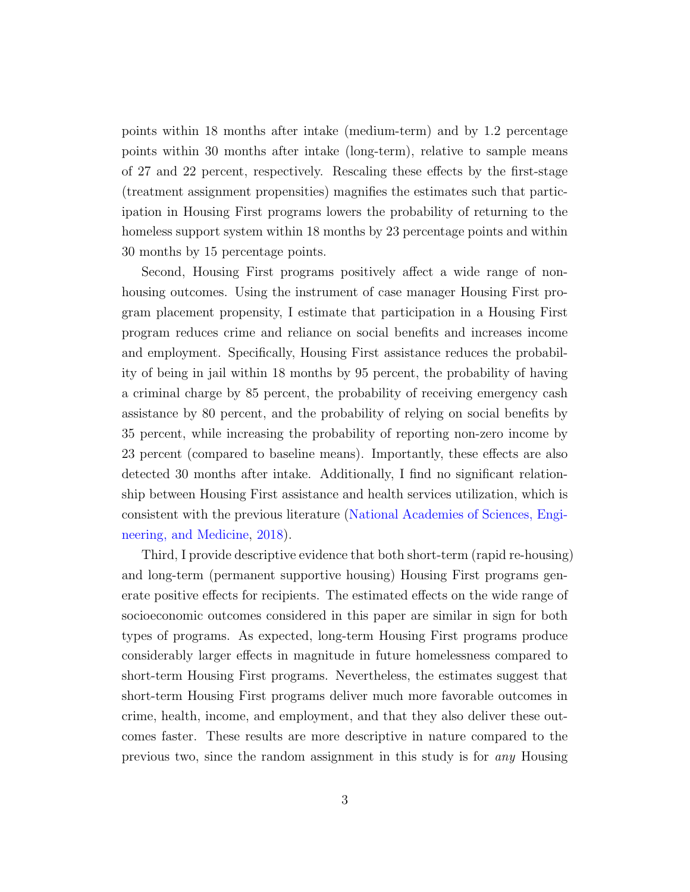points within 18 months after intake (medium-term) and by 1.2 percentage points within 30 months after intake (long-term), relative to sample means of 27 and 22 percent, respectively. Rescaling these effects by the first-stage (treatment assignment propensities) magnifies the estimates such that participation in Housing First programs lowers the probability of returning to the homeless support system within 18 months by 23 percentage points and within 30 months by 15 percentage points.

Second, Housing First programs positively affect a wide range of non-housing outcomes. Using the instrument of case manager Housing First program placement propensity, I estimate that participation in a Housing First program reduces crime and reliance on social benefits and increases income and employment. Specifically, Housing First assistance reduces the probability of being in jail within 18 months by 95 percent, the probability of having a criminal charge by 85 percent, the probability of receiving emergency cash assistance by 80 percent, and the probability of relying on social benefits by 35 percent, while increasing the probability of reporting non-zero income by 23 percent (compared to baseline means). Importantly, these effects are also detected 30 months after intake. Additionally, I find no significant relationship between Housing First assistance and health services utilization, which is consistent with the previous literature (National Academies of Sciences, Engineering, and Medicine, 2018).

Third, I provide descriptive evidence that both short-term (rapid re-housing) and long-term (permanent supportive housing) Housing First programs generate positive effects for recipients. The estimated effects on the wide range of socioeconomic outcomes considered in this paper are similar in sign for both types of programs. As expected, long-term Housing First programs produce considerably larger effects in magnitude in future homelessness compared to short-term Housing First programs. Nevertheless, the estimates suggest that short-term Housing First programs deliver much more favorable outcomes in crime, health, income, and employment, and that they also deliver these outcomes faster. These results are more descriptive in nature compared to the previous two, since the random assignment in this study is for *any* Housing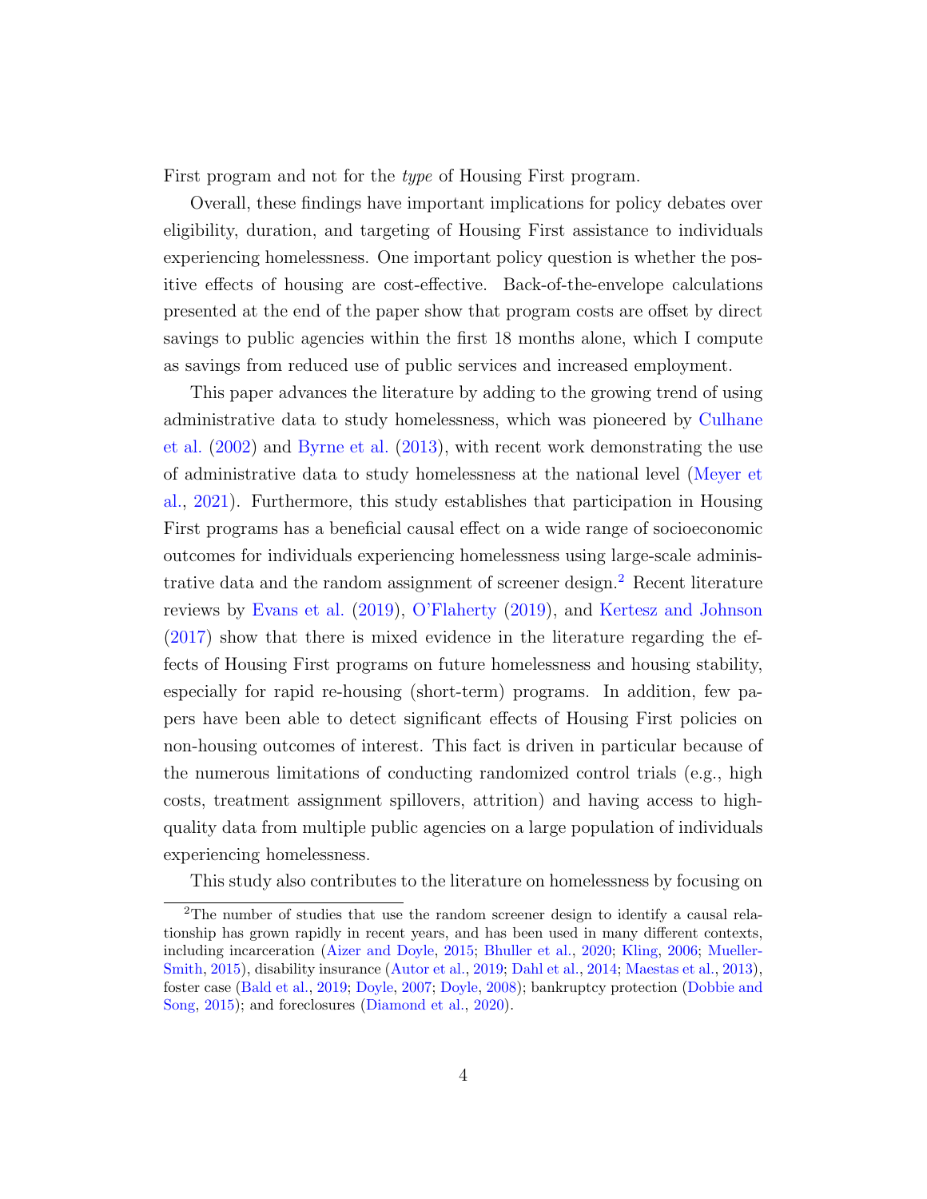First program and not for the *type* of Housing First program.

Overall, these findings have important implications for policy debates over eligibility, duration, and targeting of Housing First assistance to individuals experiencing homelessness. One important policy question is whether the positive effects of housing are cost-effective. Back-of-the-envelope calculations presented at the end of the paper show that program costs are offset by direct savings to public agencies within the first 18 months alone, which I compute as savings from reduced use of public services and increased employment.

This paper advances the literature by adding to the growing trend of using administrative data to study homelessness, which was pioneered by Culhane et al. (2002) and Byrne et al. (2013), with recent work demonstrating the use of administrative data to study homelessness at the national level (Meyer et al., 2021). Furthermore, this study establishes that participation in Housing First programs has a beneficial causal effect on a wide range of socioeconomic outcomes for individuals experiencing homelessness using large-scale administrative data and the random assignment of screener design.[2] Recent literature reviews by Evans et al. (2019), O'Flaherty (2019), and Kertesz and Johnson (2017) show that there is mixed evidence in the literature regarding the effects of Housing First programs on future homelessness and housing stability, especially for rapid re-housing (short-term) programs. In addition, few papers have been able to detect significant effects of Housing First policies on non-housing outcomes of interest. This fact is driven in particular because of the numerous limitations of conducting randomized control trials (e.g., high costs, treatment assignment spillovers, attrition) and having access to high-quality data from multiple public agencies on a large population of individuals experiencing homelessness.

This study also contributes to the literature on homelessness by focusing on

[2]The number of studies that use the random screener design to identify a causal relationship has grown rapidly in recent years, and has been used in many different contexts, including incarceration (Aizer and Doyle, 2015; Bhuller et al., 2020; Kling, 2006; Mueller-Smith, 2015), disability insurance (Autor et al., 2019; Dahl et al., 2014; Maestas et al., 2013), foster case (Bald et al., 2019; Doyle, 2007; Doyle, 2008); bankruptcy protection (Dobbie and Song, 2015); and foreclosures (Diamond et al., 2020).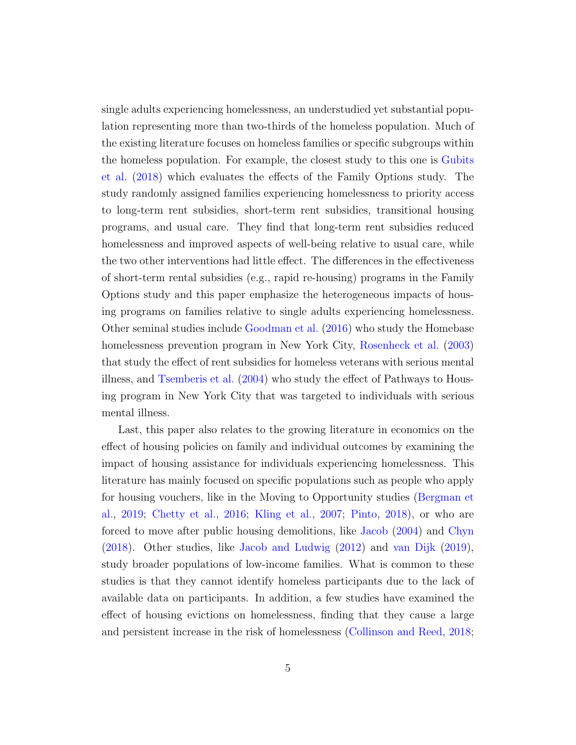single adults experiencing homelessness, an understudied yet substantial population representing more than two-thirds of the homeless population. Much of the existing literature focuses on homeless families or specific subgroups within the homeless population. For example, the closest study to this one is Gubits et al. (2018) which evaluates the effects of the Family Options study. The study randomly assigned families experiencing homelessness to priority access to long-term rent subsidies, short-term rent subsidies, transitional housing programs, and usual care. They find that long-term rent subsidies reduced homelessness and improved aspects of well-being relative to usual care, while the two other interventions had little effect. The differences in the effectiveness of short-term rental subsidies (e.g., rapid re-housing) programs in the Family Options study and this paper emphasize the heterogeneous impacts of housing programs on families relative to single adults experiencing homelessness. Other seminal studies include Goodman et al. (2016) who study the Homebase homelessness prevention program in New York City, Rosenheck et al. (2003) that study the effect of rent subsidies for homeless veterans with serious mental illness, and Tsemberis et al. (2004) who study the effect of Pathways to Housing program in New York City that was targeted to individuals with serious mental illness.

Last, this paper also relates to the growing literature in economics on the effect of housing policies on family and individual outcomes by examining the impact of housing assistance for individuals experiencing homelessness. This literature has mainly focused on specific populations such as people who apply for housing vouchers, like in the Moving to Opportunity studies (Bergman et al., 2019; Chetty et al., 2016; Kling et al., 2007; Pinto, 2018), or who are forced to move after public housing demolitions, like Jacob (2004) and Chyn (2018). Other studies, like Jacob and Ludwig (2012) and van Dijk (2019), study broader populations of low-income families. What is common to these studies is that they cannot identify homeless participants due to the lack of available data on participants. In addition, a few studies have examined the effect of housing evictions on homelessness, finding that they cause a large and persistent increase in the risk of homelessness (Collinson and Reed, 2018;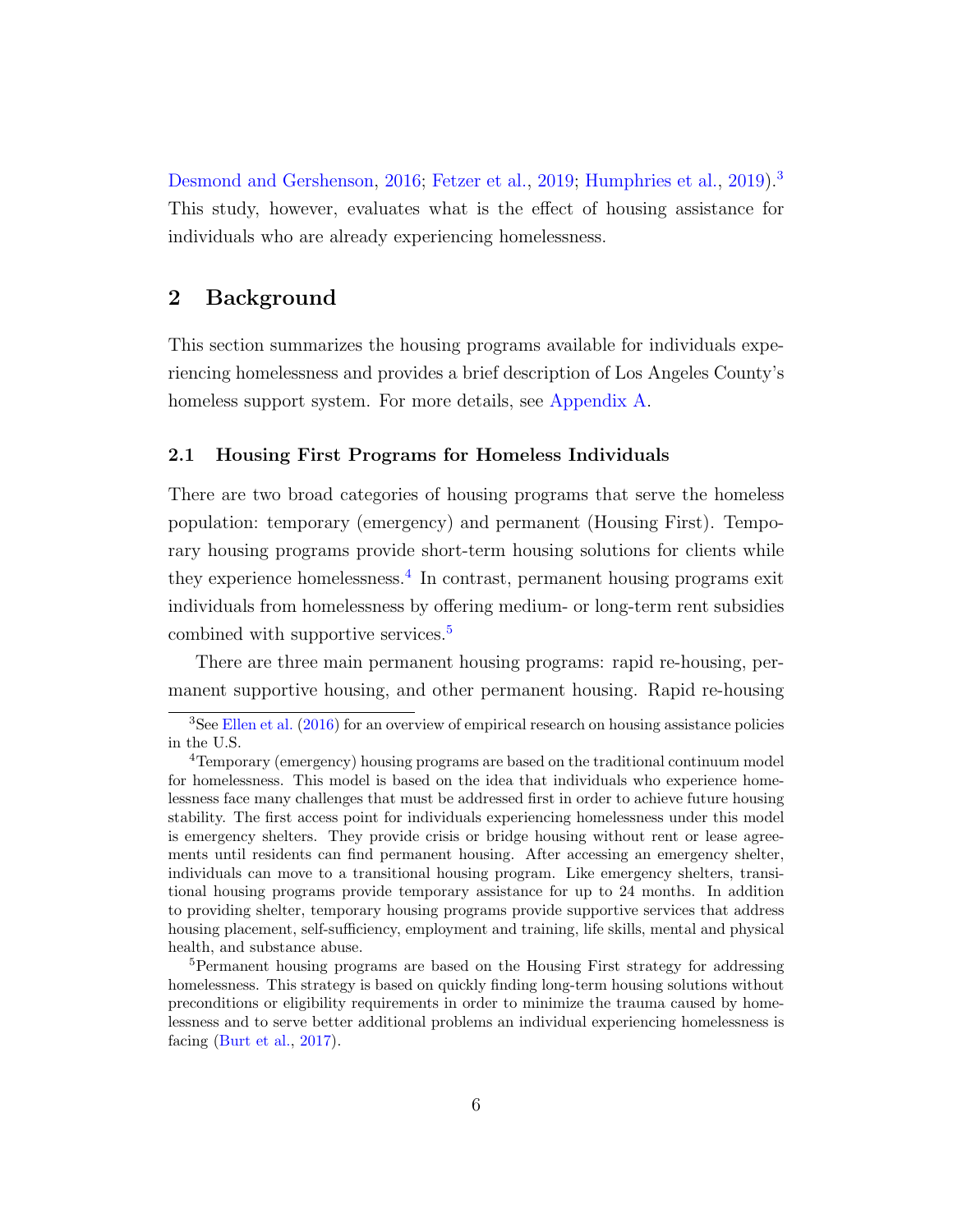Desmond and Gershenson, 2016; Fetzer et al., 2019; Humphries et al., 2019).[3] This study, however, evaluates what is the effect of housing assistance for individuals who are already experiencing homelessness.

## 2 Background

This section summarizes the housing programs available for individuals experiencing homelessness and provides a brief description of Los Angeles County's homeless support system. For more details, see Appendix A.

### 2.1 Housing First Programs for Homeless Individuals

There are two broad categories of housing programs that serve the homeless population: temporary (emergency) and permanent (Housing First). Temporary housing programs provide short-term housing solutions for clients while they experience homelessness.[4] In contrast, permanent housing programs exit individuals from homelessness by offering medium- or long-term rent subsidies combined with supportive services.[5]

There are three main permanent housing programs: rapid re-housing, permanent supportive housing, and other permanent housing. Rapid re-housing

---

[3] See Ellen et al. (2016) for an overview of empirical research on housing assistance policies in the U.S.

[4] Temporary (emergency) housing programs are based on the traditional continuum model for homelessness. This model is based on the idea that individuals who experience homelessness face many challenges that must be addressed first in order to achieve future housing stability. The first access point for individuals experiencing homelessness under this model is emergency shelters. They provide crisis or bridge housing without rent or lease agreements until residents can find permanent housing. After accessing an emergency shelter, individuals can move to a transitional housing program. Like emergency shelters, transitional housing programs provide temporary assistance for up to 24 months. In addition to providing shelter, temporary housing programs provide supportive services that address housing placement, self-sufficiency, employment and training, life skills, mental and physical health, and substance abuse.

[5] Permanent housing programs are based on the Housing First strategy for addressing homelessness. This strategy is based on quickly finding long-term housing solutions without preconditions or eligibility requirements in order to minimize the trauma caused by homelessness and to serve better additional problems an individual experiencing homelessness is facing (Burt et al., 2017).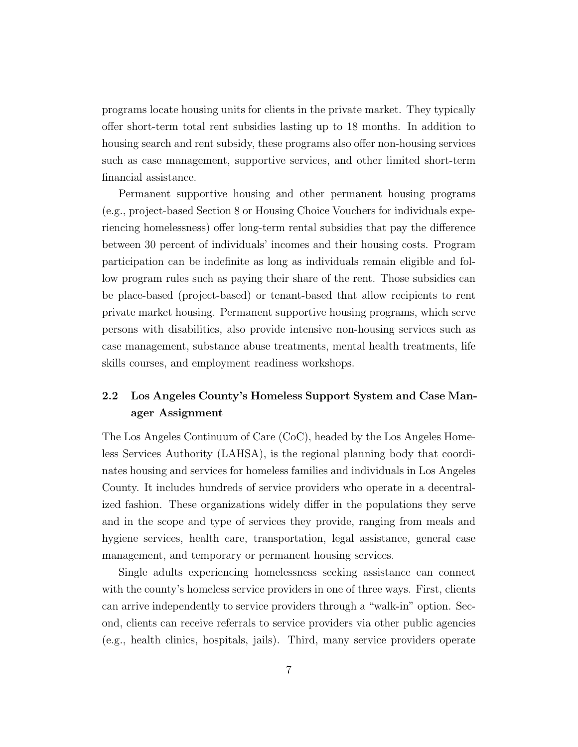programs locate housing units for clients in the private market. They typically offer short-term total rent subsidies lasting up to 18 months. In addition to housing search and rent subsidy, these programs also offer non-housing services such as case management, supportive services, and other limited short-term financial assistance.

Permanent supportive housing and other permanent housing programs (e.g., project-based Section 8 or Housing Choice Vouchers for individuals experiencing homelessness) offer long-term rental subsidies that pay the difference between 30 percent of individuals' incomes and their housing costs. Program participation can be indefinite as long as individuals remain eligible and follow program rules such as paying their share of the rent. Those subsidies can be place-based (project-based) or tenant-based that allow recipients to rent private market housing. Permanent supportive housing programs, which serve persons with disabilities, also provide intensive non-housing services such as case management, substance abuse treatments, mental health treatments, life skills courses, and employment readiness workshops.

### 2.2 Los Angeles County's Homeless Support System and Case Manager Assignment

The Los Angeles Continuum of Care (CoC), headed by the Los Angeles Homeless Services Authority (LAHSA), is the regional planning body that coordinates housing and services for homeless families and individuals in Los Angeles County. It includes hundreds of service providers who operate in a decentralized fashion. These organizations widely differ in the populations they serve and in the scope and type of services they provide, ranging from meals and hygiene services, health care, transportation, legal assistance, general case management, and temporary or permanent housing services.

Single adults experiencing homelessness seeking assistance can connect with the county's homeless service providers in one of three ways. First, clients can arrive independently to service providers through a "walk-in" option. Second, clients can receive referrals to service providers via other public agencies (e.g., health clinics, hospitals, jails). Third, many service providers operate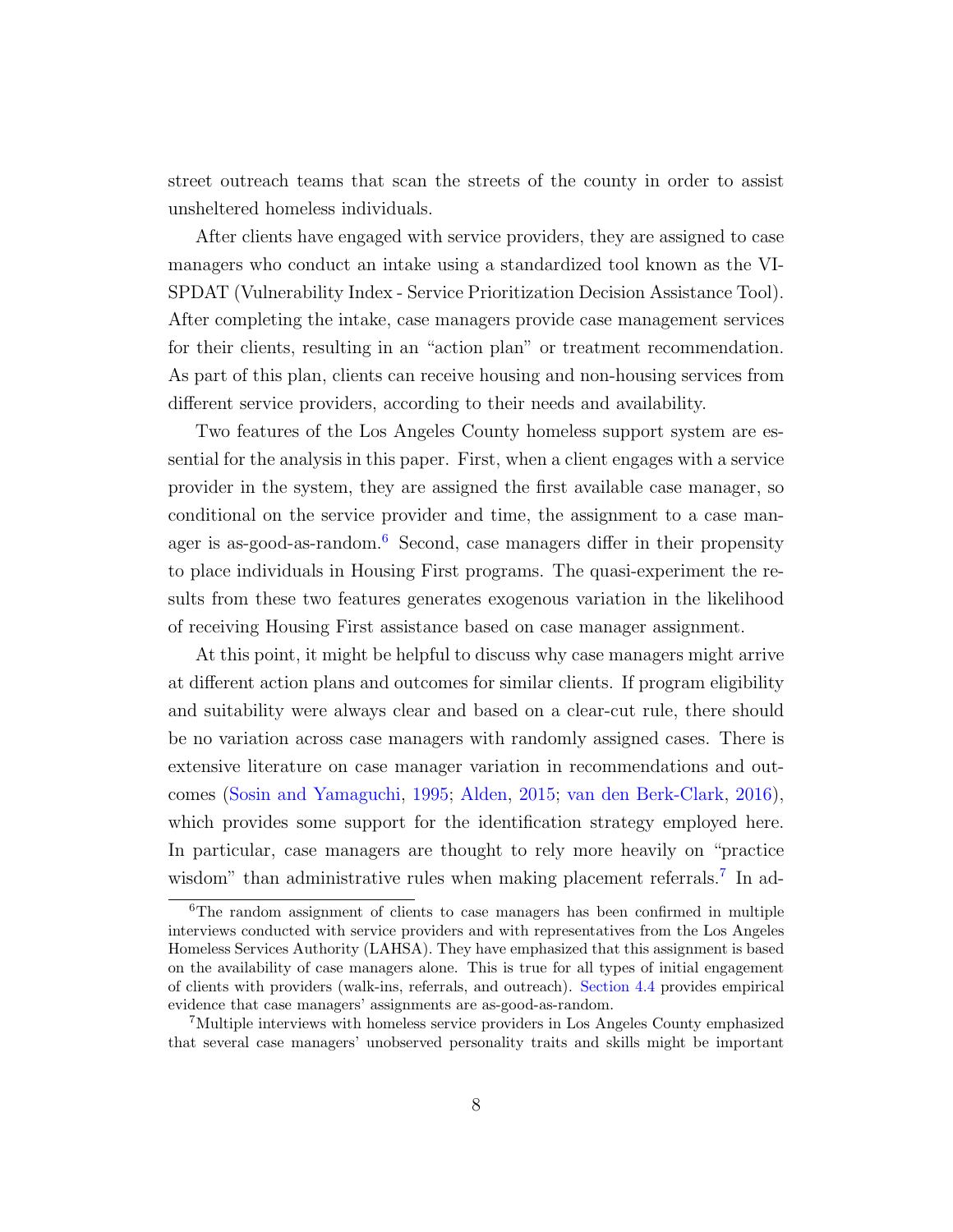street outreach teams that scan the streets of the county in order to assist unsheltered homeless individuals.

After clients have engaged with service providers, they are assigned to case managers who conduct an intake using a standardized tool known as the VI-SPDAT (Vulnerability Index - Service Prioritization Decision Assistance Tool). After completing the intake, case managers provide case management services for their clients, resulting in an "action plan" or treatment recommendation. As part of this plan, clients can receive housing and non-housing services from different service providers, according to their needs and availability.

Two features of the Los Angeles County homeless support system are essential for the analysis in this paper. First, when a client engages with a service provider in the system, they are assigned the first available case manager, so conditional on the service provider and time, the assignment to a case manager is as-good-as-random.[6] Second, case managers differ in their propensity to place individuals in Housing First programs. The quasi-experiment the results from these two features generates exogenous variation in the likelihood of receiving Housing First assistance based on case manager assignment.

At this point, it might be helpful to discuss why case managers might arrive at different action plans and outcomes for similar clients. If program eligibility and suitability were always clear and based on a clear-cut rule, there should be no variation across case managers with randomly assigned cases. There is extensive literature on case manager variation in recommendations and outcomes (Sosin and Yamaguchi, 1995; Alden, 2015; van den Berk-Clark, 2016), which provides some support for the identification strategy employed here. In particular, case managers are thought to rely more heavily on "practice wisdom" than administrative rules when making placement referrals.[7] In ad-

[6] The random assignment of clients to case managers has been confirmed in multiple interviews conducted with service providers and with representatives from the Los Angeles Homeless Services Authority (LAHSA). They have emphasized that this assignment is based on the availability of case managers alone. This is true for all types of initial engagement of clients with providers (walk-ins, referrals, and outreach). Section 4.4 provides empirical evidence that case managers' assignments are as-good-as-random.

[7] Multiple interviews with homeless service providers in Los Angeles County emphasized that several case managers' unobserved personality traits and skills might be important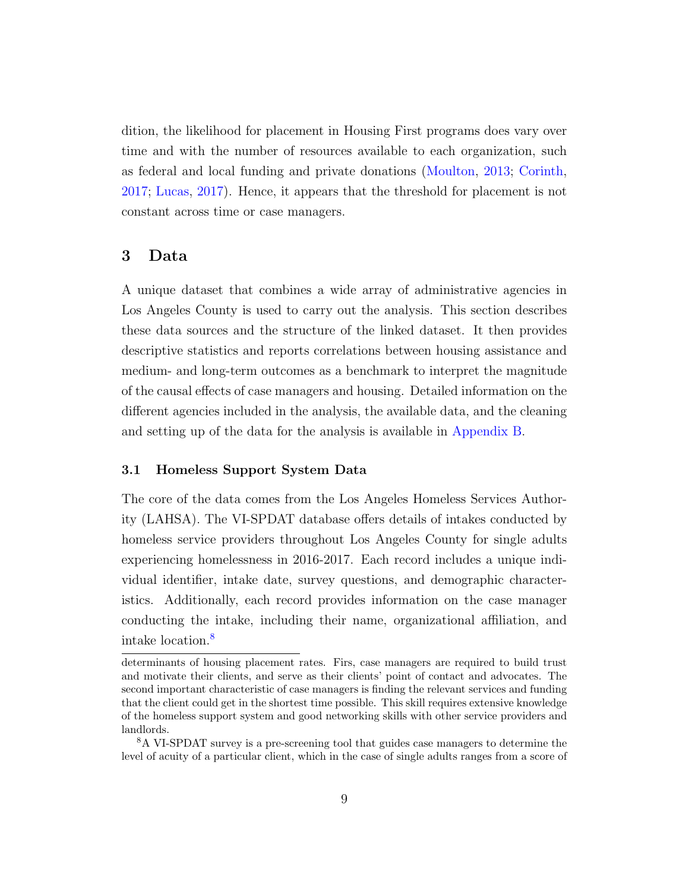dition, the likelihood for placement in Housing First programs does vary over time and with the number of resources available to each organization, such as federal and local funding and private donations (Moulton, 2013; Corinth, 2017; Lucas, 2017). Hence, it appears that the threshold for placement is not constant across time or case managers.

## 3 Data

A unique dataset that combines a wide array of administrative agencies in Los Angeles County is used to carry out the analysis. This section describes these data sources and the structure of the linked dataset. It then provides descriptive statistics and reports correlations between housing assistance and medium- and long-term outcomes as a benchmark to interpret the magnitude of the causal effects of case managers and housing. Detailed information on the different agencies included in the analysis, the available data, and the cleaning and setting up of the data for the analysis is available in Appendix B.

### 3.1 Homeless Support System Data

The core of the data comes from the Los Angeles Homeless Services Authority (LAHSA). The VI-SPDAT database offers details of intakes conducted by homeless service providers throughout Los Angeles County for single adults experiencing homelessness in 2016-2017. Each record includes a unique individual identifier, intake date, survey questions, and demographic characteristics. Additionally, each record provides information on the case manager conducting the intake, including their name, organizational affiliation, and intake location.[8]

---

determinants of housing placement rates. Firs, case managers are required to build trust and motivate their clients, and serve as their clients' point of contact and advocates. The second important characteristic of case managers is finding the relevant services and funding that the client could get in the shortest time possible. This skill requires extensive knowledge of the homeless support system and good networking skills with other service providers and landlords.

[8]A VI-SPDAT survey is a pre-screening tool that guides case managers to determine the level of acuity of a particular client, which in the case of single adults ranges from a score of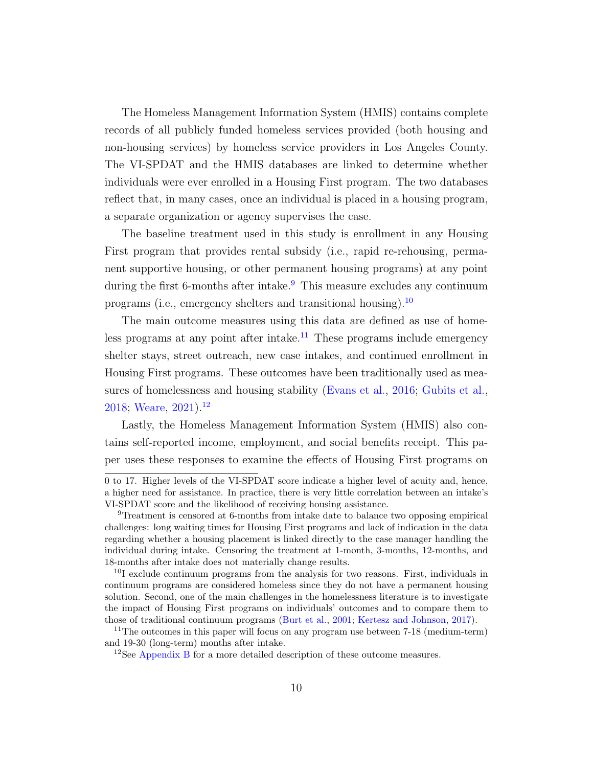The Homeless Management Information System (HMIS) contains complete records of all publicly funded homeless services provided (both housing and non-housing services) by homeless service providers in Los Angeles County. The VI-SPDAT and the HMIS databases are linked to determine whether individuals were ever enrolled in a Housing First program. The two databases reflect that, in many cases, once an individual is placed in a housing program, a separate organization or agency supervises the case.

The baseline treatment used in this study is enrollment in any Housing First program that provides rental subsidy (i.e., rapid re-rehousing, permanent supportive housing, or other permanent housing programs) at any point during the first 6-months after intake.[9] This measure excludes any continuum programs (i.e., emergency shelters and transitional housing).[10]

The main outcome measures using this data are defined as use of homeless programs at any point after intake.[11] These programs include emergency shelter stays, street outreach, new case intakes, and continued enrollment in Housing First programs. These outcomes have been traditionally used as measures of homelessness and housing stability (Evans et al., 2016; Gubits et al., 2018; Weare, 2021).[12]

Lastly, the Homeless Management Information System (HMIS) also contains self-reported income, employment, and social benefits receipt. This paper uses these responses to examine the effects of Housing First programs on

0 to 17. Higher levels of the VI-SPDAT score indicate a higher level of acuity and, hence, a higher need for assistance. In practice, there is very little correlation between an intake's VI-SPDAT score and the likelihood of receiving housing assistance.

[9] Treatment is censored at 6-months from intake date to balance two opposing empirical challenges: long waiting times for Housing First programs and lack of indication in the data regarding whether a housing placement is linked directly to the case manager handling the individual during intake. Censoring the treatment at 1-month, 3-months, 12-months, and 18-months after intake does not materially change results.

[10] I exclude continuum programs from the analysis for two reasons. First, individuals in continuum programs are considered homeless since they do not have a permanent housing solution. Second, one of the main challenges in the homelessness literature is to investigate the impact of Housing First programs on individuals' outcomes and to compare them to those of traditional continuum programs (Burt et al., 2001; Kertesz and Johnson, 2017).

[11] The outcomes in this paper will focus on any program use between 7-18 (medium-term) and 19-30 (long-term) months after intake.

[12] See Appendix B for a more detailed description of these outcome measures.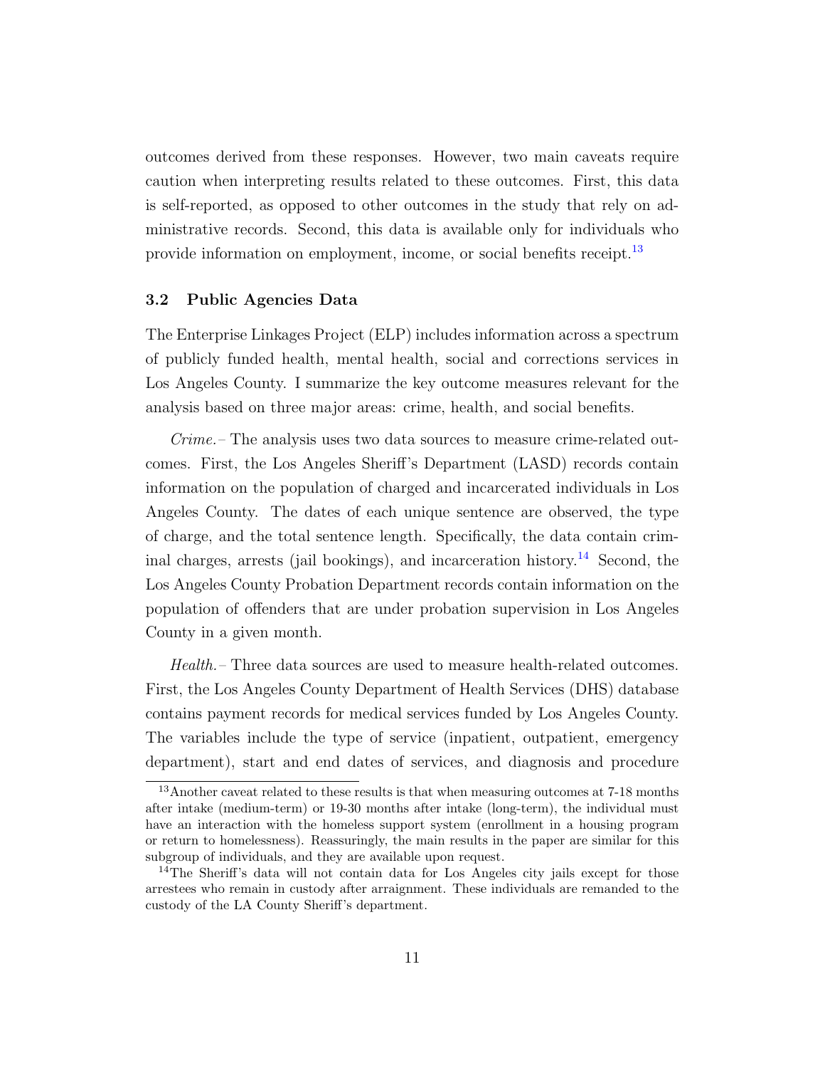outcomes derived from these responses. However, two main caveats require caution when interpreting results related to these outcomes. First, this data is self-reported, as opposed to other outcomes in the study that rely on administrative records. Second, this data is available only for individuals who provide information on employment, income, or social benefits receipt.[13]

### 3.2 Public Agencies Data

The Enterprise Linkages Project (ELP) includes information across a spectrum of publicly funded health, mental health, social and corrections services in Los Angeles County. I summarize the key outcome measures relevant for the analysis based on three major areas: crime, health, and social benefits.

*Crime.–* The analysis uses two data sources to measure crime-related outcomes. First, the Los Angeles Sheriff's Department (LASD) records contain information on the population of charged and incarcerated individuals in Los Angeles County. The dates of each unique sentence are observed, the type of charge, and the total sentence length. Specifically, the data contain criminal charges, arrests (jail bookings), and incarceration history.[14] Second, the Los Angeles County Probation Department records contain information on the population of offenders that are under probation supervision in Los Angeles County in a given month.

*Health.–* Three data sources are used to measure health-related outcomes. First, the Los Angeles County Department of Health Services (DHS) database contains payment records for medical services funded by Los Angeles County. The variables include the type of service (inpatient, outpatient, emergency department), start and end dates of services, and diagnosis and procedure

---

[13] Another caveat related to these results is that when measuring outcomes at 7-18 months after intake (medium-term) or 19-30 months after intake (long-term), the individual must have an interaction with the homeless support system (enrollment in a housing program or return to homelessness). Reassuringly, the main results in the paper are similar for this subgroup of individuals, and they are available upon request.

[14] The Sheriff's data will not contain data for Los Angeles city jails except for those arrestees who remain in custody after arraignment. These individuals are remanded to the custody of the LA County Sheriff's department.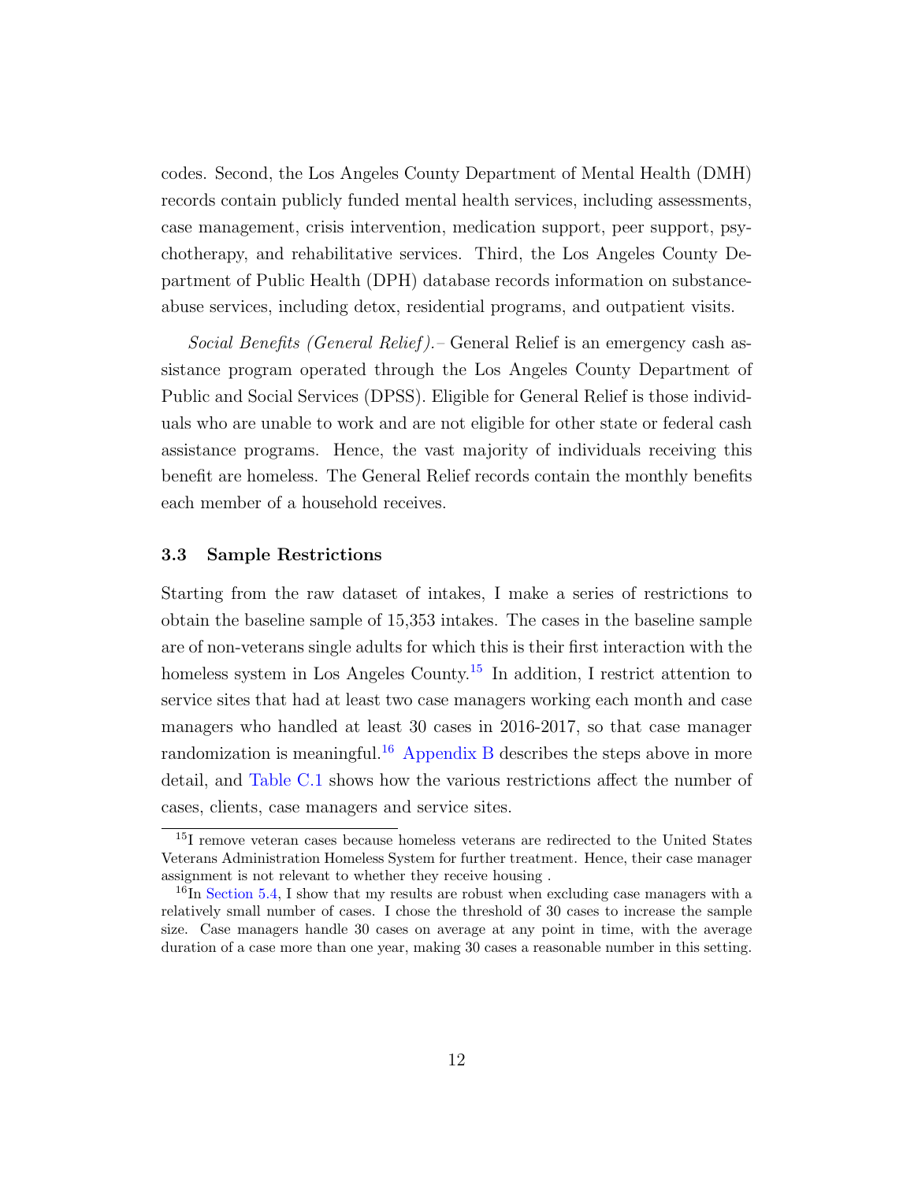codes. Second, the Los Angeles County Department of Mental Health (DMH) records contain publicly funded mental health services, including assessments, case management, crisis intervention, medication support, peer support, psychotherapy, and rehabilitative services. Third, the Los Angeles County Department of Public Health (DPH) database records information on substance-abuse services, including detox, residential programs, and outpatient visits.

*Social Benefits (General Relief).–* General Relief is an emergency cash assistance program operated through the Los Angeles County Department of Public and Social Services (DPSS). Eligible for General Relief is those individuals who are unable to work and are not eligible for other state or federal cash assistance programs. Hence, the vast majority of individuals receiving this benefit are homeless. The General Relief records contain the monthly benefits each member of a household receives.

### 3.3 Sample Restrictions

Starting from the raw dataset of intakes, I make a series of restrictions to obtain the baseline sample of 15,353 intakes. The cases in the baseline sample are of non-veterans single adults for which this is their first interaction with the homeless system in Los Angeles County.[15] In addition, I restrict attention to service sites that had at least two case managers working each month and case managers who handled at least 30 cases in 2016-2017, so that case manager randomization is meaningful.[16] Appendix B describes the steps above in more detail, and Table C.1 shows how the various restrictions affect the number of cases, clients, case managers and service sites.

---

[15] I remove veteran cases because homeless veterans are redirected to the United States Veterans Administration Homeless System for further treatment. Hence, their case manager assignment is not relevant to whether they receive housing .

[16] In Section 5.4, I show that my results are robust when excluding case managers with a relatively small number of cases. I chose the threshold of 30 cases to increase the sample size. Case managers handle 30 cases on average at any point in time, with the average duration of a case more than one year, making 30 cases a reasonable number in this setting.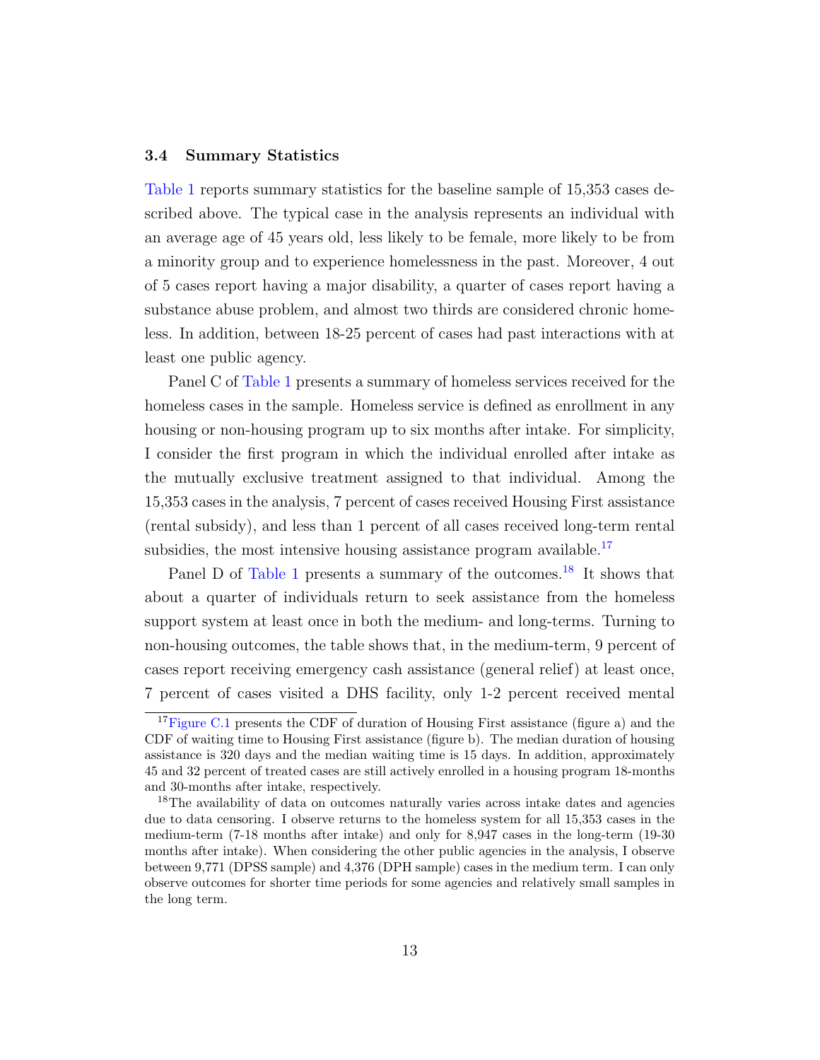### 3.4 Summary Statistics

Table 1 reports summary statistics for the baseline sample of 15,353 cases described above. The typical case in the analysis represents an individual with an average age of 45 years old, less likely to be female, more likely to be from a minority group and to experience homelessness in the past. Moreover, 4 out of 5 cases report having a major disability, a quarter of cases report having a substance abuse problem, and almost two thirds are considered chronic homeless. In addition, between 18-25 percent of cases had past interactions with at least one public agency.

Panel C of Table 1 presents a summary of homeless services received for the homeless cases in the sample. Homeless service is defined as enrollment in any housing or non-housing program up to six months after intake. For simplicity, I consider the first program in which the individual enrolled after intake as the mutually exclusive treatment assigned to that individual. Among the 15,353 cases in the analysis, 7 percent of cases received Housing First assistance (rental subsidy), and less than 1 percent of all cases received long-term rental subsidies, the most intensive housing assistance program available.[17]

Panel D of Table 1 presents a summary of the outcomes.[18] It shows that about a quarter of individuals return to seek assistance from the homeless support system at least once in both the medium- and long-terms. Turning to non-housing outcomes, the table shows that, in the medium-term, 9 percent of cases report receiving emergency cash assistance (general relief) at least once, 7 percent of cases visited a DHS facility, only 1-2 percent received mental

[17] Figure C.1 presents the CDF of duration of Housing First assistance (figure a) and the CDF of waiting time to Housing First assistance (figure b). The median duration of housing assistance is 320 days and the median waiting time is 15 days. In addition, approximately 45 and 32 percent of treated cases are still actively enrolled in a housing program 18-months and 30-months after intake, respectively.

[18] The availability of data on outcomes naturally varies across intake dates and agencies due to data censoring. I observe returns to the homeless system for all 15,353 cases in the medium-term (7-18 months after intake) and only for 8,947 cases in the long-term (19-30 months after intake). When considering the other public agencies in the analysis, I observe between 9,771 (DPSS sample) and 4,376 (DPH sample) cases in the medium term. I can only observe outcomes for shorter time periods for some agencies and relatively small samples in the long term.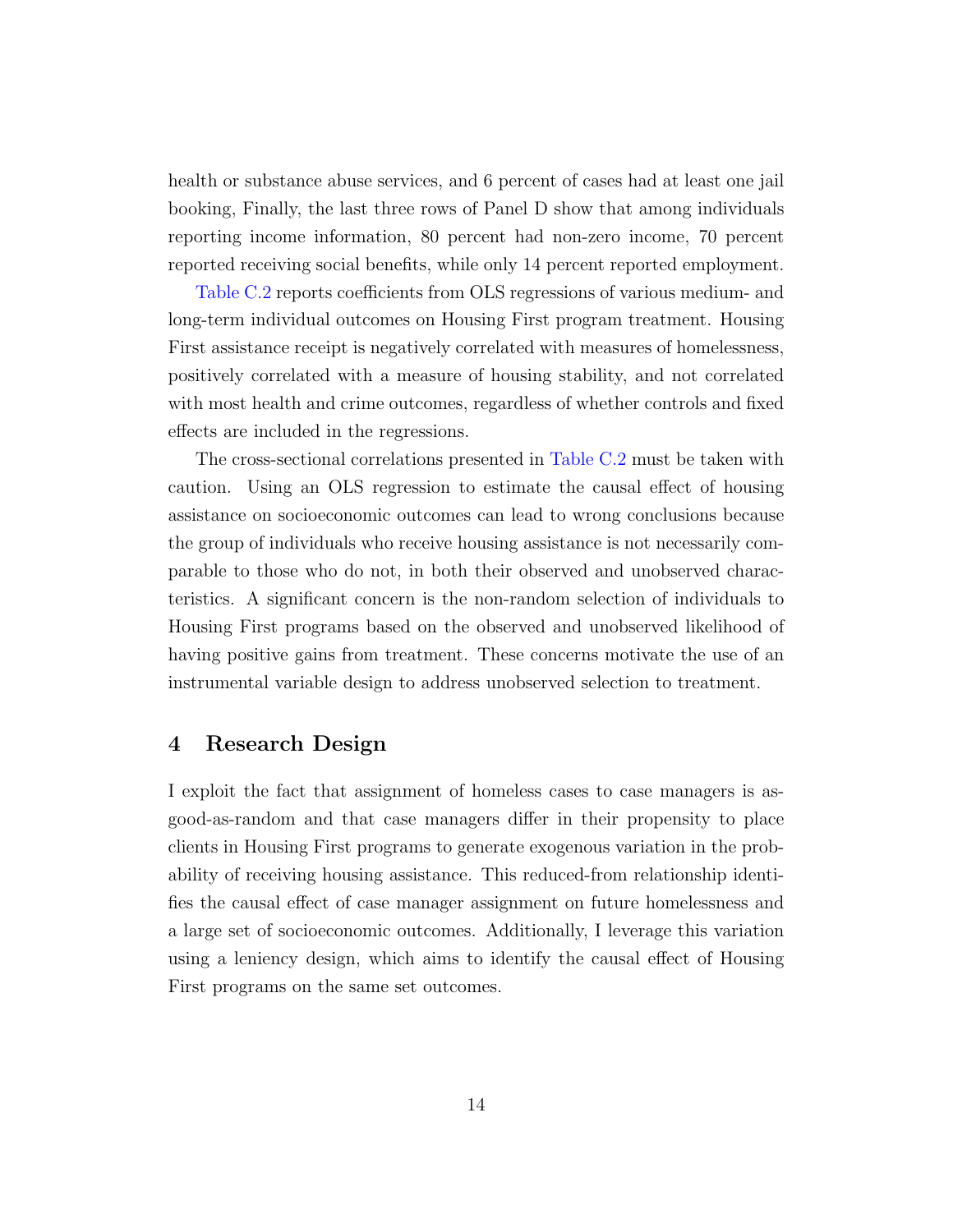health or substance abuse services, and 6 percent of cases had at least one jail booking, Finally, the last three rows of Panel D show that among individuals reporting income information, 80 percent had non-zero income, 70 percent reported receiving social benefits, while only 14 percent reported employment.

Table C.2 reports coefficients from OLS regressions of various medium- and long-term individual outcomes on Housing First program treatment. Housing First assistance receipt is negatively correlated with measures of homelessness, positively correlated with a measure of housing stability, and not correlated with most health and crime outcomes, regardless of whether controls and fixed effects are included in the regressions.

The cross-sectional correlations presented in Table C.2 must be taken with caution. Using an OLS regression to estimate the causal effect of housing assistance on socioeconomic outcomes can lead to wrong conclusions because the group of individuals who receive housing assistance is not necessarily comparable to those who do not, in both their observed and unobserved characteristics. A significant concern is the non-random selection of individuals to Housing First programs based on the observed and unobserved likelihood of having positive gains from treatment. These concerns motivate the use of an instrumental variable design to address unobserved selection to treatment.

## 4 Research Design

I exploit the fact that assignment of homeless cases to case managers is as-good-as-random and that case managers differ in their propensity to place clients in Housing First programs to generate exogenous variation in the probability of receiving housing assistance. This reduced-from relationship identifies the causal effect of case manager assignment on future homelessness and a large set of socioeconomic outcomes. Additionally, I leverage this variation using a leniency design, which aims to identify the causal effect of Housing First programs on the same set outcomes.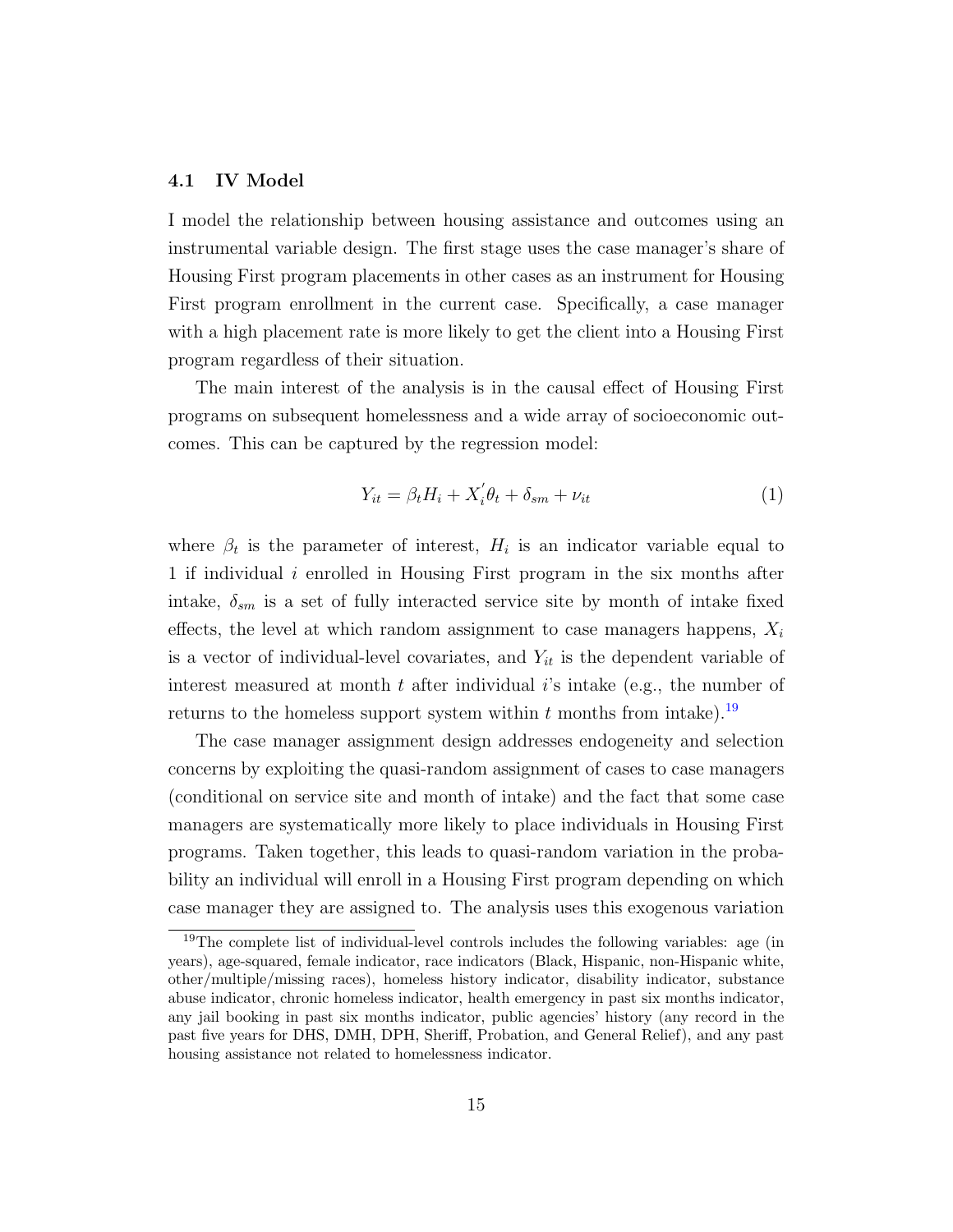### 4.1 IV Model

I model the relationship between housing assistance and outcomes using an instrumental variable design. The first stage uses the case manager's share of Housing First program placements in other cases as an instrument for Housing First program enrollment in the current case. Specifically, a case manager with a high placement rate is more likely to get the client into a Housing First program regardless of their situation.

The main interest of the analysis is in the causal effect of Housing First programs on subsequent homelessness and a wide array of socioeconomic outcomes. This can be captured by the regression model:

$$Y_{it} = \beta_t H_i + X_i^{'}\theta_t + \delta_{sm} + \nu_{it} \tag{1}$$

where $\beta_t$ is the parameter of interest, $H_i$ is an indicator variable equal to 1 if individual $i$ enrolled in Housing First program in the six months after intake, $\delta_{sm}$ is a set of fully interacted service site by month of intake fixed effects, the level at which random assignment to case managers happens, $X_i$ is a vector of individual-level covariates, and $Y_{it}$ is the dependent variable of interest measured at month $t$ after individual $i$'s intake (e.g., the number of returns to the homeless support system within $t$ months from intake).[19]

The case manager assignment design addresses endogeneity and selection concerns by exploiting the quasi-random assignment of cases to case managers (conditional on service site and month of intake) and the fact that some case managers are systematically more likely to place individuals in Housing First programs. Taken together, this leads to quasi-random variation in the probability an individual will enroll in a Housing First program depending on which case manager they are assigned to. The analysis uses this exogenous variation

[19] The complete list of individual-level controls includes the following variables: age (in years), age-squared, female indicator, race indicators (Black, Hispanic, non-Hispanic white, other/multiple/missing races), homeless history indicator, disability indicator, substance abuse indicator, chronic homeless indicator, health emergency in past six months indicator, any jail booking in past six months indicator, public agencies' history (any record in the past five years for DHS, DMH, DPH, Sheriff, Probation, and General Relief), and any past housing assistance not related to homelessness indicator.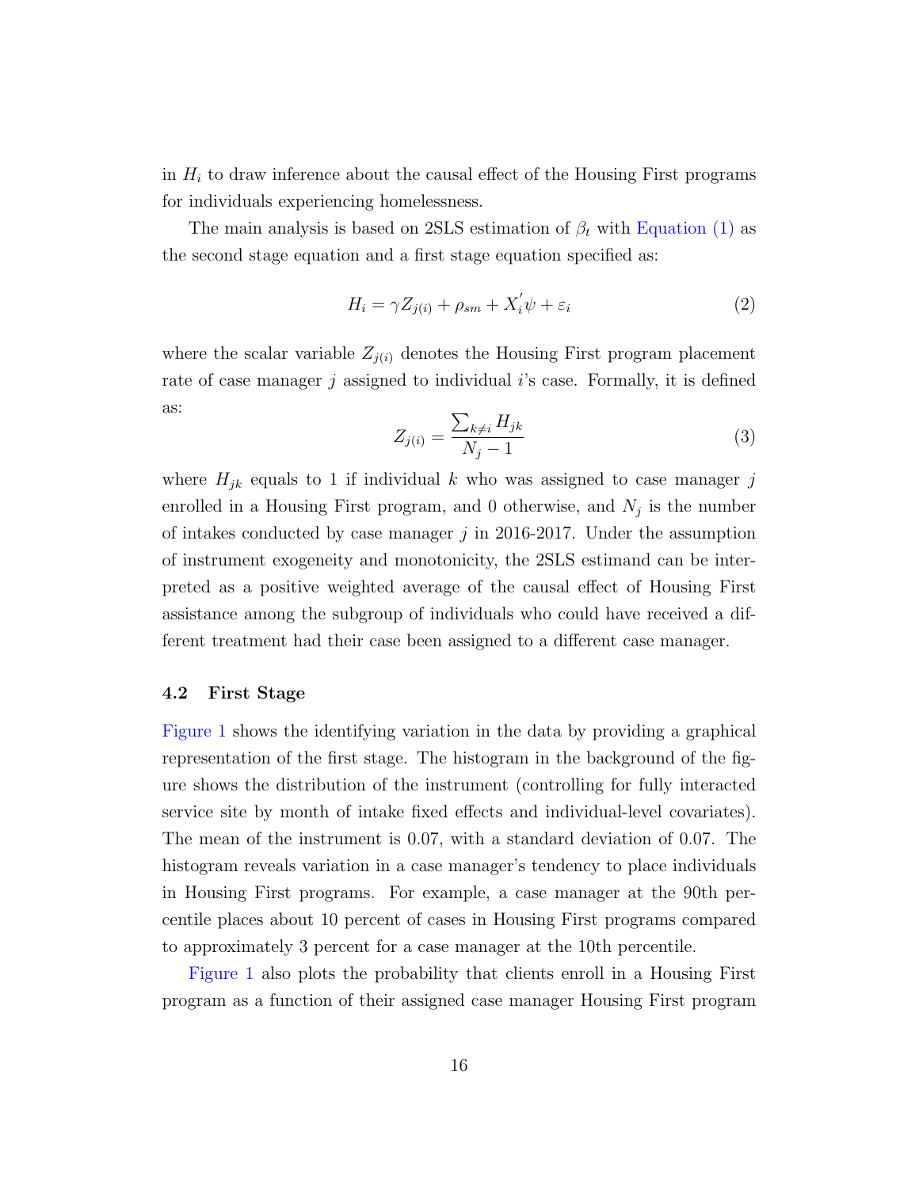in $H_i$ to draw inference about the causal effect of the Housing First programs for individuals experiencing homelessness.

The main analysis is based on 2SLS estimation of $\beta_t$ with Equation (1) as the second stage equation and a first stage equation specified as:

$$H_i = \gamma Z_{j(i)} + \rho_{sm} + X_i^{'}\psi + \varepsilon_i \tag{2}$$

where the scalar variable $Z_{j(i)}$ denotes the Housing First program placement rate of case manager $j$ assigned to individual $i$'s case. Formally, it is defined as:

$$Z_{j(i)} = \frac{\sum_{k \neq i} H_{jk}}{N_j - 1} \tag{3}$$

where $H_{jk}$ equals to 1 if individual $k$ who was assigned to case manager $j$ enrolled in a Housing First program, and 0 otherwise, and $N_j$ is the number of intakes conducted by case manager $j$ in 2016-2017. Under the assumption of instrument exogeneity and monotonicity, the 2SLS estimand can be interpreted as a positive weighted average of the causal effect of Housing First assistance among the subgroup of individuals who could have received a different treatment had their case been assigned to a different case manager.

### 4.2 First Stage

Figure 1 shows the identifying variation in the data by providing a graphical representation of the first stage. The histogram in the background of the figure shows the distribution of the instrument (controlling for fully interacted service site by month of intake fixed effects and individual-level covariates). The mean of the instrument is 0.07, with a standard deviation of 0.07. The histogram reveals variation in a case manager's tendency to place individuals in Housing First programs. For example, a case manager at the 90th percentile places about 10 percent of cases in Housing First programs compared to approximately 3 percent for a case manager at the 10th percentile.

Figure 1 also plots the probability that clients enroll in a Housing First program as a function of their assigned case manager Housing First program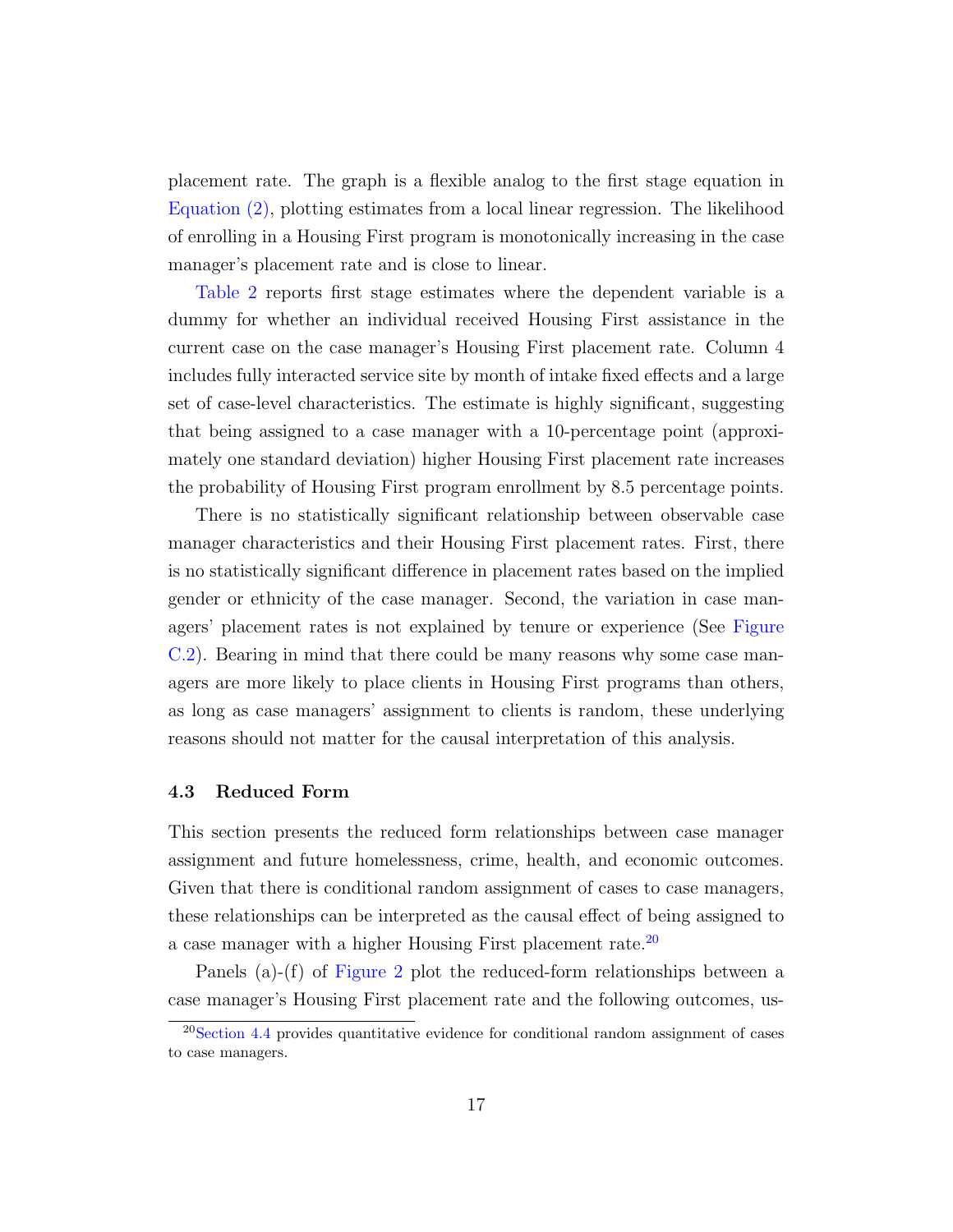placement rate. The graph is a flexible analog to the first stage equation in Equation (2), plotting estimates from a local linear regression. The likelihood of enrolling in a Housing First program is monotonically increasing in the case manager's placement rate and is close to linear.

Table 2 reports first stage estimates where the dependent variable is a dummy for whether an individual received Housing First assistance in the current case on the case manager's Housing First placement rate. Column 4 includes fully interacted service site by month of intake fixed effects and a large set of case-level characteristics. The estimate is highly significant, suggesting that being assigned to a case manager with a 10-percentage point (approximately one standard deviation) higher Housing First placement rate increases the probability of Housing First program enrollment by 8.5 percentage points.

There is no statistically significant relationship between observable case manager characteristics and their Housing First placement rates. First, there is no statistically significant difference in placement rates based on the implied gender or ethnicity of the case manager. Second, the variation in case managers' placement rates is not explained by tenure or experience (See Figure C.2). Bearing in mind that there could be many reasons why some case managers are more likely to place clients in Housing First programs than others, as long as case managers' assignment to clients is random, these underlying reasons should not matter for the causal interpretation of this analysis.

### 4.3 Reduced Form

This section presents the reduced form relationships between case manager assignment and future homelessness, crime, health, and economic outcomes. Given that there is conditional random assignment of cases to case managers, these relationships can be interpreted as the causal effect of being assigned to a case manager with a higher Housing First placement rate.[20]

Panels (a)-(f) of Figure 2 plot the reduced-form relationships between a case manager's Housing First placement rate and the following outcomes, us-

[20] Section 4.4 provides quantitative evidence for conditional random assignment of cases to case managers.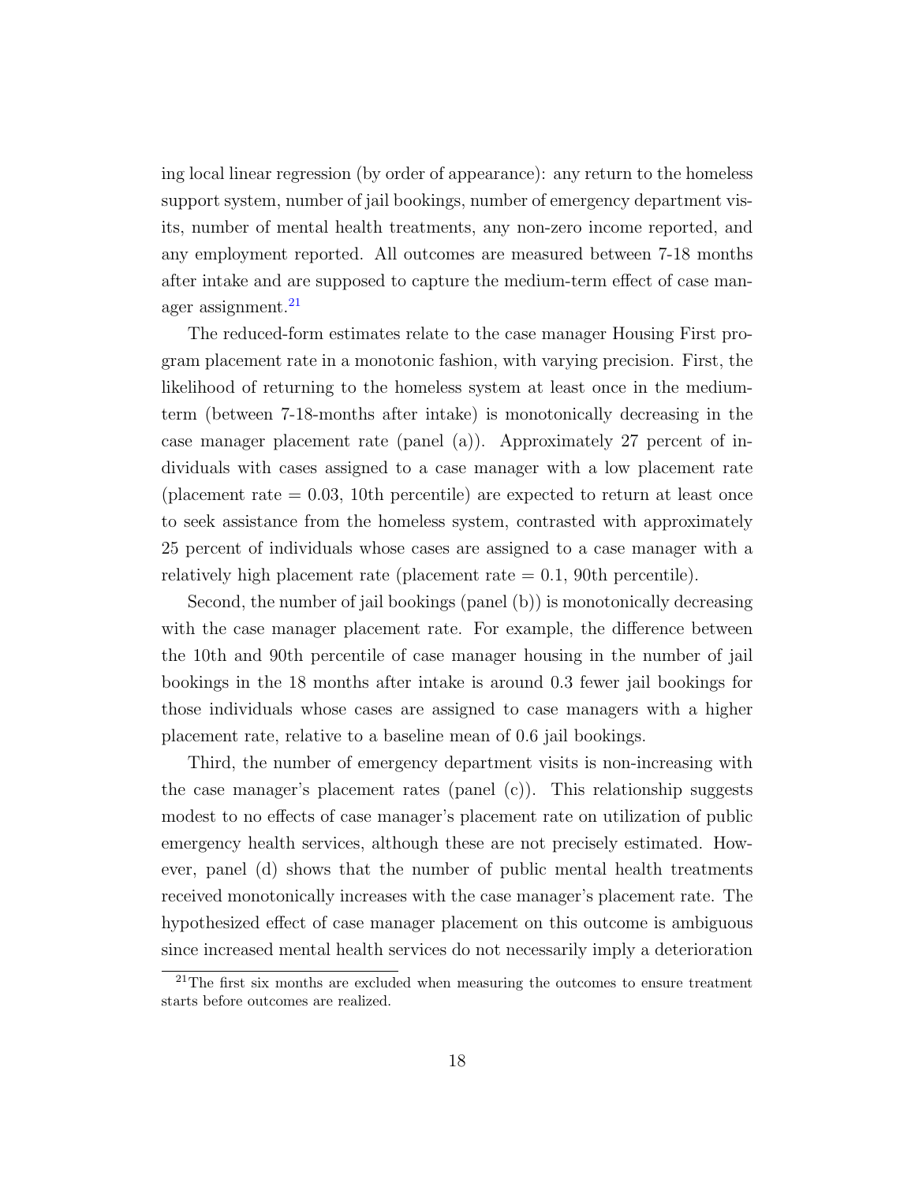ing local linear regression (by order of appearance): any return to the homeless support system, number of jail bookings, number of emergency department visits, number of mental health treatments, any non-zero income reported, and any employment reported. All outcomes are measured between 7-18 months after intake and are supposed to capture the medium-term effect of case manager assignment.[21]

The reduced-form estimates relate to the case manager Housing First program placement rate in a monotonic fashion, with varying precision. First, the likelihood of returning to the homeless system at least once in the medium-term (between 7-18-months after intake) is monotonically decreasing in the case manager placement rate (panel (a)). Approximately 27 percent of individuals with cases assigned to a case manager with a low placement rate (placement rate = 0.03, 10th percentile) are expected to return at least once to seek assistance from the homeless system, contrasted with approximately 25 percent of individuals whose cases are assigned to a case manager with a relatively high placement rate (placement rate = 0.1, 90th percentile).

Second, the number of jail bookings (panel (b)) is monotonically decreasing with the case manager placement rate. For example, the difference between the 10th and 90th percentile of case manager housing in the number of jail bookings in the 18 months after intake is around 0.3 fewer jail bookings for those individuals whose cases are assigned to case managers with a higher placement rate, relative to a baseline mean of 0.6 jail bookings.

Third, the number of emergency department visits is non-increasing with the case manager's placement rates (panel (c)). This relationship suggests modest to no effects of case manager's placement rate on utilization of public emergency health services, although these are not precisely estimated. However, panel (d) shows that the number of public mental health treatments received monotonically increases with the case manager's placement rate. The hypothesized effect of case manager placement on this outcome is ambiguous since increased mental health services do not necessarily imply a deterioration

[21] The first six months are excluded when measuring the outcomes to ensure treatment starts before outcomes are realized.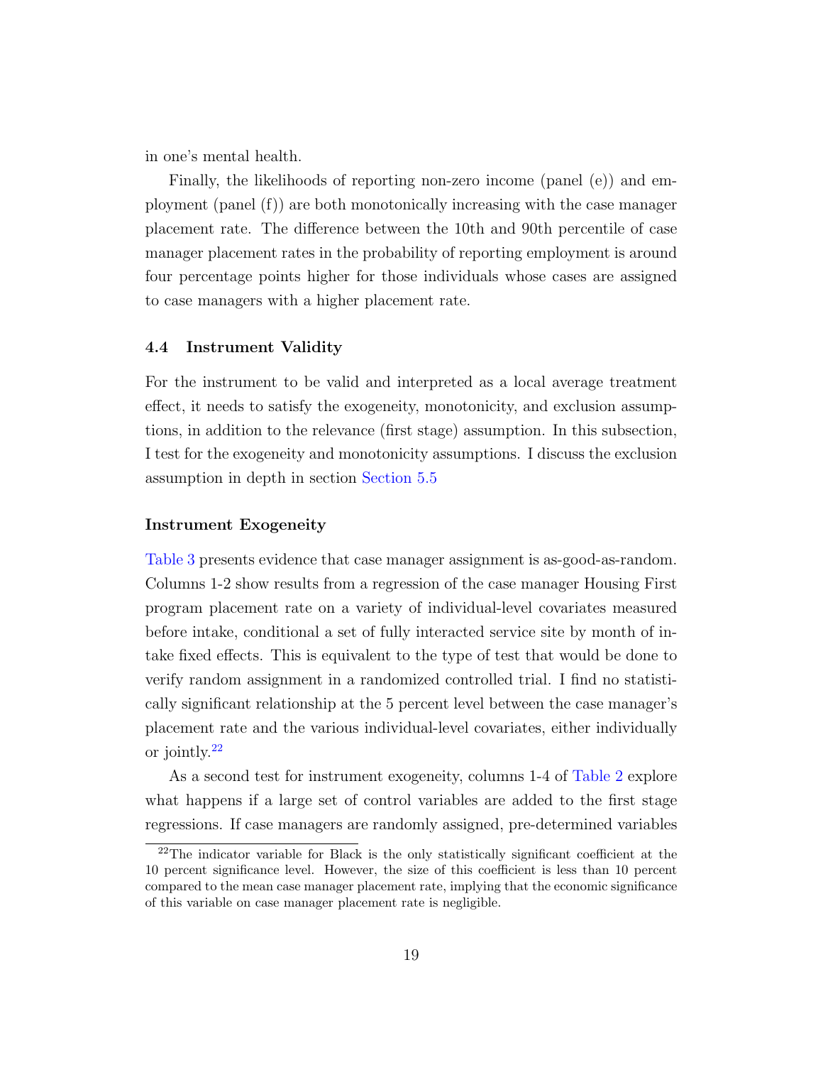in one's mental health.

Finally, the likelihoods of reporting non-zero income (panel (e)) and employment (panel (f)) are both monotonically increasing with the case manager placement rate. The difference between the 10th and 90th percentile of case manager placement rates in the probability of reporting employment is around four percentage points higher for those individuals whose cases are assigned to case managers with a higher placement rate.

### 4.4 Instrument Validity

For the instrument to be valid and interpreted as a local average treatment effect, it needs to satisfy the exogeneity, monotonicity, and exclusion assumptions, in addition to the relevance (first stage) assumption. In this subsection, I test for the exogeneity and monotonicity assumptions. I discuss the exclusion assumption in depth in section Section 5.5

#### Instrument Exogeneity

Table 3 presents evidence that case manager assignment is as-good-as-random. Columns 1-2 show results from a regression of the case manager Housing First program placement rate on a variety of individual-level covariates measured before intake, conditional a set of fully interacted service site by month of intake fixed effects. This is equivalent to the type of test that would be done to verify random assignment in a randomized controlled trial. I find no statistically significant relationship at the 5 percent level between the case manager's placement rate and the various individual-level covariates, either individually or jointly.[22]

As a second test for instrument exogeneity, columns 1-4 of Table 2 explore what happens if a large set of control variables are added to the first stage regressions. If case managers are randomly assigned, pre-determined variables

[22] The indicator variable for Black is the only statistically significant coefficient at the 10 percent significance level. However, the size of this coefficient is less than 10 percent compared to the mean case manager placement rate, implying that the economic significance of this variable on case manager placement rate is negligible.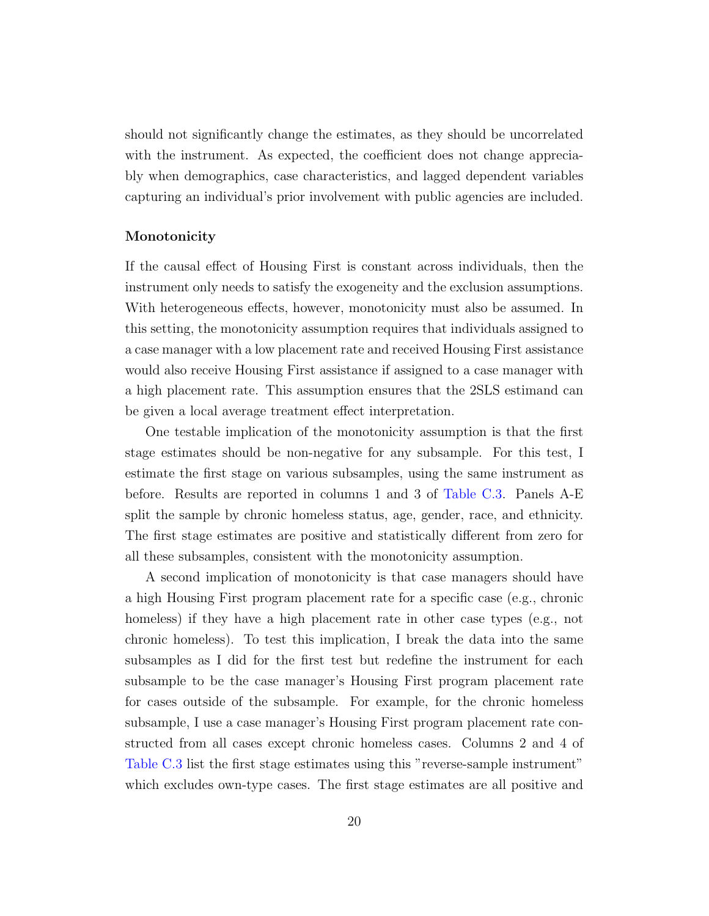should not significantly change the estimates, as they should be uncorrelated with the instrument. As expected, the coefficient does not change appreciably when demographics, case characteristics, and lagged dependent variables capturing an individual's prior involvement with public agencies are included.

### Monotonicity

If the causal effect of Housing First is constant across individuals, then the instrument only needs to satisfy the exogeneity and the exclusion assumptions. With heterogeneous effects, however, monotonicity must also be assumed. In this setting, the monotonicity assumption requires that individuals assigned to a case manager with a low placement rate and received Housing First assistance would also receive Housing First assistance if assigned to a case manager with a high placement rate. This assumption ensures that the 2SLS estimand can be given a local average treatment effect interpretation.

One testable implication of the monotonicity assumption is that the first stage estimates should be non-negative for any subsample. For this test, I estimate the first stage on various subsamples, using the same instrument as before. Results are reported in columns 1 and 3 of Table C.3. Panels A-E split the sample by chronic homeless status, age, gender, race, and ethnicity. The first stage estimates are positive and statistically different from zero for all these subsamples, consistent with the monotonicity assumption.

A second implication of monotonicity is that case managers should have a high Housing First program placement rate for a specific case (e.g., chronic homeless) if they have a high placement rate in other case types (e.g., not chronic homeless). To test this implication, I break the data into the same subsamples as I did for the first test but redefine the instrument for each subsample to be the case manager's Housing First program placement rate for cases outside of the subsample. For example, for the chronic homeless subsample, I use a case manager's Housing First program placement rate constructed from all cases except chronic homeless cases. Columns 2 and 4 of Table C.3 list the first stage estimates using this "reverse-sample instrument" which excludes own-type cases. The first stage estimates are all positive and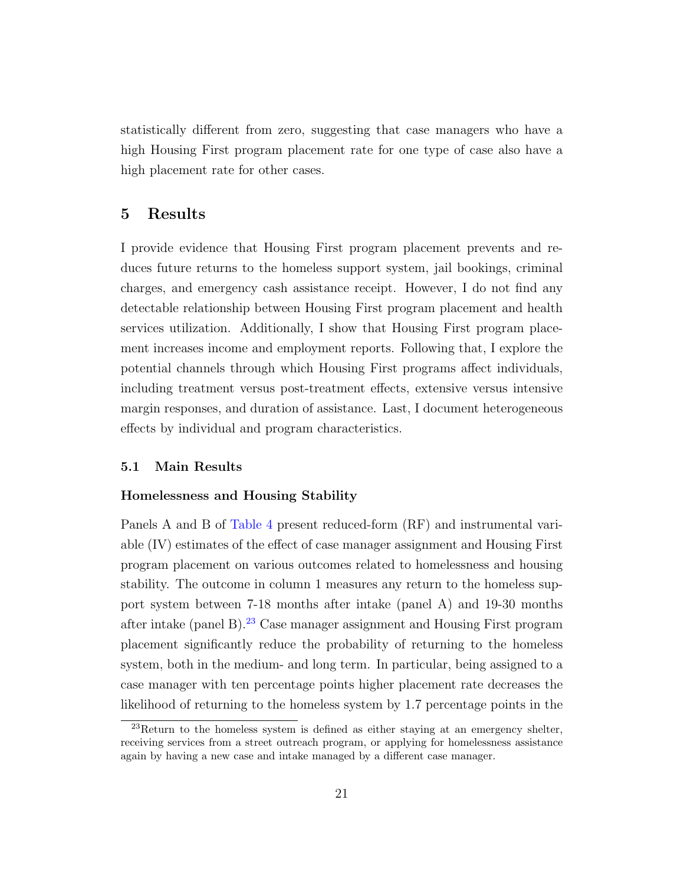statistically different from zero, suggesting that case managers who have a high Housing First program placement rate for one type of case also have a high placement rate for other cases.

## 5 Results

I provide evidence that Housing First program placement prevents and reduces future returns to the homeless support system, jail bookings, criminal charges, and emergency cash assistance receipt. However, I do not find any detectable relationship between Housing First program placement and health services utilization. Additionally, I show that Housing First program placement increases income and employment reports. Following that, I explore the potential channels through which Housing First programs affect individuals, including treatment versus post-treatment effects, extensive versus intensive margin responses, and duration of assistance. Last, I document heterogeneous effects by individual and program characteristics.

### 5.1 Main Results

#### Homelessness and Housing Stability

Panels A and B of Table 4 present reduced-form (RF) and instrumental variable (IV) estimates of the effect of case manager assignment and Housing First program placement on various outcomes related to homelessness and housing stability. The outcome in column 1 measures any return to the homeless support system between 7-18 months after intake (panel A) and 19-30 months after intake (panel B).[23] Case manager assignment and Housing First program placement significantly reduce the probability of returning to the homeless system, both in the medium- and long term. In particular, being assigned to a case manager with ten percentage points higher placement rate decreases the likelihood of returning to the homeless system by 1.7 percentage points in the

[23] Return to the homeless system is defined as either staying at an emergency shelter, receiving services from a street outreach program, or applying for homelessness assistance again by having a new case and intake managed by a different case manager.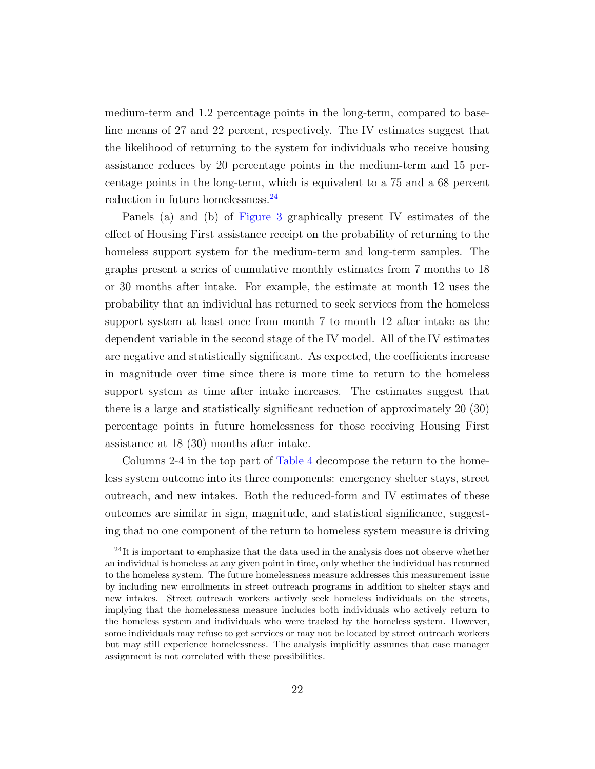medium-term and 1.2 percentage points in the long-term, compared to baseline means of 27 and 22 percent, respectively. The IV estimates suggest that the likelihood of returning to the system for individuals who receive housing assistance reduces by 20 percentage points in the medium-term and 15 percentage points in the long-term, which is equivalent to a 75 and a 68 percent reduction in future homelessness.[24]

Panels (a) and (b) of Figure 3 graphically present IV estimates of the effect of Housing First assistance receipt on the probability of returning to the homeless support system for the medium-term and long-term samples. The graphs present a series of cumulative monthly estimates from 7 months to 18 or 30 months after intake. For example, the estimate at month 12 uses the probability that an individual has returned to seek services from the homeless support system at least once from month 7 to month 12 after intake as the dependent variable in the second stage of the IV model. All of the IV estimates are negative and statistically significant. As expected, the coefficients increase in magnitude over time since there is more time to return to the homeless support system as time after intake increases. The estimates suggest that there is a large and statistically significant reduction of approximately 20 (30) percentage points in future homelessness for those receiving Housing First assistance at 18 (30) months after intake.

Columns 2-4 in the top part of Table 4 decompose the return to the homeless system outcome into its three components: emergency shelter stays, street outreach, and new intakes. Both the reduced-form and IV estimates of these outcomes are similar in sign, magnitude, and statistical significance, suggesting that no one component of the return to homeless system measure is driving

[24]It is important to emphasize that the data used in the analysis does not observe whether an individual is homeless at any given point in time, only whether the individual has returned to the homeless system. The future homelessness measure addresses this measurement issue by including new enrollments in street outreach programs in addition to shelter stays and new intakes. Street outreach workers actively seek homeless individuals on the streets, implying that the homelessness measure includes both individuals who actively return to the homeless system and individuals who were tracked by the homeless system. However, some individuals may refuse to get services or may not be located by street outreach workers but may still experience homelessness. The analysis implicitly assumes that case manager assignment is not correlated with these possibilities.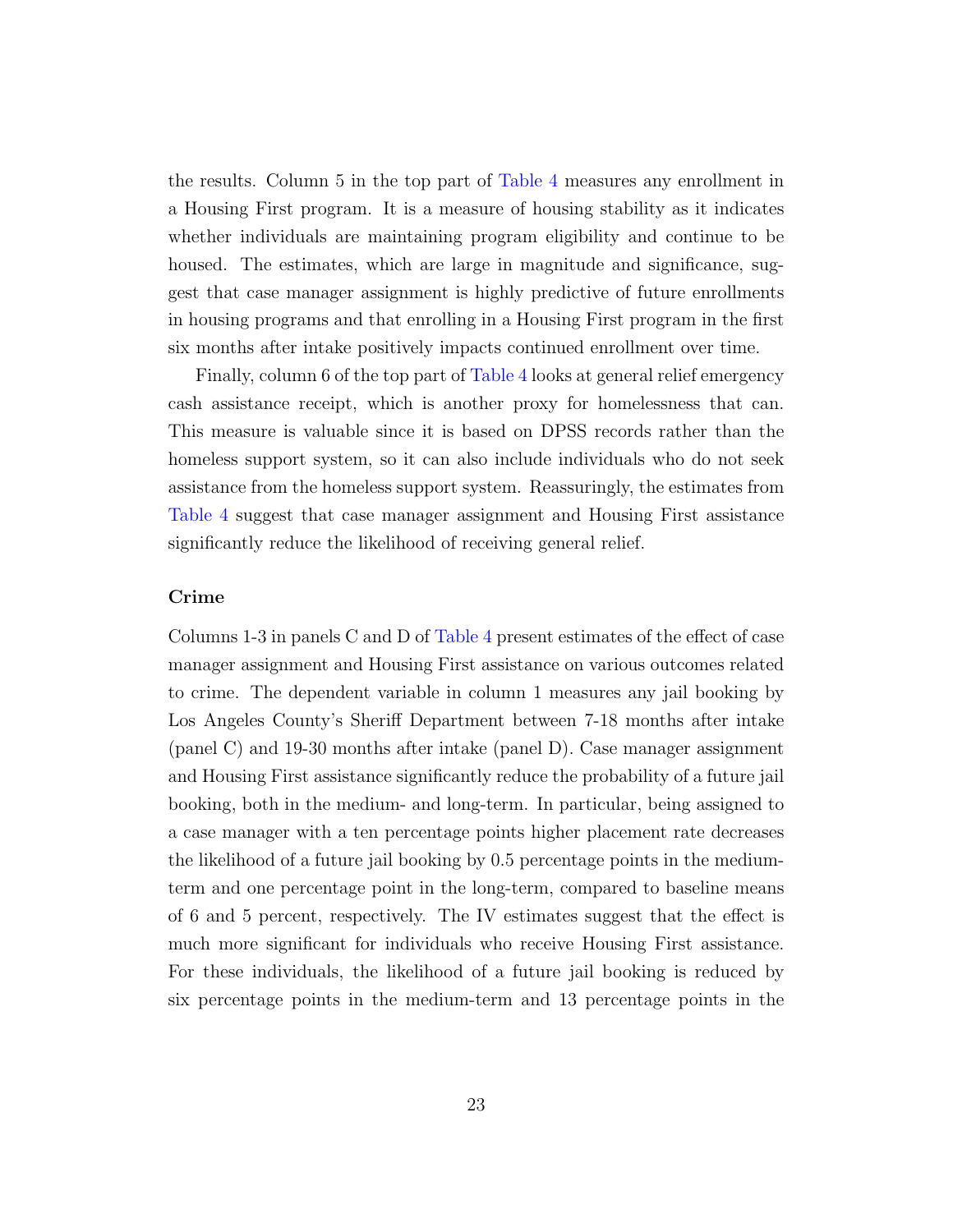the results. Column 5 in the top part of Table 4 measures any enrollment in a Housing First program. It is a measure of housing stability as it indicates whether individuals are maintaining program eligibility and continue to be housed. The estimates, which are large in magnitude and significance, suggest that case manager assignment is highly predictive of future enrollments in housing programs and that enrolling in a Housing First program in the first six months after intake positively impacts continued enrollment over time.

Finally, column 6 of the top part of Table 4 looks at general relief emergency cash assistance receipt, which is another proxy for homelessness that can. This measure is valuable since it is based on DPSS records rather than the homeless support system, so it can also include individuals who do not seek assistance from the homeless support system. Reassuringly, the estimates from Table 4 suggest that case manager assignment and Housing First assistance significantly reduce the likelihood of receiving general relief.

### Crime

Columns 1-3 in panels C and D of Table 4 present estimates of the effect of case manager assignment and Housing First assistance on various outcomes related to crime. The dependent variable in column 1 measures any jail booking by Los Angeles County's Sheriff Department between 7-18 months after intake (panel C) and 19-30 months after intake (panel D). Case manager assignment and Housing First assistance significantly reduce the probability of a future jail booking, both in the medium- and long-term. In particular, being assigned to a case manager with a ten percentage points higher placement rate decreases the likelihood of a future jail booking by 0.5 percentage points in the medium-term and one percentage point in the long-term, compared to baseline means of 6 and 5 percent, respectively. The IV estimates suggest that the effect is much more significant for individuals who receive Housing First assistance. For these individuals, the likelihood of a future jail booking is reduced by six percentage points in the medium-term and 13 percentage points in the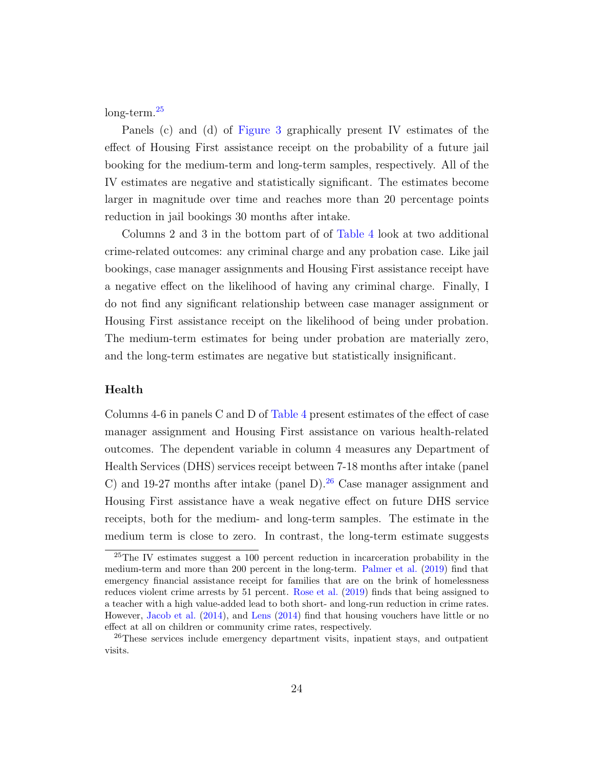long-term.[25]

Panels (c) and (d) of Figure 3 graphically present IV estimates of the effect of Housing First assistance receipt on the probability of a future jail booking for the medium-term and long-term samples, respectively. All of the IV estimates are negative and statistically significant. The estimates become larger in magnitude over time and reaches more than 20 percentage points reduction in jail bookings 30 months after intake.

Columns 2 and 3 in the bottom part of of Table 4 look at two additional crime-related outcomes: any criminal charge and any probation case. Like jail bookings, case manager assignments and Housing First assistance receipt have a negative effect on the likelihood of having any criminal charge. Finally, I do not find any significant relationship between case manager assignment or Housing First assistance receipt on the likelihood of being under probation. The medium-term estimates for being under probation are materially zero, and the long-term estimates are negative but statistically insignificant.

### Health

Columns 4-6 in panels C and D of Table 4 present estimates of the effect of case manager assignment and Housing First assistance on various health-related outcomes. The dependent variable in column 4 measures any Department of Health Services (DHS) services receipt between 7-18 months after intake (panel C) and 19-27 months after intake (panel D).[26] Case manager assignment and Housing First assistance have a weak negative effect on future DHS service receipts, both for the medium- and long-term samples. The estimate in the medium term is close to zero. In contrast, the long-term estimate suggests

[25] The IV estimates suggest a 100 percent reduction in incarceration probability in the medium-term and more than 200 percent in the long-term. Palmer et al. (2019) find that emergency financial assistance receipt for families that are on the brink of homelessness reduces violent crime arrests by 51 percent. Rose et al. (2019) finds that being assigned to a teacher with a high value-added lead to both short- and long-run reduction in crime rates. However, Jacob et al. (2014), and Lens (2014) find that housing vouchers have little or no effect at all on children or community crime rates, respectively.

[26] These services include emergency department visits, inpatient stays, and outpatient visits.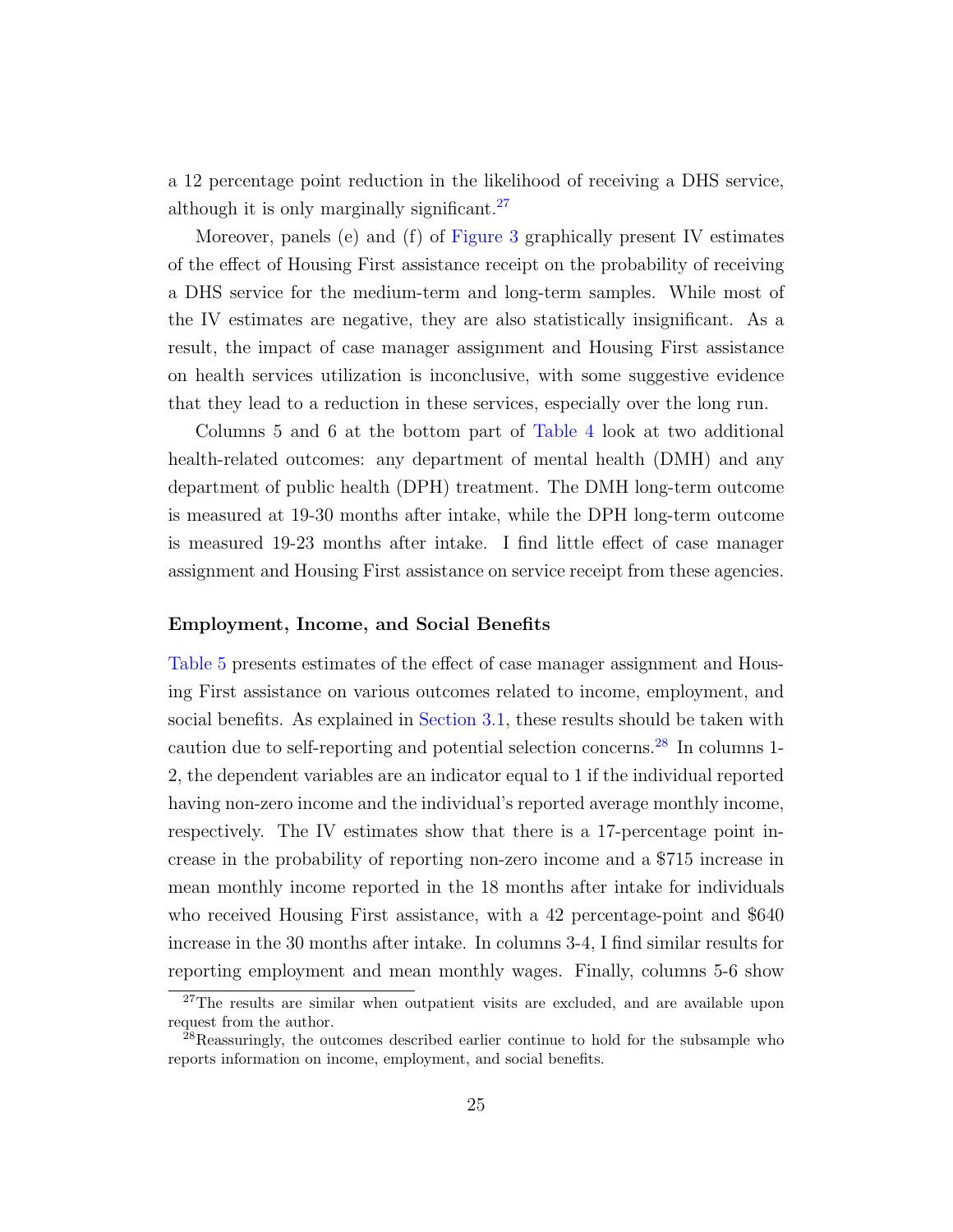a 12 percentage point reduction in the likelihood of receiving a DHS service, although it is only marginally significant.[27]

Moreover, panels (e) and (f) of Figure 3 graphically present IV estimates of the effect of Housing First assistance receipt on the probability of receiving a DHS service for the medium-term and long-term samples. While most of the IV estimates are negative, they are also statistically insignificant. As a result, the impact of case manager assignment and Housing First assistance on health services utilization is inconclusive, with some suggestive evidence that they lead to a reduction in these services, especially over the long run.

Columns 5 and 6 at the bottom part of Table 4 look at two additional health-related outcomes: any department of mental health (DMH) and any department of public health (DPH) treatment. The DMH long-term outcome is measured at 19-30 months after intake, while the DPH long-term outcome is measured 19-23 months after intake. I find little effect of case manager assignment and Housing First assistance on service receipt from these agencies.

**Employment, Income, and Social Benefits**

Table 5 presents estimates of the effect of case manager assignment and Housing First assistance on various outcomes related to income, employment, and social benefits. As explained in Section 3.1, these results should be taken with caution due to self-reporting and potential selection concerns.[28] In columns 1-2, the dependent variables are an indicator equal to 1 if the individual reported having non-zero income and the individual's reported average monthly income, respectively. The IV estimates show that there is a 17-percentage point increase in the probability of reporting non-zero income and a $715 increase in mean monthly income reported in the 18 months after intake for individuals who received Housing First assistance, with a 42 percentage-point and $640 increase in the 30 months after intake. In columns 3-4, I find similar results for reporting employment and mean monthly wages. Finally, columns 5-6 show

[27]The results are similar when outpatient visits are excluded, and are available upon request from the author.

[28]Reassuringly, the outcomes described earlier continue to hold for the subsample who reports information on income, employment, and social benefits.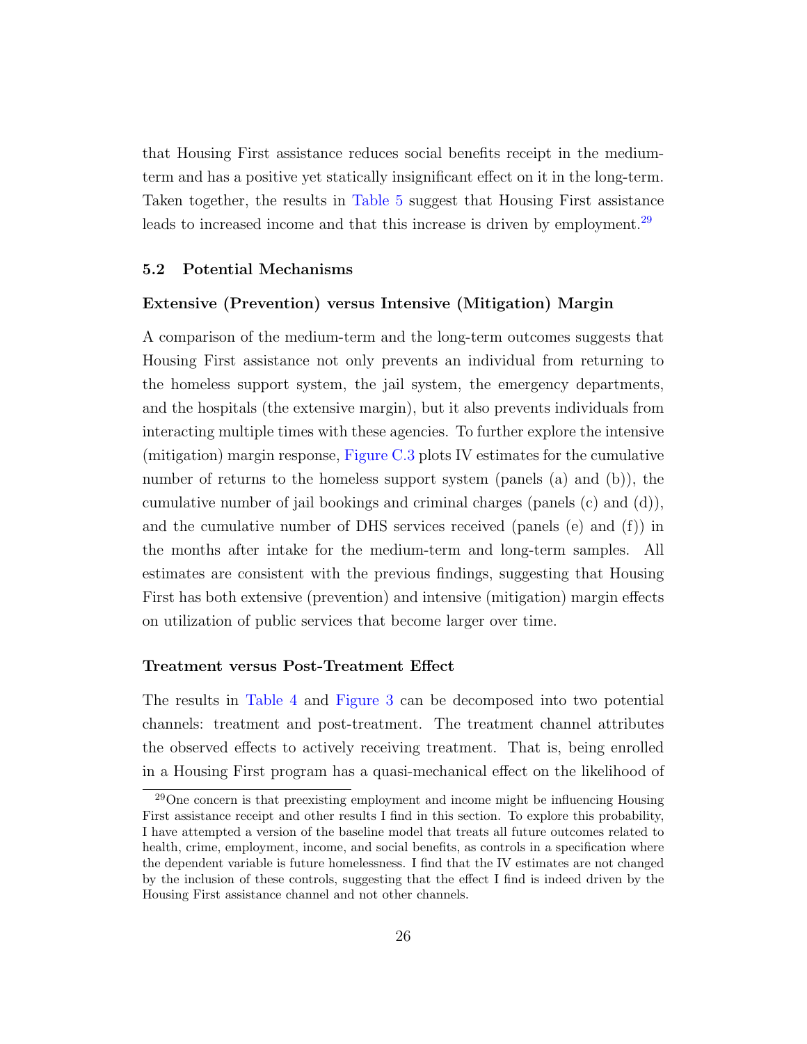that Housing First assistance reduces social benefits receipt in the medium-term and has a positive yet statically insignificant effect on it in the long-term. Taken together, the results in Table 5 suggest that Housing First assistance leads to increased income and that this increase is driven by employment.[29]

### 5.2 Potential Mechanisms

#### Extensive (Prevention) versus Intensive (Mitigation) Margin

A comparison of the medium-term and the long-term outcomes suggests that Housing First assistance not only prevents an individual from returning to the homeless support system, the jail system, the emergency departments, and the hospitals (the extensive margin), but it also prevents individuals from interacting multiple times with these agencies. To further explore the intensive (mitigation) margin response, Figure C.3 plots IV estimates for the cumulative number of returns to the homeless support system (panels (a) and (b)), the cumulative number of jail bookings and criminal charges (panels (c) and (d)), and the cumulative number of DHS services received (panels (e) and (f)) in the months after intake for the medium-term and long-term samples. All estimates are consistent with the previous findings, suggesting that Housing First has both extensive (prevention) and intensive (mitigation) margin effects on utilization of public services that become larger over time.

#### Treatment versus Post-Treatment Effect

The results in Table 4 and Figure 3 can be decomposed into two potential channels: treatment and post-treatment. The treatment channel attributes the observed effects to actively receiving treatment. That is, being enrolled in a Housing First program has a quasi-mechanical effect on the likelihood of

[29] One concern is that preexisting employment and income might be influencing Housing First assistance receipt and other results I find in this section. To explore this probability, I have attempted a version of the baseline model that treats all future outcomes related to health, crime, employment, income, and social benefits, as controls in a specification where the dependent variable is future homelessness. I find that the IV estimates are not changed by the inclusion of these controls, suggesting that the effect I find is indeed driven by the Housing First assistance channel and not other channels.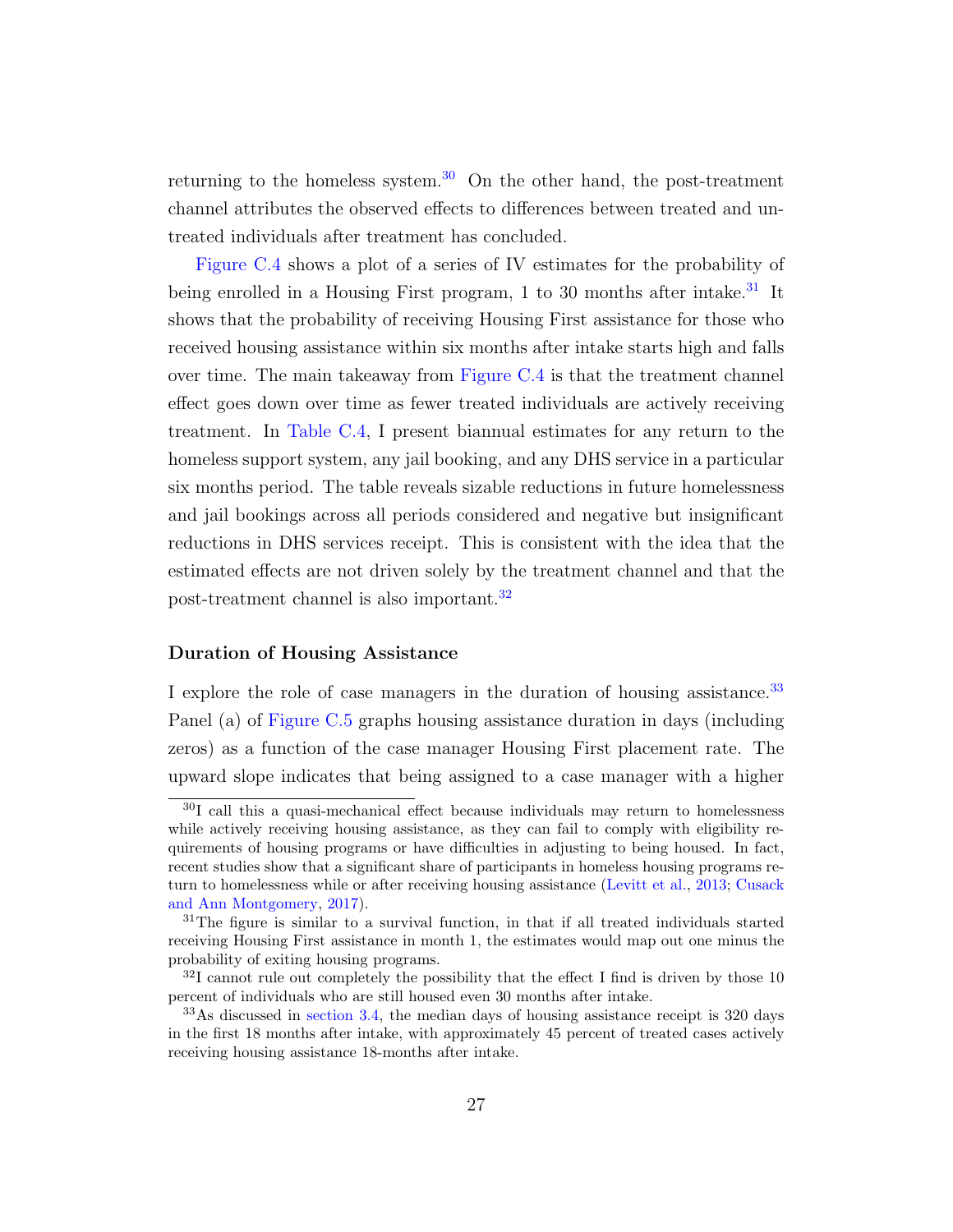returning to the homeless system.[30] On the other hand, the post-treatment channel attributes the observed effects to differences between treated and untreated individuals after treatment has concluded.

Figure C.4 shows a plot of a series of IV estimates for the probability of being enrolled in a Housing First program, 1 to 30 months after intake.[31] It shows that the probability of receiving Housing First assistance for those who received housing assistance within six months after intake starts high and falls over time. The main takeaway from Figure C.4 is that the treatment channel effect goes down over time as fewer treated individuals are actively receiving treatment. In Table C.4, I present biannual estimates for any return to the homeless support system, any jail booking, and any DHS service in a particular six months period. The table reveals sizable reductions in future homelessness and jail bookings across all periods considered and negative but insignificant reductions in DHS services receipt. This is consistent with the idea that the estimated effects are not driven solely by the treatment channel and that the post-treatment channel is also important.[32]

### Duration of Housing Assistance

I explore the role of case managers in the duration of housing assistance.[33] Panel (a) of Figure C.5 graphs housing assistance duration in days (including zeros) as a function of the case manager Housing First placement rate. The upward slope indicates that being assigned to a case manager with a higher

---

[30] I call this a quasi-mechanical effect because individuals may return to homelessness while actively receiving housing assistance, as they can fail to comply with eligibility requirements of housing programs or have difficulties in adjusting to being housed. In fact, recent studies show that a significant share of participants in homeless housing programs return to homelessness while or after receiving housing assistance (Levitt et al., 2013; Cusack and Ann Montgomery, 2017).

[31] The figure is similar to a survival function, in that if all treated individuals started receiving Housing First assistance in month 1, the estimates would map out one minus the probability of exiting housing programs.

[32] I cannot rule out completely the possibility that the effect I find is driven by those 10 percent of individuals who are still housed even 30 months after intake.

[33] As discussed in section 3.4, the median days of housing assistance receipt is 320 days in the first 18 months after intake, with approximately 45 percent of treated cases actively receiving housing assistance 18-months after intake.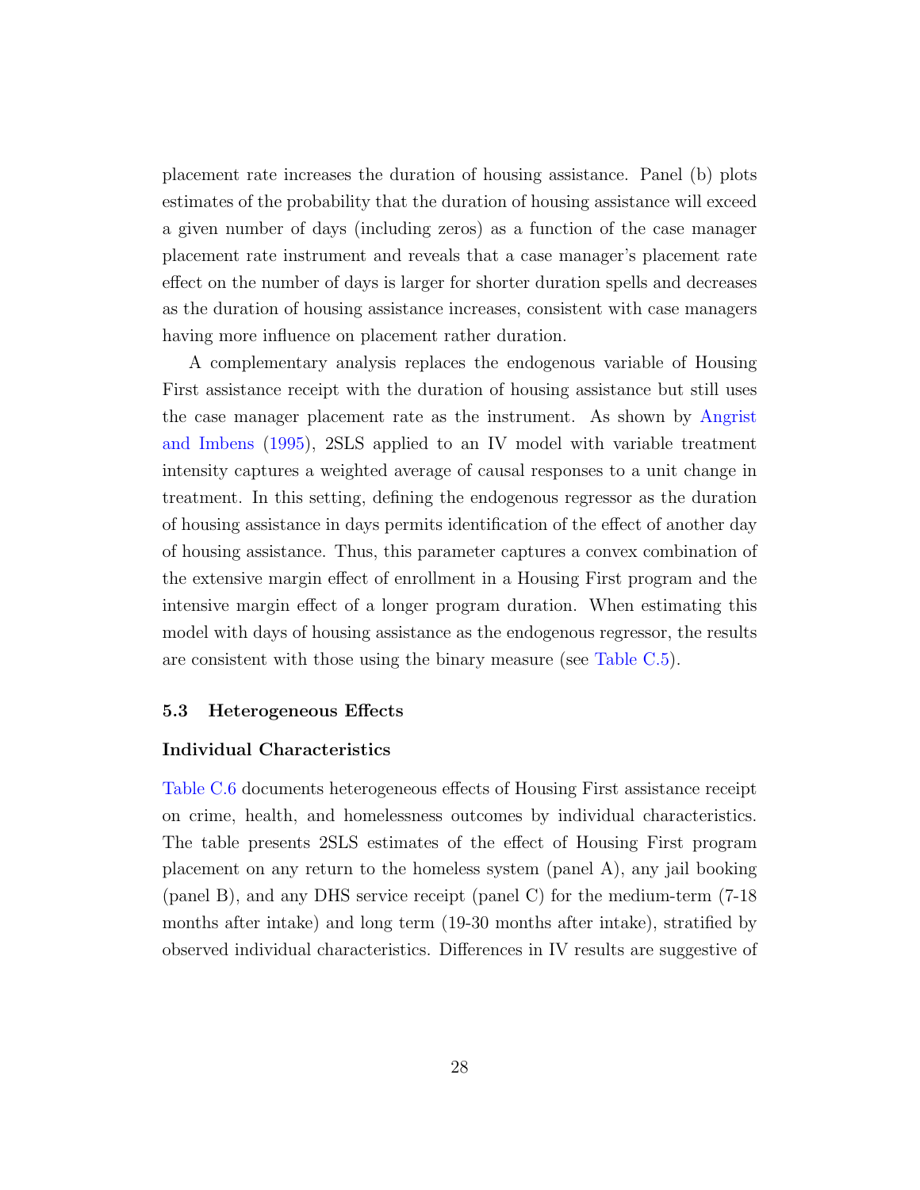placement rate increases the duration of housing assistance. Panel (b) plots estimates of the probability that the duration of housing assistance will exceed a given number of days (including zeros) as a function of the case manager placement rate instrument and reveals that a case manager's placement rate effect on the number of days is larger for shorter duration spells and decreases as the duration of housing assistance increases, consistent with case managers having more influence on placement rather duration.

A complementary analysis replaces the endogenous variable of Housing First assistance receipt with the duration of housing assistance but still uses the case manager placement rate as the instrument. As shown by Angrist and Imbens (1995), 2SLS applied to an IV model with variable treatment intensity captures a weighted average of causal responses to a unit change in treatment. In this setting, defining the endogenous regressor as the duration of housing assistance in days permits identification of the effect of another day of housing assistance. Thus, this parameter captures a convex combination of the extensive margin effect of enrollment in a Housing First program and the intensive margin effect of a longer program duration. When estimating this model with days of housing assistance as the endogenous regressor, the results are consistent with those using the binary measure (see Table C.5).

### 5.3 Heterogeneous Effects

#### Individual Characteristics

Table C.6 documents heterogeneous effects of Housing First assistance receipt on crime, health, and homelessness outcomes by individual characteristics. The table presents 2SLS estimates of the effect of Housing First program placement on any return to the homeless system (panel A), any jail booking (panel B), and any DHS service receipt (panel C) for the medium-term (7-18 months after intake) and long term (19-30 months after intake), stratified by observed individual characteristics. Differences in IV results are suggestive of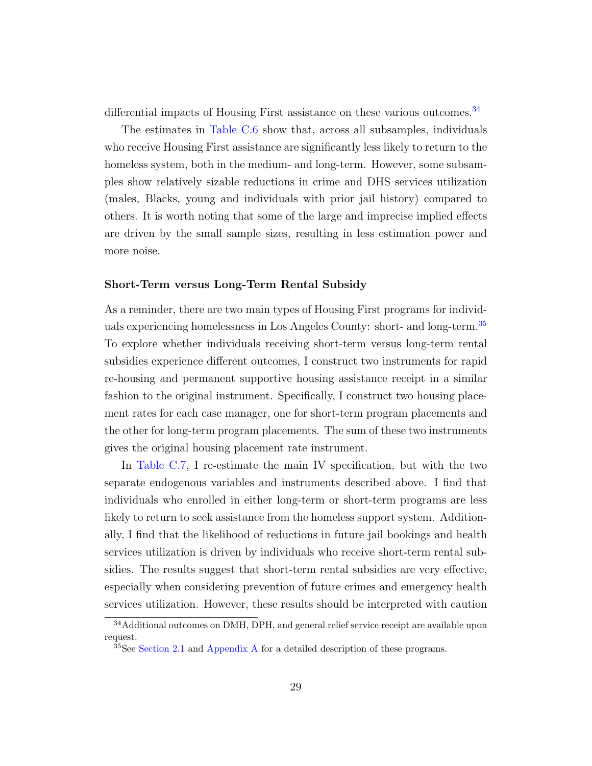differential impacts of Housing First assistance on these various outcomes.[34]

The estimates in Table C.6 show that, across all subsamples, individuals who receive Housing First assistance are significantly less likely to return to the homeless system, both in the medium- and long-term. However, some subsamples show relatively sizable reductions in crime and DHS services utilization (males, Blacks, young and individuals with prior jail history) compared to others. It is worth noting that some of the large and imprecise implied effects are driven by the small sample sizes, resulting in less estimation power and more noise.

**Short-Term versus Long-Term Rental Subsidy**

As a reminder, there are two main types of Housing First programs for individuals experiencing homelessness in Los Angeles County: short- and long-term.[35] To explore whether individuals receiving short-term versus long-term rental subsidies experience different outcomes, I construct two instruments for rapid re-housing and permanent supportive housing assistance receipt in a similar fashion to the original instrument. Specifically, I construct two housing placement rates for each case manager, one for short-term program placements and the other for long-term program placements. The sum of these two instruments gives the original housing placement rate instrument.

In Table C.7, I re-estimate the main IV specification, but with the two separate endogenous variables and instruments described above. I find that individuals who enrolled in either long-term or short-term programs are less likely to return to seek assistance from the homeless support system. Additionally, I find that the likelihood of reductions in future jail bookings and health services utilization is driven by individuals who receive short-term rental subsidies. The results suggest that short-term rental subsidies are very effective, especially when considering prevention of future crimes and emergency health services utilization. However, these results should be interpreted with caution

[34] Additional outcomes on DMH, DPH, and general relief service receipt are available upon request.

[35] See Section 2.1 and Appendix A for a detailed description of these programs.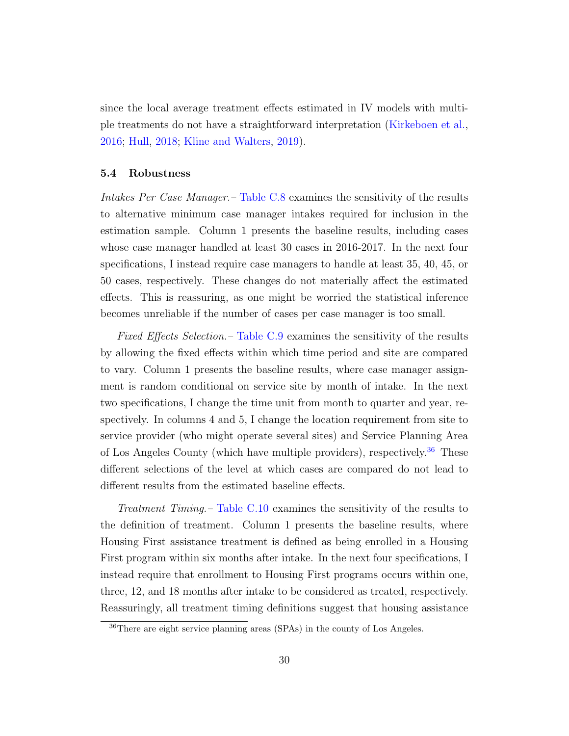since the local average treatment effects estimated in IV models with multiple treatments do not have a straightforward interpretation (Kirkeboen et al., 2016; Hull, 2018; Kline and Walters, 2019).

### 5.4 Robustness

*Intakes Per Case Manager.*– Table C.8 examines the sensitivity of the results to alternative minimum case manager intakes required for inclusion in the estimation sample. Column 1 presents the baseline results, including cases whose case manager handled at least 30 cases in 2016-2017. In the next four specifications, I instead require case managers to handle at least 35, 40, 45, or 50 cases, respectively. These changes do not materially affect the estimated effects. This is reassuring, as one might be worried the statistical inference becomes unreliable if the number of cases per case manager is too small.

*Fixed Effects Selection.*– Table C.9 examines the sensitivity of the results by allowing the fixed effects within which time period and site are compared to vary. Column 1 presents the baseline results, where case manager assignment is random conditional on service site by month of intake. In the next two specifications, I change the time unit from month to quarter and year, respectively. In columns 4 and 5, I change the location requirement from site to service provider (who might operate several sites) and Service Planning Area of Los Angeles County (which have multiple providers), respectively.[36] These different selections of the level at which cases are compared do not lead to different results from the estimated baseline effects.

*Treatment Timing.*– Table C.10 examines the sensitivity of the results to the definition of treatment. Column 1 presents the baseline results, where Housing First assistance treatment is defined as being enrolled in a Housing First program within six months after intake. In the next four specifications, I instead require that enrollment to Housing First programs occurs within one, three, 12, and 18 months after intake to be considered as treated, respectively. Reassuringly, all treatment timing definitions suggest that housing assistance

[36] There are eight service planning areas (SPAs) in the county of Los Angeles.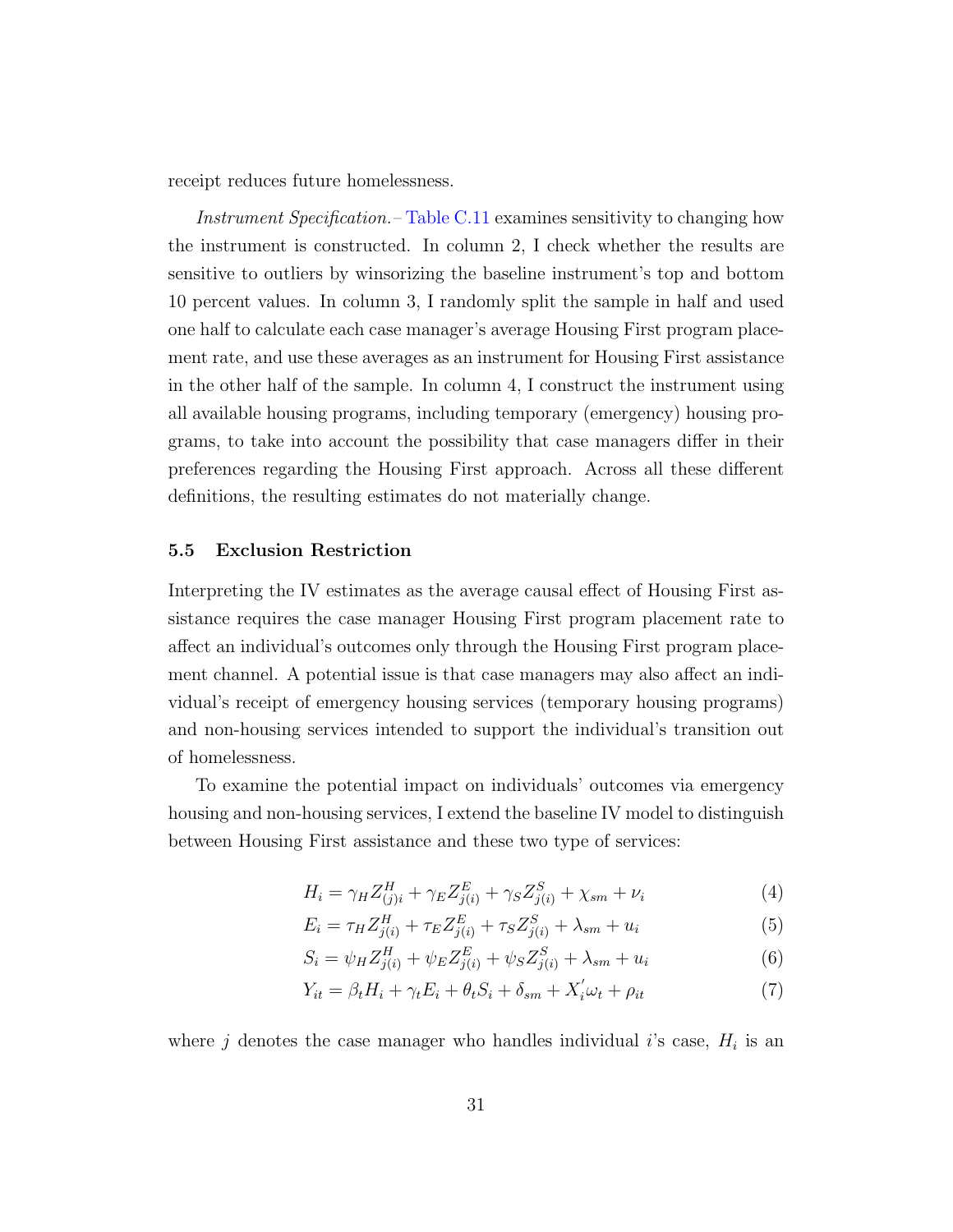receipt reduces future homelessness.

*Instrument Specification.*– Table C.11 examines sensitivity to changing how the instrument is constructed. In column 2, I check whether the results are sensitive to outliers by winsorizing the baseline instrument's top and bottom 10 percent values. In column 3, I randomly split the sample in half and used one half to calculate each case manager's average Housing First program placement rate, and use these averages as an instrument for Housing First assistance in the other half of the sample. In column 4, I construct the instrument using all available housing programs, including temporary (emergency) housing programs, to take into account the possibility that case managers differ in their preferences regarding the Housing First approach. Across all these different definitions, the resulting estimates do not materially change.

### 5.5 Exclusion Restriction

Interpreting the IV estimates as the average causal effect of Housing First assistance requires the case manager Housing First program placement rate to affect an individual's outcomes only through the Housing First program placement channel. A potential issue is that case managers may also affect an individual's receipt of emergency housing services (temporary housing programs) and non-housing services intended to support the individual's transition out of homelessness.

To examine the potential impact on individuals' outcomes via emergency housing and non-housing services, I extend the baseline IV model to distinguish between Housing First assistance and these two type of services:

$$H_i = \gamma_H Z^H_{(j)i} + \gamma_E Z^E_{j(i)} + \gamma_S Z^S_{j(i)} + \chi_{sm} + \nu_i \tag{4}$$

$$E_i = \tau_H Z^H_{j(i)} + \tau_E Z^E_{j(i)} + \tau_S Z^S_{j(i)} + \lambda_{sm} + u_i \tag{5}$$

$$S_i = \psi_H Z^H_{j(i)} + \psi_E Z^E_{j(i)} + \psi_S Z^S_{j(i)} + \lambda_{sm} + u_i \tag{6}$$

$$Y_{it} = \beta_t H_i + \gamma_t E_i + \theta_t S_i + \delta_{sm} + X_i^{'} \omega_t + \rho_{it} \tag{7}$$

where $j$ denotes the case manager who handles individual $i$'s case, $H_i$ is an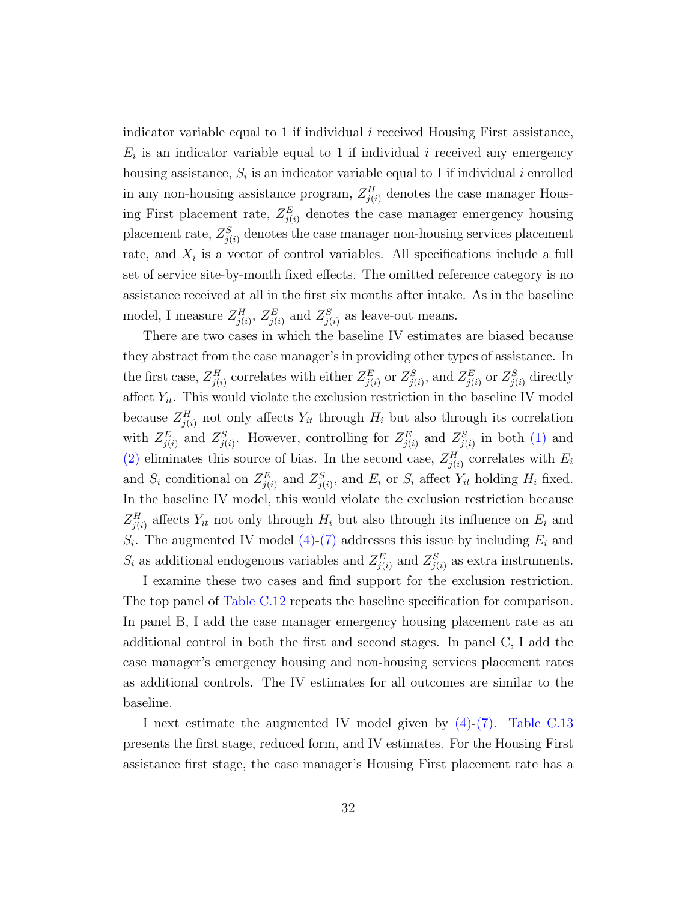indicator variable equal to 1 if individual $i$ received Housing First assistance, $E_i$ is an indicator variable equal to 1 if individual $i$ received any emergency housing assistance, $S_i$ is an indicator variable equal to 1 if individual $i$ enrolled in any non-housing assistance program, $Z^H_{j(i)}$ denotes the case manager Housing First placement rate, $Z^E_{j(i)}$ denotes the case manager emergency housing placement rate, $Z^S_{j(i)}$ denotes the case manager non-housing services placement rate, and $X_i$ is a vector of control variables. All specifications include a full set of service site-by-month fixed effects. The omitted reference category is no assistance received at all in the first six months after intake. As in the baseline model, I measure $Z^H_{j(i)}$, $Z^E_{j(i)}$ and $Z^S_{j(i)}$ as leave-out means.

There are two cases in which the baseline IV estimates are biased because they abstract from the case manager's in providing other types of assistance. In the first case, $Z^H_{j(i)}$ correlates with either $Z^E_{j(i)}$ or $Z^S_{j(i)}$, and $Z^E_{j(i)}$ or $Z^S_{j(i)}$ directly affect $Y_{it}$. This would violate the exclusion restriction in the baseline IV model because $Z^H_{j(i)}$ not only affects $Y_{it}$ through $H_i$ but also through its correlation with $Z^E_{j(i)}$ and $Z^S_{j(i)}$. However, controlling for $Z^E_{j(i)}$ and $Z^S_{j(i)}$ in both (1) and (2) eliminates this source of bias. In the second case, $Z^H_{j(i)}$ correlates with $E_i$ and $S_i$ conditional on $Z^E_{j(i)}$ and $Z^S_{j(i)}$, and $E_i$ or $S_i$ affect $Y_{it}$ holding $H_i$ fixed. In the baseline IV model, this would violate the exclusion restriction because $Z^H_{j(i)}$ affects $Y_{it}$ not only through $H_i$ but also through its influence on $E_i$ and $S_i$. The augmented IV model (4)-(7) addresses this issue by including $E_i$ and $S_i$ as additional endogenous variables and $Z^E_{j(i)}$ and $Z^S_{j(i)}$ as extra instruments.

I examine these two cases and find support for the exclusion restriction. The top panel of Table C.12 repeats the baseline specification for comparison. In panel B, I add the case manager emergency housing placement rate as an additional control in both the first and second stages. In panel C, I add the case manager's emergency housing and non-housing services placement rates as additional controls. The IV estimates for all outcomes are similar to the baseline.

I next estimate the augmented IV model given by (4)-(7). Table C.13 presents the first stage, reduced form, and IV estimates. For the Housing First assistance first stage, the case manager's Housing First placement rate has a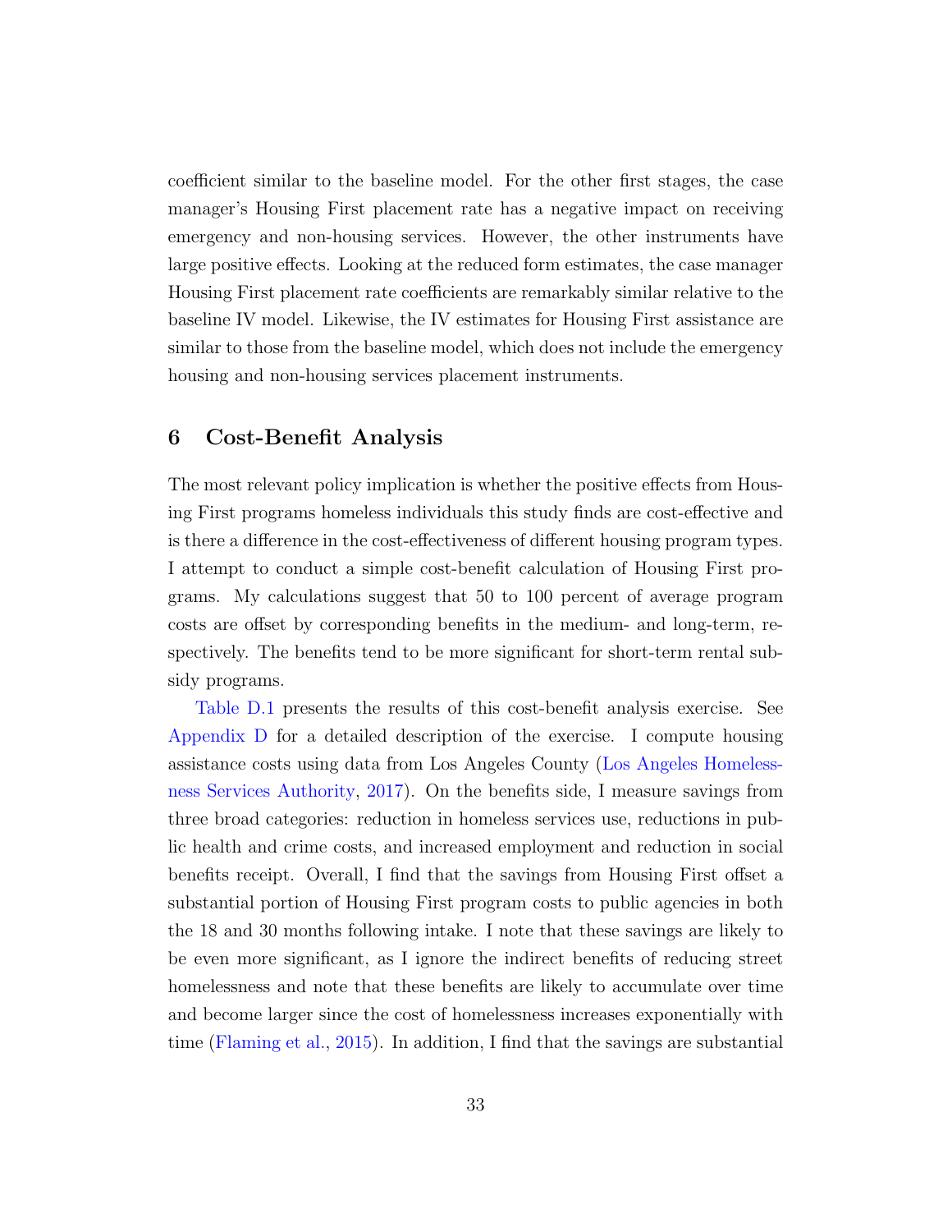coefficient similar to the baseline model. For the other first stages, the case manager's Housing First placement rate has a negative impact on receiving emergency and non-housing services. However, the other instruments have large positive effects. Looking at the reduced form estimates, the case manager Housing First placement rate coefficients are remarkably similar relative to the baseline IV model. Likewise, the IV estimates for Housing First assistance are similar to those from the baseline model, which does not include the emergency housing and non-housing services placement instruments.

## 6 Cost-Benefit Analysis

The most relevant policy implication is whether the positive effects from Housing First programs homeless individuals this study finds are cost-effective and is there a difference in the cost-effectiveness of different housing program types. I attempt to conduct a simple cost-benefit calculation of Housing First programs. My calculations suggest that 50 to 100 percent of average program costs are offset by corresponding benefits in the medium- and long-term, respectively. The benefits tend to be more significant for short-term rental subsidy programs.

Table D.1 presents the results of this cost-benefit analysis exercise. See Appendix D for a detailed description of the exercise. I compute housing assistance costs using data from Los Angeles County (Los Angeles Homelessness Services Authority, 2017). On the benefits side, I measure savings from three broad categories: reduction in homeless services use, reductions in public health and crime costs, and increased employment and reduction in social benefits receipt. Overall, I find that the savings from Housing First offset a substantial portion of Housing First program costs to public agencies in both the 18 and 30 months following intake. I note that these savings are likely to be even more significant, as I ignore the indirect benefits of reducing street homelessness and note that these benefits are likely to accumulate over time and become larger since the cost of homelessness increases exponentially with time (Flaming et al., 2015). In addition, I find that the savings are substantial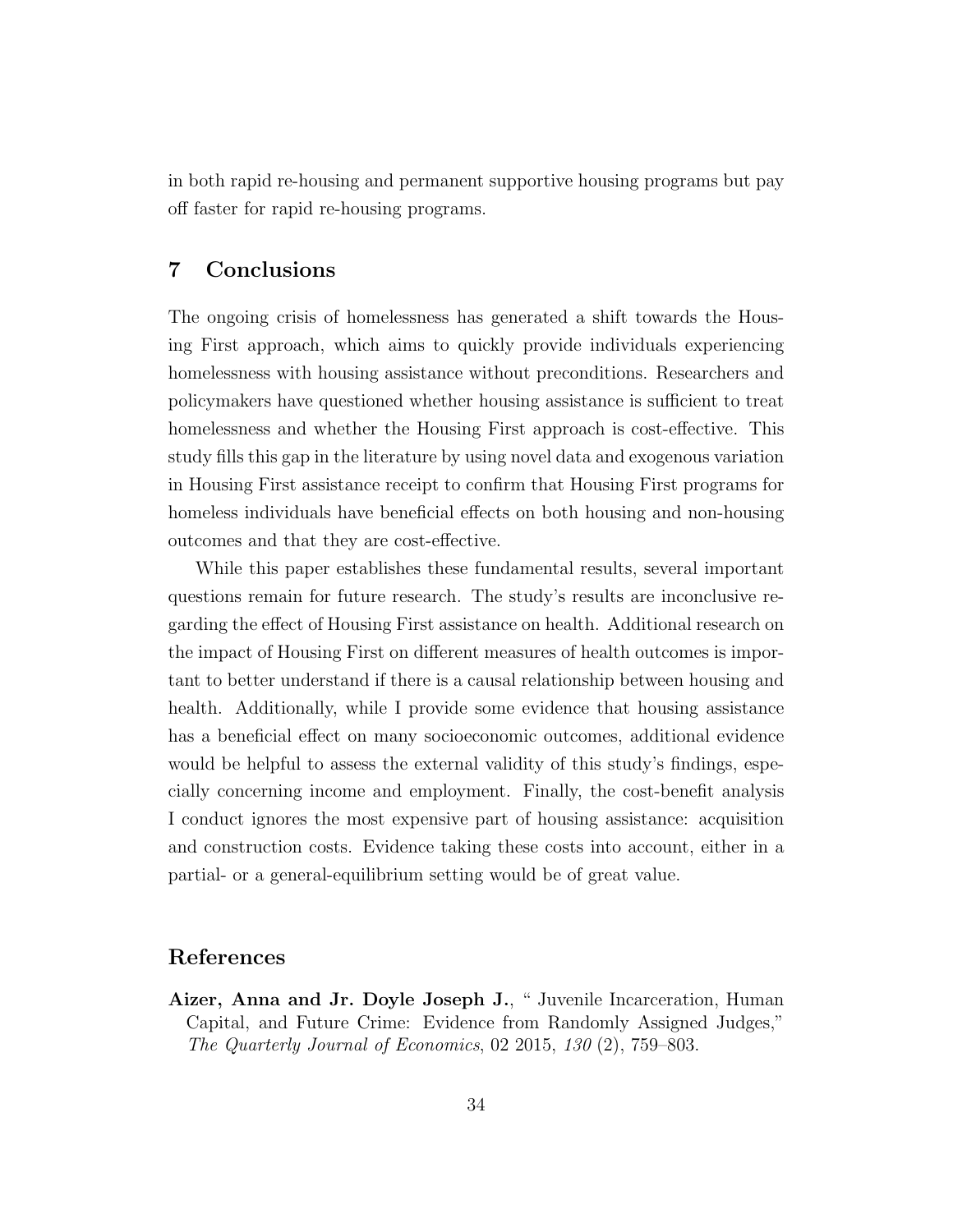in both rapid re-housing and permanent supportive housing programs but pay off faster for rapid re-housing programs.

## 7 Conclusions

The ongoing crisis of homelessness has generated a shift towards the Housing First approach, which aims to quickly provide individuals experiencing homelessness with housing assistance without preconditions. Researchers and policymakers have questioned whether housing assistance is sufficient to treat homelessness and whether the Housing First approach is cost-effective. This study fills this gap in the literature by using novel data and exogenous variation in Housing First assistance receipt to confirm that Housing First programs for homeless individuals have beneficial effects on both housing and non-housing outcomes and that they are cost-effective.

While this paper establishes these fundamental results, several important questions remain for future research. The study's results are inconclusive regarding the effect of Housing First assistance on health. Additional research on the impact of Housing First on different measures of health outcomes is important to better understand if there is a causal relationship between housing and health. Additionally, while I provide some evidence that housing assistance has a beneficial effect on many socioeconomic outcomes, additional evidence would be helpful to assess the external validity of this study's findings, especially concerning income and employment. Finally, the cost-benefit analysis I conduct ignores the most expensive part of housing assistance: acquisition and construction costs. Evidence taking these costs into account, either in a partial- or a general-equilibrium setting would be of great value.

## References

**Aizer, Anna and Jr. Doyle Joseph J.**, " Juvenile Incarceration, Human Capital, and Future Crime: Evidence from Randomly Assigned Judges," *The Quarterly Journal of Economics*, 02 2015, *130* (2), 759–803.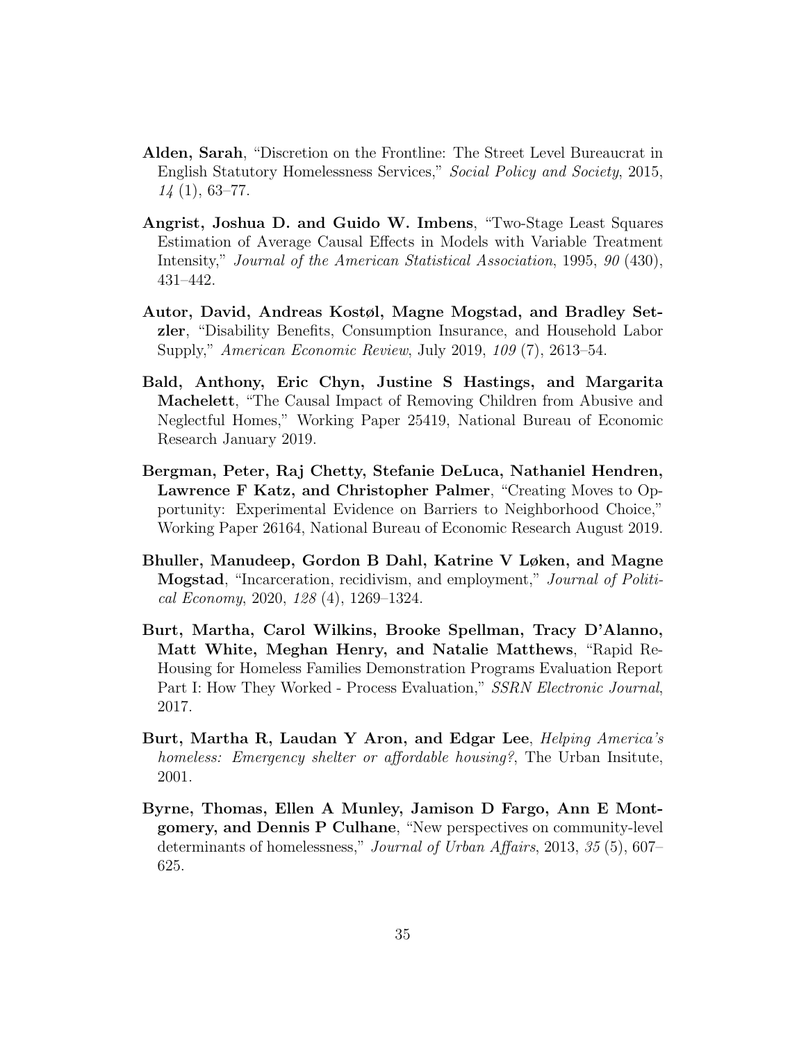**Alden, Sarah**, "Discretion on the Frontline: The Street Level Bureaucrat in English Statutory Homelessness Services," *Social Policy and Society*, 2015, *14* (1), 63–77.

**Angrist, Joshua D. and Guido W. Imbens**, "Two-Stage Least Squares Estimation of Average Causal Effects in Models with Variable Treatment Intensity," *Journal of the American Statistical Association*, 1995, *90* (430), 431–442.

**Autor, David, Andreas Kostøl, Magne Mogstad, and Bradley Setzler**, "Disability Benefits, Consumption Insurance, and Household Labor Supply," *American Economic Review*, July 2019, *109* (7), 2613–54.

**Bald, Anthony, Eric Chyn, Justine S Hastings, and Margarita Machelett**, "The Causal Impact of Removing Children from Abusive and Neglectful Homes," Working Paper 25419, National Bureau of Economic Research January 2019.

**Bergman, Peter, Raj Chetty, Stefanie DeLuca, Nathaniel Hendren, Lawrence F Katz, and Christopher Palmer**, "Creating Moves to Opportunity: Experimental Evidence on Barriers to Neighborhood Choice," Working Paper 26164, National Bureau of Economic Research August 2019.

**Bhuller, Manudeep, Gordon B Dahl, Katrine V Løken, and Magne Mogstad**, "Incarceration, recidivism, and employment," *Journal of Political Economy*, 2020, *128* (4), 1269–1324.

**Burt, Martha, Carol Wilkins, Brooke Spellman, Tracy D'Alanno, Matt White, Meghan Henry, and Natalie Matthews**, "Rapid Re-Housing for Homeless Families Demonstration Programs Evaluation Report Part I: How They Worked - Process Evaluation," *SSRN Electronic Journal*, 2017.

**Burt, Martha R, Laudan Y Aron, and Edgar Lee**, *Helping America's homeless: Emergency shelter or affordable housing?*, The Urban Insitute, 2001.

**Byrne, Thomas, Ellen A Munley, Jamison D Fargo, Ann E Montgomery, and Dennis P Culhane**, "New perspectives on community-level determinants of homelessness," *Journal of Urban Affairs*, 2013, *35* (5), 607–625.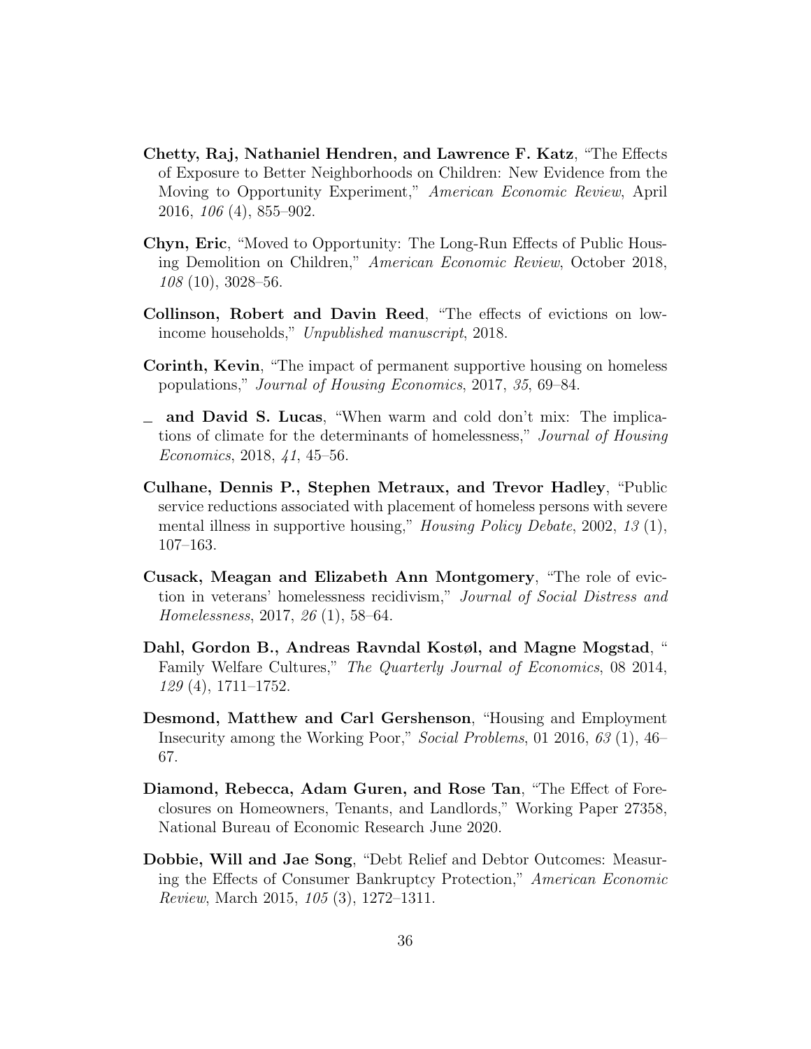**Chetty, Raj, Nathaniel Hendren, and Lawrence F. Katz**, "The Effects of Exposure to Better Neighborhoods on Children: New Evidence from the Moving to Opportunity Experiment," *American Economic Review*, April 2016, *106* (4), 855–902.

**Chyn, Eric**, "Moved to Opportunity: The Long-Run Effects of Public Housing Demolition on Children," *American Economic Review*, October 2018, *108* (10), 3028–56.

**Collinson, Robert and Davin Reed**, "The effects of evictions on low-income households," *Unpublished manuscript*, 2018.

**Corinth, Kevin**, "The impact of permanent supportive housing on homeless populations," *Journal of Housing Economics*, 2017, *35*, 69–84.

_ **and David S. Lucas**, "When warm and cold don't mix: The implications of climate for the determinants of homelessness," *Journal of Housing Economics*, 2018, *41*, 45–56.

**Culhane, Dennis P., Stephen Metraux, and Trevor Hadley**, "Public service reductions associated with placement of homeless persons with severe mental illness in supportive housing," *Housing Policy Debate*, 2002, *13* (1), 107–163.

**Cusack, Meagan and Elizabeth Ann Montgomery**, "The role of eviction in veterans' homelessness recidivism," *Journal of Social Distress and Homelessness*, 2017, *26* (1), 58–64.

**Dahl, Gordon B., Andreas Ravndal Kostøl, and Magne Mogstad**, " Family Welfare Cultures," *The Quarterly Journal of Economics*, 08 2014, *129* (4), 1711–1752.

**Desmond, Matthew and Carl Gershenson**, "Housing and Employment Insecurity among the Working Poor," *Social Problems*, 01 2016, *63* (1), 46–67.

**Diamond, Rebecca, Adam Guren, and Rose Tan**, "The Effect of Foreclosures on Homeowners, Tenants, and Landlords," Working Paper 27358, National Bureau of Economic Research June 2020.

**Dobbie, Will and Jae Song**, "Debt Relief and Debtor Outcomes: Measuring the Effects of Consumer Bankruptcy Protection," *American Economic Review*, March 2015, *105* (3), 1272–1311.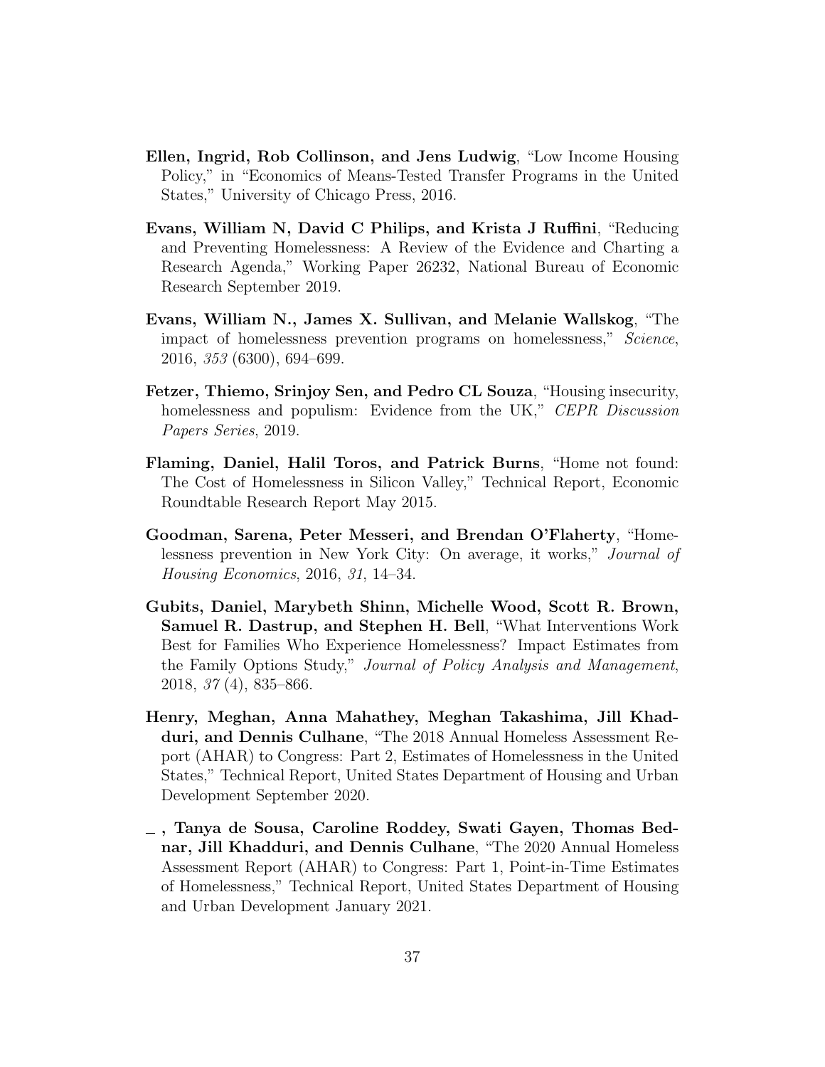**Ellen, Ingrid, Rob Collinson, and Jens Ludwig**, "Low Income Housing Policy," in "Economics of Means-Tested Transfer Programs in the United States," University of Chicago Press, 2016.

**Evans, William N, David C Philips, and Krista J Ruffini**, "Reducing and Preventing Homelessness: A Review of the Evidence and Charting a Research Agenda," Working Paper 26232, National Bureau of Economic Research September 2019.

**Evans, William N., James X. Sullivan, and Melanie Wallskog**, "The impact of homelessness prevention programs on homelessness," *Science*, 2016, *353* (6300), 694–699.

**Fetzer, Thiemo, Srinjoy Sen, and Pedro CL Souza**, "Housing insecurity, homelessness and populism: Evidence from the UK," *CEPR Discussion Papers Series*, 2019.

**Flaming, Daniel, Halil Toros, and Patrick Burns**, "Home not found: The Cost of Homelessness in Silicon Valley," Technical Report, Economic Roundtable Research Report May 2015.

**Goodman, Sarena, Peter Messeri, and Brendan O'Flaherty**, "Homelessness prevention in New York City: On average, it works," *Journal of Housing Economics*, 2016, *31*, 14–34.

**Gubits, Daniel, Marybeth Shinn, Michelle Wood, Scott R. Brown, Samuel R. Dastrup, and Stephen H. Bell**, "What Interventions Work Best for Families Who Experience Homelessness? Impact Estimates from the Family Options Study," *Journal of Policy Analysis and Management*, 2018, *37* (4), 835–866.

**Henry, Meghan, Anna Mahathey, Meghan Takashima, Jill Khadduri, and Dennis Culhane**, "The 2018 Annual Homeless Assessment Report (AHAR) to Congress: Part 2, Estimates of Homelessness in the United States," Technical Report, United States Department of Housing and Urban Development September 2020.

**_, Tanya de Sousa, Caroline Roddey, Swati Gayen, Thomas Bednar, Jill Khadduri, and Dennis Culhane**, "The 2020 Annual Homeless Assessment Report (AHAR) to Congress: Part 1, Point-in-Time Estimates of Homelessness," Technical Report, United States Department of Housing and Urban Development January 2021.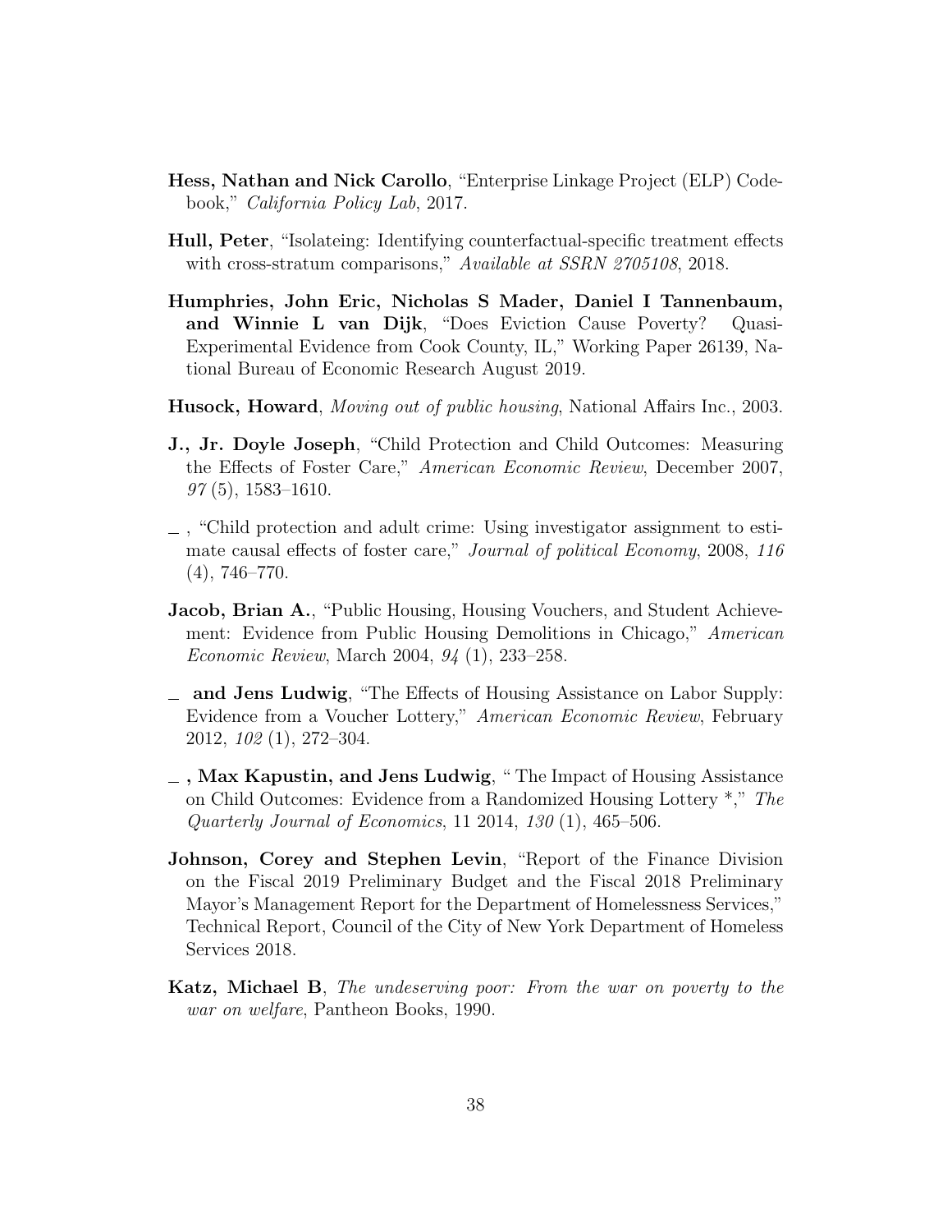**Hess, Nathan and Nick Carollo**, "Enterprise Linkage Project (ELP) Codebook," *California Policy Lab*, 2017.

**Hull, Peter**, "Isolateing: Identifying counterfactual-specific treatment effects with cross-stratum comparisons," *Available at SSRN 2705108*, 2018.

**Humphries, John Eric, Nicholas S Mader, Daniel I Tannenbaum, and Winnie L van Dijk**, "Does Eviction Cause Poverty? Quasi-Experimental Evidence from Cook County, IL," Working Paper 26139, National Bureau of Economic Research August 2019.

**Husock, Howard**, *Moving out of public housing*, National Affairs Inc., 2003.

**J., Jr. Doyle Joseph**, "Child Protection and Child Outcomes: Measuring the Effects of Foster Care," *American Economic Review*, December 2007, *97* (5), 1583–1610.

_ , "Child protection and adult crime: Using investigator assignment to estimate causal effects of foster care," *Journal of political Economy*, 2008, *116* (4), 746–770.

**Jacob, Brian A.**, "Public Housing, Housing Vouchers, and Student Achievement: Evidence from Public Housing Demolitions in Chicago," *American Economic Review*, March 2004, *94* (1), 233–258.

_ **and Jens Ludwig**, "The Effects of Housing Assistance on Labor Supply: Evidence from a Voucher Lottery," *American Economic Review*, February 2012, *102* (1), 272–304.

_ **, Max Kapustin, and Jens Ludwig**, " The Impact of Housing Assistance on Child Outcomes: Evidence from a Randomized Housing Lottery *," *The Quarterly Journal of Economics*, 11 2014, *130* (1), 465–506.

**Johnson, Corey and Stephen Levin**, "Report of the Finance Division on the Fiscal 2019 Preliminary Budget and the Fiscal 2018 Preliminary Mayor's Management Report for the Department of Homelessness Services," Technical Report, Council of the City of New York Department of Homeless Services 2018.

**Katz, Michael B**, *The undeserving poor: From the war on poverty to the war on welfare*, Pantheon Books, 1990.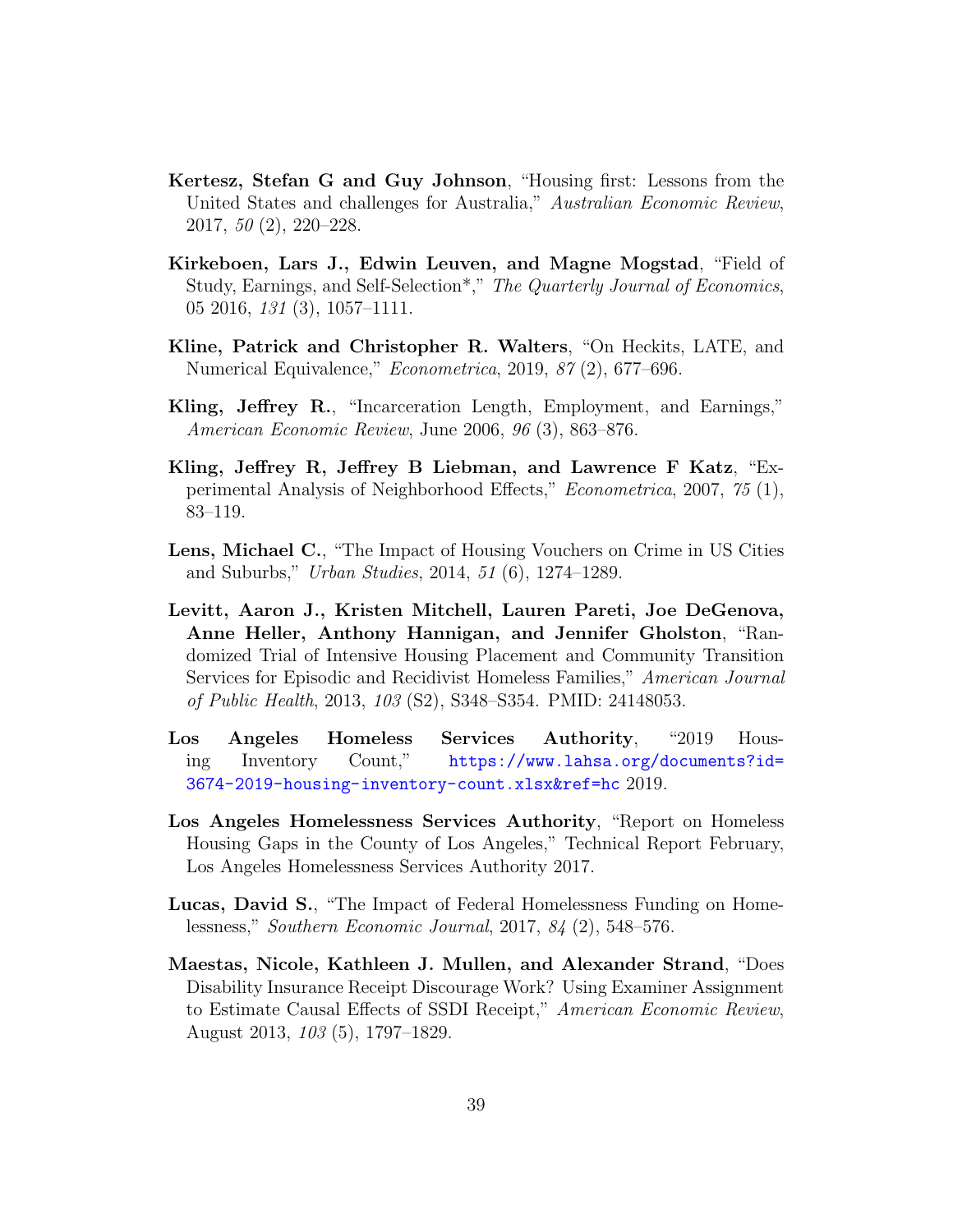**Kertesz, Stefan G and Guy Johnson**, "Housing first: Lessons from the United States and challenges for Australia," *Australian Economic Review*, 2017, *50* (2), 220–228.

**Kirkeboen, Lars J., Edwin Leuven, and Magne Mogstad**, "Field of Study, Earnings, and Self-Selection*," *The Quarterly Journal of Economics*, 05 2016, *131* (3), 1057–1111.

**Kline, Patrick and Christopher R. Walters**, "On Heckits, LATE, and Numerical Equivalence," *Econometrica*, 2019, *87* (2), 677–696.

**Kling, Jeffrey R.**, "Incarceration Length, Employment, and Earnings," *American Economic Review*, June 2006, *96* (3), 863–876.

**Kling, Jeffrey R, Jeffrey B Liebman, and Lawrence F Katz**, "Experimental Analysis of Neighborhood Effects," *Econometrica*, 2007, *75* (1), 83–119.

**Lens, Michael C.**, "The Impact of Housing Vouchers on Crime in US Cities and Suburbs," *Urban Studies*, 2014, *51* (6), 1274–1289.

**Levitt, Aaron J., Kristen Mitchell, Lauren Pareti, Joe DeGenova, Anne Heller, Anthony Hannigan, and Jennifer Gholston**, "Randomized Trial of Intensive Housing Placement and Community Transition Services for Episodic and Recidivist Homeless Families," *American Journal of Public Health*, 2013, *103* (S2), S348–S354. PMID: 24148053.

**Los Angeles Homeless Services Authority**, "2019 Housing Inventory Count," https://www.lahsa.org/documents?id=3674-2019-housing-inventory-count.xlsx&ref=hc 2019.

**Los Angeles Homelessness Services Authority**, "Report on Homeless Housing Gaps in the County of Los Angeles," Technical Report February, Los Angeles Homelessness Services Authority 2017.

**Lucas, David S.**, "The Impact of Federal Homelessness Funding on Homelessness," *Southern Economic Journal*, 2017, *84* (2), 548–576.

**Maestas, Nicole, Kathleen J. Mullen, and Alexander Strand**, "Does Disability Insurance Receipt Discourage Work? Using Examiner Assignment to Estimate Causal Effects of SSDI Receipt," *American Economic Review*, August 2013, *103* (5), 1797–1829.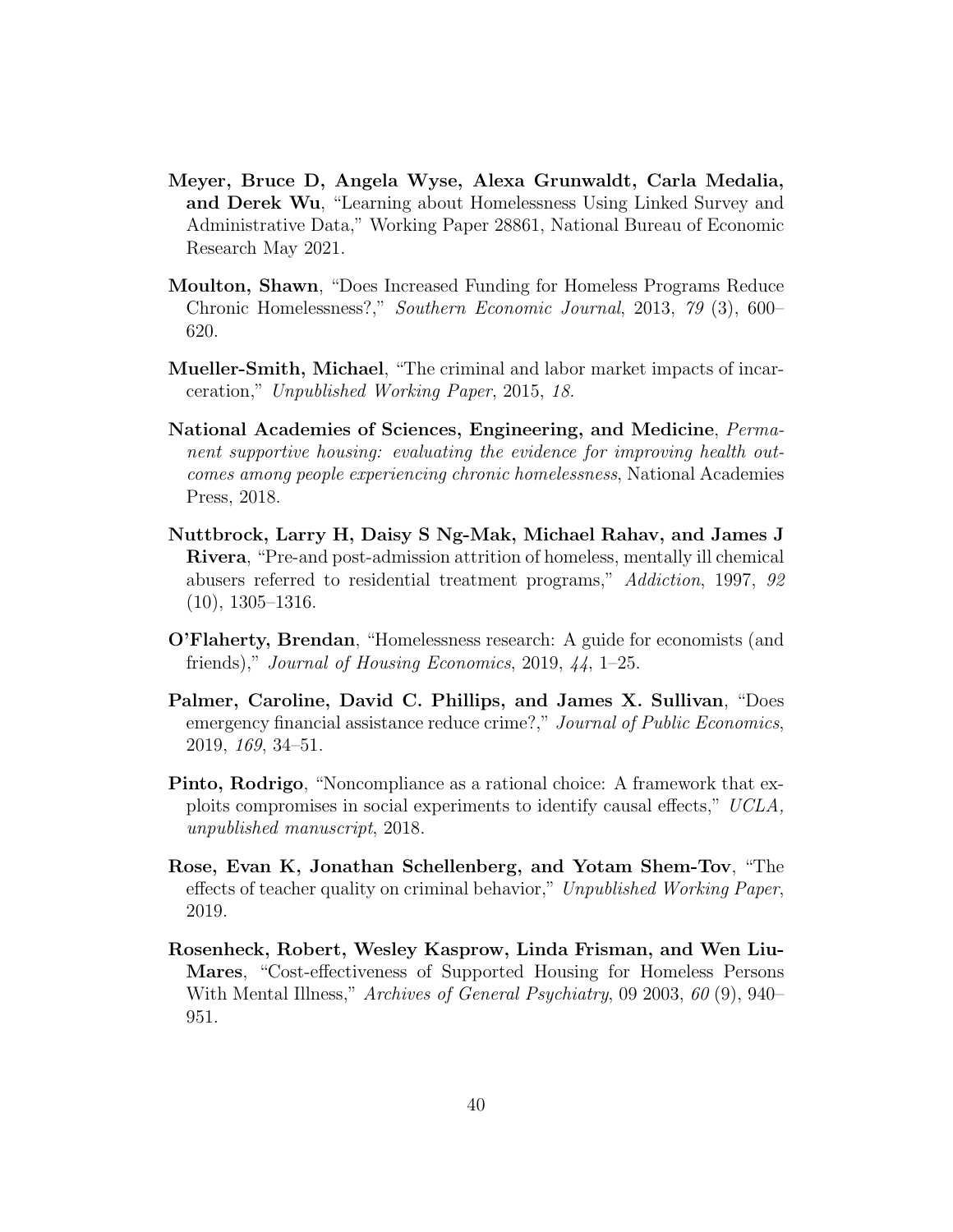**Meyer, Bruce D, Angela Wyse, Alexa Grunwaldt, Carla Medalia, and Derek Wu**, "Learning about Homelessness Using Linked Survey and Administrative Data," Working Paper 28861, National Bureau of Economic Research May 2021.

**Moulton, Shawn**, "Does Increased Funding for Homeless Programs Reduce Chronic Homelessness?," *Southern Economic Journal*, 2013, *79* (3), 600–620.

**Mueller-Smith, Michael**, "The criminal and labor market impacts of incarceration," *Unpublished Working Paper*, 2015, *18*.

**National Academies of Sciences, Engineering, and Medicine**, *Permanent supportive housing: evaluating the evidence for improving health outcomes among people experiencing chronic homelessness*, National Academies Press, 2018.

**Nuttbrock, Larry H, Daisy S Ng-Mak, Michael Rahav, and James J Rivera**, "Pre-and post-admission attrition of homeless, mentally ill chemical abusers referred to residential treatment programs," *Addiction*, 1997, *92* (10), 1305–1316.

**O'Flaherty, Brendan**, "Homelessness research: A guide for economists (and friends)," *Journal of Housing Economics*, 2019, *44*, 1–25.

**Palmer, Caroline, David C. Phillips, and James X. Sullivan**, "Does emergency financial assistance reduce crime?," *Journal of Public Economics*, 2019, *169*, 34–51.

**Pinto, Rodrigo**, "Noncompliance as a rational choice: A framework that exploits compromises in social experiments to identify causal effects," *UCLA, unpublished manuscript*, 2018.

**Rose, Evan K, Jonathan Schellenberg, and Yotam Shem-Tov**, "The effects of teacher quality on criminal behavior," *Unpublished Working Paper*, 2019.

**Rosenheck, Robert, Wesley Kasprow, Linda Frisman, and Wen Liu-Mares**, "Cost-effectiveness of Supported Housing for Homeless Persons With Mental Illness," *Archives of General Psychiatry*, 09 2003, *60* (9), 940–951.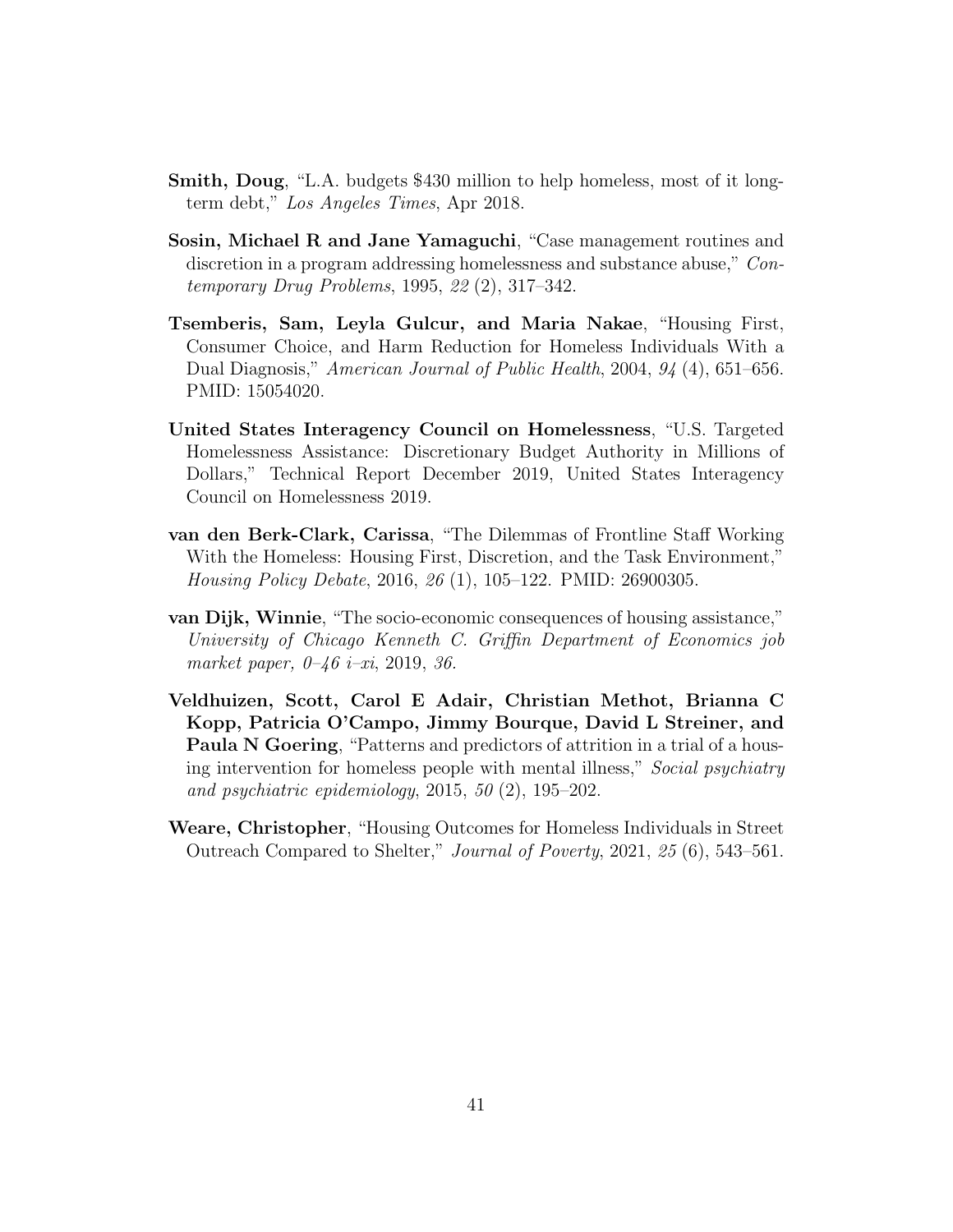**Smith, Doug**, "L.A. budgets $430 million to help homeless, most of it long-term debt," *Los Angeles Times*, Apr 2018.

**Sosin, Michael R and Jane Yamaguchi**, "Case management routines and discretion in a program addressing homelessness and substance abuse," *Contemporary Drug Problems*, 1995, *22* (2), 317–342.

**Tsemberis, Sam, Leyla Gulcur, and Maria Nakae**, "Housing First, Consumer Choice, and Harm Reduction for Homeless Individuals With a Dual Diagnosis," *American Journal of Public Health*, 2004, *94* (4), 651–656. PMID: 15054020.

**United States Interagency Council on Homelessness**, "U.S. Targeted Homelessness Assistance: Discretionary Budget Authority in Millions of Dollars," Technical Report December 2019, United States Interagency Council on Homelessness 2019.

**van den Berk-Clark, Carissa**, "The Dilemmas of Frontline Staff Working With the Homeless: Housing First, Discretion, and the Task Environment," *Housing Policy Debate*, 2016, *26* (1), 105–122. PMID: 26900305.

**van Dijk, Winnie**, "The socio-economic consequences of housing assistance," *University of Chicago Kenneth C. Griffin Department of Economics job market paper, 0–46 i–xi*, 2019, *36.*

**Veldhuizen, Scott, Carol E Adair, Christian Methot, Brianna C Kopp, Patricia O'Campo, Jimmy Bourque, David L Streiner, and Paula N Goering**, "Patterns and predictors of attrition in a trial of a housing intervention for homeless people with mental illness," *Social psychiatry and psychiatric epidemiology*, 2015, *50* (2), 195–202.

**Weare, Christopher**, "Housing Outcomes for Homeless Individuals in Street Outreach Compared to Shelter," *Journal of Poverty*, 2021, *25* (6), 543–561.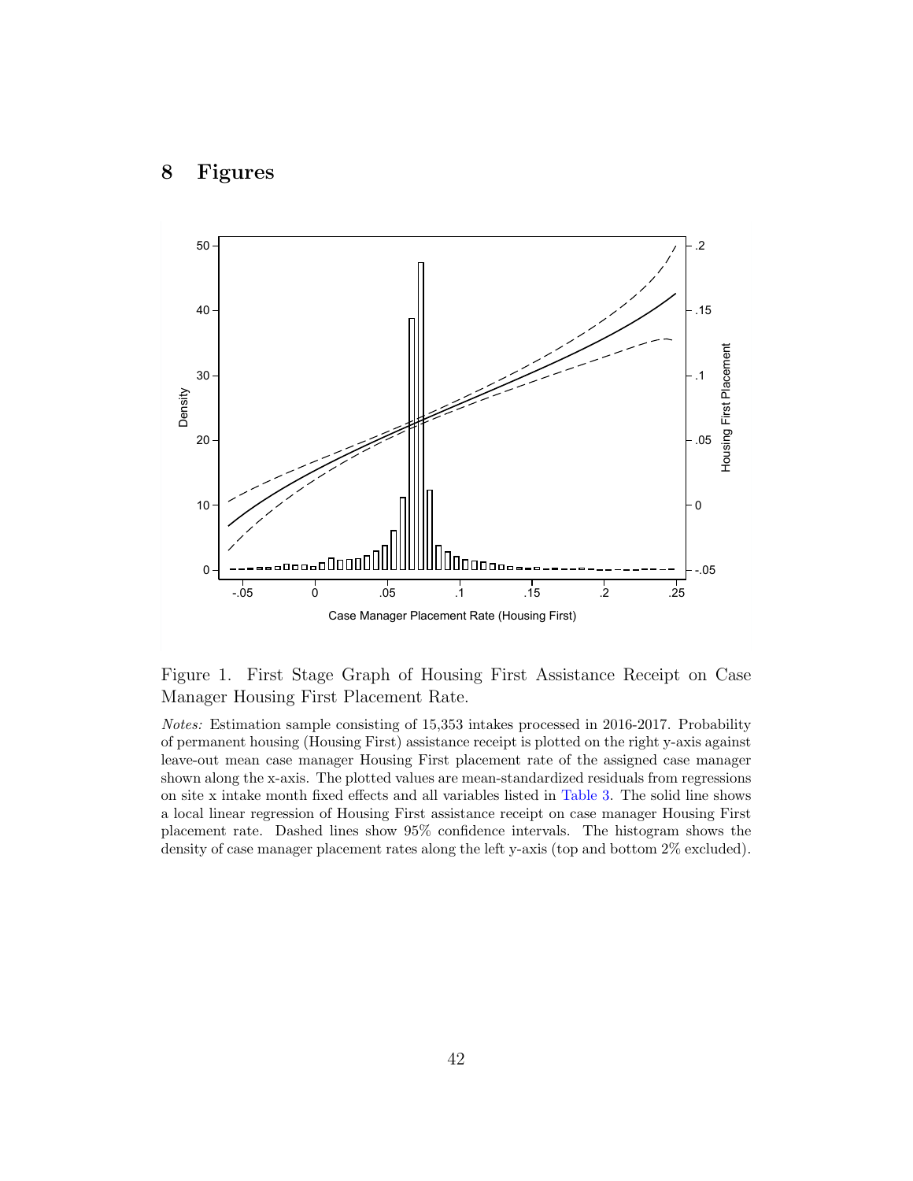# 8 Figures

Figure 1. First Stage Graph of Housing First Assistance Receipt on Case Manager Housing First Placement Rate.

*Notes:* Estimation sample consisting of 15,353 intakes processed in 2016-2017. Probability of permanent housing (Housing First) assistance receipt is plotted on the right y-axis against leave-out mean case manager Housing First placement rate of the assigned case manager shown along the x-axis. The plotted values are mean-standardized residuals from regressions on site x intake month fixed effects and all variables listed in Table 3. The solid line shows a local linear regression of Housing First assistance receipt on case manager Housing First placement rate. Dashed lines show 95% confidence intervals. The histogram shows the density of case manager placement rates along the left y-axis (top and bottom 2% excluded).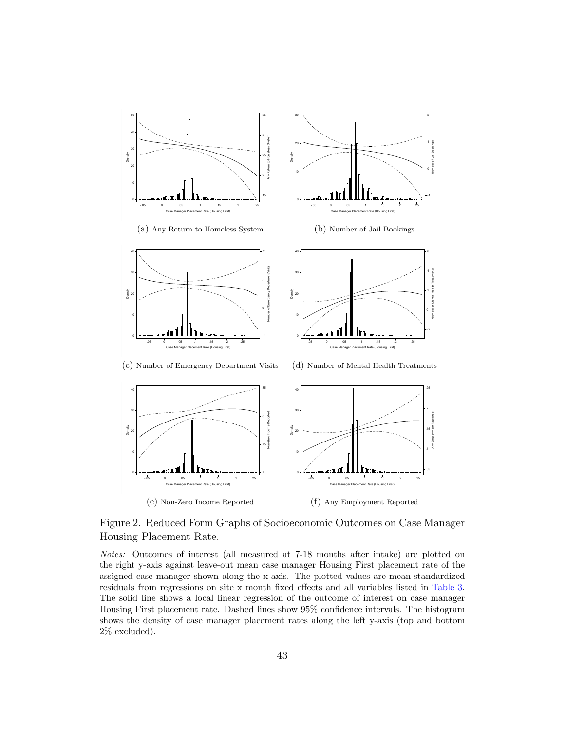(a) Any Return to Homeless System

(b) Number of Jail Bookings

(c) Number of Emergency Department Visits

(d) Number of Mental Health Treatments

(e) Non-Zero Income Reported

(f) Any Employment Reported

Figure 2. Reduced Form Graphs of Socioeconomic Outcomes on Case Manager Housing Placement Rate.

*Notes:* Outcomes of interest (all measured at 7-18 months after intake) are plotted on the right y-axis against leave-out mean case manager Housing First placement rate of the assigned case manager shown along the x-axis. The plotted values are mean-standardized residuals from regressions on site x month fixed effects and all variables listed in Table 3. The solid line shows a local linear regression of the outcome of interest on case manager Housing First placement rate. Dashed lines show 95% confidence intervals. The histogram shows the density of case manager placement rates along the left y-axis (top and bottom 2% excluded).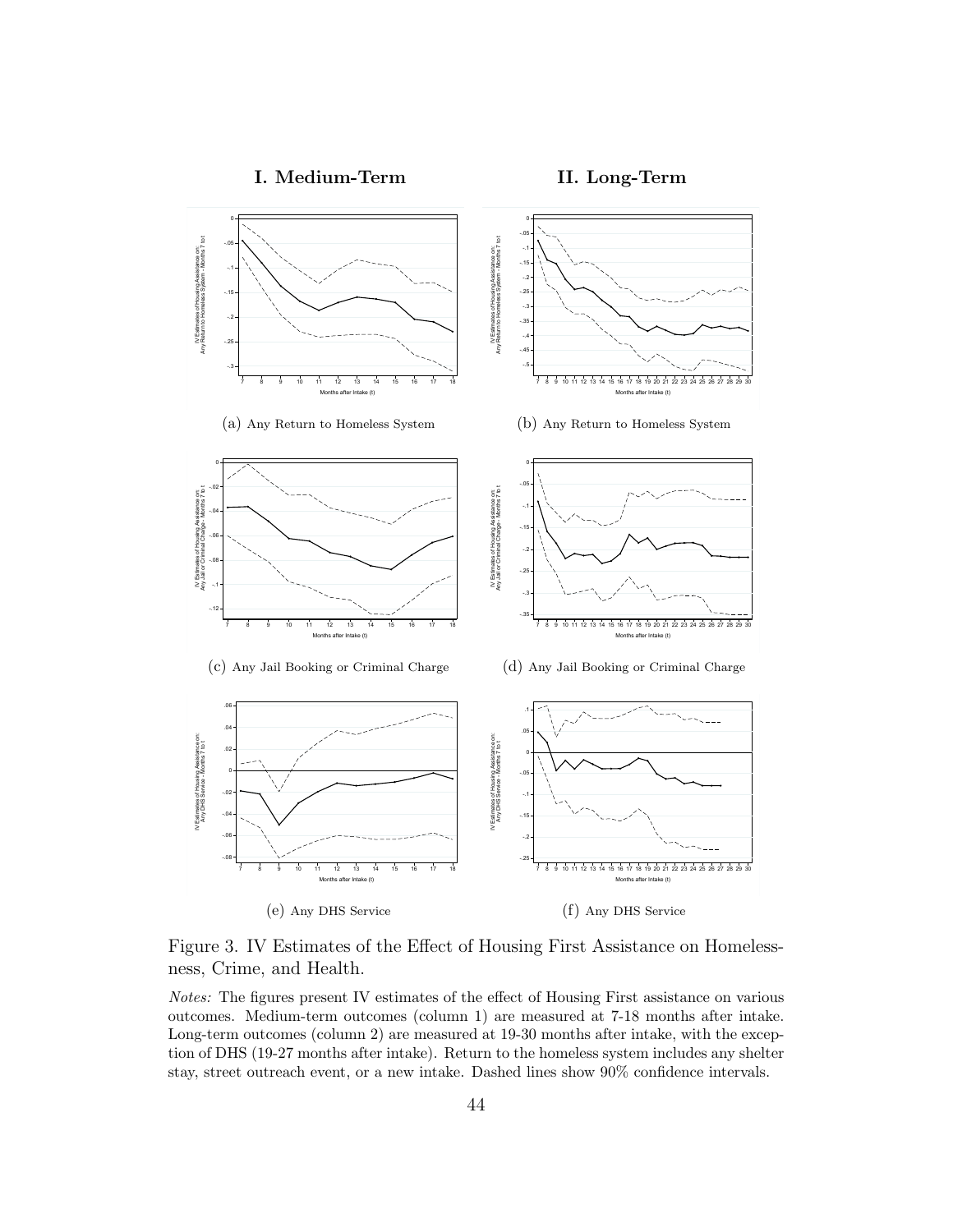**I. Medium-Term**

**II. Long-Term**

(a) Any Return to Homeless System

(b) Any Return to Homeless System

(c) Any Jail Booking or Criminal Charge

(d) Any Jail Booking or Criminal Charge

(e) Any DHS Service

(f) Any DHS Service

Figure 3. IV Estimates of the Effect of Housing First Assistance on Homelessness, Crime, and Health.

*Notes:* The figures present IV estimates of the effect of Housing First assistance on various outcomes. Medium-term outcomes (column 1) are measured at 7-18 months after intake. Long-term outcomes (column 2) are measured at 19-30 months after intake, with the exception of DHS (19-27 months after intake). Return to the homeless system includes any shelter stay, street outreach event, or a new intake. Dashed lines show 90% confidence intervals.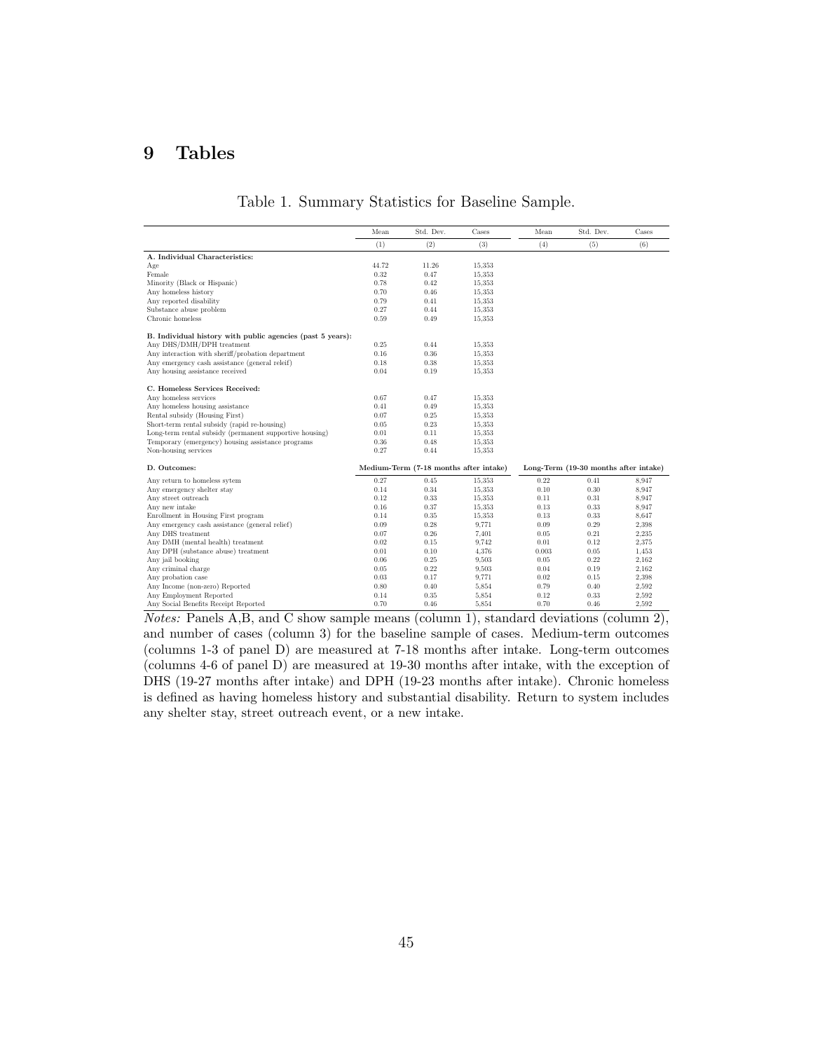## 9 Tables

Table 1. Summary Statistics for Baseline Sample.

| | Mean | Std. Dev. | Cases | Mean | Std. Dev. | Cases |
|---|---|---|---|---|---|---|
| | (1) | (2) | (3) | (4) | (5) | (6) |
| **A. Individual Characteristics:** | | | | | | |
| Age | 44.72 | 11.26 | 15,353 | | | |
| Female | 0.32 | 0.47 | 15,353 | | | |
| Minority (Black or Hispanic) | 0.78 | 0.42 | 15,353 | | | |
| Any homeless history | 0.70 | 0.46 | 15,353 | | | |
| Any reported disability | 0.79 | 0.41 | 15,353 | | | |
| Substance abuse problem | 0.27 | 0.44 | 15,353 | | | |
| Chronic homeless | 0.59 | 0.49 | 15,353 | | | |
| **B. Individual history with public agencies (past 5 years):** | | | | | | |
| Any DHS/DMH/DPH treatment | 0.25 | 0.44 | 15,353 | | | |
| Any interaction with sheriff/probation department | 0.16 | 0.36 | 15,353 | | | |
| Any emergency cash assistance (general releif) | 0.18 | 0.38 | 15,353 | | | |
| Any housing assistance received | 0.04 | 0.19 | 15,353 | | | |
| **C. Homeless Services Received:** | | | | | | |
| Any homeless services | 0.67 | 0.47 | 15,353 | | | |
| Any homeless housing assistance | 0.41 | 0.49 | 15,353 | | | |
| Rental subsidy (Housing First) | 0.07 | 0.25 | 15,353 | | | |
| Short-term rental subsidy (rapid re-housing) | 0.05 | 0.23 | 15,353 | | | |
| Long-term rental subsidy (permanent supportive housing) | 0.01 | 0.11 | 15,353 | | | |
| Temporary (emergency) housing assistance programs | 0.36 | 0.48 | 15,353 | | | |
| Non-housing services | 0.27 | 0.44 | 15,353 | | | |
| **D. Outcomes:** | Medium-Term (7-18 months after intake) | | | Long-Term (19-30 months after intake) | | |
| Any return to homeless sytem | 0.27 | 0.45 | 15,353 | 0.22 | 0.41 | 8,947 |
| Any emergency shelter stay | 0.14 | 0.34 | 15,353 | 0.10 | 0.30 | 8,947 |
| Any street outreach | 0.12 | 0.33 | 15,353 | 0.11 | 0.31 | 8,947 |
| Any new intake | 0.16 | 0.37 | 15,353 | 0.13 | 0.33 | 8,947 |
| Enrollment in Housing First program | 0.14 | 0.35 | 15,353 | 0.13 | 0.33 | 8,647 |
| Any emergency cash assistance (general relief) | 0.09 | 0.28 | 9,771 | 0.09 | 0.29 | 2,398 |
| Any DHS treatment | 0.07 | 0.26 | 7,401 | 0.05 | 0.21 | 2,235 |
| Any DMH (mental health) treatment | 0.02 | 0.15 | 9,742 | 0.01 | 0.12 | 2,375 |
| Any DPH (substance abuse) treatment | 0.01 | 0.10 | 4,376 | 0.003 | 0.05 | 1,453 |
| Any jail booking | 0.06 | 0.25 | 9,503 | 0.05 | 0.22 | 2,162 |
| Any criminal charge | 0.05 | 0.22 | 9,503 | 0.04 | 0.19 | 2,162 |
| Any probation case | 0.03 | 0.17 | 9,771 | 0.02 | 0.15 | 2,398 |
| Any Income (non-zero) Reported | 0.80 | 0.40 | 5,854 | 0.79 | 0.40 | 2,592 |
| Any Employment Reported | 0.14 | 0.35 | 5,854 | 0.12 | 0.33 | 2,592 |
| Any Social Benefits Receipt Reported | 0.70 | 0.46 | 5,854 | 0.70 | 0.46 | 2,592 |

*Notes:* Panels A,B, and C show sample means (column 1), standard deviations (column 2), and number of cases (column 3) for the baseline sample of cases. Medium-term outcomes (columns 1-3 of panel D) are measured at 7-18 months after intake. Long-term outcomes (columns 4-6 of panel D) are measured at 19-30 months after intake, with the exception of DHS (19-27 months after intake) and DPH (19-23 months after intake). Chronic homeless is defined as having homeless history and substantial disability. Return to system includes any shelter stay, street outreach event, or a new intake.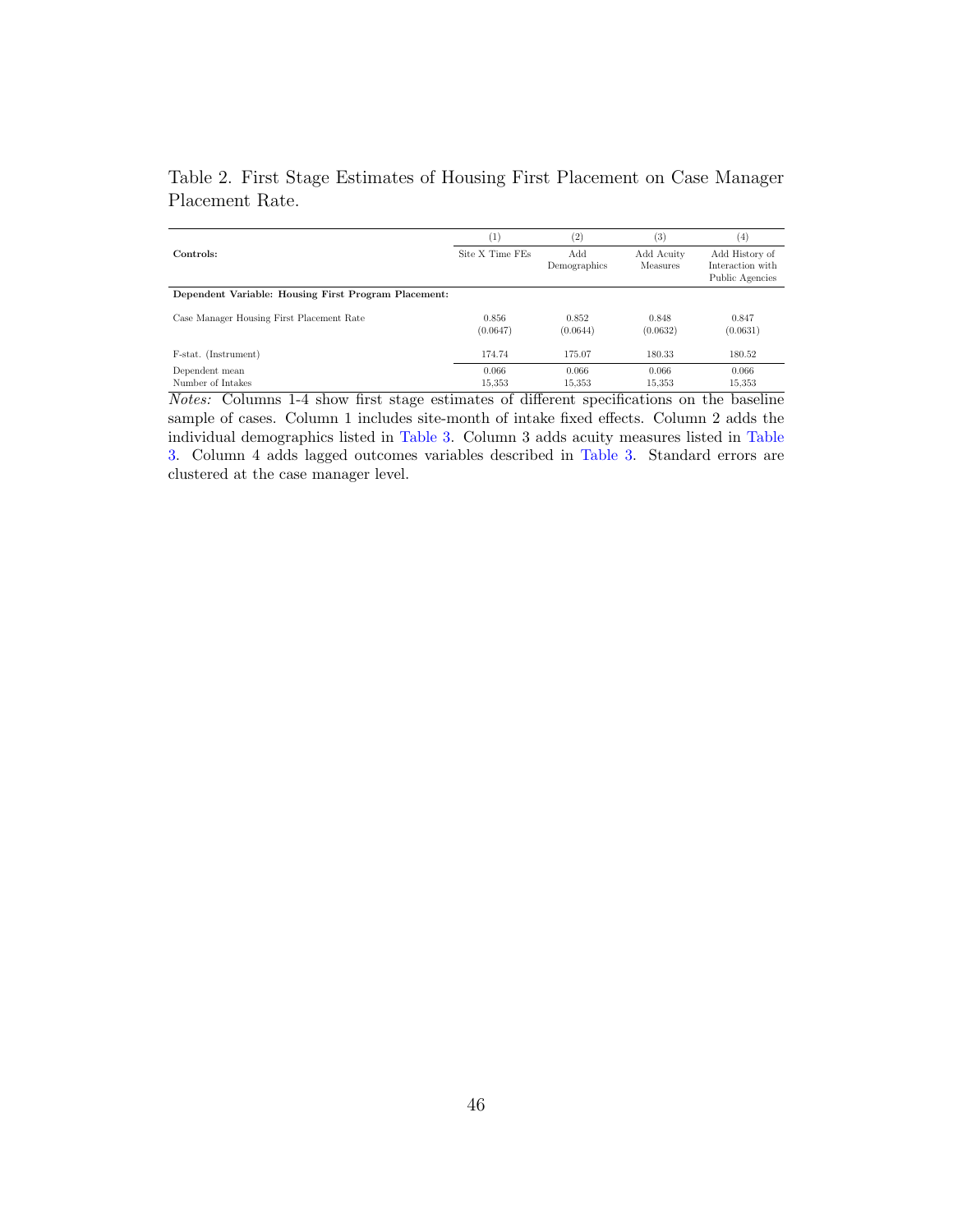Table 2. First Stage Estimates of Housing First Placement on Case Manager Placement Rate.

| | (1) | (2) | (3) | (4) |
|---|---|---|---|---|
| **Controls:** | Site X Time FEs | Add Demographics | Add Acuity Measures | Add History of Interaction with Public Agencies |
| **Dependent Variable: Housing First Program Placement:** | | | | |
| Case Manager Housing First Placement Rate | 0.856 | 0.852 | 0.848 | 0.847 |
| | (0.0647) | (0.0644) | (0.0632) | (0.0631) |
| F-stat. (Instrument) | 174.74 | 175.07 | 180.33 | 180.52 |
| Dependent mean | 0.066 | 0.066 | 0.066 | 0.066 |
| Number of Intakes | 15,353 | 15,353 | 15,353 | 15,353 |

*Notes:* Columns 1-4 show first stage estimates of different specifications on the baseline sample of cases. Column 1 includes site-month of intake fixed effects. Column 2 adds the individual demographics listed in Table 3. Column 3 adds acuity measures listed in Table 3. Column 4 adds lagged outcomes variables described in Table 3. Standard errors are clustered at the case manager level.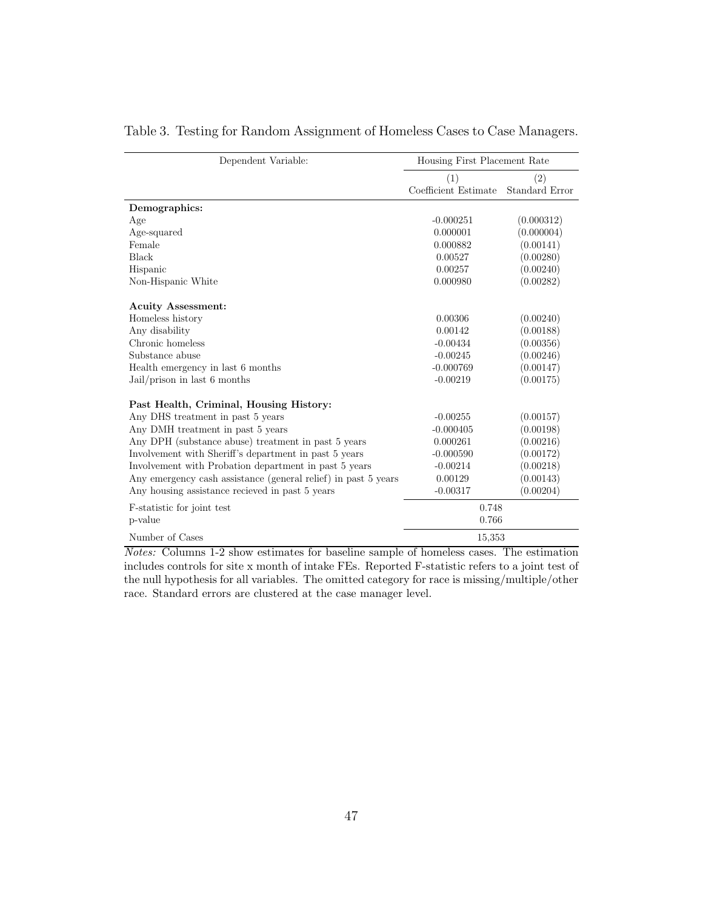Table 3. Testing for Random Assignment of Homeless Cases to Case Managers.

| Dependent Variable: | Housing First Placement Rate | |
|---|---|---|
| | (1) Coefficient Estimate | (2) Standard Error |
| **Demographics:** | | |
| Age | -0.000251 | (0.000312) |
| Age-squared | 0.000001 | (0.000004) |
| Female | 0.000882 | (0.00141) |
| Black | 0.00527 | (0.00280) |
| Hispanic | 0.00257 | (0.00240) |
| Non-Hispanic White | 0.000980 | (0.00282) |
| **Acuity Assessment:** | | |
| Homeless history | 0.00306 | (0.00240) |
| Any disability | 0.00142 | (0.00188) |
| Chronic homeless | -0.00434 | (0.00356) |
| Substance abuse | -0.00245 | (0.00246) |
| Health emergency in last 6 months | -0.000769 | (0.00147) |
| Jail/prison in last 6 months | -0.00219 | (0.00175) |
| **Past Health, Criminal, Housing History:** | | |
| Any DHS treatment in past 5 years | -0.00255 | (0.00157) |
| Any DMH treatment in past 5 years | -0.000405 | (0.00198) |
| Any DPH (substance abuse) treatment in past 5 years | 0.000261 | (0.00216) |
| Involvement with Sheriff's department in past 5 years | -0.000590 | (0.00172) |
| Involvement with Probation department in past 5 years | -0.00214 | (0.00218) |
| Any emergency cash assistance (general relief) in past 5 years | 0.00129 | (0.00143) |
| Any housing assistance recieved in past 5 years | -0.00317 | (0.00204) |
| F-statistic for joint test | 0.748 | |
| p-value | 0.766 | |
| Number of Cases | 15,353 | |

*Notes:* Columns 1-2 show estimates for baseline sample of homeless cases. The estimation includes controls for site x month of intake FEs. Reported F-statistic refers to a joint test of the null hypothesis for all variables. The omitted category for race is missing/multiple/other race. Standard errors are clustered at the case manager level.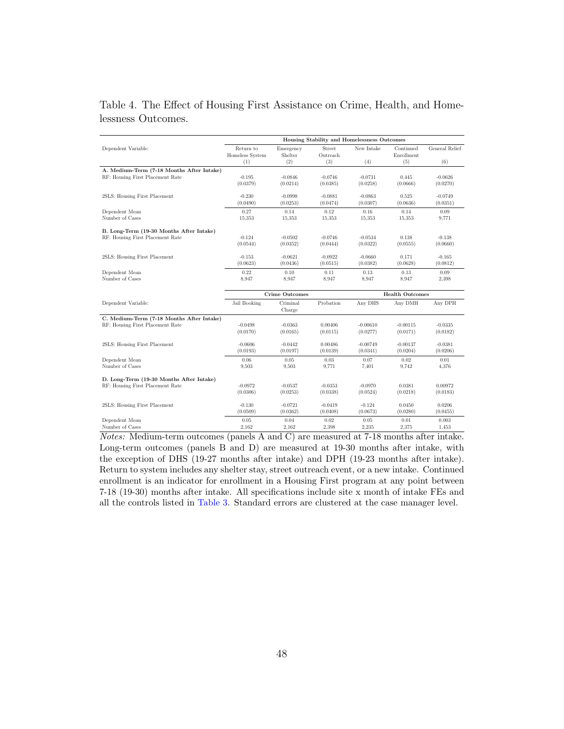Table 4. The Effect of Housing First Assistance on Crime, Health, and Homelessness Outcomes.

| | Housing Stability and Homelessness Outcomes | | | | | |
|---|---|---|---|---|---|---|
| Dependent Variable: | Return to Homeless System (1) | Emergency Shelter (2) | Street Outreach (3) | New Intake (4) | Continued Enrollment (5) | General Relief (6) |
| **A. Medium-Term (7-18 Months After Intake)** | | | | | | |
| RF: Housing First Placement Rate | -0.195 | -0.0846 | -0.0746 | -0.0731 | 0.445 | -0.0626 |
| | (0.0379) | (0.0214) | (0.0385) | (0.0258) | (0.0666) | (0.0270) |
| 2SLS: Housing First Placement | -0.230 | -0.0998 | -0.0881 | -0.0863 | 0.525 | -0.0749 |
| | (0.0490) | (0.0253) | (0.0474) | (0.0307) | (0.0636) | (0.0351) |
| Dependent Mean | 0.27 | 0.14 | 0.12 | 0.16 | 0.14 | 0.09 |
| Number of Cases | 15,353 | 15,353 | 15,353 | 15,353 | 15,353 | 9,771 |
| **B. Long-Term (19-30 Months After Intake)** | | | | | | |
| RF: Housing First Placement Rate | -0.124 | -0.0502 | -0.0746 | -0.0534 | 0.138 | -0.138 |
| | (0.0544) | (0.0352) | (0.0444) | (0.0322) | (0.0555) | (0.0660) |
| 2SLS: Housing First Placement | -0.153 | -0.0621 | -0.0922 | -0.0660 | 0.171 | -0.165 |
| | (0.0623) | (0.0436) | (0.0515) | (0.0382) | (0.0628) | (0.0812) |
| Dependent Mean | 0.22 | 0.10 | 0.11 | 0.13 | 0.13 | 0.09 |
| Number of Cases | 8,947 | 8,947 | 8,947 | 8,947 | 8,947 | 2,398 |
| | **Crime Outcomes** | | | **Health Outcomes** | | |
| Dependent Variable: | Jail Booking | Criminal Charge | Probation | Any DHS | Any DMH | Any DPH |
| **C. Medium-Term (7-18 Months After Intake)** | | | | | | |
| RF: Housing First Placement Rate | -0.0498 | -0.0363 | 0.00406 | -0.00610 | -0.00115 | -0.0335 |
| | (0.0170) | (0.0165) | (0.0115) | (0.0277) | (0.0171) | (0.0182) |
| 2SLS: Housing First Placement | -0.0606 | -0.0442 | 0.00486 | -0.00749 | -0.00137 | -0.0381 |
| | (0.0193) | (0.0197) | (0.0139) | (0.0341) | (0.0204) | (0.0206) |
| Dependent Mean | 0.06 | 0.05 | 0.03 | 0.07 | 0.02 | 0.01 |
| Number of Cases | 9,503 | 9,503 | 9,771 | 7,401 | 9,742 | 4,376 |
| **D. Long-Term (19-30 Months After Intake)** | | | | | | |
| RF: Housing First Placement Rate | -0.0972 | -0.0537 | -0.0353 | -0.0970 | 0.0381 | 0.00972 |
| | (0.0306) | (0.0253) | (0.0338) | (0.0524) | (0.0218) | (0.0183) |
| 2SLS: Housing First Placement | -0.130 | -0.0721 | -0.0419 | -0.124 | 0.0450 | 0.0206 |
| | (0.0509) | (0.0362) | (0.0408) | (0.0673) | (0.0280) | (0.0455) |
| Dependent Mean | 0.05 | 0.04 | 0.02 | 0.05 | 0.01 | 0.003 |
| Number of Cases | 2,162 | 2,162 | 2,398 | 2,235 | 2,375 | 1,453 |

*Notes:* Medium-term outcomes (panels A and C) are measured at 7-18 months after intake. Long-term outcomes (panels B and D) are measured at 19-30 months after intake, with the exception of DHS (19-27 months after intake) and DPH (19-23 months after intake). Return to system includes any shelter stay, street outreach event, or a new intake. Continued enrollment is an indicator for enrollment in a Housing First program at any point between 7-18 (19-30) months after intake. All specifications include site x month of intake FEs and all the controls listed in Table 3. Standard errors are clustered at the case manager level.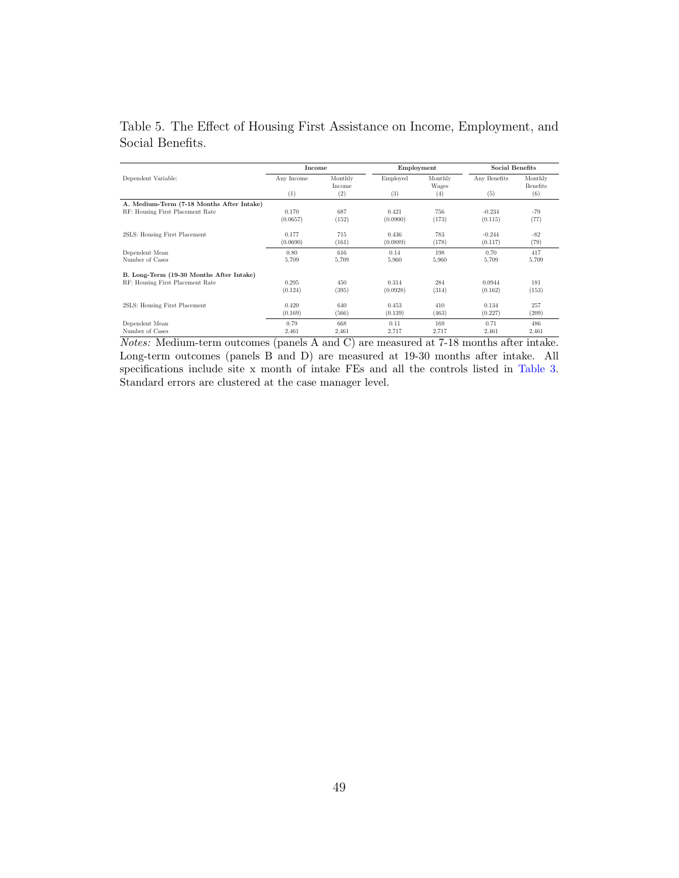Table 5. The Effect of Housing First Assistance on Income, Employment, and Social Benefits.

| | Income | | Employment | | Social Benefits | |
|---|---|---|---|---|---|---|
| Dependent Variable: | Any Income | Monthly Income | Employed | Monthly Wages | Any Benefits | Monthly Benefits |
| | (1) | (2) | (3) | (4) | (5) | (6) |
| **A. Medium-Term (7-18 Months After Intake)** | | | | | | |
| RF: Housing First Placement Rate | 0.170 | 687 | 0.421 | 756 | -0.234 | -79 |
| | (0.0657) | (152) | (0.0900) | (173) | (0.115) | (77) |
| 2SLS: Housing First Placement | 0.177 | 715 | 0.436 | 783 | -0.244 | -82 |
| | (0.0690) | (161) | (0.0889) | (178) | (0.117) | (79) |
| Dependent Mean | 0.80 | 616 | 0.14 | 198 | 0.70 | 417 |
| Number of Cases | 5,709 | 5,709 | 5,960 | 5,960 | 5,709 | 5,709 |
| **B. Long-Term (19-30 Months After Intake)** | | | | | | |
| RF: Housing First Placement Rate | 0.295 | 450 | 0.314 | 284 | 0.0944 | 181 |
| | (0.124) | (395) | (0.0928) | (314) | (0.162) | (153) |
| 2SLS: Housing First Placement | 0.420 | 640 | 0.453 | 410 | 0.134 | 257 |
| | (0.169) | (566) | (0.139) | (463) | (0.227) | (209) |
| Dependent Mean | 0.79 | 668 | 0.11 | 169 | 0.71 | 486 |
| Number of Cases | 2,461 | 2,461 | 2,717 | 2,717 | 2,461 | 2,461 |

*Notes:* Medium-term outcomes (panels A and C) are measured at 7-18 months after intake. Long-term outcomes (panels B and D) are measured at 19-30 months after intake. All specifications include site x month of intake FEs and all the controls listed in Table 3. Standard errors are clustered at the case manager level.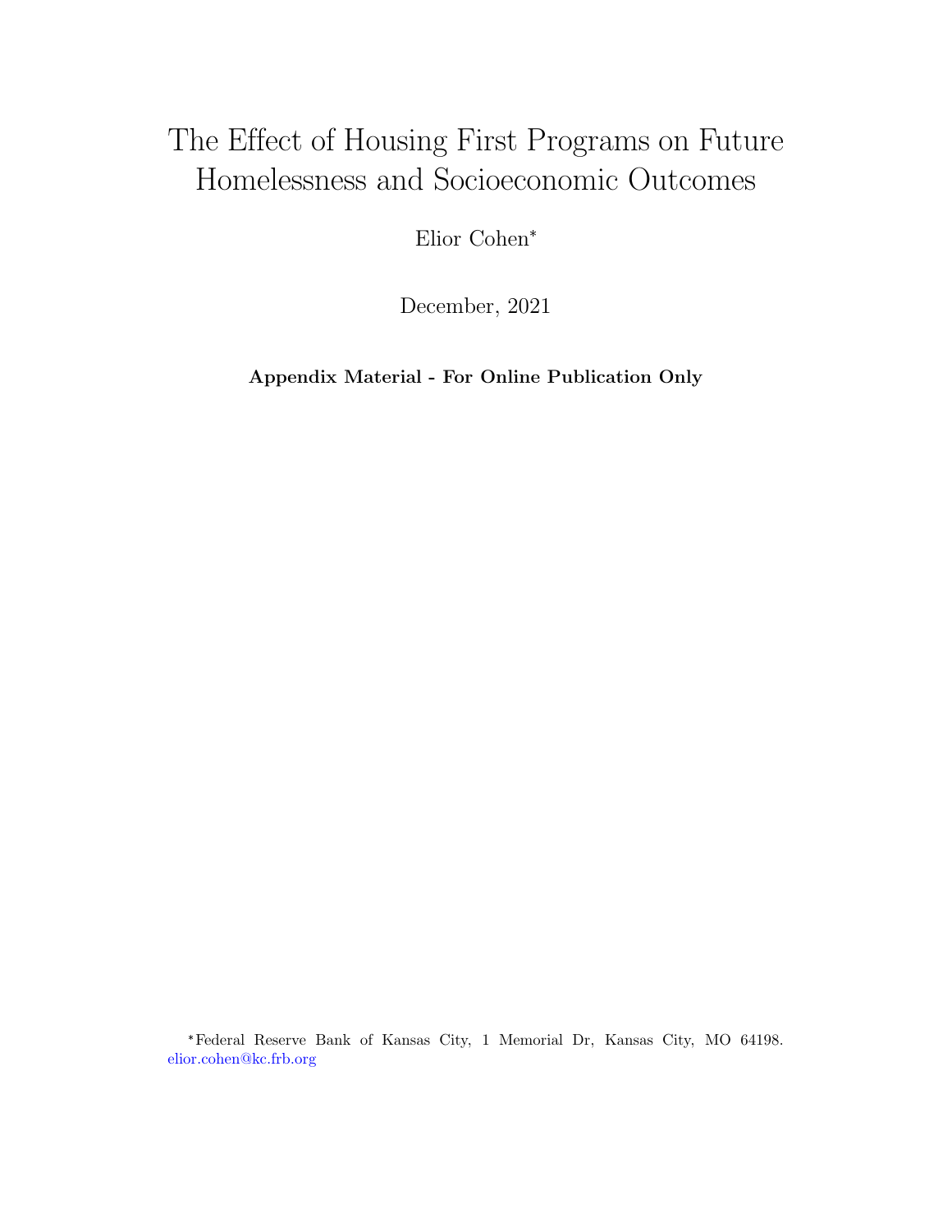# The Effect of Housing First Programs on Future Homelessness and Socioeconomic Outcomes

Elior Cohen*

December, 2021

**Appendix Material - For Online Publication Only**

*Federal Reserve Bank of Kansas City, 1 Memorial Dr, Kansas City, MO 64198. elior.cohen@kc.frb.org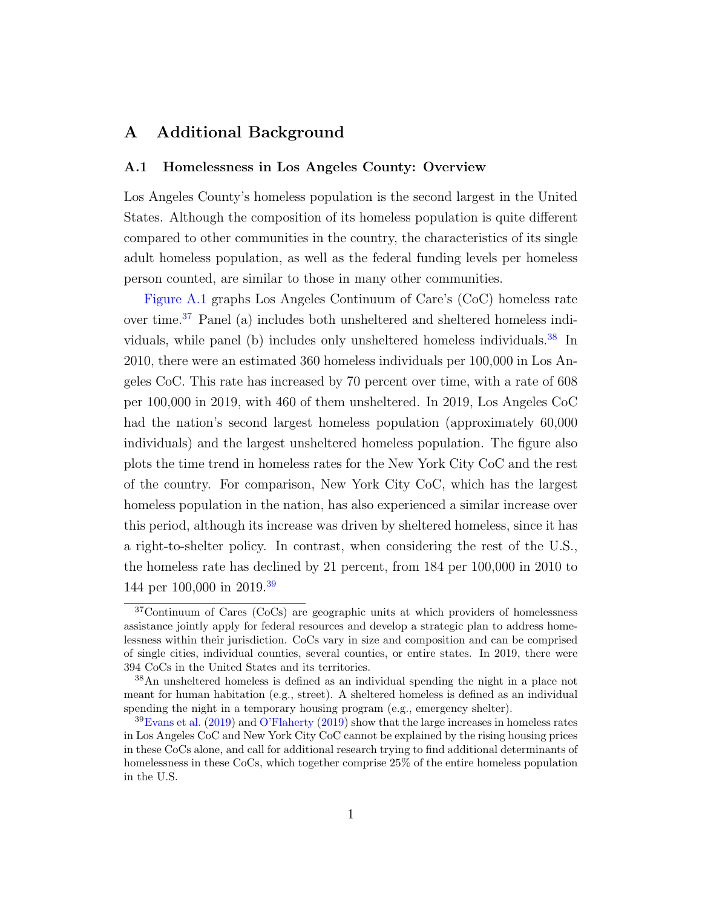# A Additional Background

## A.1 Homelessness in Los Angeles County: Overview

Los Angeles County's homeless population is the second largest in the United States. Although the composition of its homeless population is quite different compared to other communities in the country, the characteristics of its single adult homeless population, as well as the federal funding levels per homeless person counted, are similar to those in many other communities.

Figure A.1 graphs Los Angeles Continuum of Care's (CoC) homeless rate over time.[37] Panel (a) includes both unsheltered and sheltered homeless individuals, while panel (b) includes only unsheltered homeless individuals.[38] In 2010, there were an estimated 360 homeless individuals per 100,000 in Los Angeles CoC. This rate has increased by 70 percent over time, with a rate of 608 per 100,000 in 2019, with 460 of them unsheltered. In 2019, Los Angeles CoC had the nation's second largest homeless population (approximately 60,000 individuals) and the largest unsheltered homeless population. The figure also plots the time trend in homeless rates for the New York City CoC and the rest of the country. For comparison, New York City CoC, which has the largest homeless population in the nation, has also experienced a similar increase over this period, although its increase was driven by sheltered homeless, since it has a right-to-shelter policy. In contrast, when considering the rest of the U.S., the homeless rate has declined by 21 percent, from 184 per 100,000 in 2010 to 144 per 100,000 in 2019.[39]

---

[37] Continuum of Cares (CoCs) are geographic units at which providers of homelessness assistance jointly apply for federal resources and develop a strategic plan to address homelessness within their jurisdiction. CoCs vary in size and composition and can be comprised of single cities, individual counties, several counties, or entire states. In 2019, there were 394 CoCs in the United States and its territories.

[38] An unsheltered homeless is defined as an individual spending the night in a place not meant for human habitation (e.g., street). A sheltered homeless is defined as an individual spending the night in a temporary housing program (e.g., emergency shelter).

[39] Evans et al. (2019) and O'Flaherty (2019) show that the large increases in homeless rates in Los Angeles CoC and New York City CoC cannot be explained by the rising housing prices in these CoCs alone, and call for additional research trying to find additional determinants of homelessness in these CoCs, which together comprise 25% of the entire homeless population in the U.S.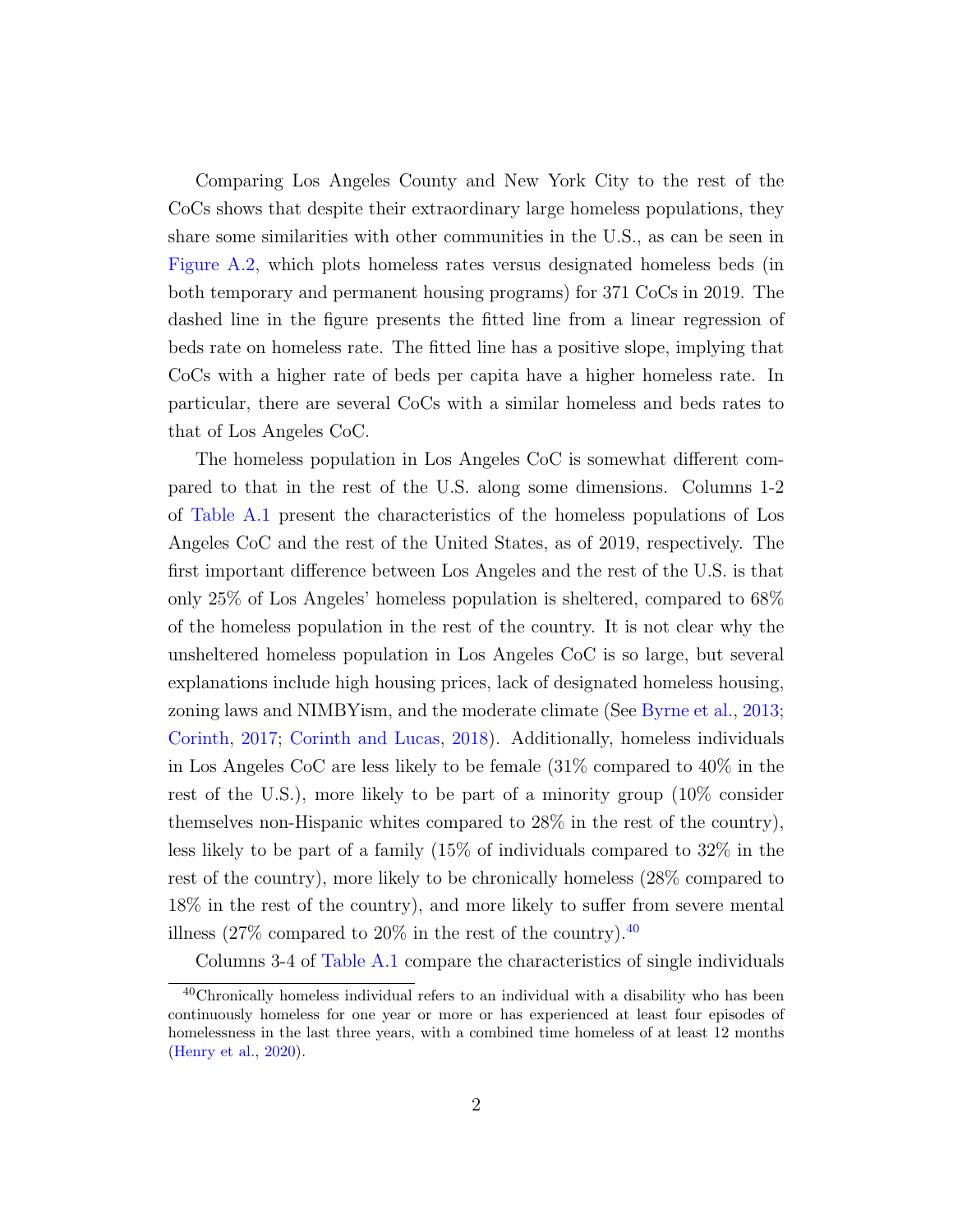Comparing Los Angeles County and New York City to the rest of the CoCs shows that despite their extraordinary large homeless populations, they share some similarities with other communities in the U.S., as can be seen in Figure A.2, which plots homeless rates versus designated homeless beds (in both temporary and permanent housing programs) for 371 CoCs in 2019. The dashed line in the figure presents the fitted line from a linear regression of beds rate on homeless rate. The fitted line has a positive slope, implying that CoCs with a higher rate of beds per capita have a higher homeless rate. In particular, there are several CoCs with a similar homeless and beds rates to that of Los Angeles CoC.

The homeless population in Los Angeles CoC is somewhat different compared to that in the rest of the U.S. along some dimensions. Columns 1-2 of Table A.1 present the characteristics of the homeless populations of Los Angeles CoC and the rest of the United States, as of 2019, respectively. The first important difference between Los Angeles and the rest of the U.S. is that only 25% of Los Angeles' homeless population is sheltered, compared to 68% of the homeless population in the rest of the country. It is not clear why the unsheltered homeless population in Los Angeles CoC is so large, but several explanations include high housing prices, lack of designated homeless housing, zoning laws and NIMBYism, and the moderate climate (See Byrne et al., 2013; Corinth, 2017; Corinth and Lucas, 2018). Additionally, homeless individuals in Los Angeles CoC are less likely to be female (31% compared to 40% in the rest of the U.S.), more likely to be part of a minority group (10% consider themselves non-Hispanic whites compared to 28% in the rest of the country), less likely to be part of a family (15% of individuals compared to 32% in the rest of the country), more likely to be chronically homeless (28% compared to 18% in the rest of the country), and more likely to suffer from severe mental illness (27% compared to 20% in the rest of the country).[40]

Columns 3-4 of Table A.1 compare the characteristics of single individuals

[40] Chronically homeless individual refers to an individual with a disability who has been continuously homeless for one year or more or has experienced at least four episodes of homelessness in the last three years, with a combined time homeless of at least 12 months (Henry et al., 2020).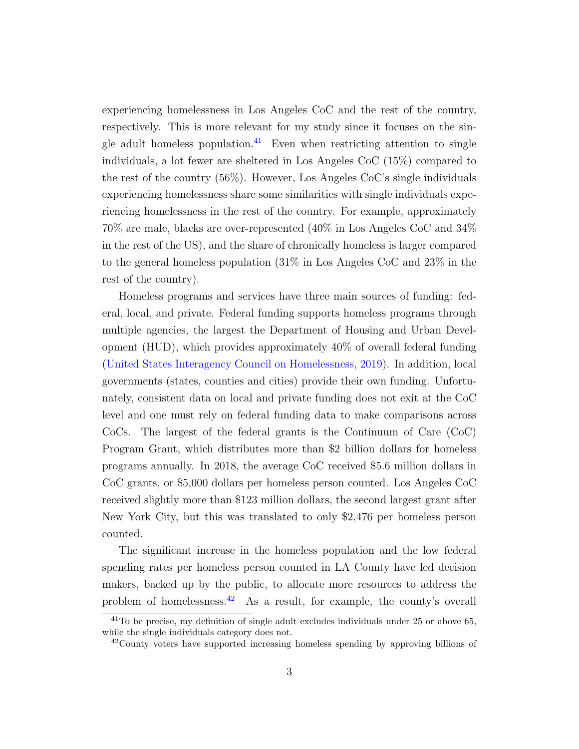experiencing homelessness in Los Angeles CoC and the rest of the country, respectively. This is more relevant for my study since it focuses on the single adult homeless population.[41] Even when restricting attention to single individuals, a lot fewer are sheltered in Los Angeles CoC (15%) compared to the rest of the country (56%). However, Los Angeles CoC's single individuals experiencing homelessness share some similarities with single individuals experiencing homelessness in the rest of the country. For example, approximately 70% are male, blacks are over-represented (40% in Los Angeles CoC and 34% in the rest of the US), and the share of chronically homeless is larger compared to the general homeless population (31% in Los Angeles CoC and 23% in the rest of the country).

Homeless programs and services have three main sources of funding: federal, local, and private. Federal funding supports homeless programs through multiple agencies, the largest the Department of Housing and Urban Development (HUD), which provides approximately 40% of overall federal funding (United States Interagency Council on Homelessness, 2019). In addition, local governments (states, counties and cities) provide their own funding. Unfortunately, consistent data on local and private funding does not exit at the CoC level and one must rely on federal funding data to make comparisons across CoCs. The largest of the federal grants is the Continuum of Care (CoC) Program Grant, which distributes more than $2 billion dollars for homeless programs annually. In 2018, the average CoC received $5.6 million dollars in CoC grants, or $5,000 dollars per homeless person counted. Los Angeles CoC received slightly more than $123 million dollars, the second largest grant after New York City, but this was translated to only $2,476 per homeless person counted.

The significant increase in the homeless population and the low federal spending rates per homeless person counted in LA County have led decision makers, backed up by the public, to allocate more resources to address the problem of homelessness.[42] As a result, for example, the county's overall

[41] To be precise, my definition of single adult excludes individuals under 25 or above 65, while the single individuals category does not.

[42] County voters have supported increasing homeless spending by approving billions of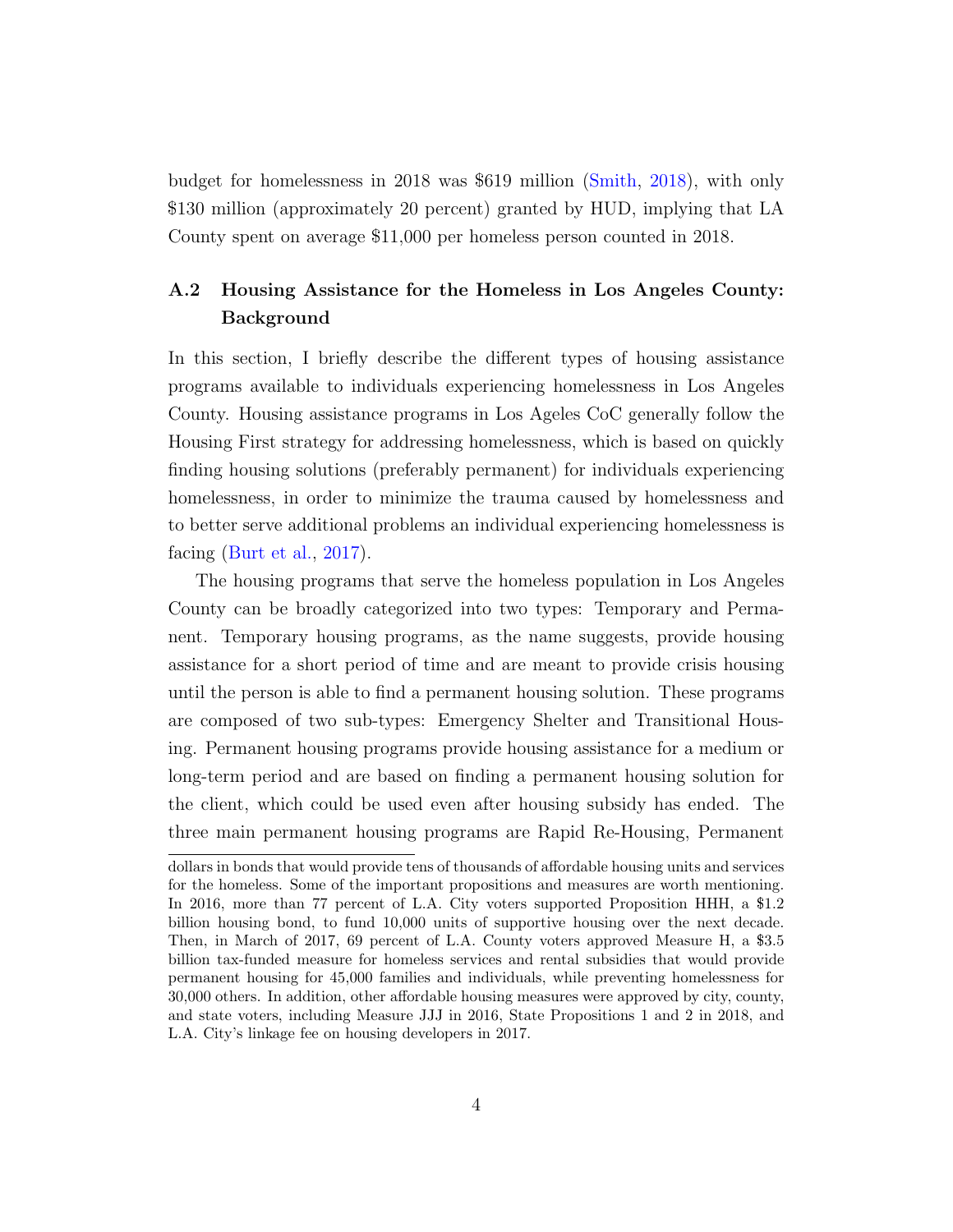budget for homelessness in 2018 was $619 million (Smith, 2018), with only $130 million (approximately 20 percent) granted by HUD, implying that LA County spent on average $11,000 per homeless person counted in 2018.

## A.2 Housing Assistance for the Homeless in Los Angeles County: Background

In this section, I briefly describe the different types of housing assistance programs available to individuals experiencing homelessness in Los Angeles County. Housing assistance programs in Los Ageles CoC generally follow the Housing First strategy for addressing homelessness, which is based on quickly finding housing solutions (preferably permanent) for individuals experiencing homelessness, in order to minimize the trauma caused by homelessness and to better serve additional problems an individual experiencing homelessness is facing (Burt et al., 2017).

The housing programs that serve the homeless population in Los Angeles County can be broadly categorized into two types: Temporary and Permanent. Temporary housing programs, as the name suggests, provide housing assistance for a short period of time and are meant to provide crisis housing until the person is able to find a permanent housing solution. These programs are composed of two sub-types: Emergency Shelter and Transitional Housing. Permanent housing programs provide housing assistance for a medium or long-term period and are based on finding a permanent housing solution for the client, which could be used even after housing subsidy has ended. The three main permanent housing programs are Rapid Re-Housing, Permanent

dollars in bonds that would provide tens of thousands of affordable housing units and services for the homeless. Some of the important propositions and measures are worth mentioning. In 2016, more than 77 percent of L.A. City voters supported Proposition HHH, a $1.2 billion housing bond, to fund 10,000 units of supportive housing over the next decade. Then, in March of 2017, 69 percent of L.A. County voters approved Measure H, a $3.5 billion tax-funded measure for homeless services and rental subsidies that would provide permanent housing for 45,000 families and individuals, while preventing homelessness for 30,000 others. In addition, other affordable housing measures were approved by city, county, and state voters, including Measure JJJ in 2016, State Propositions 1 and 2 in 2018, and L.A. City's linkage fee on housing developers in 2017.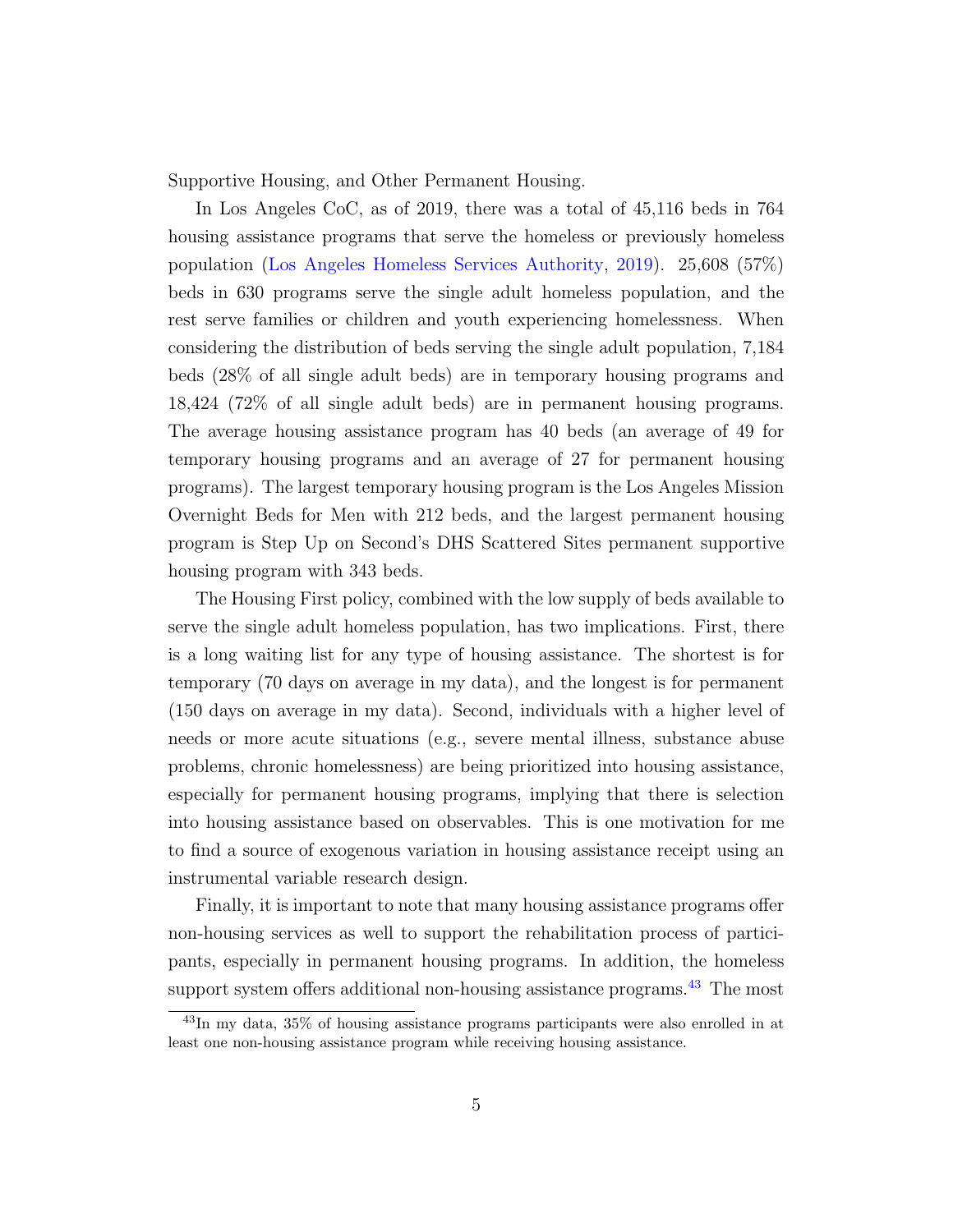Supportive Housing, and Other Permanent Housing.

In Los Angeles CoC, as of 2019, there was a total of 45,116 beds in 764 housing assistance programs that serve the homeless or previously homeless population (Los Angeles Homeless Services Authority, 2019). 25,608 (57%) beds in 630 programs serve the single adult homeless population, and the rest serve families or children and youth experiencing homelessness. When considering the distribution of beds serving the single adult population, 7,184 beds (28% of all single adult beds) are in temporary housing programs and 18,424 (72% of all single adult beds) are in permanent housing programs. The average housing assistance program has 40 beds (an average of 49 for temporary housing programs and an average of 27 for permanent housing programs). The largest temporary housing program is the Los Angeles Mission Overnight Beds for Men with 212 beds, and the largest permanent housing program is Step Up on Second's DHS Scattered Sites permanent supportive housing program with 343 beds.

The Housing First policy, combined with the low supply of beds available to serve the single adult homeless population, has two implications. First, there is a long waiting list for any type of housing assistance. The shortest is for temporary (70 days on average in my data), and the longest is for permanent (150 days on average in my data). Second, individuals with a higher level of needs or more acute situations (e.g., severe mental illness, substance abuse problems, chronic homelessness) are being prioritized into housing assistance, especially for permanent housing programs, implying that there is selection into housing assistance based on observables. This is one motivation for me to find a source of exogenous variation in housing assistance receipt using an instrumental variable research design.

Finally, it is important to note that many housing assistance programs offer non-housing services as well to support the rehabilitation process of participants, especially in permanent housing programs. In addition, the homeless support system offers additional non-housing assistance programs.[43] The most

[43]In my data, 35% of housing assistance programs participants were also enrolled in at least one non-housing assistance program while receiving housing assistance.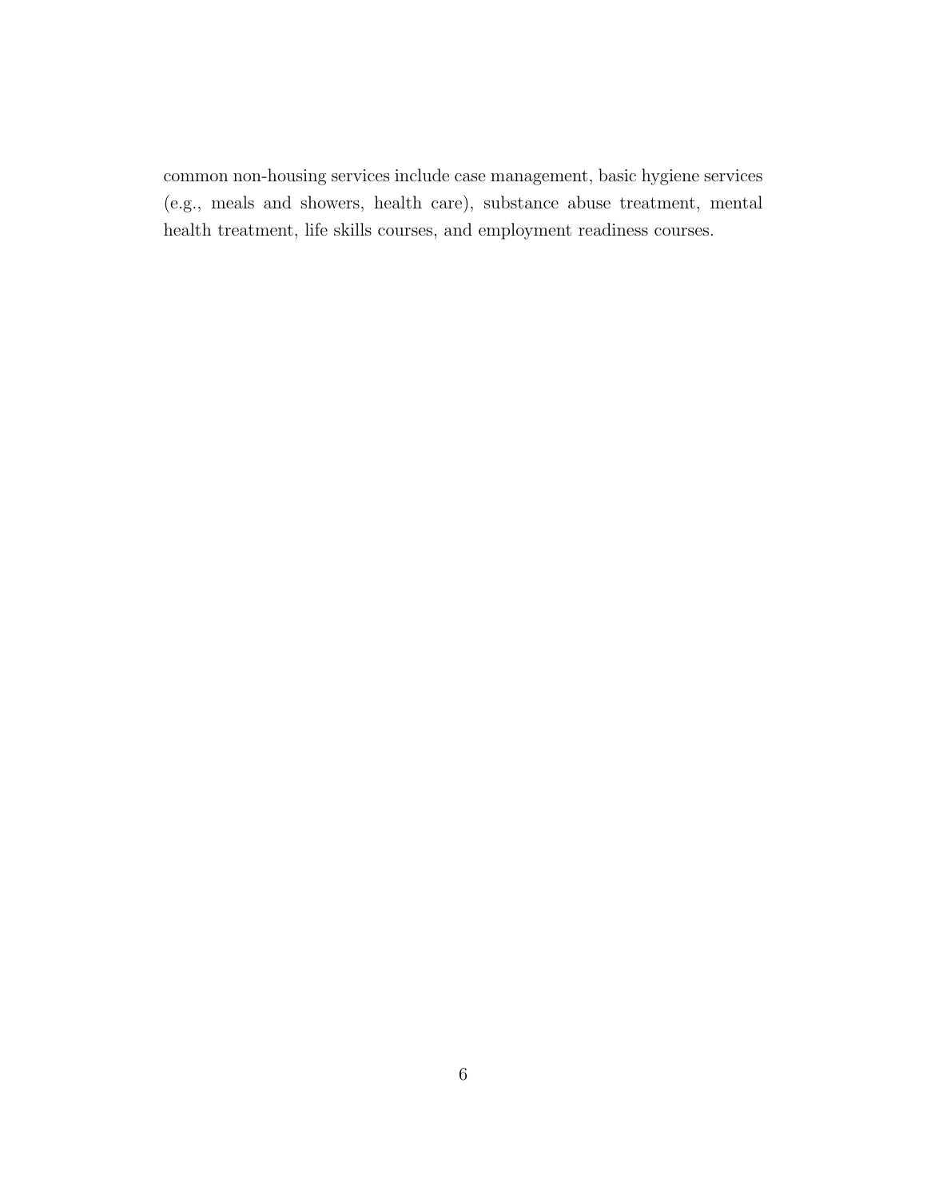common non-housing services include case management, basic hygiene services (e.g., meals and showers, health care), substance abuse treatment, mental health treatment, life skills courses, and employment readiness courses.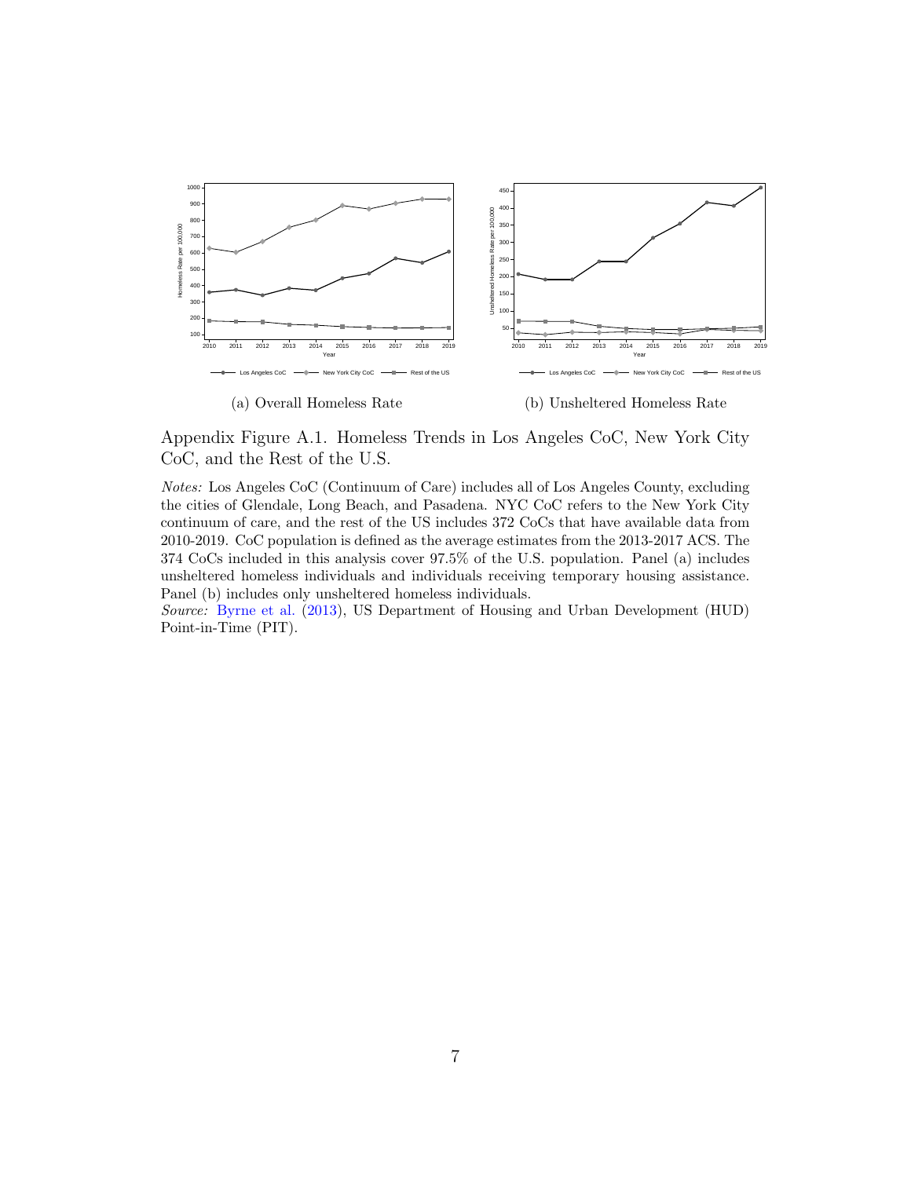(a) Overall Homeless Rate

(b) Unsheltered Homeless Rate

Appendix Figure A.1. Homeless Trends in Los Angeles CoC, New York City CoC, and the Rest of the U.S.

*Notes:* Los Angeles CoC (Continuum of Care) includes all of Los Angeles County, excluding the cities of Glendale, Long Beach, and Pasadena. NYC CoC refers to the New York City continuum of care, and the rest of the US includes 372 CoCs that have available data from 2010-2019. CoC population is defined as the average estimates from the 2013-2017 ACS. The 374 CoCs included in this analysis cover 97.5% of the U.S. population. Panel (a) includes unsheltered homeless individuals and individuals receiving temporary housing assistance. Panel (b) includes only unsheltered homeless individuals.

*Source:* Byrne et al. (2013), US Department of Housing and Urban Development (HUD) Point-in-Time (PIT).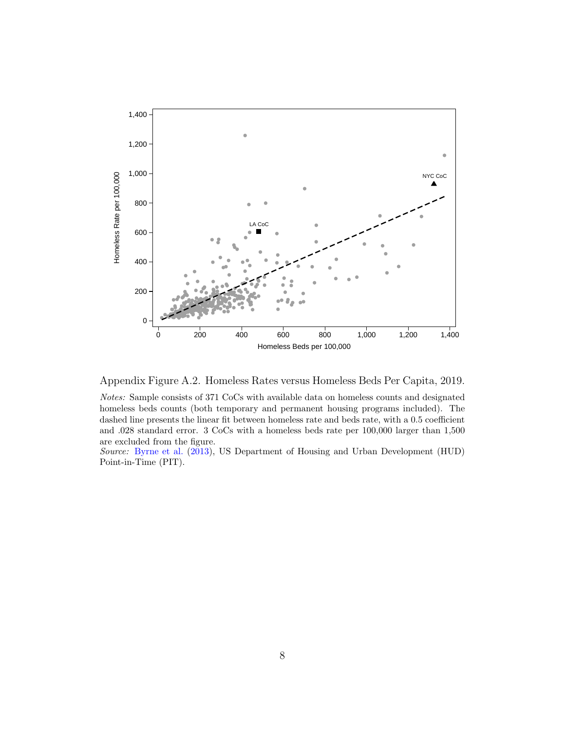Appendix Figure A.2. Homeless Rates versus Homeless Beds Per Capita, 2019.

*Notes:* Sample consists of 371 CoCs with available data on homeless counts and designated homeless beds counts (both temporary and permanent housing programs included). The dashed line presents the linear fit between homeless rate and beds rate, with a 0.5 coefficient and .028 standard error. 3 CoCs with a homeless beds rate per 100,000 larger than 1,500 are excluded from the figure.

*Source:* Byrne et al. (2013), US Department of Housing and Urban Development (HUD) Point-in-Time (PIT).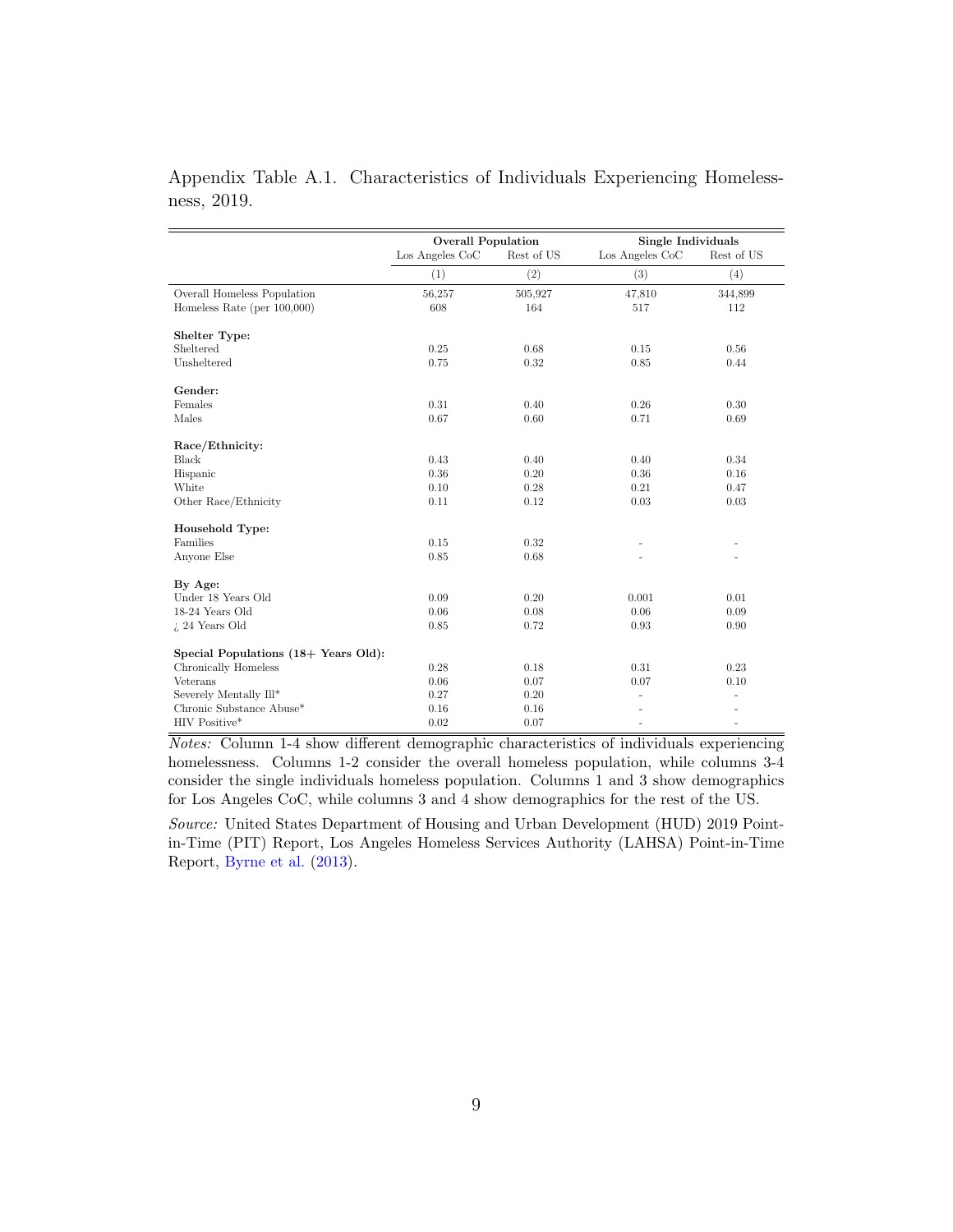Appendix Table A.1. Characteristics of Individuals Experiencing Homelessness, 2019.

| | Overall Population | | Single Individuals | |
|---|---|---|---|---|
| | Los Angeles CoC | Rest of US | Los Angeles CoC | Rest of US |
| | (1) | (2) | (3) | (4) |
| Overall Homeless Population | 56,257 | 505,927 | 47,810 | 344,899 |
| Homeless Rate (per 100,000) | 608 | 164 | 517 | 112 |
| **Shelter Type:** | | | | |
| Sheltered | 0.25 | 0.68 | 0.15 | 0.56 |
| Unsheltered | 0.75 | 0.32 | 0.85 | 0.44 |
| **Gender:** | | | | |
| Females | 0.31 | 0.40 | 0.26 | 0.30 |
| Males | 0.67 | 0.60 | 0.71 | 0.69 |
| **Race/Ethnicity:** | | | | |
| Black | 0.43 | 0.40 | 0.40 | 0.34 |
| Hispanic | 0.36 | 0.20 | 0.36 | 0.16 |
| White | 0.10 | 0.28 | 0.21 | 0.47 |
| Other Race/Ethnicity | 0.11 | 0.12 | 0.03 | 0.03 |
| **Household Type:** | | | | |
| Families | 0.15 | 0.32 | - | - |
| Anyone Else | 0.85 | 0.68 | - | - |
| **By Age:** | | | | |
| Under 18 Years Old | 0.09 | 0.20 | 0.001 | 0.01 |
| 18-24 Years Old | 0.06 | 0.08 | 0.06 | 0.09 |
| ¿ 24 Years Old | 0.85 | 0.72 | 0.93 | 0.90 |
| **Special Populations (18+ Years Old):** | | | | |
| Chronically Homeless | 0.28 | 0.18 | 0.31 | 0.23 |
| Veterans | 0.06 | 0.07 | 0.07 | 0.10 |
| Severely Mentally Ill* | 0.27 | 0.20 | - | - |
| Chronic Substance Abuse* | 0.16 | 0.16 | - | - |
| HIV Positive* | 0.02 | 0.07 | - | - |

*Notes:* Column 1-4 show different demographic characteristics of individuals experiencing homelessness. Columns 1-2 consider the overall homeless population, while columns 3-4 consider the single individuals homeless population. Columns 1 and 3 show demographics for Los Angeles CoC, while columns 3 and 4 show demographics for the rest of the US.

*Source:* United States Department of Housing and Urban Development (HUD) 2019 Point-in-Time (PIT) Report, Los Angeles Homeless Services Authority (LAHSA) Point-in-Time Report, Byrne et al. (2013).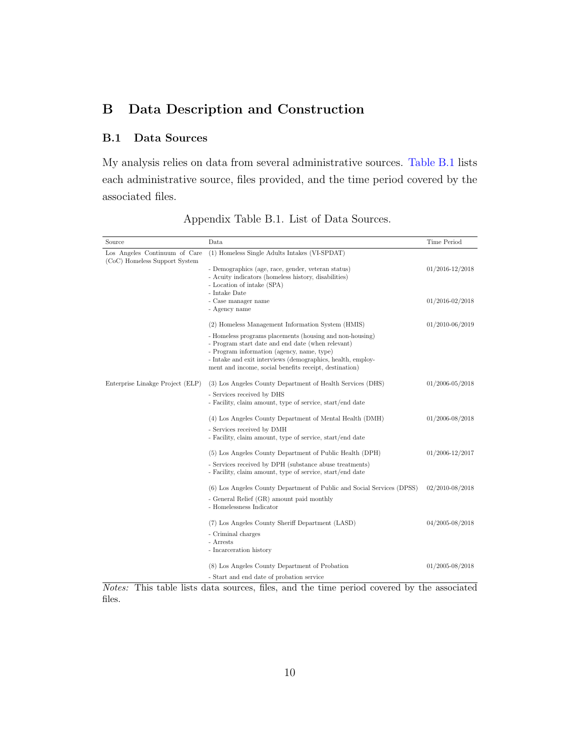# B Data Description and Construction

## B.1 Data Sources

My analysis relies on data from several administrative sources. Table B.1 lists each administrative source, files provided, and the time period covered by the associated files.

Appendix Table B.1. List of Data Sources.

| Source | Data | Time Period |
|---|---|---|
| Los Angeles Continuum of Care (CoC) Homeless Support System | (1) Homeless Single Adults Intakes (VI-SPDAT) | |
| | - Demographics (age, race, gender, veteran status)<br>- Acuity indicators (homeless history, disabilities)<br>- Location of intake (SPA)<br>- Intake Date | 01/2016-12/2018 |
| | - Case manager name<br>- Agency name | 01/2016-02/2018 |
| | (2) Homeless Management Information System (HMIS) | 01/2010-06/2019 |
| | - Homeless programs placements (housing and non-housing)<br>- Program start date and end date (when relevant)<br>- Program information (agency, name, type)<br>- Intake and exit interviews (demographics, health, employment and income, social benefits receipt, destination) | |
| Enterprise Linakge Project (ELP) | (3) Los Angeles County Department of Health Services (DHS) | 01/2006-05/2018 |
| | - Services received by DHS<br>- Facility, claim amount, type of service, start/end date | |
| | (4) Los Angeles County Department of Mental Health (DMH) | 01/2006-08/2018 |
| | - Services received by DMH<br>- Facility, claim amount, type of service, start/end date | |
| | (5) Los Angeles County Department of Public Health (DPH) | 01/2006-12/2017 |
| | - Services received by DPH (substance abuse treatments)<br>- Facility, claim amount, type of service, start/end date | |
| | (6) Los Angeles County Department of Public and Social Services (DPSS) | 02/2010-08/2018 |
| | - General Relief (GR) amount paid monthly<br>- Homelessness Indicator | |
| | (7) Los Angeles County Sheriff Department (LASD) | 04/2005-08/2018 |
| | - Criminal charges<br>- Arrests<br>- Incarceration history | |
| | (8) Los Angeles County Department of Probation | 01/2005-08/2018 |
| | - Start and end date of probation service | |

*Notes:* This table lists data sources, files, and the time period covered by the associated files.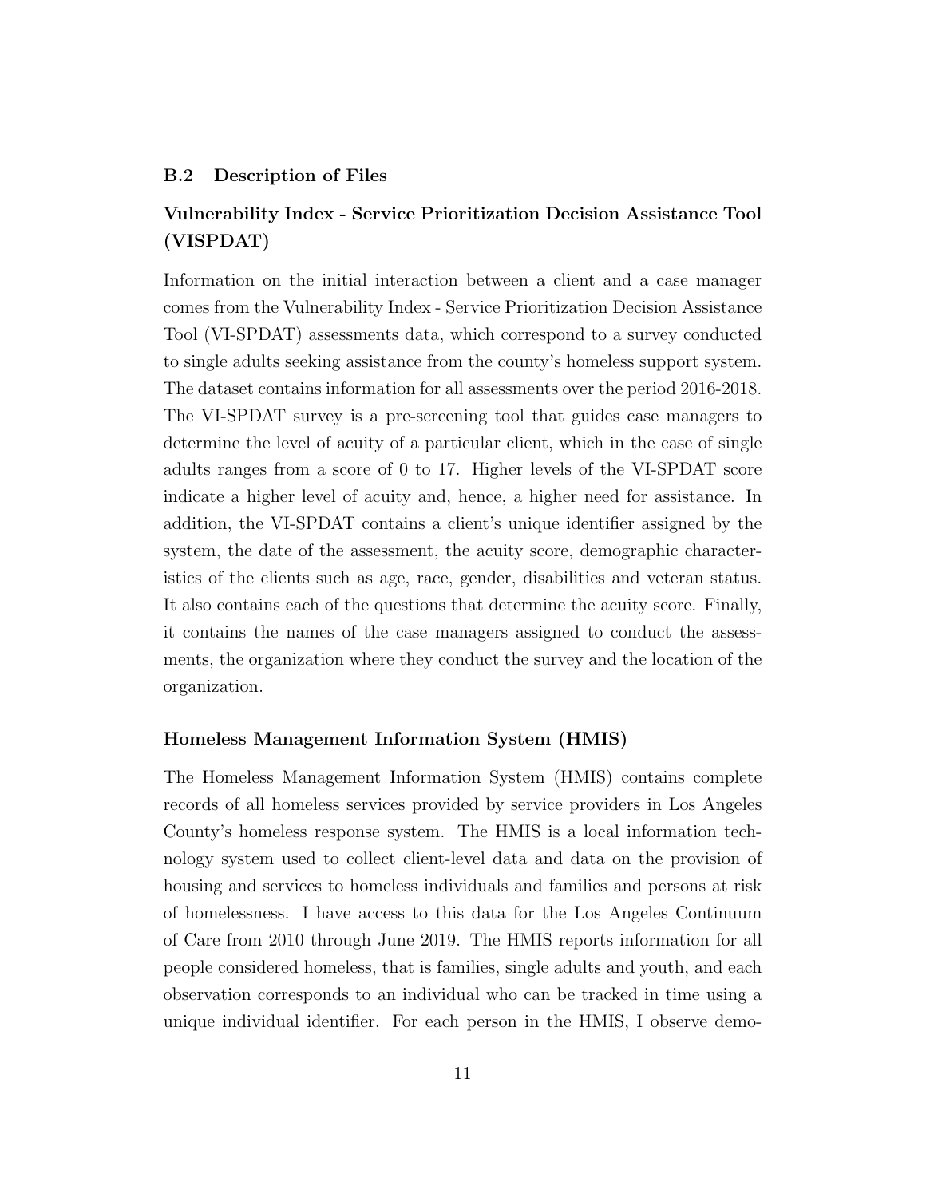### B.2 Description of Files

#### Vulnerability Index - Service Prioritization Decision Assistance Tool (VISPDAT)

Information on the initial interaction between a client and a case manager comes from the Vulnerability Index - Service Prioritization Decision Assistance Tool (VI-SPDAT) assessments data, which correspond to a survey conducted to single adults seeking assistance from the county's homeless support system. The dataset contains information for all assessments over the period 2016-2018. The VI-SPDAT survey is a pre-screening tool that guides case managers to determine the level of acuity of a particular client, which in the case of single adults ranges from a score of 0 to 17. Higher levels of the VI-SPDAT score indicate a higher level of acuity and, hence, a higher need for assistance. In addition, the VI-SPDAT contains a client's unique identifier assigned by the system, the date of the assessment, the acuity score, demographic characteristics of the clients such as age, race, gender, disabilities and veteran status. It also contains each of the questions that determine the acuity score. Finally, it contains the names of the case managers assigned to conduct the assessments, the organization where they conduct the survey and the location of the organization.

#### Homeless Management Information System (HMIS)

The Homeless Management Information System (HMIS) contains complete records of all homeless services provided by service providers in Los Angeles County's homeless response system. The HMIS is a local information technology system used to collect client-level data and data on the provision of housing and services to homeless individuals and families and persons at risk of homelessness. I have access to this data for the Los Angeles Continuum of Care from 2010 through June 2019. The HMIS reports information for all people considered homeless, that is families, single adults and youth, and each observation corresponds to an individual who can be tracked in time using a unique individual identifier. For each person in the HMIS, I observe demo-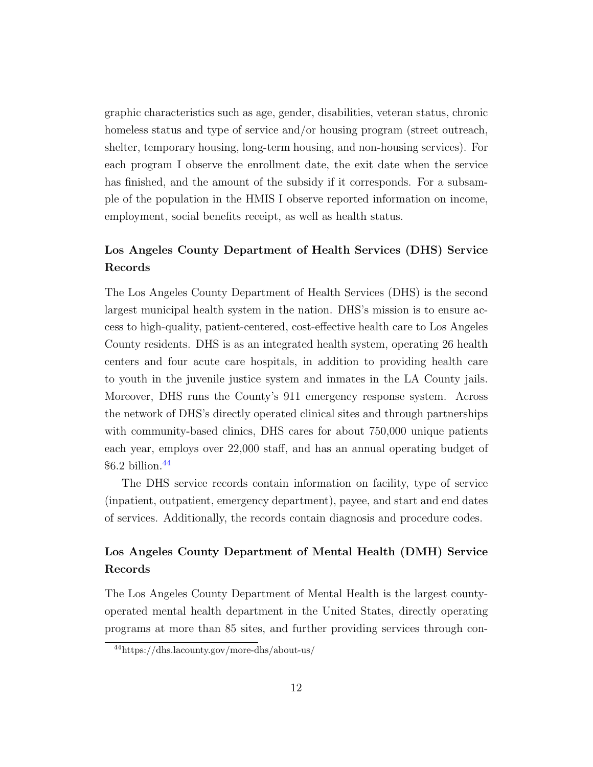graphic characteristics such as age, gender, disabilities, veteran status, chronic homeless status and type of service and/or housing program (street outreach, shelter, temporary housing, long-term housing, and non-housing services). For each program I observe the enrollment date, the exit date when the service has finished, and the amount of the subsidy if it corresponds. For a subsample of the population in the HMIS I observe reported information on income, employment, social benefits receipt, as well as health status.

### Los Angeles County Department of Health Services (DHS) Service Records

The Los Angeles County Department of Health Services (DHS) is the second largest municipal health system in the nation. DHS's mission is to ensure access to high-quality, patient-centered, cost-effective health care to Los Angeles County residents. DHS is as an integrated health system, operating 26 health centers and four acute care hospitals, in addition to providing health care to youth in the juvenile justice system and inmates in the LA County jails. Moreover, DHS runs the County's 911 emergency response system. Across the network of DHS's directly operated clinical sites and through partnerships with community-based clinics, DHS cares for about 750,000 unique patients each year, employs over 22,000 staff, and has an annual operating budget of $6.2 billion.[44]

The DHS service records contain information on facility, type of service (inpatient, outpatient, emergency department), payee, and start and end dates of services. Additionally, the records contain diagnosis and procedure codes.

### Los Angeles County Department of Mental Health (DMH) Service Records

The Los Angeles County Department of Mental Health is the largest county-operated mental health department in the United States, directly operating programs at more than 85 sites, and further providing services through con-

[44] https://dhs.lacounty.gov/more-dhs/about-us/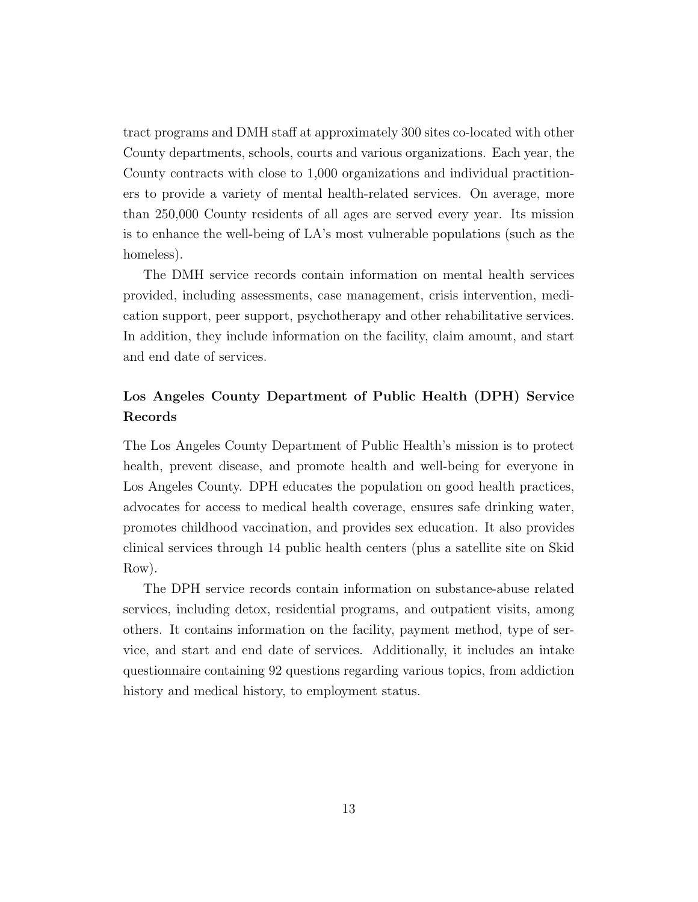tract programs and DMH staff at approximately 300 sites co-located with other County departments, schools, courts and various organizations. Each year, the County contracts with close to 1,000 organizations and individual practitioners to provide a variety of mental health-related services. On average, more than 250,000 County residents of all ages are served every year. Its mission is to enhance the well-being of LA's most vulnerable populations (such as the homeless).

The DMH service records contain information on mental health services provided, including assessments, case management, crisis intervention, medication support, peer support, psychotherapy and other rehabilitative services. In addition, they include information on the facility, claim amount, and start and end date of services.

### Los Angeles County Department of Public Health (DPH) Service Records

The Los Angeles County Department of Public Health's mission is to protect health, prevent disease, and promote health and well-being for everyone in Los Angeles County. DPH educates the population on good health practices, advocates for access to medical health coverage, ensures safe drinking water, promotes childhood vaccination, and provides sex education. It also provides clinical services through 14 public health centers (plus a satellite site on Skid Row).

The DPH service records contain information on substance-abuse related services, including detox, residential programs, and outpatient visits, among others. It contains information on the facility, payment method, type of service, and start and end date of services. Additionally, it includes an intake questionnaire containing 92 questions regarding various topics, from addiction history and medical history, to employment status.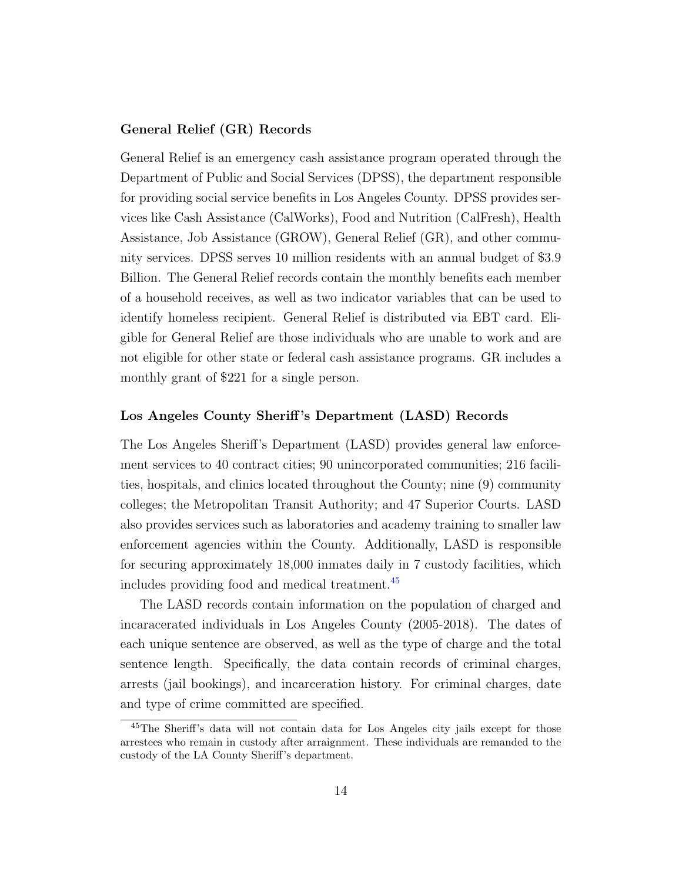### General Relief (GR) Records

General Relief is an emergency cash assistance program operated through the Department of Public and Social Services (DPSS), the department responsible for providing social service benefits in Los Angeles County. DPSS provides services like Cash Assistance (CalWorks), Food and Nutrition (CalFresh), Health Assistance, Job Assistance (GROW), General Relief (GR), and other community services. DPSS serves 10 million residents with an annual budget of $3.9 Billion. The General Relief records contain the monthly benefits each member of a household receives, as well as two indicator variables that can be used to identify homeless recipient. General Relief is distributed via EBT card. Eligible for General Relief are those individuals who are unable to work and are not eligible for other state or federal cash assistance programs. GR includes a monthly grant of $221 for a single person.

### Los Angeles County Sheriff's Department (LASD) Records

The Los Angeles Sheriff's Department (LASD) provides general law enforcement services to 40 contract cities; 90 unincorporated communities; 216 facilities, hospitals, and clinics located throughout the County; nine (9) community colleges; the Metropolitan Transit Authority; and 47 Superior Courts. LASD also provides services such as laboratories and academy training to smaller law enforcement agencies within the County. Additionally, LASD is responsible for securing approximately 18,000 inmates daily in 7 custody facilities, which includes providing food and medical treatment.[45]

The LASD records contain information on the population of charged and incaracerated individuals in Los Angeles County (2005-2018). The dates of each unique sentence are observed, as well as the type of charge and the total sentence length. Specifically, the data contain records of criminal charges, arrests (jail bookings), and incarceration history. For criminal charges, date and type of crime committed are specified.

[45] The Sheriff's data will not contain data for Los Angeles city jails except for those arrestees who remain in custody after arraignment. These individuals are remanded to the custody of the LA County Sheriff's department.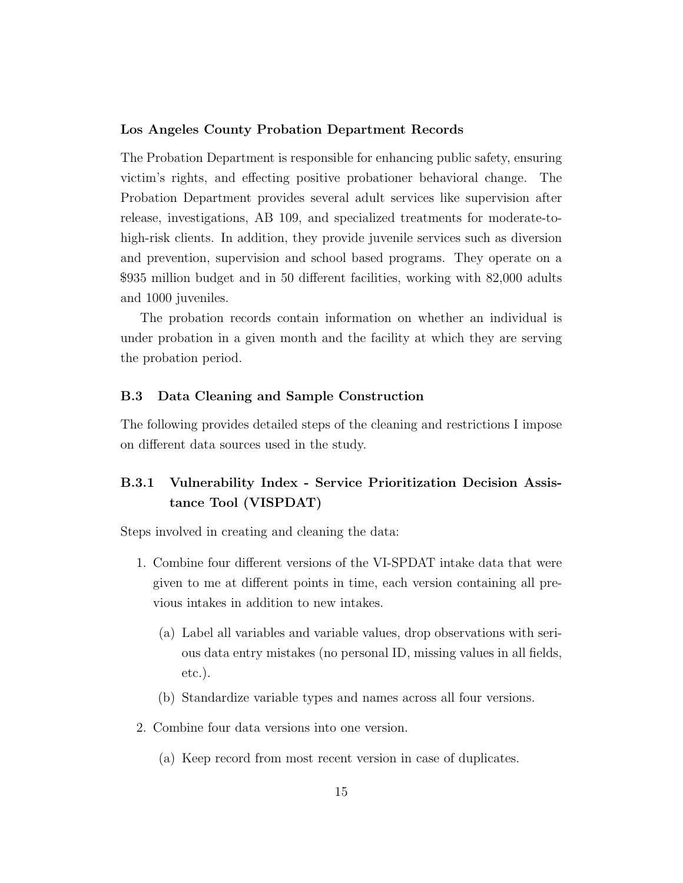#### Los Angeles County Probation Department Records

The Probation Department is responsible for enhancing public safety, ensuring victim's rights, and effecting positive probationer behavioral change. The Probation Department provides several adult services like supervision after release, investigations, AB 109, and specialized treatments for moderate-to-high-risk clients. In addition, they provide juvenile services such as diversion and prevention, supervision and school based programs. They operate on a $935 million budget and in 50 different facilities, working with 82,000 adults and 1000 juveniles.

The probation records contain information on whether an individual is under probation in a given month and the facility at which they are serving the probation period.

### B.3 Data Cleaning and Sample Construction

The following provides detailed steps of the cleaning and restrictions I impose on different data sources used in the study.

#### B.3.1 Vulnerability Index - Service Prioritization Decision Assistance Tool (VISPDAT)

Steps involved in creating and cleaning the data:

1. Combine four different versions of the VI-SPDAT intake data that were given to me at different points in time, each version containing all previous intakes in addition to new intakes.
   (a) Label all variables and variable values, drop observations with serious data entry mistakes (no personal ID, missing values in all fields, etc.).
   (b) Standardize variable types and names across all four versions.
2. Combine four data versions into one version.
   (a) Keep record from most recent version in case of duplicates.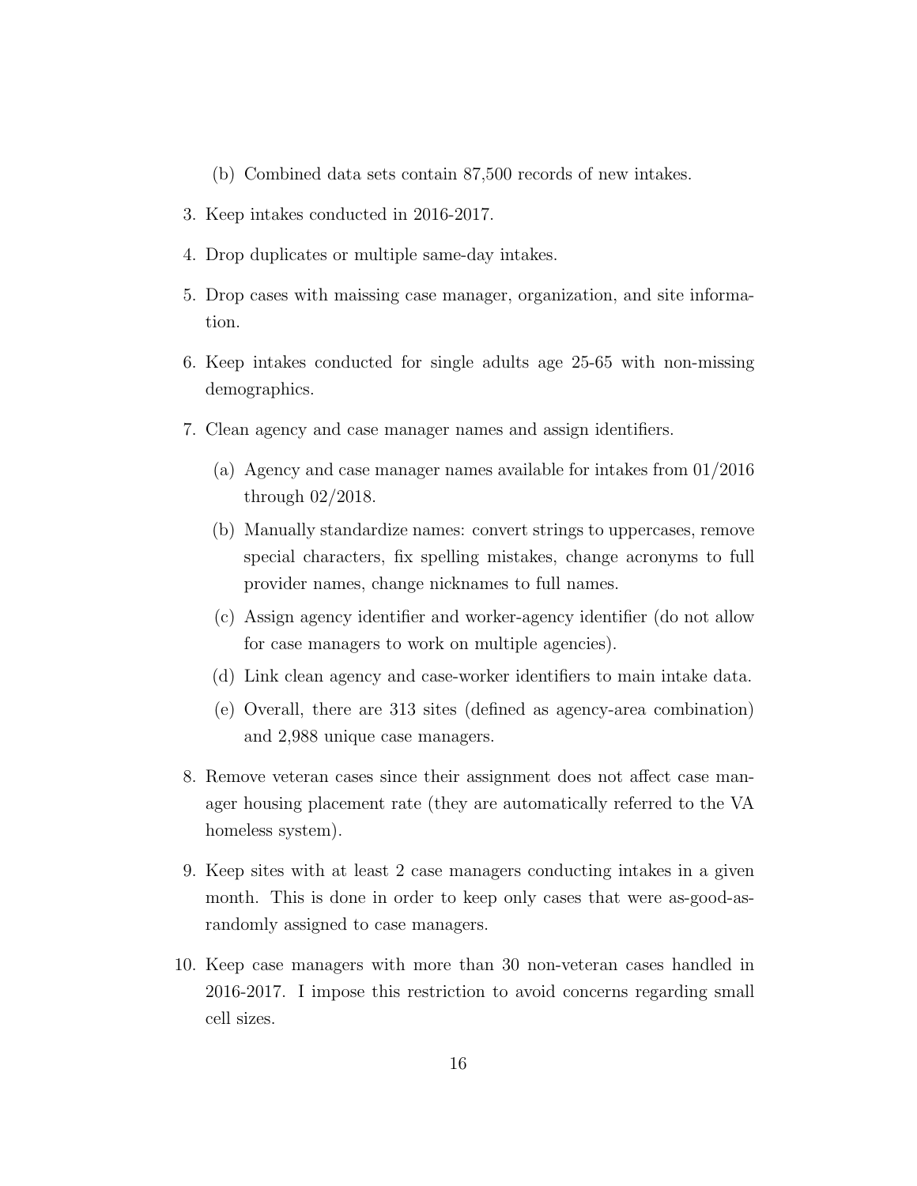(b) Combined data sets contain 87,500 records of new intakes.

3. Keep intakes conducted in 2016-2017.

4. Drop duplicates or multiple same-day intakes.

5. Drop cases with maissing case manager, organization, and site information.

6. Keep intakes conducted for single adults age 25-65 with non-missing demographics.

7. Clean agency and case manager names and assign identifiers.

   (a) Agency and case manager names available for intakes from 01/2016 through 02/2018.

   (b) Manually standardize names: convert strings to uppercases, remove special characters, fix spelling mistakes, change acronyms to full provider names, change nicknames to full names.

   (c) Assign agency identifier and worker-agency identifier (do not allow for case managers to work on multiple agencies).

   (d) Link clean agency and case-worker identifiers to main intake data.

   (e) Overall, there are 313 sites (defined as agency-area combination) and 2,988 unique case managers.

8. Remove veteran cases since their assignment does not affect case manager housing placement rate (they are automatically referred to the VA homeless system).

9. Keep sites with at least 2 case managers conducting intakes in a given month. This is done in order to keep only cases that were as-good-as-randomly assigned to case managers.

10. Keep case managers with more than 30 non-veteran cases handled in 2016-2017. I impose this restriction to avoid concerns regarding small cell sizes.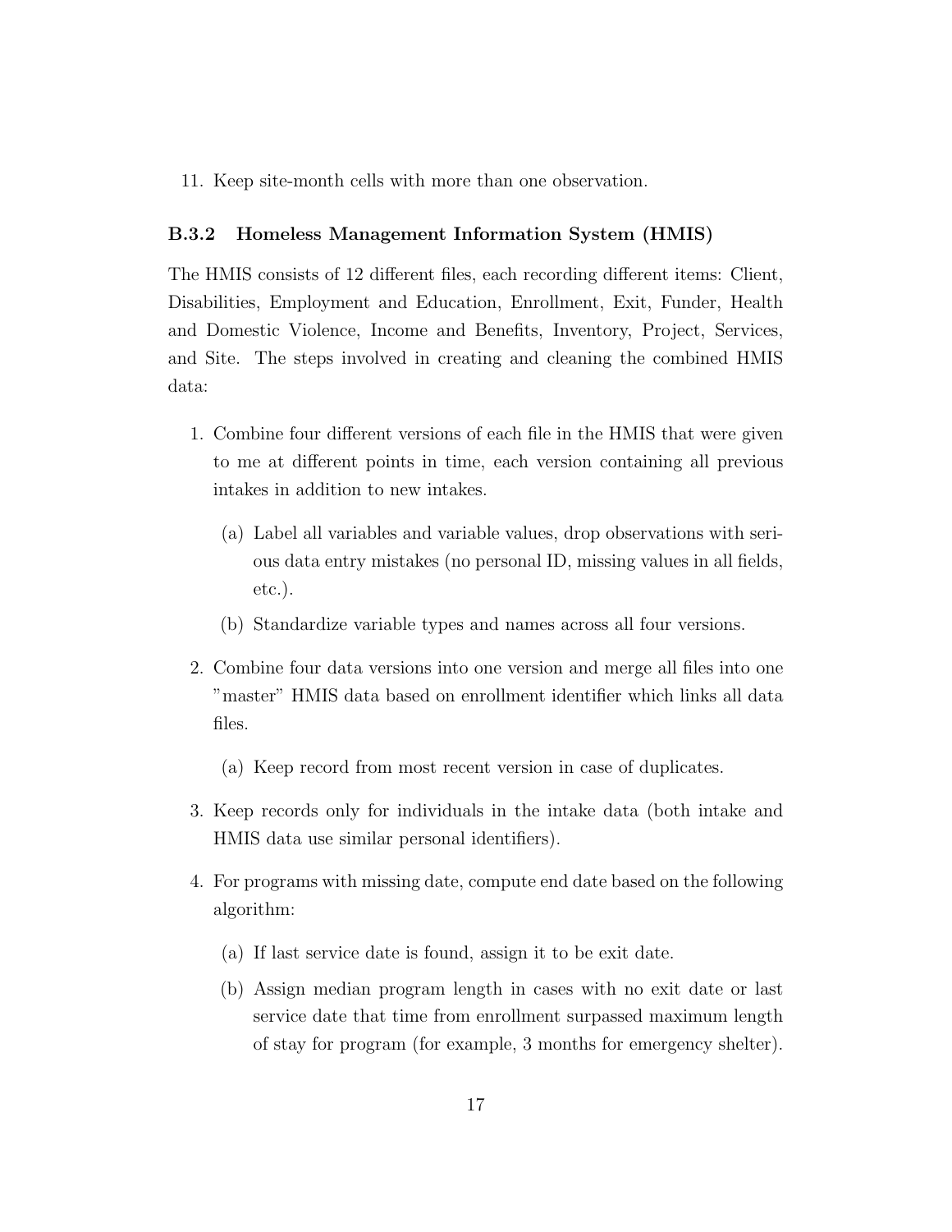11. Keep site-month cells with more than one observation.

### B.3.2 Homeless Management Information System (HMIS)

The HMIS consists of 12 different files, each recording different items: Client, Disabilities, Employment and Education, Enrollment, Exit, Funder, Health and Domestic Violence, Income and Benefits, Inventory, Project, Services, and Site. The steps involved in creating and cleaning the combined HMIS data:

1. Combine four different versions of each file in the HMIS that were given to me at different points in time, each version containing all previous intakes in addition to new intakes.
   (a) Label all variables and variable values, drop observations with serious data entry mistakes (no personal ID, missing values in all fields, etc.).
   (b) Standardize variable types and names across all four versions.
2. Combine four data versions into one version and merge all files into one "master" HMIS data based on enrollment identifier which links all data files.
   (a) Keep record from most recent version in case of duplicates.
3. Keep records only for individuals in the intake data (both intake and HMIS data use similar personal identifiers).
4. For programs with missing date, compute end date based on the following algorithm:
   (a) If last service date is found, assign it to be exit date.
   (b) Assign median program length in cases with no exit date or last service date that time from enrollment surpassed maximum length of stay for program (for example, 3 months for emergency shelter).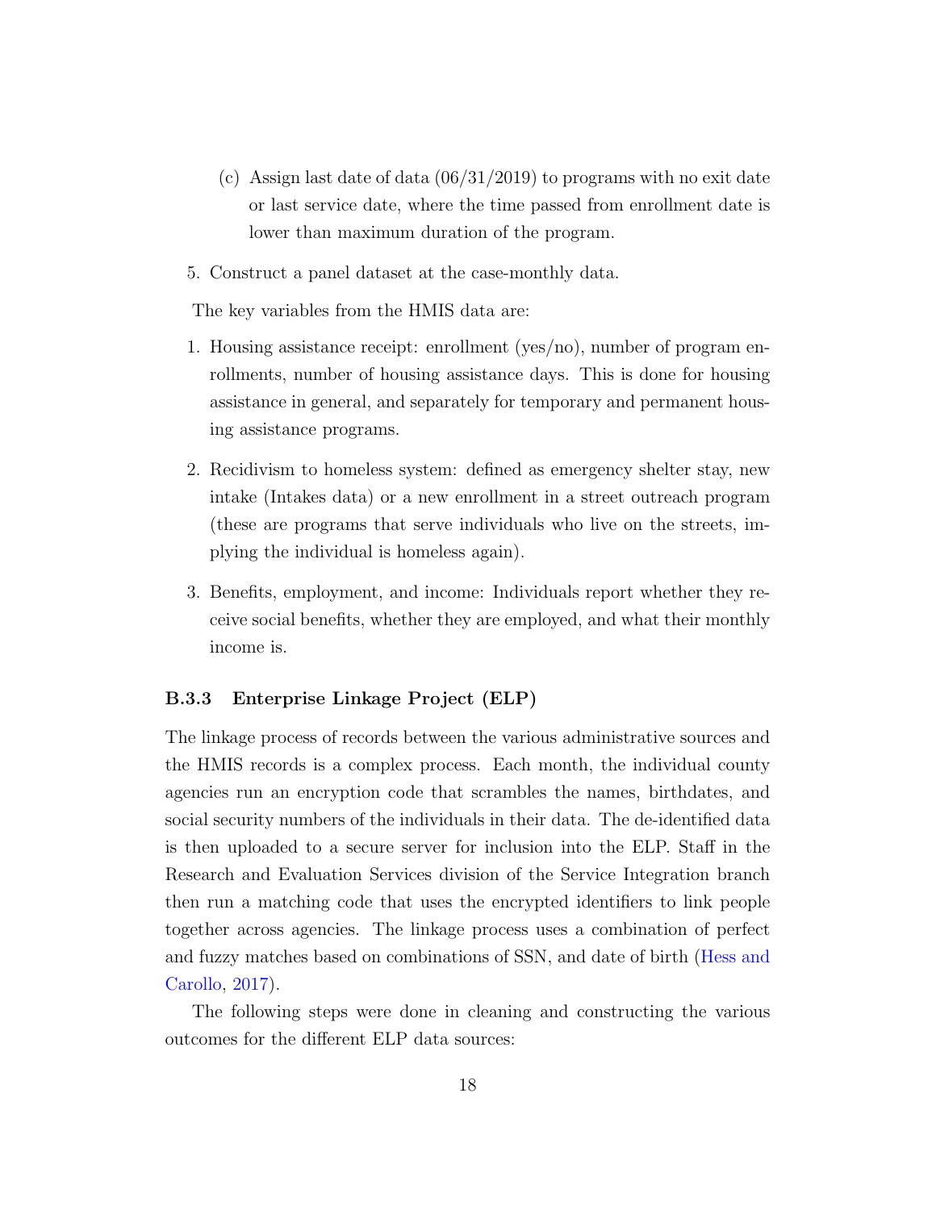(c) Assign last date of data (06/31/2019) to programs with no exit date or last service date, where the time passed from enrollment date is lower than maximum duration of the program.

5. Construct a panel dataset at the case-monthly data.

The key variables from the HMIS data are:

1. Housing assistance receipt: enrollment (yes/no), number of program enrollments, number of housing assistance days. This is done for housing assistance in general, and separately for temporary and permanent housing assistance programs.

2. Recidivism to homeless system: defined as emergency shelter stay, new intake (Intakes data) or a new enrollment in a street outreach program (these are programs that serve individuals who live on the streets, implying the individual is homeless again).

3. Benefits, employment, and income: Individuals report whether they receive social benefits, whether they are employed, and what their monthly income is.

### B.3.3 Enterprise Linkage Project (ELP)

The linkage process of records between the various administrative sources and the HMIS records is a complex process. Each month, the individual county agencies run an encryption code that scrambles the names, birthdates, and social security numbers of the individuals in their data. The de-identified data is then uploaded to a secure server for inclusion into the ELP. Staff in the Research and Evaluation Services division of the Service Integration branch then run a matching code that uses the encrypted identifiers to link people together across agencies. The linkage process uses a combination of perfect and fuzzy matches based on combinations of SSN, and date of birth (Hess and Carollo, 2017).

The following steps were done in cleaning and constructing the various outcomes for the different ELP data sources: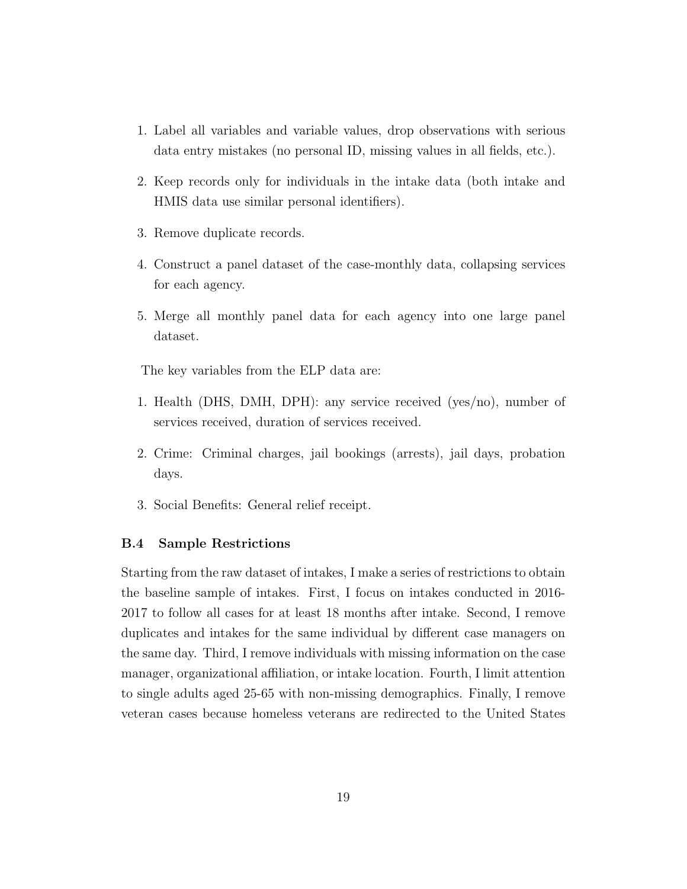1. Label all variables and variable values, drop observations with serious data entry mistakes (no personal ID, missing values in all fields, etc.).
2. Keep records only for individuals in the intake data (both intake and HMIS data use similar personal identifiers).
3. Remove duplicate records.
4. Construct a panel dataset of the case-monthly data, collapsing services for each agency.
5. Merge all monthly panel data for each agency into one large panel dataset.

The key variables from the ELP data are:

1. Health (DHS, DMH, DPH): any service received (yes/no), number of services received, duration of services received.
2. Crime: Criminal charges, jail bookings (arrests), jail days, probation days.
3. Social Benefits: General relief receipt.

### B.4 Sample Restrictions

Starting from the raw dataset of intakes, I make a series of restrictions to obtain the baseline sample of intakes. First, I focus on intakes conducted in 2016-2017 to follow all cases for at least 18 months after intake. Second, I remove duplicates and intakes for the same individual by different case managers on the same day. Third, I remove individuals with missing information on the case manager, organizational affiliation, or intake location. Fourth, I limit attention to single adults aged 25-65 with non-missing demographics. Finally, I remove veteran cases because homeless veterans are redirected to the United States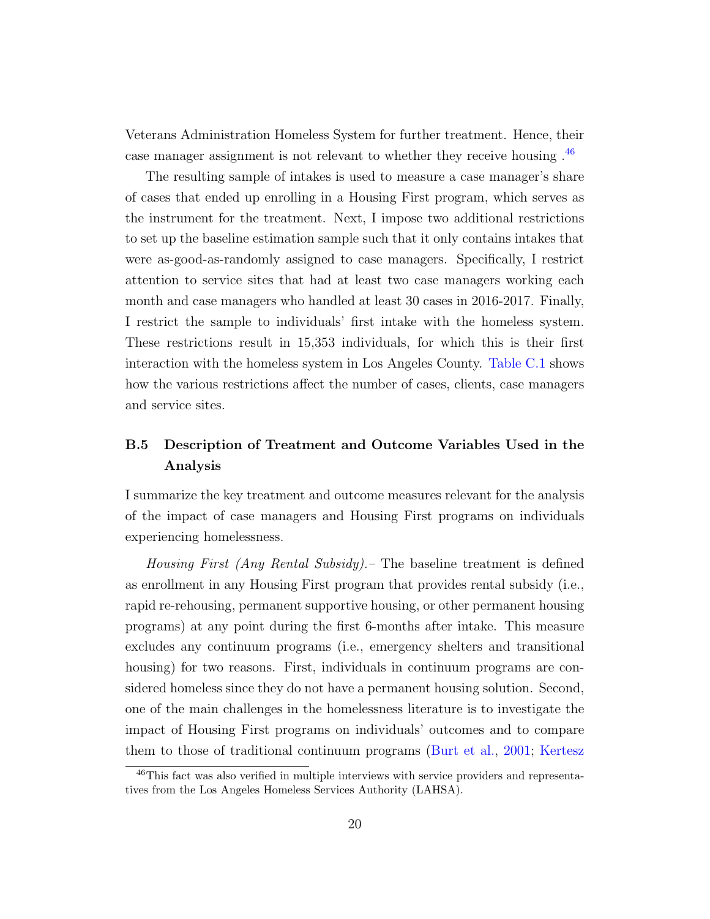Veterans Administration Homeless System for further treatment. Hence, their case manager assignment is not relevant to whether they receive housing .[46]

The resulting sample of intakes is used to measure a case manager's share of cases that ended up enrolling in a Housing First program, which serves as the instrument for the treatment. Next, I impose two additional restrictions to set up the baseline estimation sample such that it only contains intakes that were as-good-as-randomly assigned to case managers. Specifically, I restrict attention to service sites that had at least two case managers working each month and case managers who handled at least 30 cases in 2016-2017. Finally, I restrict the sample to individuals' first intake with the homeless system. These restrictions result in 15,353 individuals, for which this is their first interaction with the homeless system in Los Angeles County. Table C.1 shows how the various restrictions affect the number of cases, clients, case managers and service sites.

## B.5 Description of Treatment and Outcome Variables Used in the Analysis

I summarize the key treatment and outcome measures relevant for the analysis of the impact of case managers and Housing First programs on individuals experiencing homelessness.

*Housing First (Any Rental Subsidy).–* The baseline treatment is defined as enrollment in any Housing First program that provides rental subsidy (i.e., rapid re-rehousing, permanent supportive housing, or other permanent housing programs) at any point during the first 6-months after intake. This measure excludes any continuum programs (i.e., emergency shelters and transitional housing) for two reasons. First, individuals in continuum programs are considered homeless since they do not have a permanent housing solution. Second, one of the main challenges in the homelessness literature is to investigate the impact of Housing First programs on individuals' outcomes and to compare them to those of traditional continuum programs (Burt et al., 2001; Kertesz

[46]This fact was also verified in multiple interviews with service providers and representatives from the Los Angeles Homeless Services Authority (LAHSA).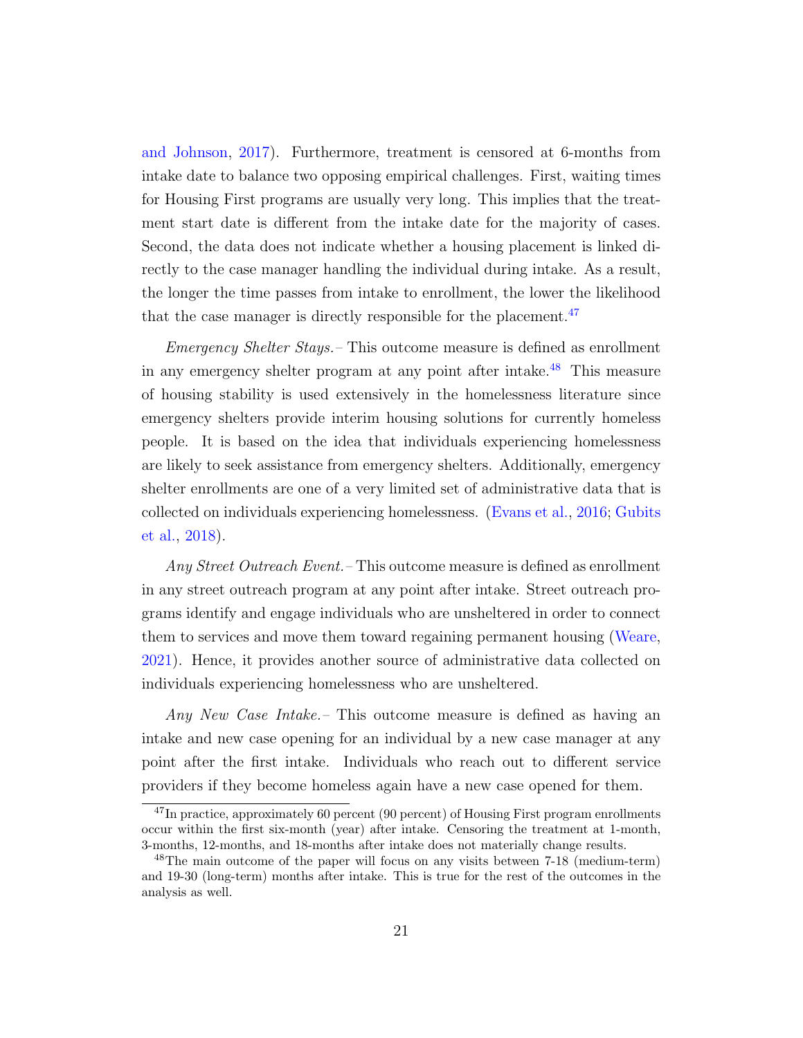and Johnson, 2017). Furthermore, treatment is censored at 6-months from intake date to balance two opposing empirical challenges. First, waiting times for Housing First programs are usually very long. This implies that the treatment start date is different from the intake date for the majority of cases. Second, the data does not indicate whether a housing placement is linked directly to the case manager handling the individual during intake. As a result, the longer the time passes from intake to enrollment, the lower the likelihood that the case manager is directly responsible for the placement.[47]

*Emergency Shelter Stays.*– This outcome measure is defined as enrollment in any emergency shelter program at any point after intake.[48] This measure of housing stability is used extensively in the homelessness literature since emergency shelters provide interim housing solutions for currently homeless people. It is based on the idea that individuals experiencing homelessness are likely to seek assistance from emergency shelters. Additionally, emergency shelter enrollments are one of a very limited set of administrative data that is collected on individuals experiencing homelessness. (Evans et al., 2016; Gubits et al., 2018).

*Any Street Outreach Event.*– This outcome measure is defined as enrollment in any street outreach program at any point after intake. Street outreach programs identify and engage individuals who are unsheltered in order to connect them to services and move them toward regaining permanent housing (Weare, 2021). Hence, it provides another source of administrative data collected on individuals experiencing homelessness who are unsheltered.

*Any New Case Intake.*– This outcome measure is defined as having an intake and new case opening for an individual by a new case manager at any point after the first intake. Individuals who reach out to different service providers if they become homeless again have a new case opened for them.

[47] In practice, approximately 60 percent (90 percent) of Housing First program enrollments occur within the first six-month (year) after intake. Censoring the treatment at 1-month, 3-months, 12-months, and 18-months after intake does not materially change results.

[48] The main outcome of the paper will focus on any visits between 7-18 (medium-term) and 19-30 (long-term) months after intake. This is true for the rest of the outcomes in the analysis as well.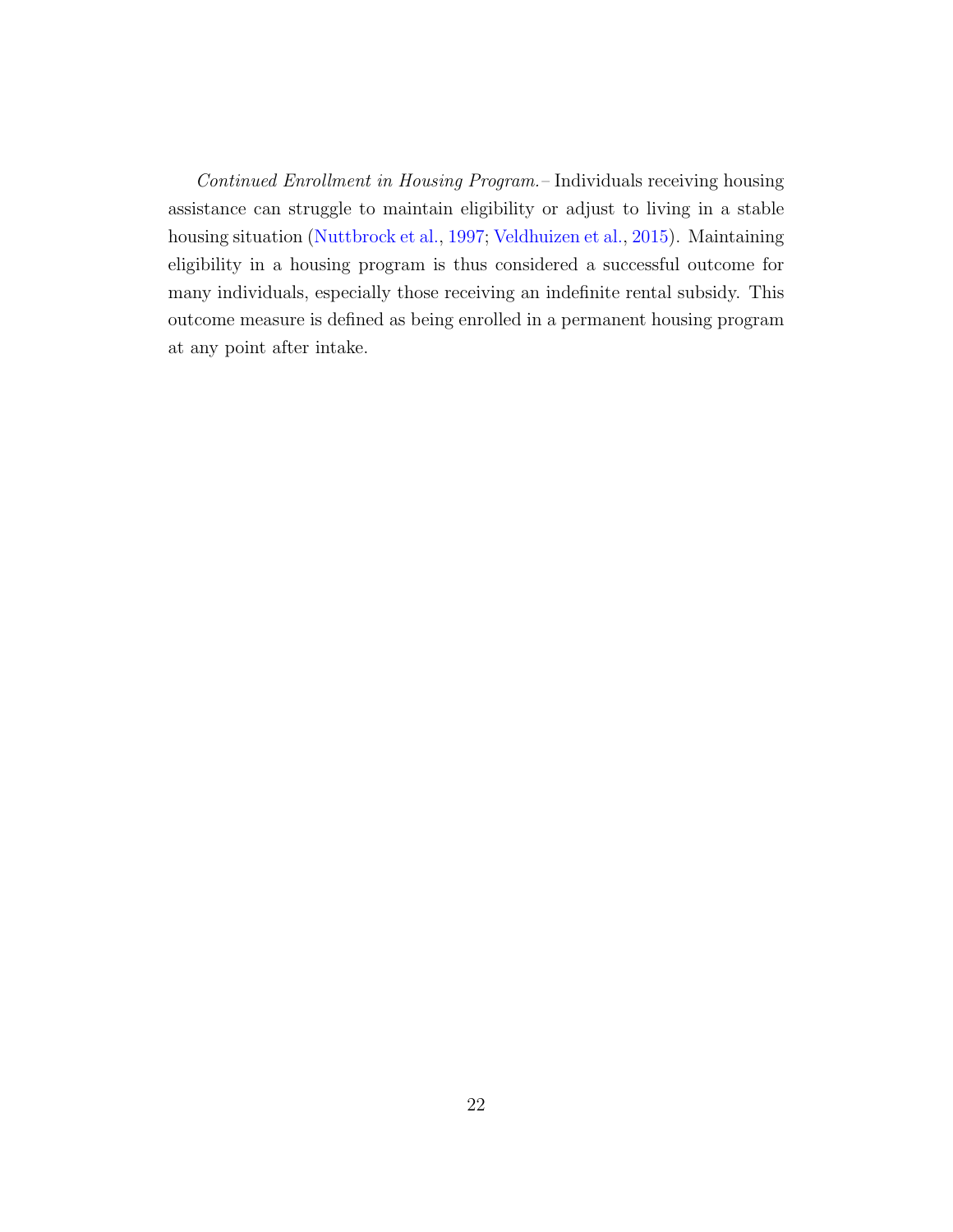*Continued Enrollment in Housing Program.*– Individuals receiving housing assistance can struggle to maintain eligibility or adjust to living in a stable housing situation (Nuttbrock et al., 1997; Veldhuizen et al., 2015). Maintaining eligibility in a housing program is thus considered a successful outcome for many individuals, especially those receiving an indefinite rental subsidy. This outcome measure is defined as being enrolled in a permanent housing program at any point after intake.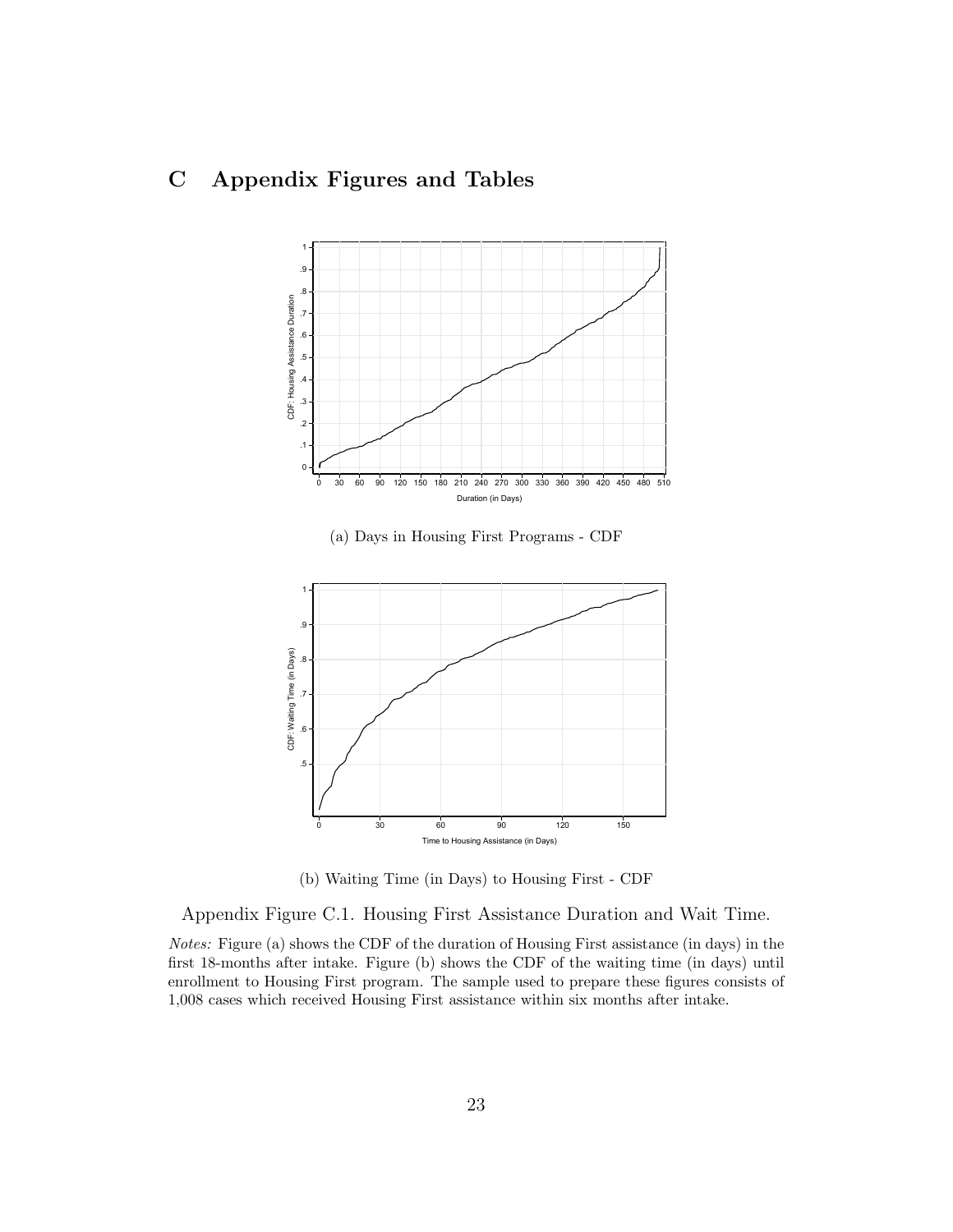# C Appendix Figures and Tables

(a) Days in Housing First Programs - CDF

(b) Waiting Time (in Days) to Housing First - CDF

Appendix Figure C.1. Housing First Assistance Duration and Wait Time.

*Notes:* Figure (a) shows the CDF of the duration of Housing First assistance (in days) in the first 18-months after intake. Figure (b) shows the CDF of the waiting time (in days) until enrollment to Housing First program. The sample used to prepare these figures consists of 1,008 cases which received Housing First assistance within six months after intake.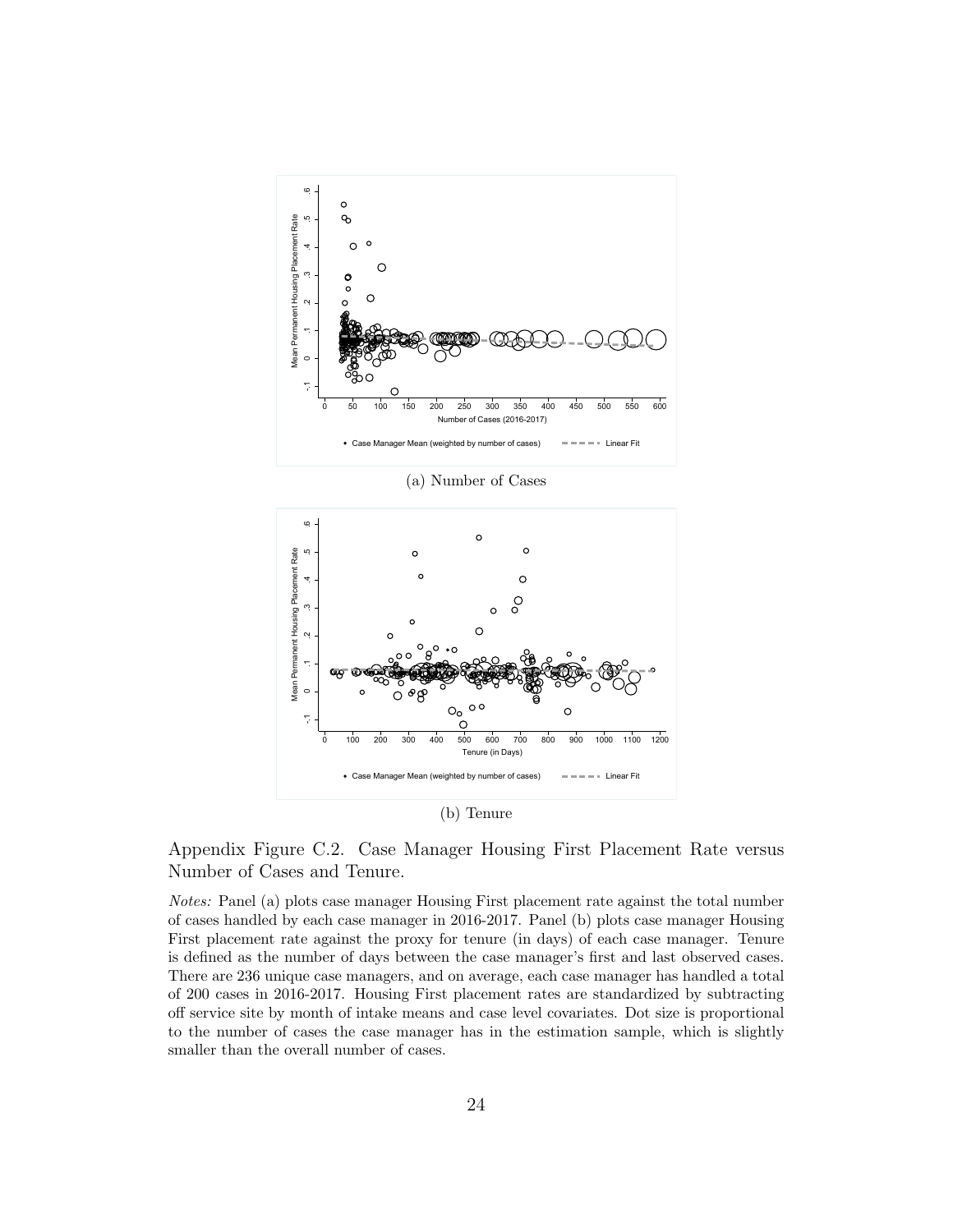(a) Number of Cases

(b) Tenure

Appendix Figure C.2. Case Manager Housing First Placement Rate versus Number of Cases and Tenure.

*Notes:* Panel (a) plots case manager Housing First placement rate against the total number of cases handled by each case manager in 2016-2017. Panel (b) plots case manager Housing First placement rate against the proxy for tenure (in days) of each case manager. Tenure is defined as the number of days between the case manager's first and last observed cases. There are 236 unique case managers, and on average, each case manager has handled a total of 200 cases in 2016-2017. Housing First placement rates are standardized by subtracting off service site by month of intake means and case level covariates. Dot size is proportional to the number of cases the case manager has in the estimation sample, which is slightly smaller than the overall number of cases.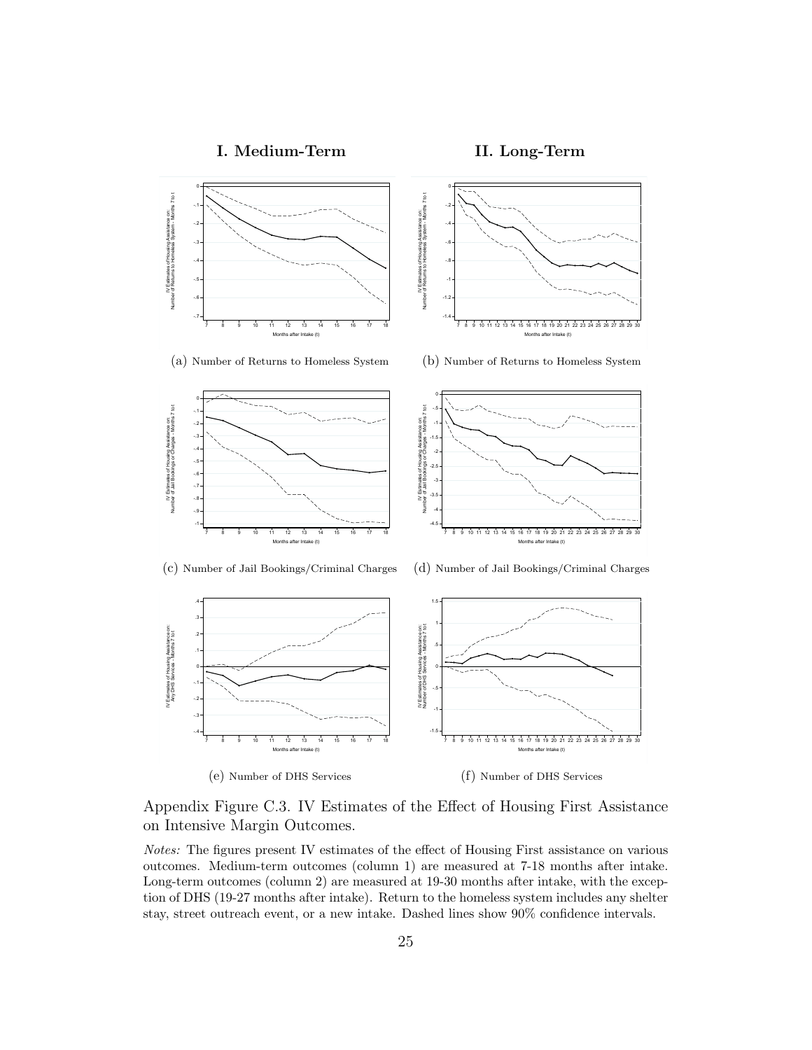**I. Medium-Term** **II. Long-Term**

(a) Number of Returns to Homeless System

(b) Number of Returns to Homeless System

(c) Number of Jail Bookings/Criminal Charges

(d) Number of Jail Bookings/Criminal Charges

(e) Number of DHS Services

(f) Number of DHS Services

Appendix Figure C.3. IV Estimates of the Effect of Housing First Assistance on Intensive Margin Outcomes.

*Notes:* The figures present IV estimates of the effect of Housing First assistance on various outcomes. Medium-term outcomes (column 1) are measured at 7-18 months after intake. Long-term outcomes (column 2) are measured at 19-30 months after intake, with the exception of DHS (19-27 months after intake). Return to the homeless system includes any shelter stay, street outreach event, or a new intake. Dashed lines show 90% confidence intervals.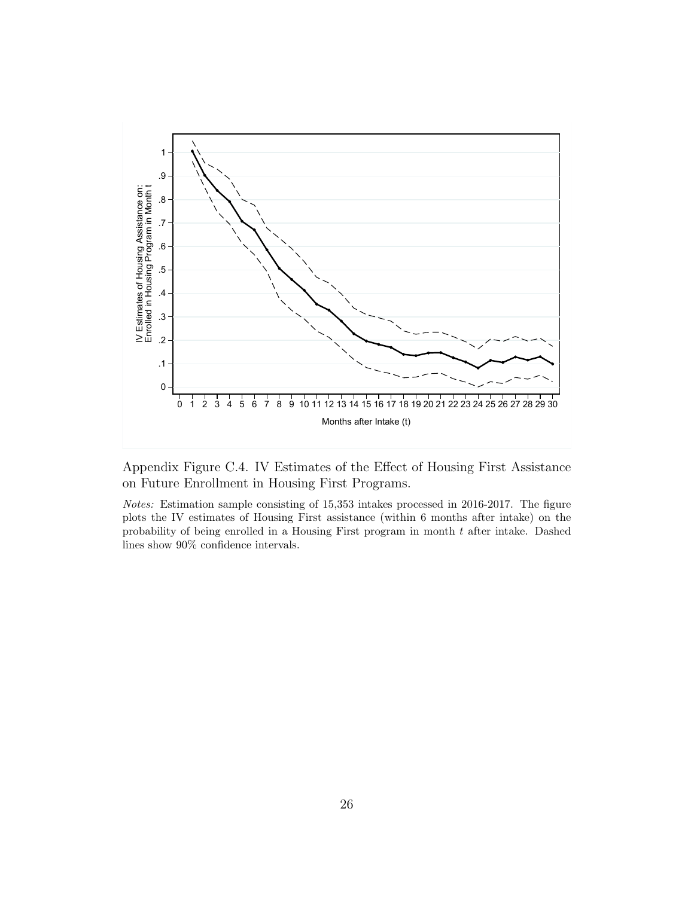Appendix Figure C.4. IV Estimates of the Effect of Housing First Assistance on Future Enrollment in Housing First Programs.

*Notes:* Estimation sample consisting of 15,353 intakes processed in 2016-2017. The figure plots the IV estimates of Housing First assistance (within 6 months after intake) on the probability of being enrolled in a Housing First program in month $t$ after intake. Dashed lines show 90% confidence intervals.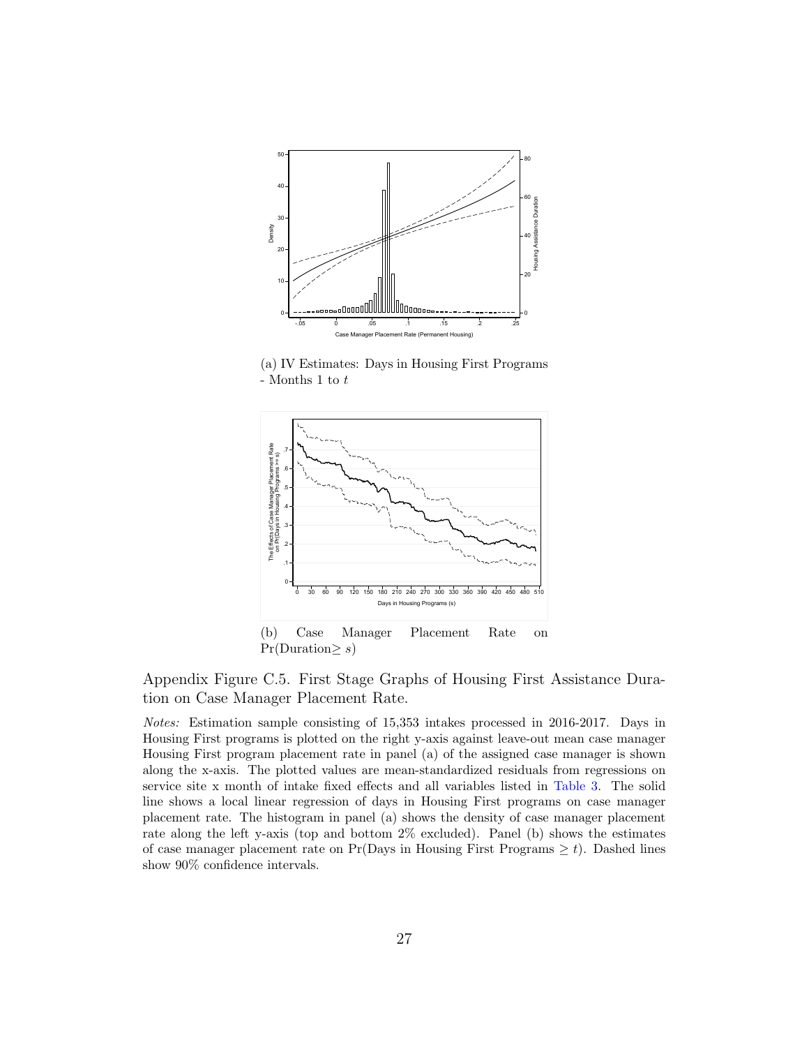(a) IV Estimates: Days in Housing First Programs - Months 1 to $t$

(b) Case Manager Placement Rate on Pr(Duration$\geq s$)

Appendix Figure C.5. First Stage Graphs of Housing First Assistance Duration on Case Manager Placement Rate.

*Notes:* Estimation sample consisting of 15,353 intakes processed in 2016-2017. Days in Housing First programs is plotted on the right y-axis against leave-out mean case manager Housing First program placement rate in panel (a) of the assigned case manager is shown along the x-axis. The plotted values are mean-standardized residuals from regressions on service site x month of intake fixed effects and all variables listed in Table 3. The solid line shows a local linear regression of days in Housing First programs on case manager placement rate. The histogram in panel (a) shows the density of case manager placement rate along the left y-axis (top and bottom 2% excluded). Panel (b) shows the estimates of case manager placement rate on Pr(Days in Housing First Programs $\geq t$). Dashed lines show 90% confidence intervals.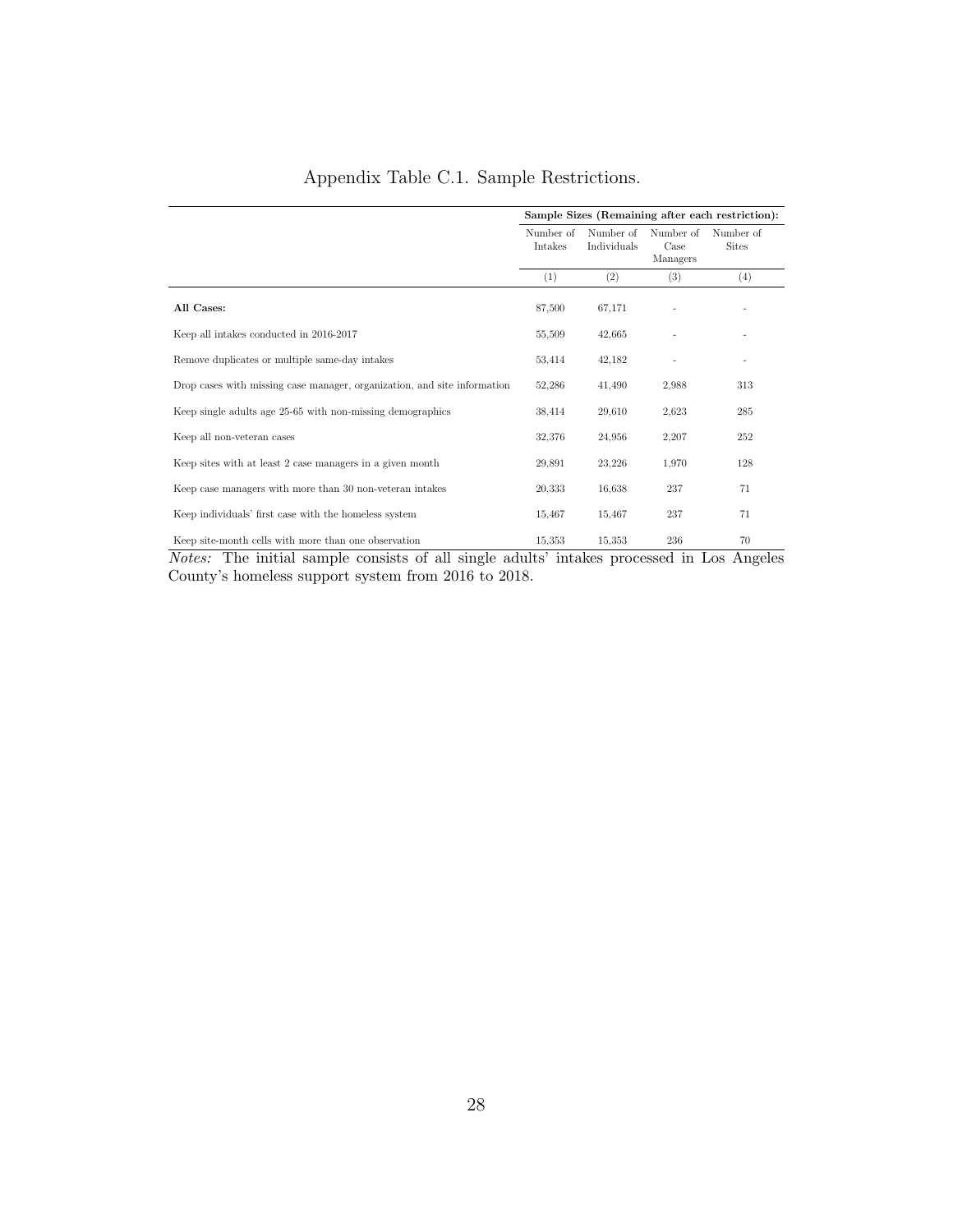# Appendix Table C.1. Sample Restrictions.

| | Sample Sizes (Remaining after each restriction): | | | |
|---|---|---|---|---|
| | Number of Intakes | Number of Individuals | Number of Case Managers | Number of Sites |
| | (1) | (2) | (3) | (4) |
| **All Cases:** | 87,500 | 67,171 | - | - |
| Keep all intakes conducted in 2016-2017 | 55,509 | 42,665 | - | - |
| Remove duplicates or multiple same-day intakes | 53,414 | 42,182 | - | - |
| Drop cases with missing case manager, organization, and site information | 52,286 | 41,490 | 2,988 | 313 |
| Keep single adults age 25-65 with non-missing demographics | 38,414 | 29,610 | 2,623 | 285 |
| Keep all non-veteran cases | 32,376 | 24,956 | 2,207 | 252 |
| Keep sites with at least 2 case managers in a given month | 29,891 | 23,226 | 1,970 | 128 |
| Keep case managers with more than 30 non-veteran intakes | 20,333 | 16,638 | 237 | 71 |
| Keep individuals' first case with the homeless system | 15,467 | 15,467 | 237 | 71 |
| Keep site-month cells with more than one observation | 15,353 | 15,353 | 236 | 70 |

*Notes:* The initial sample consists of all single adults' intakes processed in Los Angeles County's homeless support system from 2016 to 2018.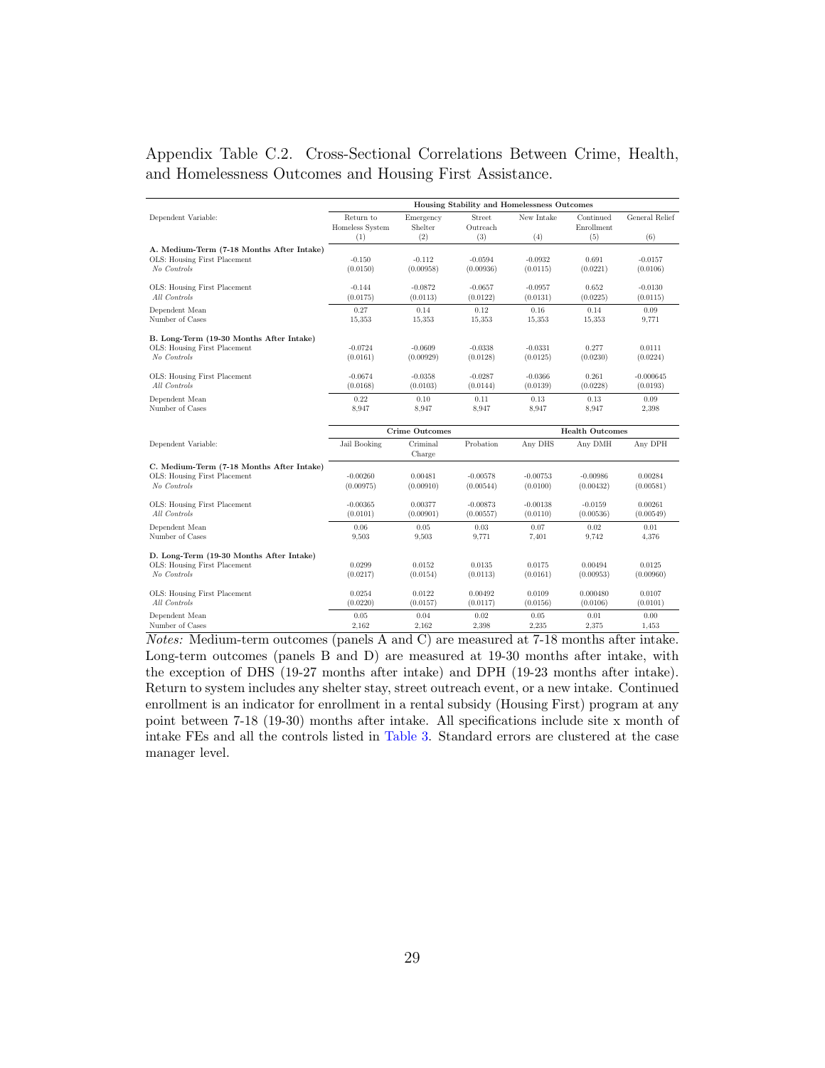Appendix Table C.2. Cross-Sectional Correlations Between Crime, Health, and Homelessness Outcomes and Housing First Assistance.

| | Housing Stability and Homelessness Outcomes | | | | | |
|---|---|---|---|---|---|---|
| Dependent Variable: | Return to Homeless System | Emergency Shelter | Street Outreach | New Intake | Continued Enrollment | General Relief |
| | (1) | (2) | (3) | (4) | (5) | (6) |
| **A. Medium-Term (7-18 Months After Intake)** | | | | | | |
| OLS: Housing First Placement | -0.150 | -0.112 | -0.0594 | -0.0932 | 0.691 | -0.0157 |
| *No Controls* | (0.0150) | (0.00958) | (0.00936) | (0.0115) | (0.0221) | (0.0106) |
| OLS: Housing First Placement | -0.144 | -0.0872 | -0.0657 | -0.0957 | 0.652 | -0.0130 |
| *All Controls* | (0.0175) | (0.0113) | (0.0122) | (0.0131) | (0.0225) | (0.0115) |
| Dependent Mean | 0.27 | 0.14 | 0.12 | 0.16 | 0.14 | 0.09 |
| Number of Cases | 15,353 | 15,353 | 15,353 | 15,353 | 15,353 | 9,771 |
| **B. Long-Term (19-30 Months After Intake)** | | | | | | |
| OLS: Housing First Placement | -0.0724 | -0.0609 | -0.0338 | -0.0331 | 0.277 | 0.0111 |
| *No Controls* | (0.0161) | (0.00929) | (0.0128) | (0.0125) | (0.0230) | (0.0224) |
| OLS: Housing First Placement | -0.0674 | -0.0358 | -0.0287 | -0.0366 | 0.261 | -0.000645 |
| *All Controls* | (0.0168) | (0.0103) | (0.0144) | (0.0139) | (0.0228) | (0.0193) |
| Dependent Mean | 0.22 | 0.10 | 0.11 | 0.13 | 0.13 | 0.09 |
| Number of Cases | 8,947 | 8,947 | 8,947 | 8,947 | 8,947 | 2,398 |
| | Crime Outcomes | | | Health Outcomes | | |
| Dependent Variable: | Jail Booking | Criminal Charge | Probation | Any DHS | Any DMH | Any DPH |
| **C. Medium-Term (7-18 Months After Intake)** | | | | | | |
| OLS: Housing First Placement | -0.00260 | 0.00481 | -0.00578 | -0.00753 | -0.00986 | 0.00284 |
| *No Controls* | (0.00975) | (0.00910) | (0.00544) | (0.0100) | (0.00432) | (0.00581) |
| OLS: Housing First Placement | -0.00365 | 0.00377 | -0.00873 | -0.00138 | -0.0159 | 0.00261 |
| *All Controls* | (0.0101) | (0.00901) | (0.00557) | (0.0110) | (0.00536) | (0.00549) |
| Dependent Mean | 0.06 | 0.05 | 0.03 | 0.07 | 0.02 | 0.01 |
| Number of Cases | 9,503 | 9,503 | 9,771 | 7,401 | 9,742 | 4,376 |
| **D. Long-Term (19-30 Months After Intake)** | | | | | | |
| OLS: Housing First Placement | 0.0299 | 0.0152 | 0.0135 | 0.0175 | 0.00494 | 0.0125 |
| *No Controls* | (0.0217) | (0.0154) | (0.0113) | (0.0161) | (0.00953) | (0.00960) |
| OLS: Housing First Placement | 0.0254 | 0.0122 | 0.00492 | 0.0109 | 0.000480 | 0.0107 |
| *All Controls* | (0.0220) | (0.0157) | (0.0117) | (0.0156) | (0.0106) | (0.0101) |
| Dependent Mean | 0.05 | 0.04 | 0.02 | 0.05 | 0.01 | 0.00 |
| Number of Cases | 2,162 | 2,162 | 2,398 | 2,235 | 2,375 | 1,453 |

*Notes:* Medium-term outcomes (panels A and C) are measured at 7-18 months after intake. Long-term outcomes (panels B and D) are measured at 19-30 months after intake, with the exception of DHS (19-27 months after intake) and DPH (19-23 months after intake). Return to system includes any shelter stay, street outreach event, or a new intake. Continued enrollment is an indicator for enrollment in a rental subsidy (Housing First) program at any point between 7-18 (19-30) months after intake. All specifications include site x month of intake FEs and all the controls listed in Table 3. Standard errors are clustered at the case manager level.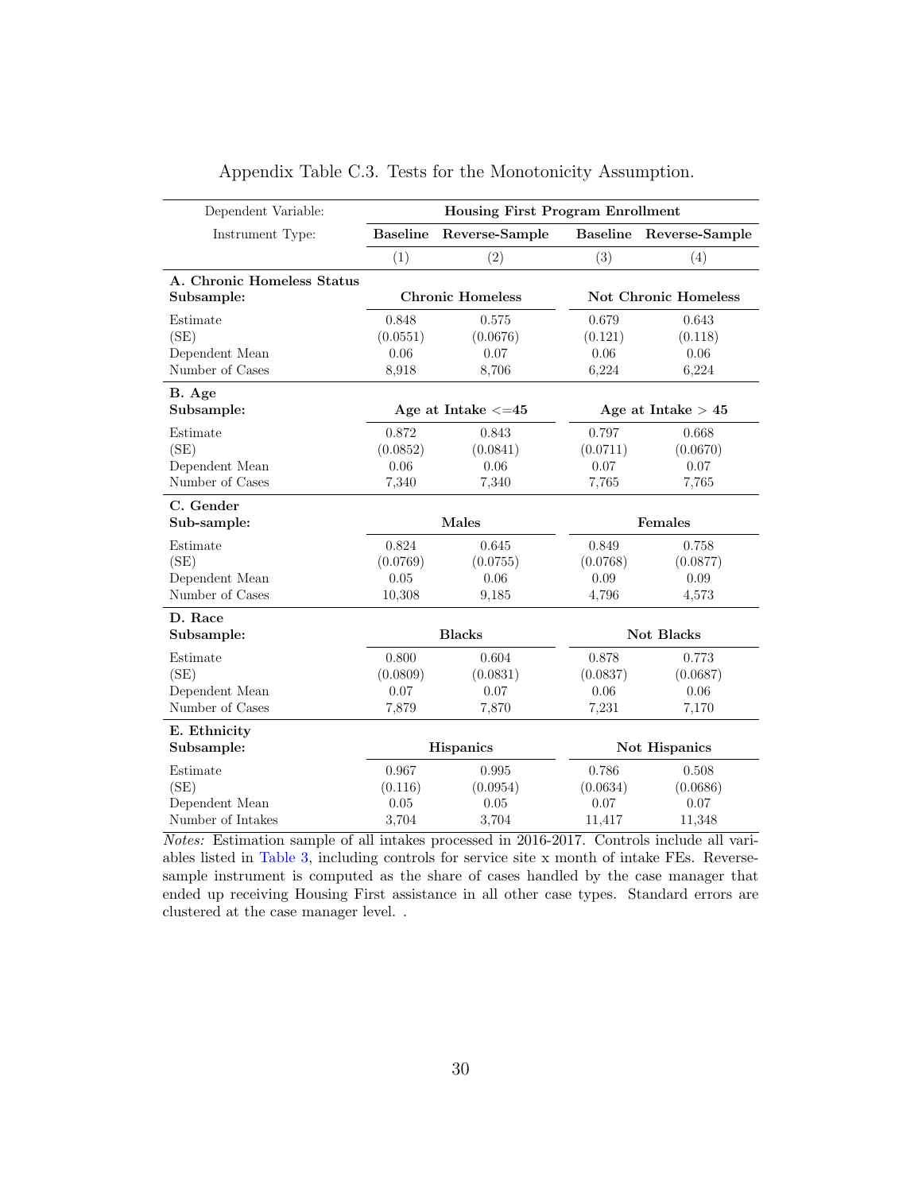Appendix Table C.3. Tests for the Monotonicity Assumption.

| Dependent Variable: | Housing First Program Enrollment | | | |
|---|---|---|---|---|
| Instrument Type: | **Baseline** | **Reverse-Sample** | **Baseline** | **Reverse-Sample** |
| | (1) | (2) | (3) | (4) |
| **A. Chronic Homeless Status** | | | | |
| **Subsample:** | **Chronic Homeless** | | **Not Chronic Homeless** | |
| Estimate | 0.848 | 0.575 | 0.679 | 0.643 |
| (SE) | (0.0551) | (0.0676) | (0.121) | (0.118) |
| Dependent Mean | 0.06 | 0.07 | 0.06 | 0.06 |
| Number of Cases | 8,918 | 8,706 | 6,224 | 6,224 |
| **B. Age** | | | | |
| **Subsample:** | **Age at Intake <=45** | | **Age at Intake > 45** | |
| Estimate | 0.872 | 0.843 | 0.797 | 0.668 |
| (SE) | (0.0852) | (0.0841) | (0.0711) | (0.0670) |
| Dependent Mean | 0.06 | 0.06 | 0.07 | 0.07 |
| Number of Cases | 7,340 | 7,340 | 7,765 | 7,765 |
| **C. Gender** | | | | |
| **Sub-sample:** | **Males** | | **Females** | |
| Estimate | 0.824 | 0.645 | 0.849 | 0.758 |
| (SE) | (0.0769) | (0.0755) | (0.0768) | (0.0877) |
| Dependent Mean | 0.05 | 0.06 | 0.09 | 0.09 |
| Number of Cases | 10,308 | 9,185 | 4,796 | 4,573 |
| **D. Race** | | | | |
| **Subsample:** | **Blacks** | | **Not Blacks** | |
| Estimate | 0.800 | 0.604 | 0.878 | 0.773 |
| (SE) | (0.0809) | (0.0831) | (0.0837) | (0.0687) |
| Dependent Mean | 0.07 | 0.07 | 0.06 | 0.06 |
| Number of Cases | 7,879 | 7,870 | 7,231 | 7,170 |
| **E. Ethnicity** | | | | |
| **Subsample:** | **Hispanics** | | **Not Hispanics** | |
| Estimate | 0.967 | 0.995 | 0.786 | 0.508 |
| (SE) | (0.116) | (0.0954) | (0.0634) | (0.0686) |
| Dependent Mean | 0.05 | 0.05 | 0.07 | 0.07 |
| Number of Intakes | 3,704 | 3,704 | 11,417 | 11,348 |

*Notes:* Estimation sample of all intakes processed in 2016-2017. Controls include all variables listed in Table 3, including controls for service site x month of intake FEs. Reverse-sample instrument is computed as the share of cases handled by the case manager that ended up receiving Housing First assistance in all other case types. Standard errors are clustered at the case manager level. .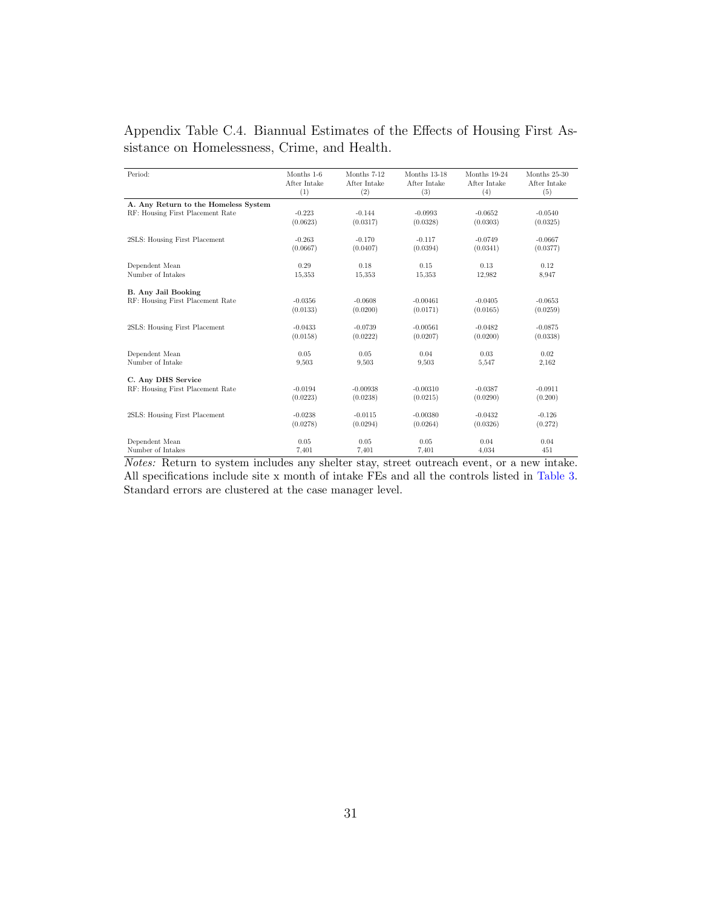Appendix Table C.4. Biannual Estimates of the Effects of Housing First Assistance on Homelessness, Crime, and Health.

| Period: | Months 1-6 After Intake (1) | Months 7-12 After Intake (2) | Months 13-18 After Intake (3) | Months 19-24 After Intake (4) | Months 25-30 After Intake (5) |
|---|---|---|---|---|---|
| **A. Any Return to the Homeless System** | | | | | |
| RF: Housing First Placement Rate | -0.223 | -0.144 | -0.0993 | -0.0652 | -0.0540 |
| | (0.0623) | (0.0317) | (0.0328) | (0.0303) | (0.0325) |
| 2SLS: Housing First Placement | -0.263 | -0.170 | -0.117 | -0.0749 | -0.0667 |
| | (0.0667) | (0.0407) | (0.0394) | (0.0341) | (0.0377) |
| Dependent Mean | 0.29 | 0.18 | 0.15 | 0.13 | 0.12 |
| Number of Intakes | 15,353 | 15,353 | 15,353 | 12,982 | 8,947 |
| **B. Any Jail Booking** | | | | | |
| RF: Housing First Placement Rate | -0.0356 | -0.0608 | -0.00461 | -0.0405 | -0.0653 |
| | (0.0133) | (0.0200) | (0.0171) | (0.0165) | (0.0259) |
| 2SLS: Housing First Placement | -0.0433 | -0.0739 | -0.00561 | -0.0482 | -0.0875 |
| | (0.0158) | (0.0222) | (0.0207) | (0.0200) | (0.0338) |
| Dependent Mean | 0.05 | 0.05 | 0.04 | 0.03 | 0.02 |
| Number of Intake | 9,503 | 9,503 | 9,503 | 5,547 | 2,162 |
| **C. Any DHS Service** | | | | | |
| RF: Housing First Placement Rate | -0.0194 | -0.00938 | -0.00310 | -0.0387 | -0.0911 |
| | (0.0223) | (0.0238) | (0.0215) | (0.0290) | (0.200) |
| 2SLS: Housing First Placement | -0.0238 | -0.0115 | -0.00380 | -0.0432 | -0.126 |
| | (0.0278) | (0.0294) | (0.0264) | (0.0326) | (0.272) |
| Dependent Mean | 0.05 | 0.05 | 0.05 | 0.04 | 0.04 |
| Number of Intakes | 7,401 | 7,401 | 7,401 | 4,034 | 451 |

*Notes:* Return to system includes any shelter stay, street outreach event, or a new intake. All specifications include site x month of intake FEs and all the controls listed in Table 3. Standard errors are clustered at the case manager level.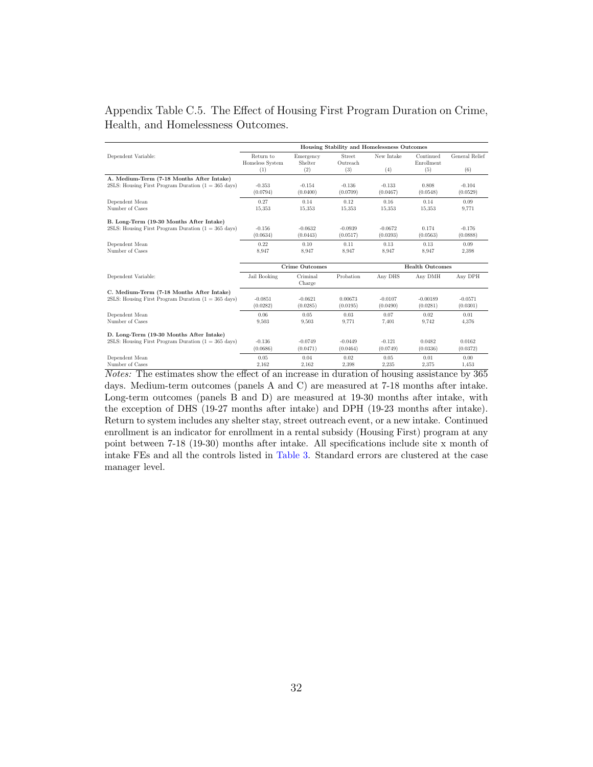Appendix Table C.5. The Effect of Housing First Program Duration on Crime, Health, and Homelessness Outcomes.

| | Housing Stability and Homelessness Outcomes | | | | | |
|---|---|---|---|---|---|---|
| Dependent Variable: | Return to Homeless System (1) | Emergency Shelter (2) | Street Outreach (3) | New Intake (4) | Continued Enrollment (5) | General Relief (6) |
| **A. Medium-Term (7-18 Months After Intake)** | | | | | | |
| 2SLS: Housing First Program Duration (1 = 365 days) | -0.353 | -0.154 | -0.136 | -0.133 | 0.808 | -0.104 |
| | (0.0794) | (0.0400) | (0.0709) | (0.0467) | (0.0548) | (0.0529) |
| Dependent Mean | 0.27 | 0.14 | 0.12 | 0.16 | 0.14 | 0.09 |
| Number of Cases | 15,353 | 15,353 | 15,353 | 15,353 | 15,353 | 9,771 |
| **B. Long-Term (19-30 Months After Intake)** | | | | | | |
| 2SLS: Housing First Program Duration (1 = 365 days) | -0.156 | -0.0632 | -0.0939 | -0.0672 | 0.174 | -0.176 |
| | (0.0634) | (0.0443) | (0.0517) | (0.0393) | (0.0563) | (0.0888) |
| Dependent Mean | 0.22 | 0.10 | 0.11 | 0.13 | 0.13 | 0.09 |
| Number of Cases | 8,947 | 8,947 | 8,947 | 8,947 | 8,947 | 2,398 |

| | Crime Outcomes | | | Health Outcomes | | |
|---|---|---|---|---|---|---|
| Dependent Variable: | Jail Booking | Criminal Charge | Probation | Any DHS | Any DMH | Any DPH |
| **C. Medium-Term (7-18 Months After Intake)** | | | | | | |
| 2SLS: Housing First Program Duration (1 = 365 days) | -0.0851 | -0.0621 | 0.00673 | -0.0107 | -0.00189 | -0.0571 |
| | (0.0282) | (0.0285) | (0.0195) | (0.0490) | (0.0281) | (0.0301) |
| Dependent Mean | 0.06 | 0.05 | 0.03 | 0.07 | 0.02 | 0.01 |
| Number of Cases | 9,503 | 9,503 | 9,771 | 7,401 | 9,742 | 4,376 |
| **D. Long-Term (19-30 Months After Intake)** | | | | | | |
| 2SLS: Housing First Program Duration (1 = 365 days) | -0.136 | -0.0749 | -0.0449 | -0.121 | 0.0482 | 0.0162 |
| | (0.0686) | (0.0471) | (0.0464) | (0.0749) | (0.0336) | (0.0372) |
| Dependent Mean | 0.05 | 0.04 | 0.02 | 0.05 | 0.01 | 0.00 |
| Number of Cases | 2,162 | 2,162 | 2,398 | 2,235 | 2,375 | 1,453 |

*Notes:* The estimates show the effect of an increase in duration of housing assistance by 365 days. Medium-term outcomes (panels A and C) are measured at 7-18 months after intake. Long-term outcomes (panels B and D) are measured at 19-30 months after intake, with the exception of DHS (19-27 months after intake) and DPH (19-23 months after intake). Return to system includes any shelter stay, street outreach event, or a new intake. Continued enrollment is an indicator for enrollment in a rental subsidy (Housing First) program at any point between 7-18 (19-30) months after intake. All specifications include site x month of intake FEs and all the controls listed in Table 3. Standard errors are clustered at the case manager level.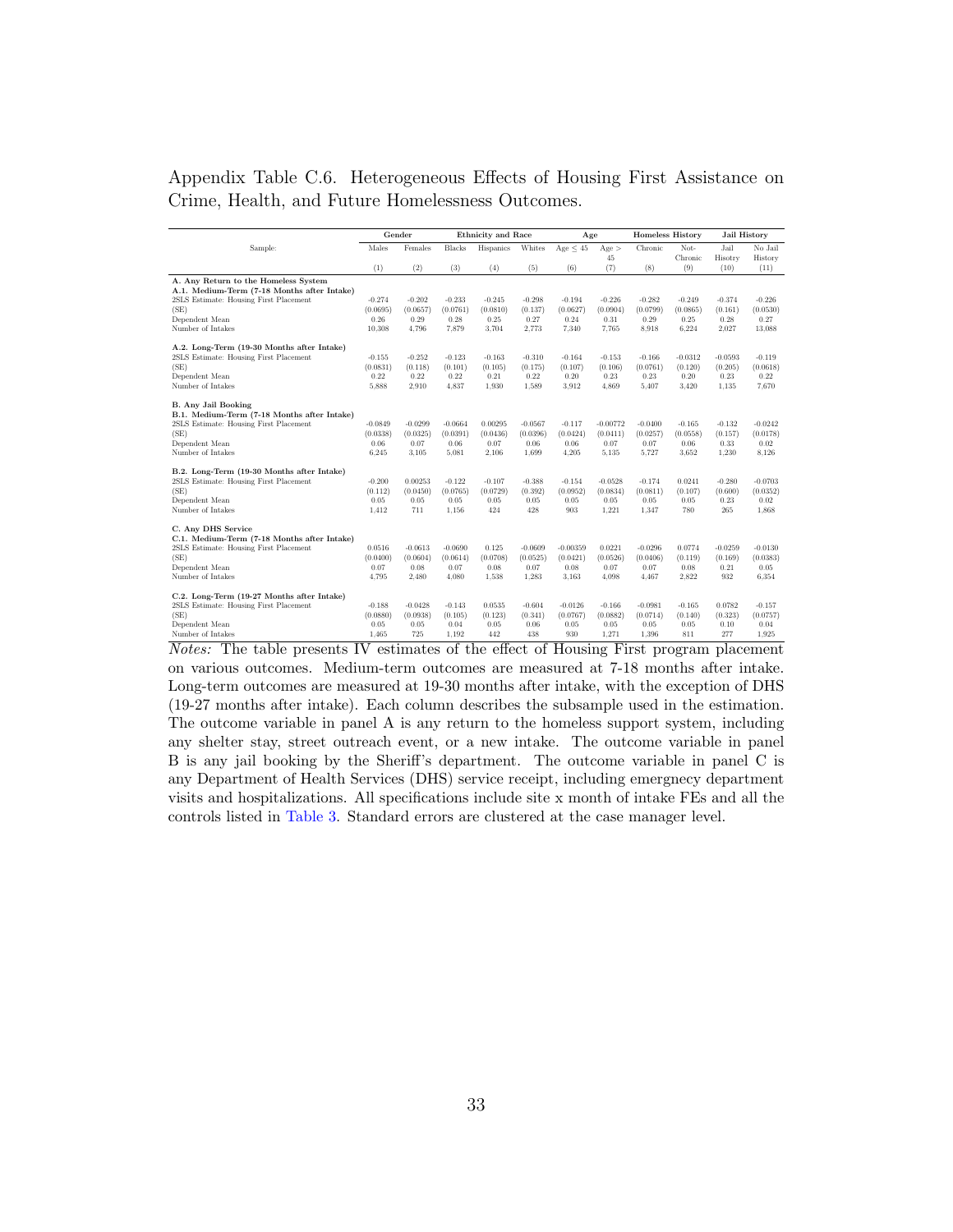Appendix Table C.6. Heterogeneous Effects of Housing First Assistance on Crime, Health, and Future Homelessness Outcomes.

| | Gender | | Ethnicity and Race | | | Age | | Homeless History | | Jail History | |
|---|---|---|---|---|---|---|---|---|---|---|---|
| Sample: | Males | Females | Blacks | Hispanics | Whites | Age ≤ 45 | Age > 45 | Chronic | Not-Chronic | Jail Hisotry | No Jail History |
| | (1) | (2) | (3) | (4) | (5) | (6) | (7) | (8) | (9) | (10) | (11) |
| **A. Any Return to the Homeless System** | | | | | | | | | | | |
| **A.1. Medium-Term (7-18 Months after Intake)** | | | | | | | | | | | |
| 2SLS Estimate: Housing First Placement | -0.274 | -0.202 | -0.233 | -0.245 | -0.298 | -0.194 | -0.226 | -0.282 | -0.249 | -0.374 | -0.226 |
| (SE) | (0.0695) | (0.0657) | (0.0761) | (0.0810) | (0.137) | (0.0627) | (0.0904) | (0.0799) | (0.0865) | (0.161) | (0.0530) |
| Dependent Mean | 0.26 | 0.29 | 0.28 | 0.25 | 0.27 | 0.24 | 0.31 | 0.29 | 0.25 | 0.28 | 0.27 |
| Number of Intakes | 10,308 | 4,796 | 7,879 | 3,704 | 2,773 | 7,340 | 7,765 | 8,918 | 6,224 | 2,027 | 13,088 |
| **A.2. Long-Term (19-30 Months after Intake)** | | | | | | | | | | | |
| 2SLS Estimate: Housing First Placement | -0.155 | -0.252 | -0.123 | -0.163 | -0.310 | -0.164 | -0.153 | -0.166 | -0.0312 | -0.0593 | -0.119 |
| (SE) | (0.0831) | (0.118) | (0.101) | (0.105) | (0.175) | (0.107) | (0.106) | (0.0761) | (0.120) | (0.205) | (0.0618) |
| Dependent Mean | 0.22 | 0.22 | 0.22 | 0.21 | 0.22 | 0.20 | 0.23 | 0.23 | 0.20 | 0.23 | 0.22 |
| Number of Intakes | 5,888 | 2,910 | 4,837 | 1,930 | 1,589 | 3,912 | 4,869 | 5,407 | 3,420 | 1,135 | 7,670 |
| **B. Any Jail Booking** | | | | | | | | | | | |
| **B.1. Medium-Term (7-18 Months after Intake)** | | | | | | | | | | | |
| 2SLS Estimate: Housing First Placement | -0.0849 | -0.0299 | -0.0664 | 0.00295 | -0.0567 | -0.117 | -0.00772 | -0.0400 | -0.165 | -0.132 | -0.0242 |
| (SE) | (0.0338) | (0.0325) | (0.0391) | (0.0436) | (0.0396) | (0.0424) | (0.0411) | (0.0257) | (0.0558) | (0.157) | (0.0178) |
| Dependent Mean | 0.06 | 0.07 | 0.06 | 0.07 | 0.06 | 0.06 | 0.07 | 0.07 | 0.06 | 0.33 | 0.02 |
| Number of Intakes | 6,245 | 3,105 | 5,081 | 2,106 | 1,699 | 4,205 | 5,135 | 5,727 | 3,652 | 1,230 | 8,126 |
| **B.2. Long-Term (19-30 Months after Intake)** | | | | | | | | | | | |
| 2SLS Estimate: Housing First Placement | -0.200 | 0.00253 | -0.122 | -0.107 | -0.388 | -0.154 | -0.0528 | -0.174 | 0.0241 | -0.280 | -0.0703 |
| (SE) | (0.112) | (0.0450) | (0.0765) | (0.0729) | (0.392) | (0.0952) | (0.0834) | (0.0811) | (0.107) | (0.600) | (0.0352) |
| Dependent Mean | 0.05 | 0.05 | 0.05 | 0.05 | 0.05 | 0.05 | 0.05 | 0.05 | 0.05 | 0.23 | 0.02 |
| Number of Intakes | 1,412 | 711 | 1,156 | 424 | 428 | 903 | 1,221 | 1,347 | 780 | 265 | 1,868 |
| **C. Any DHS Service** | | | | | | | | | | | |
| **C.1. Medium-Term (7-18 Months after Intake)** | | | | | | | | | | | |
| 2SLS Estimate: Housing First Placement | 0.0516 | -0.0613 | -0.0690 | 0.125 | -0.0609 | -0.00359 | 0.0221 | -0.0296 | 0.0774 | -0.0259 | -0.0130 |
| (SE) | (0.0400) | (0.0604) | (0.0614) | (0.0708) | (0.0525) | (0.0421) | (0.0526) | (0.0406) | (0.119) | (0.169) | (0.0383) |
| Dependent Mean | 0.07 | 0.08 | 0.07 | 0.08 | 0.07 | 0.08 | 0.07 | 0.07 | 0.08 | 0.21 | 0.05 |
| Number of Intakes | 4,795 | 2,480 | 4,080 | 1,538 | 1,283 | 3,163 | 4,098 | 4,467 | 2,822 | 932 | 6,354 |
| **C.2. Long-Term (19-27 Months after Intake)** | | | | | | | | | | | |
| 2SLS Estimate: Housing First Placement | -0.188 | -0.0428 | -0.143 | 0.0535 | -0.604 | -0.0126 | -0.166 | -0.0981 | -0.165 | 0.0782 | -0.157 |
| (SE) | (0.0880) | (0.0938) | (0.105) | (0.123) | (0.341) | (0.0767) | (0.0882) | (0.0714) | (0.140) | (0.323) | (0.0757) |
| Dependent Mean | 0.05 | 0.05 | 0.04 | 0.05 | 0.06 | 0.05 | 0.05 | 0.05 | 0.05 | 0.10 | 0.04 |
| Number of Intakes | 1,465 | 725 | 1,192 | 442 | 438 | 930 | 1,271 | 1,396 | 811 | 277 | 1,925 |

*Notes:* The table presents IV estimates of the effect of Housing First program placement on various outcomes. Medium-term outcomes are measured at 7-18 months after intake. Long-term outcomes are measured at 19-30 months after intake, with the exception of DHS (19-27 months after intake). Each column describes the subsample used in the estimation. The outcome variable in panel A is any return to the homeless support system, including any shelter stay, street outreach event, or a new intake. The outcome variable in panel B is any jail booking by the Sheriff's department. The outcome variable in panel C is any Department of Health Services (DHS) service receipt, including emergnecy department visits and hospitalizations. All specifications include site x month of intake FEs and all the controls listed in Table 3. Standard errors are clustered at the case manager level.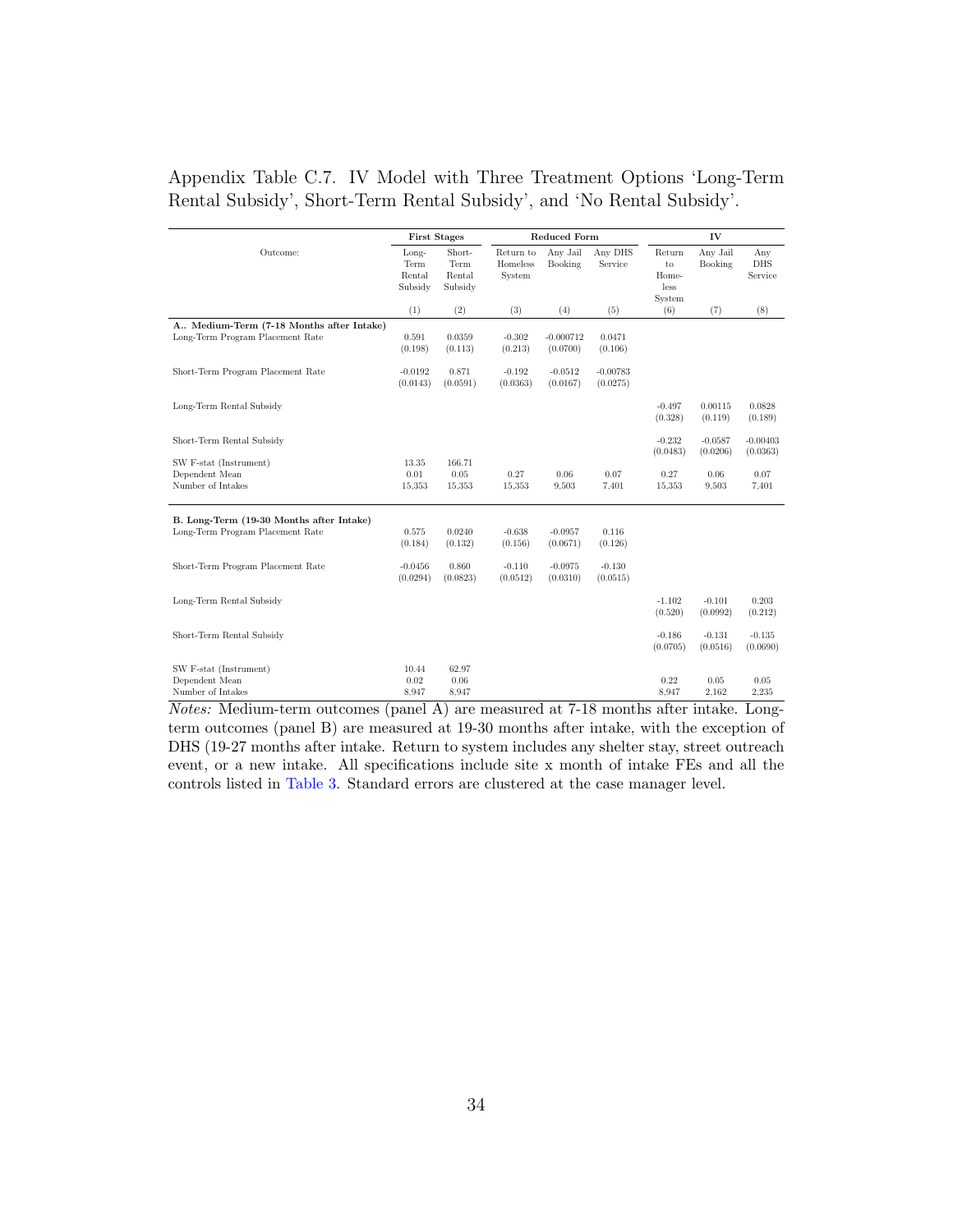Appendix Table C.7. IV Model with Three Treatment Options 'Long-Term Rental Subsidy', Short-Term Rental Subsidy', and 'No Rental Subsidy'.

| | First Stages | | Reduced Form | | | IV | | |
|---|---|---|---|---|---|---|---|---|
| Outcome: | Long-Term Rental Subsidy | Short-Term Rental Subsidy | Return to Homeless System | Any Jail Booking | Any DHS Service | Return to Homeless System | Any Jail Booking | Any DHS Service |
| | (1) | (2) | (3) | (4) | (5) | (6) | (7) | (8) |
| **A.. Medium-Term (7-18 Months after Intake)** | | | | | | | | |
| Long-Term Program Placement Rate | 0.591 | 0.0359 | -0.302 | -0.000712 | 0.0471 | | | |
| | (0.198) | (0.113) | (0.213) | (0.0700) | (0.106) | | | |
| Short-Term Program Placement Rate | -0.0192 | 0.871 | -0.192 | -0.0512 | -0.00783 | | | |
| | (0.0143) | (0.0591) | (0.0363) | (0.0167) | (0.0275) | | | |
| Long-Term Rental Subsidy | | | | | | -0.497 | 0.00115 | 0.0828 |
| | | | | | | (0.328) | (0.119) | (0.189) |
| Short-Term Rental Subsidy | | | | | | -0.232 | -0.0587 | -0.00403 |
| | | | | | | (0.0483) | (0.0206) | (0.0363) |
| SW F-stat (Instrument) | 13.35 | 166.71 | | | | | | |
| Dependent Mean | 0.01 | 0.05 | 0.27 | 0.06 | 0.07 | 0.27 | 0.06 | 0.07 |
| Number of Intakes | 15,353 | 15,353 | 15,353 | 9,503 | 7,401 | 15,353 | 9,503 | 7,401 |
| **B. Long-Term (19-30 Months after Intake)** | | | | | | | | |
| Long-Term Program Placement Rate | 0.575 | 0.0240 | -0.638 | -0.0957 | 0.116 | | | |
| | (0.184) | (0.132) | (0.156) | (0.0671) | (0.126) | | | |
| Short-Term Program Placement Rate | -0.0456 | 0.860 | -0.110 | -0.0975 | -0.130 | | | |
| | (0.0294) | (0.0823) | (0.0512) | (0.0310) | (0.0515) | | | |
| Long-Term Rental Subsidy | | | | | | -1.102 | -0.101 | 0.203 |
| | | | | | | (0.520) | (0.0992) | (0.212) |
| Short-Term Rental Subsidy | | | | | | -0.186 | -0.131 | -0.135 |
| | | | | | | (0.0705) | (0.0516) | (0.0690) |
| SW F-stat (Instrument) | 10.44 | 62.97 | | | | | | |
| Dependent Mean | 0.02 | 0.06 | | | | 0.22 | 0.05 | 0.05 |
| Number of Intakes | 8,947 | 8,947 | | | | 8,947 | 2,162 | 2,235 |

*Notes:* Medium-term outcomes (panel A) are measured at 7-18 months after intake. Long-term outcomes (panel B) are measured at 19-30 months after intake, with the exception of DHS (19-27 months after intake. Return to system includes any shelter stay, street outreach event, or a new intake. All specifications include site x month of intake FEs and all the controls listed in Table 3. Standard errors are clustered at the case manager level.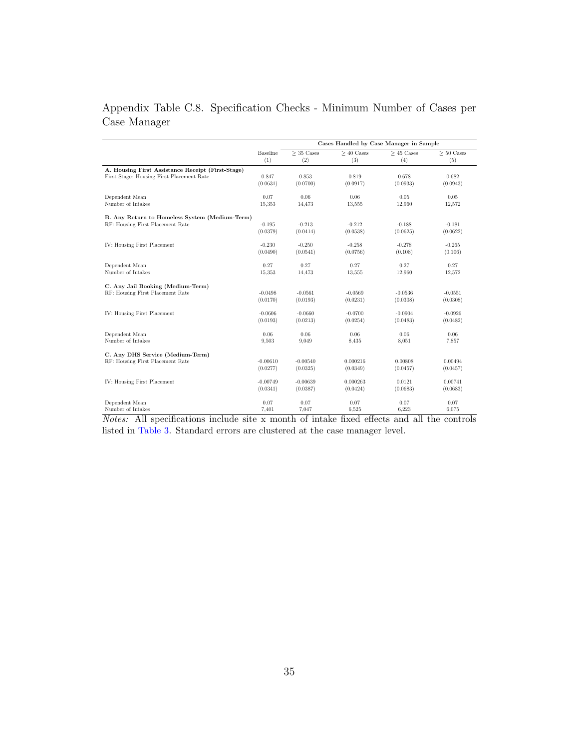# Appendix Table C.8. Specification Checks - Minimum Number of Cases per Case Manager

| | | Cases Handled by Case Manager in Sample | | | |
|---|---|---|---|---|---|
| | Baseline | $\geq$ 35 Cases | $\geq$ 40 Cases | $\geq$ 45 Cases | $\geq$ 50 Cases |
| | (1) | (2) | (3) | (4) | (5) |
| **A. Housing First Assistance Receipt (First-Stage)** | | | | | |
| First Stage: Housing First Placement Rate | 0.847 | 0.853 | 0.819 | 0.678 | 0.682 |
| | (0.0631) | (0.0700) | (0.0917) | (0.0933) | (0.0943) |
| Dependent Mean | 0.07 | 0.06 | 0.06 | 0.05 | 0.05 |
| Number of Intakes | 15,353 | 14,473 | 13,555 | 12,960 | 12,572 |
| **B. Any Return to Homeless System (Medium-Term)** | | | | | |
| RF: Housing First Placement Rate | -0.195 | -0.213 | -0.212 | -0.188 | -0.181 |
| | (0.0379) | (0.0414) | (0.0538) | (0.0625) | (0.0622) |
| IV: Housing First Placement | -0.230 | -0.250 | -0.258 | -0.278 | -0.265 |
| | (0.0490) | (0.0541) | (0.0756) | (0.108) | (0.106) |
| Dependent Mean | 0.27 | 0.27 | 0.27 | 0.27 | 0.27 |
| Number of Intakes | 15,353 | 14,473 | 13,555 | 12,960 | 12,572 |
| **C. Any Jail Booking (Medium-Term)** | | | | | |
| RF: Housing First Placement Rate | -0.0498 | -0.0561 | -0.0569 | -0.0536 | -0.0551 |
| | (0.0170) | (0.0193) | (0.0231) | (0.0308) | (0.0308) |
| IV: Housing First Placement | -0.0606 | -0.0660 | -0.0700 | -0.0904 | -0.0926 |
| | (0.0193) | (0.0213) | (0.0254) | (0.0483) | (0.0482) |
| Dependent Mean | 0.06 | 0.06 | 0.06 | 0.06 | 0.06 |
| Number of Intakes | 9,503 | 9,049 | 8,435 | 8,051 | 7,857 |
| **C. Any DHS Service (Medium-Term)** | | | | | |
| RF: Housing First Placement Rate | -0.00610 | -0.00540 | 0.000216 | 0.00808 | 0.00494 |
| | (0.0277) | (0.0325) | (0.0349) | (0.0457) | (0.0457) |
| IV: Housing First Placement | -0.00749 | -0.00639 | 0.000263 | 0.0121 | 0.00741 |
| | (0.0341) | (0.0387) | (0.0424) | (0.0683) | (0.0683) |
| Dependent Mean | 0.07 | 0.07 | 0.07 | 0.07 | 0.07 |
| Number of Intakes | 7,401 | 7,047 | 6,525 | 6,223 | 6,075 |

*Notes:* All specifications include site x month of intake fixed effects and all the controls listed in Table 3. Standard errors are clustered at the case manager level.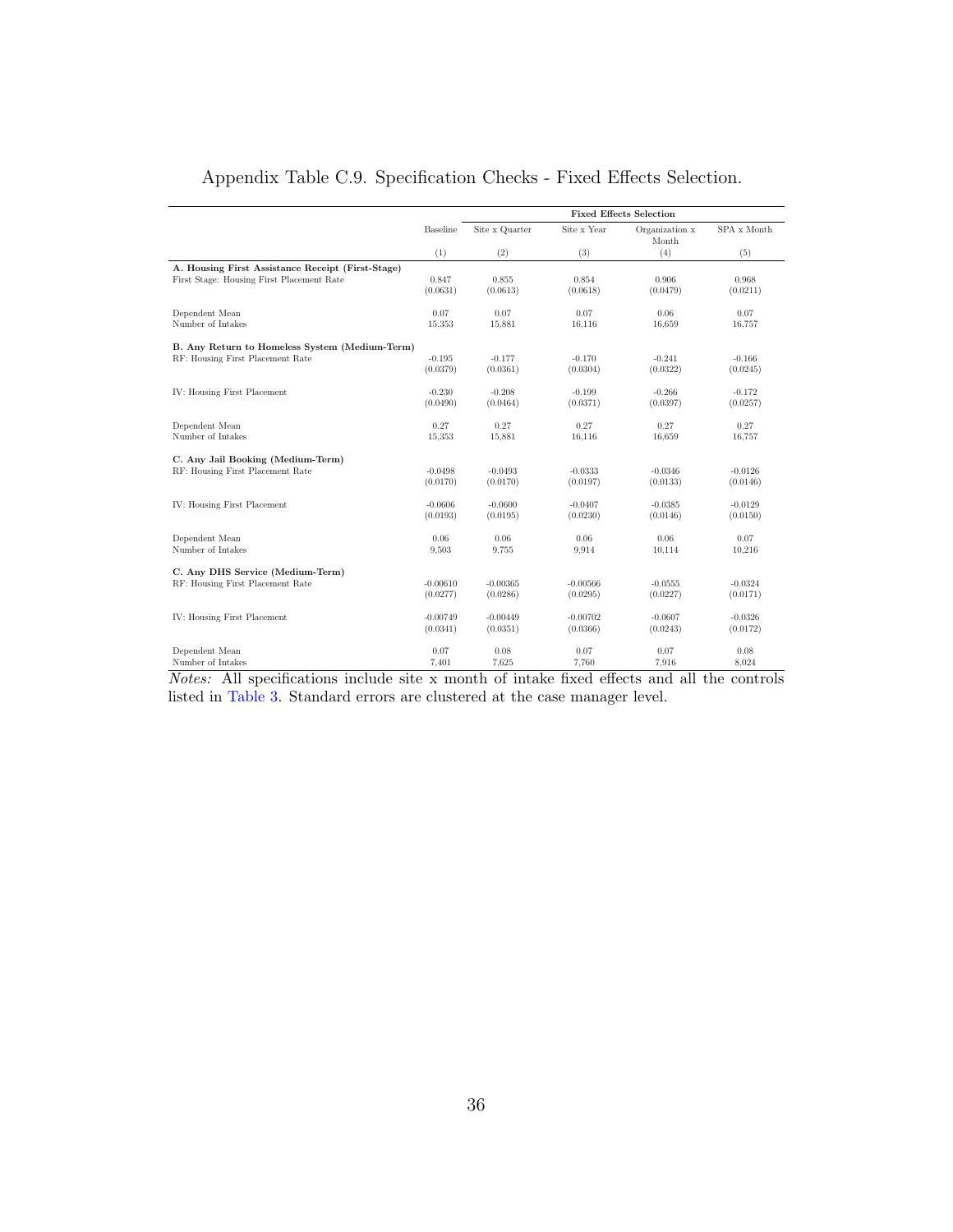# Appendix Table C.9. Specification Checks - Fixed Effects Selection.

| | Baseline | Fixed Effects Selection | | | |
|---|---|---|---|---|---|
| | | Site x Quarter | Site x Year | Organization x Month | SPA x Month |
| | (1) | (2) | (3) | (4) | (5) |
| **A. Housing First Assistance Receipt (First-Stage)** | | | | | |
| First Stage: Housing First Placement Rate | 0.847 | 0.855 | 0.854 | 0.906 | 0.968 |
| | (0.0631) | (0.0613) | (0.0618) | (0.0479) | (0.0211) |
| Dependent Mean | 0.07 | 0.07 | 0.07 | 0.06 | 0.07 |
| Number of Intakes | 15,353 | 15,881 | 16,116 | 16,659 | 16,757 |
| **B. Any Return to Homeless System (Medium-Term)** | | | | | |
| RF: Housing First Placement Rate | -0.195 | -0.177 | -0.170 | -0.241 | -0.166 |
| | (0.0379) | (0.0361) | (0.0304) | (0.0322) | (0.0245) |
| IV: Housing First Placement | -0.230 | -0.208 | -0.199 | -0.266 | -0.172 |
| | (0.0490) | (0.0464) | (0.0371) | (0.0397) | (0.0257) |
| Dependent Mean | 0.27 | 0.27 | 0.27 | 0.27 | 0.27 |
| Number of Intakes | 15,353 | 15,881 | 16,116 | 16,659 | 16,757 |
| **C. Any Jail Booking (Medium-Term)** | | | | | |
| RF: Housing First Placement Rate | -0.0498 | -0.0493 | -0.0333 | -0.0346 | -0.0126 |
| | (0.0170) | (0.0170) | (0.0197) | (0.0133) | (0.0146) |
| IV: Housing First Placement | -0.0606 | -0.0600 | -0.0407 | -0.0385 | -0.0129 |
| | (0.0193) | (0.0195) | (0.0230) | (0.0146) | (0.0150) |
| Dependent Mean | 0.06 | 0.06 | 0.06 | 0.06 | 0.07 |
| Number of Intakes | 9,503 | 9,755 | 9,914 | 10,114 | 10,216 |
| **C. Any DHS Service (Medium-Term)** | | | | | |
| RF: Housing First Placement Rate | -0.00610 | -0.00365 | -0.00566 | -0.0555 | -0.0324 |
| | (0.0277) | (0.0286) | (0.0295) | (0.0227) | (0.0171) |
| IV: Housing First Placement | -0.00749 | -0.00449 | -0.00702 | -0.0607 | -0.0326 |
| | (0.0341) | (0.0351) | (0.0366) | (0.0243) | (0.0172) |
| Dependent Mean | 0.07 | 0.08 | 0.07 | 0.07 | 0.08 |
| Number of Intakes | 7,401 | 7,625 | 7,760 | 7,916 | 8,024 |

*Notes:* All specifications include site x month of intake fixed effects and all the controls listed in Table 3. Standard errors are clustered at the case manager level.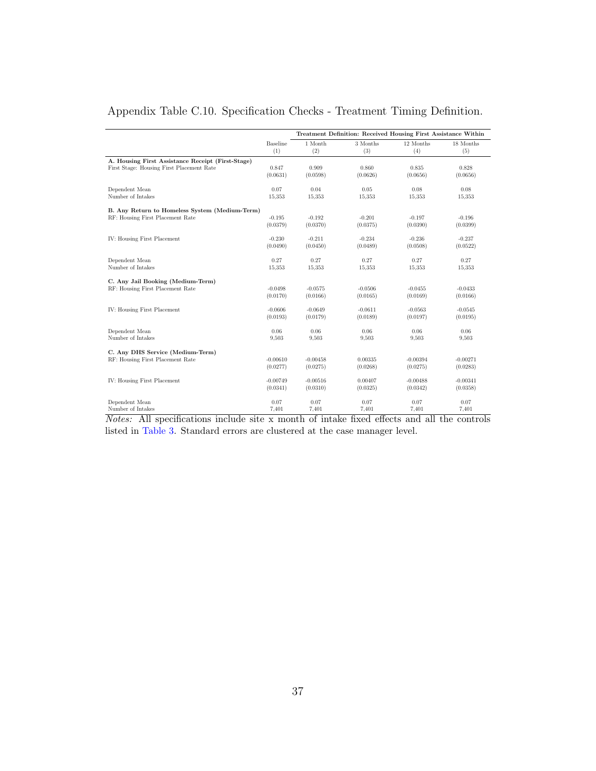# Appendix Table C.10. Specification Checks - Treatment Timing Definition.

| | | Treatment Definition: Received Housing First Assistance Within | | | |
|---|---|---|---|---|---|
| | Baseline | 1 Month | 3 Months | 12 Months | 18 Months |
| | (1) | (2) | (3) | (4) | (5) |
| **A. Housing First Assistance Receipt (First-Stage)** | | | | | |
| First Stage: Housing First Placement Rate | 0.847 | 0.909 | 0.860 | 0.835 | 0.828 |
| | (0.0631) | (0.0598) | (0.0626) | (0.0656) | (0.0656) |
| Dependent Mean | 0.07 | 0.04 | 0.05 | 0.08 | 0.08 |
| Number of Intakes | 15,353 | 15,353 | 15,353 | 15,353 | 15,353 |
| **B. Any Return to Homeless System (Medium-Term)** | | | | | |
| RF: Housing First Placement Rate | -0.195 | -0.192 | -0.201 | -0.197 | -0.196 |
| | (0.0379) | (0.0370) | (0.0375) | (0.0390) | (0.0399) |
| IV: Housing First Placement | -0.230 | -0.211 | -0.234 | -0.236 | -0.237 |
| | (0.0490) | (0.0450) | (0.0489) | (0.0508) | (0.0522) |
| Dependent Mean | 0.27 | 0.27 | 0.27 | 0.27 | 0.27 |
| Number of Intakes | 15,353 | 15,353 | 15,353 | 15,353 | 15,353 |
| **C. Any Jail Booking (Medium-Term)** | | | | | |
| RF: Housing First Placement Rate | -0.0498 | -0.0575 | -0.0506 | -0.0455 | -0.0433 |
| | (0.0170) | (0.0166) | (0.0165) | (0.0169) | (0.0166) |
| IV: Housing First Placement | -0.0606 | -0.0649 | -0.0611 | -0.0563 | -0.0545 |
| | (0.0193) | (0.0179) | (0.0189) | (0.0197) | (0.0195) |
| Dependent Mean | 0.06 | 0.06 | 0.06 | 0.06 | 0.06 |
| Number of Intakes | 9,503 | 9,503 | 9,503 | 9,503 | 9,503 |
| **C. Any DHS Service (Medium-Term)** | | | | | |
| RF: Housing First Placement Rate | -0.00610 | -0.00458 | 0.00335 | -0.00394 | -0.00271 |
| | (0.0277) | (0.0275) | (0.0268) | (0.0275) | (0.0283) |
| IV: Housing First Placement | -0.00749 | -0.00516 | 0.00407 | -0.00488 | -0.00341 |
| | (0.0341) | (0.0310) | (0.0325) | (0.0342) | (0.0358) |
| Dependent Mean | 0.07 | 0.07 | 0.07 | 0.07 | 0.07 |
| Number of Intakes | 7,401 | 7,401 | 7,401 | 7,401 | 7,401 |

*Notes:* All specifications include site x month of intake fixed effects and all the controls listed in Table 3. Standard errors are clustered at the case manager level.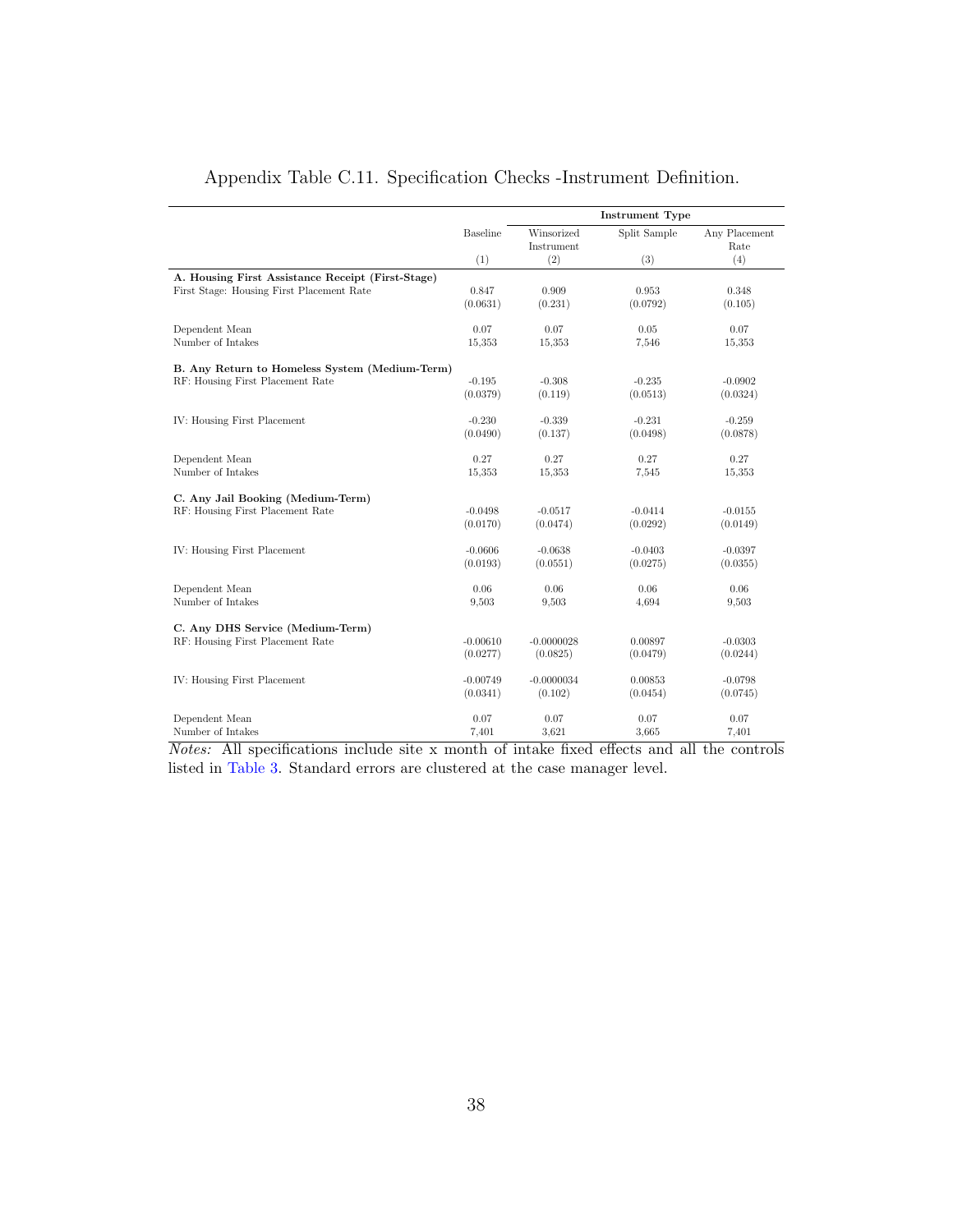Appendix Table C.11. Specification Checks -Instrument Definition.

| | Baseline | Instrument Type | | |
|---|---|---|---|---|
| | | Winsorized Instrument | Split Sample | Any Placement Rate |
| | (1) | (2) | (3) | (4) |
| **A. Housing First Assistance Receipt (First-Stage)** | | | | |
| First Stage: Housing First Placement Rate | 0.847 | 0.909 | 0.953 | 0.348 |
| | (0.0631) | (0.231) | (0.0792) | (0.105) |
| Dependent Mean | 0.07 | 0.07 | 0.05 | 0.07 |
| Number of Intakes | 15,353 | 15,353 | 7,546 | 15,353 |
| **B. Any Return to Homeless System (Medium-Term)** | | | | |
| RF: Housing First Placement Rate | -0.195 | -0.308 | -0.235 | -0.0902 |
| | (0.0379) | (0.119) | (0.0513) | (0.0324) |
| IV: Housing First Placement | -0.230 | -0.339 | -0.231 | -0.259 |
| | (0.0490) | (0.137) | (0.0498) | (0.0878) |
| Dependent Mean | 0.27 | 0.27 | 0.27 | 0.27 |
| Number of Intakes | 15,353 | 15,353 | 7,545 | 15,353 |
| **C. Any Jail Booking (Medium-Term)** | | | | |
| RF: Housing First Placement Rate | -0.0498 | -0.0517 | -0.0414 | -0.0155 |
| | (0.0170) | (0.0474) | (0.0292) | (0.0149) |
| IV: Housing First Placement | -0.0606 | -0.0638 | -0.0403 | -0.0397 |
| | (0.0193) | (0.0551) | (0.0275) | (0.0355) |
| Dependent Mean | 0.06 | 0.06 | 0.06 | 0.06 |
| Number of Intakes | 9,503 | 9,503 | 4,694 | 9,503 |
| **C. Any DHS Service (Medium-Term)** | | | | |
| RF: Housing First Placement Rate | -0.00610 | -0.0000028 | 0.00897 | -0.0303 |
| | (0.0277) | (0.0825) | (0.0479) | (0.0244) |
| IV: Housing First Placement | -0.00749 | -0.0000034 | 0.00853 | -0.0798 |
| | (0.0341) | (0.102) | (0.0454) | (0.0745) |
| Dependent Mean | 0.07 | 0.07 | 0.07 | 0.07 |
| Number of Intakes | 7,401 | 3,621 | 3,665 | 7,401 |

*Notes:* All specifications include site x month of intake fixed effects and all the controls listed in Table 3. Standard errors are clustered at the case manager level.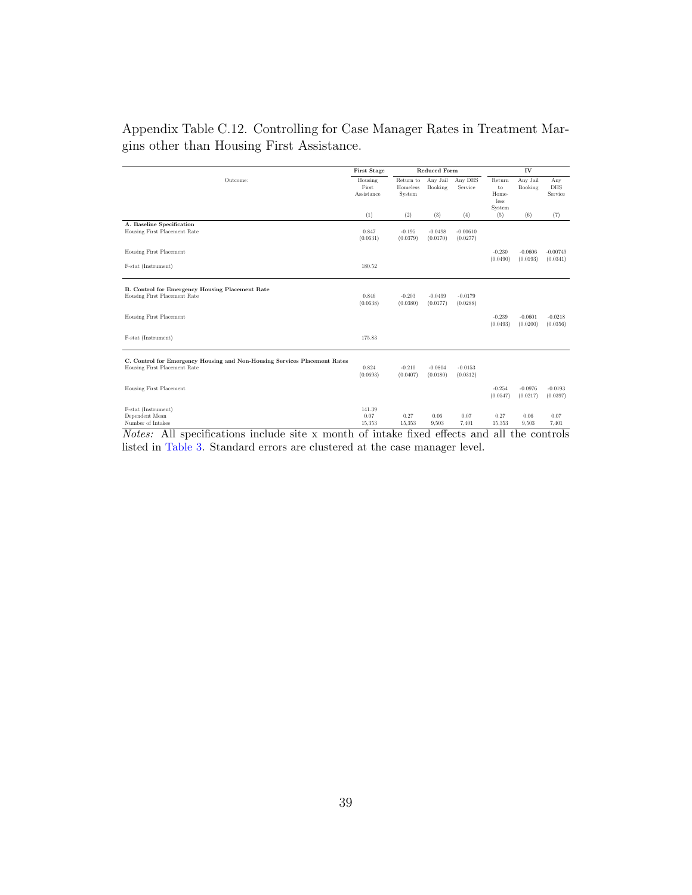Appendix Table C.12. Controlling for Case Manager Rates in Treatment Margins other than Housing First Assistance.

| | First Stage | Reduced Form | | | IV | | |
|---|---|---|---|---|---|---|---|
| Outcome: | Housing First Assistance | Return to Homeless System | Any Jail Booking | Any DHS Service | Return to Homeless System | Any Jail Booking | Any DHS Service |
| | (1) | (2) | (3) | (4) | (5) | (6) | (7) |
| **A. Baseline Specification** | | | | | | | |
| Housing First Placement Rate | 0.847 | -0.195 | -0.0498 | -0.00610 | | | |
| | (0.0631) | (0.0379) | (0.0170) | (0.0277) | | | |
| Housing First Placement | | | | | -0.230 | -0.0606 | -0.00749 |
| | | | | | (0.0490) | (0.0193) | (0.0341) |
| F-stat (Instrument) | 180.52 | | | | | | |
| **B. Control for Emergency Housing Placement Rate** | | | | | | | |
| Housing First Placement Rate | 0.846 | -0.203 | -0.0499 | -0.0179 | | | |
| | (0.0638) | (0.0380) | (0.0177) | (0.0288) | | | |
| Housing First Placement | | | | | -0.239 | -0.0601 | -0.0218 |
| | | | | | (0.0493) | (0.0200) | (0.0356) |
| F-stat (Instrument) | 175.83 | | | | | | |
| **C. Control for Emergency Housing and Non-Housing Services Placement Rates** | | | | | | | |
| Housing First Placement Rate | 0.824 | -0.210 | -0.0804 | -0.0153 | | | |
| | (0.0693) | (0.0407) | (0.0180) | (0.0312) | | | |
| Housing First Placement | | | | | -0.254 | -0.0976 | -0.0193 |
| | | | | | (0.0547) | (0.0217) | (0.0397) |
| F-stat (Instrument) | 141.39 | | | | | | |
| Dependent Mean | 0.07 | 0.27 | 0.06 | 0.07 | 0.27 | 0.06 | 0.07 |
| Number of Intakes | 15,353 | 15,353 | 9,503 | 7,401 | 15,353 | 9,503 | 7,401 |

*Notes:* All specifications include site x month of intake fixed effects and all the controls listed in Table 3. Standard errors are clustered at the case manager level.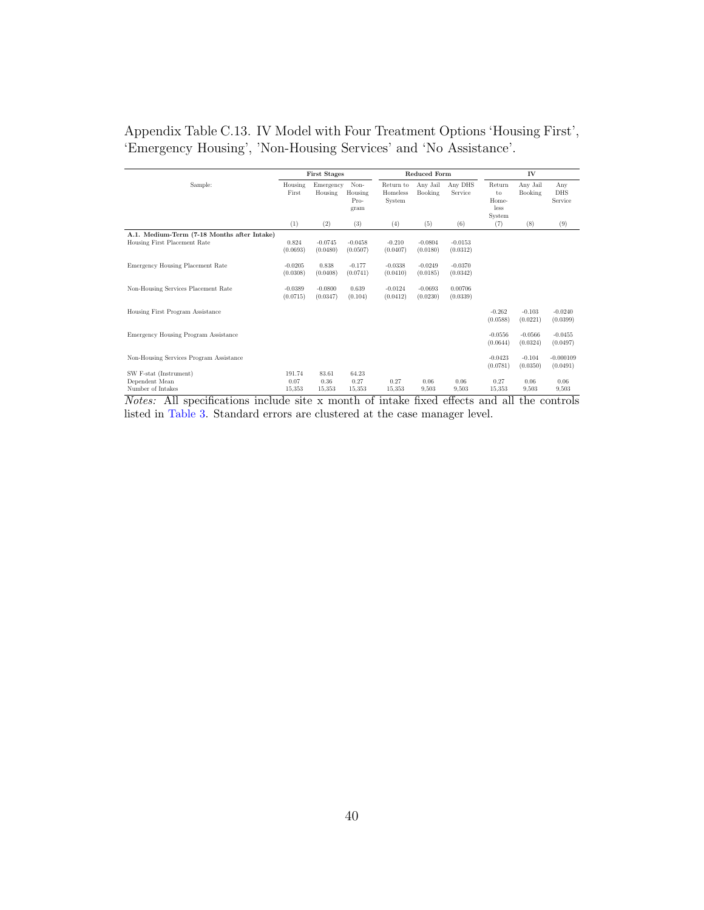Appendix Table C.13. IV Model with Four Treatment Options 'Housing First', 'Emergency Housing', 'Non-Housing Services' and 'No Assistance'.

| | First Stages | | | Reduced Form | | | IV | | |
|---|---|---|---|---|---|---|---|---|---|
| Sample: | Housing First | Emergency Housing | Non-Housing Program | Return to Homeless System | Any Jail Booking | Any DHS Service | Return to Homeless System | Any Jail Booking | Any DHS Service |
| | (1) | (2) | (3) | (4) | (5) | (6) | (7) | (8) | (9) |
| **A.1. Medium-Term (7-18 Months after Intake)** | | | | | | | | | |
| Housing First Placement Rate | 0.824 | -0.0745 | -0.0458 | -0.210 | -0.0804 | -0.0153 | | | |
| | (0.0693) | (0.0480) | (0.0507) | (0.0407) | (0.0180) | (0.0312) | | | |
| Emergency Housing Placement Rate | -0.0205 | 0.838 | -0.177 | -0.0338 | -0.0249 | -0.0370 | | | |
| | (0.0308) | (0.0408) | (0.0741) | (0.0410) | (0.0185) | (0.0342) | | | |
| Non-Housing Services Placement Rate | -0.0389 | -0.0800 | 0.639 | -0.0124 | -0.0693 | 0.00706 | | | |
| | (0.0715) | (0.0347) | (0.104) | (0.0412) | (0.0230) | (0.0339) | | | |
| Housing First Program Assistance | | | | | | | -0.262 | -0.103 | -0.0240 |
| | | | | | | | (0.0588) | (0.0221) | (0.0399) |
| Emergency Housing Program Assistance | | | | | | | -0.0556 | -0.0566 | -0.0455 |
| | | | | | | | (0.0644) | (0.0324) | (0.0497) |
| Non-Housing Services Program Assistance | | | | | | | -0.0423 | -0.104 | -0.000109 |
| | | | | | | | (0.0781) | (0.0350) | (0.0491) |
| SW F-stat (Instrument) | 191.74 | 83.61 | 64.23 | | | | | | |
| Dependent Mean | 0.07 | 0.36 | 0.27 | 0.27 | 0.06 | 0.06 | 0.27 | 0.06 | 0.06 |
| Number of Intakes | 15,353 | 15,353 | 15,353 | 15,353 | 9,503 | 9,503 | 15,353 | 9,503 | 9,503 |

*Notes:* All specifications include site x month of intake fixed effects and all the controls listed in Table 3. Standard errors are clustered at the case manager level.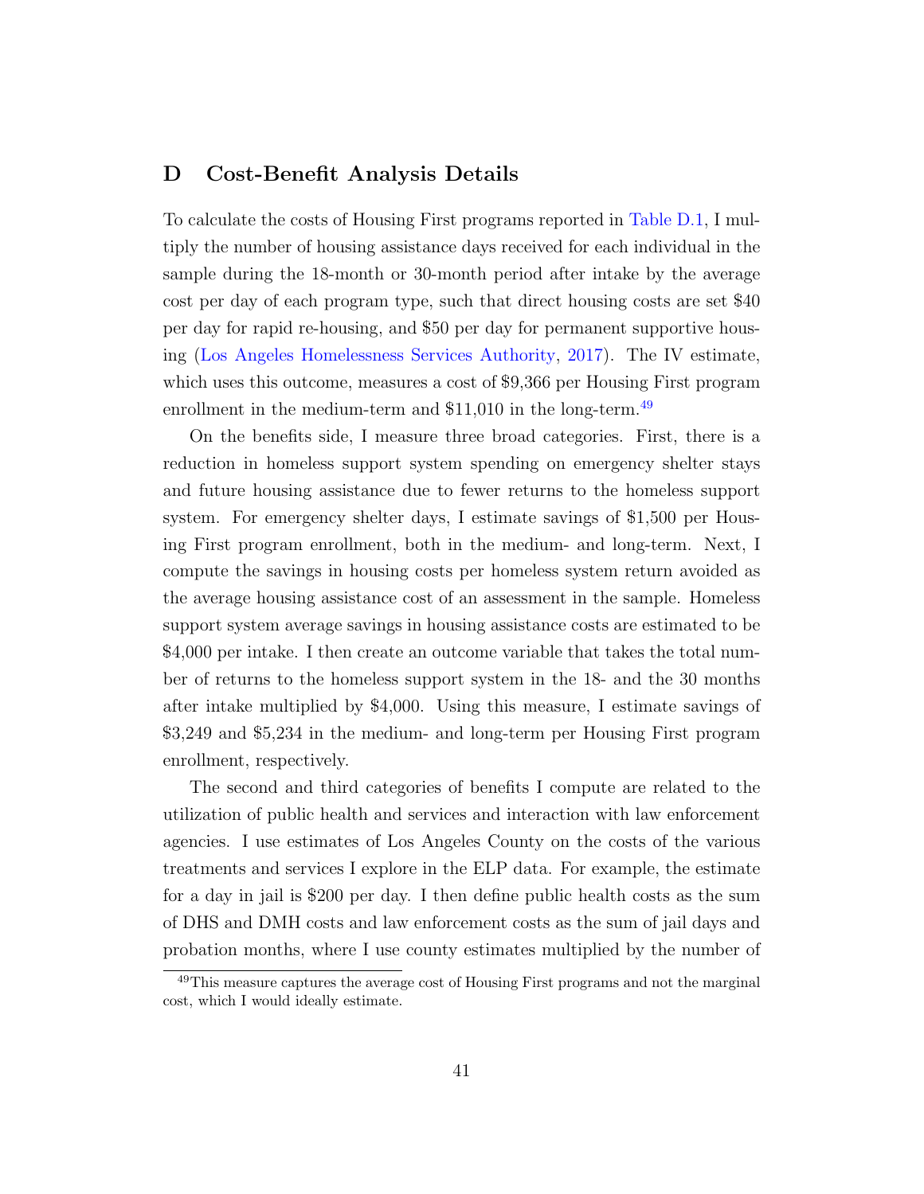## D Cost-Benefit Analysis Details

To calculate the costs of Housing First programs reported in Table D.1, I multiply the number of housing assistance days received for each individual in the sample during the 18-month or 30-month period after intake by the average cost per day of each program type, such that direct housing costs are set $40 per day for rapid re-housing, and $50 per day for permanent supportive housing (Los Angeles Homelessness Services Authority, 2017). The IV estimate, which uses this outcome, measures a cost of $9,366 per Housing First program enrollment in the medium-term and $11,010 in the long-term.[49]

On the benefits side, I measure three broad categories. First, there is a reduction in homeless support system spending on emergency shelter stays and future housing assistance due to fewer returns to the homeless support system. For emergency shelter days, I estimate savings of $1,500 per Housing First program enrollment, both in the medium- and long-term. Next, I compute the savings in housing costs per homeless system return avoided as the average housing assistance cost of an assessment in the sample. Homeless support system average savings in housing assistance costs are estimated to be $4,000 per intake. I then create an outcome variable that takes the total number of returns to the homeless support system in the 18- and the 30 months after intake multiplied by $4,000. Using this measure, I estimate savings of $3,249 and $5,234 in the medium- and long-term per Housing First program enrollment, respectively.

The second and third categories of benefits I compute are related to the utilization of public health and services and interaction with law enforcement agencies. I use estimates of Los Angeles County on the costs of the various treatments and services I explore in the ELP data. For example, the estimate for a day in jail is $200 per day. I then define public health costs as the sum of DHS and DMH costs and law enforcement costs as the sum of jail days and probation months, where I use county estimates multiplied by the number of

[49] This measure captures the average cost of Housing First programs and not the marginal cost, which I would ideally estimate.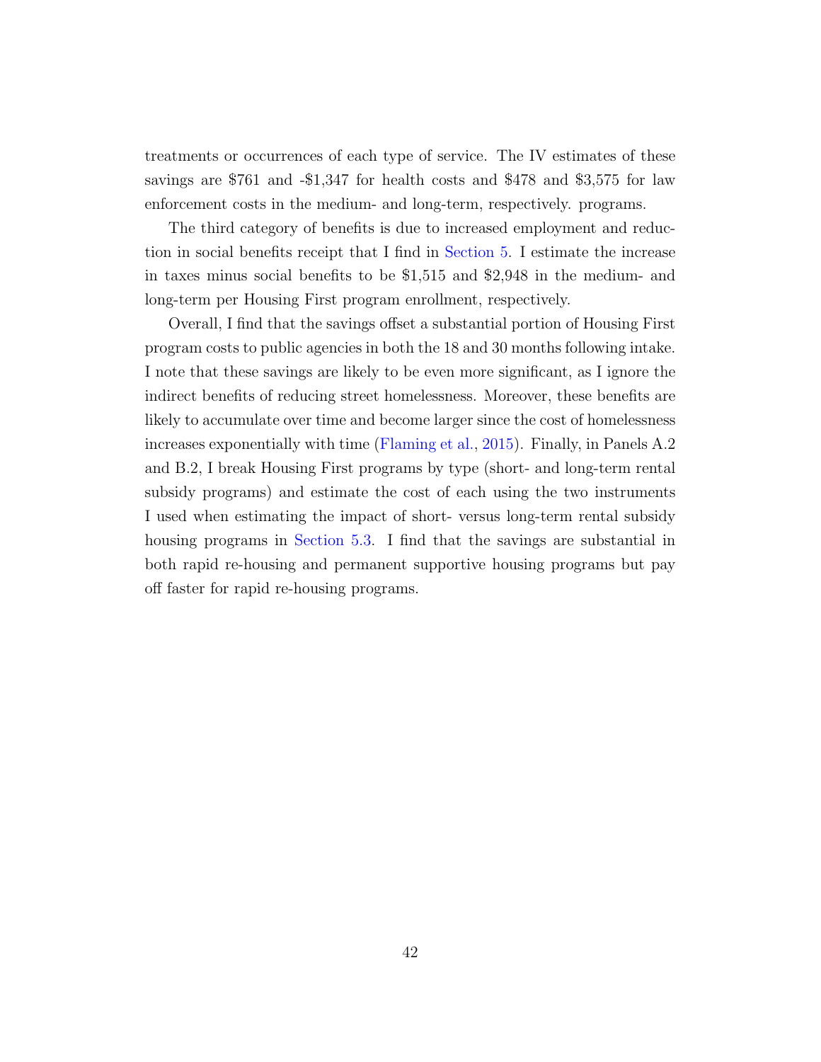treatments or occurrences of each type of service. The IV estimates of these savings are $761 and -$1,347 for health costs and $478 and $3,575 for law enforcement costs in the medium- and long-term, respectively. programs.

The third category of benefits is due to increased employment and reduction in social benefits receipt that I find in Section 5. I estimate the increase in taxes minus social benefits to be $1,515 and $2,948 in the medium- and long-term per Housing First program enrollment, respectively.

Overall, I find that the savings offset a substantial portion of Housing First program costs to public agencies in both the 18 and 30 months following intake. I note that these savings are likely to be even more significant, as I ignore the indirect benefits of reducing street homelessness. Moreover, these benefits are likely to accumulate over time and become larger since the cost of homelessness increases exponentially with time (Flaming et al., 2015). Finally, in Panels A.2 and B.2, I break Housing First programs by type (short- and long-term rental subsidy programs) and estimate the cost of each using the two instruments I used when estimating the impact of short- versus long-term rental subsidy housing programs in Section 5.3. I find that the savings are substantial in both rapid re-housing and permanent supportive housing programs but pay off faster for rapid re-housing programs.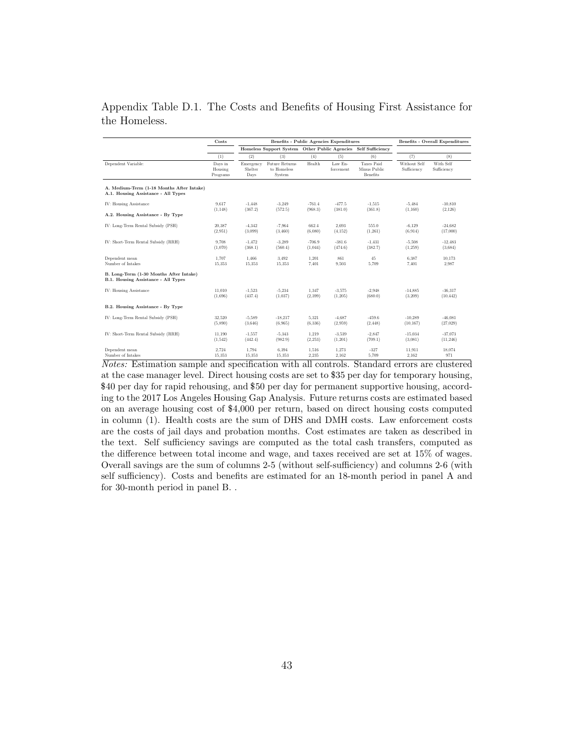Appendix Table D.1. The Costs and Benefits of Housing First Assistance for the Homeless.

| | Costs | Benefits - Public Agencies Expenditures | | | | | Benefits - Overall Expenditures | |
|---|---|---|---|---|---|---|---|---|
| | | Homeless Support System | | Other Public Agencies | | Self Sufficiency | | |
| | (1) | (2) | (3) | (4) | (5) | (6) | (7) | (8) |
| Dependent Variable: | Days in Housing Programs | Emergency Shelter Days | Future Returns to Homeless System | Health | Law Enforcement | Taxes Paid Minus Public Benefits | Without Self Sufficiency | With Self Sufficiency |
| **A. Medium-Term (1-18 Months After Intake)** | | | | | | | | |
| **A.1. Housing Assistance - All Types** | | | | | | | | |
| IV: Housing Assistance | 9,617 | -1,448 | -3,249 | -761.4 | -477.5 | -1,515 | -5,484 | -10,810 |
| | (1,148) | (367.2) | (572.5) | (968.3) | (381.0) | (361.8) | (1,160) | (2,126) |
| **A.2. Housing Assistance - By Type** | | | | | | | | |
| IV: Long-Term Rental Subsidy (PSH) | 20,387 | -4,342 | -7,964 | 662.4 | 2,693 | 555.0 | -6,129 | -24,682 |
| | (2,951) | (3,099) | (3,460) | (6,080) | (4,152) | (1,261) | (6,914) | (17,000) |
| IV: Short-Term Rental Subsidy (RRH) | 9,708 | -1,472 | -3,289 | -706.9 | -381.6 | -1,431 | -5,508 | -12,483 |
| | (1,070) | (368.1) | (560.4) | (1,044) | (474.6) | (382.7) | (1,259) | (3,684) |
| Dependent mean | 1,707 | 1,466 | 3,492 | 1,201 | 861 | 45 | 6,387 | 10,173 |
| Number of Intakes | 15,353 | 15,353 | 15,353 | 7,401 | 9,503 | 5,709 | 7,401 | 2,987 |
| **B. Long-Term (1-30 Months After Intake)** | | | | | | | | |
| **B.1. Housing Assistance - All Types** | | | | | | | | |
| IV: Housing Assistance | 11,010 | -1,523 | -5,234 | 1,347 | -3,575 | -2,948 | -14,885 | -36,317 |
| | (1,696) | (437.4) | (1,037) | (2,399) | (1,205) | (680.0) | (3,209) | (10,442) |
| **B.2. Housing Assistance - By Type** | | | | | | | | |
| IV: Long-Term Rental Subsidy (PSH) | 32,520 | -5,589 | -18,217 | 5,321 | -4,687 | -459.6 | -10,289 | -46,081 |
| | (5,890) | (3,646) | (6,965) | (6,336) | (2,959) | (2,448) | (10,167) | (27,029) |
| IV: Short-Term Rental Subsidy (RRH) | 11,190 | -1,557 | -5,343 | 1,219 | -3,539 | -2,847 | -15,034 | -37,073 |
| | (1,542) | (442.4) | (982.9) | (2,253) | (1,201) | (709.1) | (3,081) | (11,246) |
| Dependent mean | 2,724 | 1,794 | 6,394 | 1,516 | 1,273 | -327 | 11,911 | 18,074 |
| Number of Intakes | 15,353 | 15,353 | 15,353 | 2,235 | 2,162 | 5,709 | 2,162 | 971 |

*Notes:* Estimation sample and specification with all controls. Standard errors are clustered at the case manager level. Direct housing costs are set to $35 per day for temporary housing, $40 per day for rapid rehousing, and $50 per day for permanent supportive housing, according to the 2017 Los Angeles Housing Gap Analysis. Future returns costs are estimated based on an average housing cost of $4,000 per return, based on direct housing costs computed in column (1). Health costs are the sum of DHS and DMH costs. Law enforcement costs are the costs of jail days and probation months. Cost estimates are taken as described in the text. Self sufficiency savings are computed as the total cash transfers, computed as the difference between total income and wage, and taxes received are set at 15% of wages. Overall savings are the sum of columns 2-5 (without self-sufficiency) and columns 2-6 (with self sufficiency). Costs and benefits are estimated for an 18-month period in panel A and for 30-month period in panel B. .